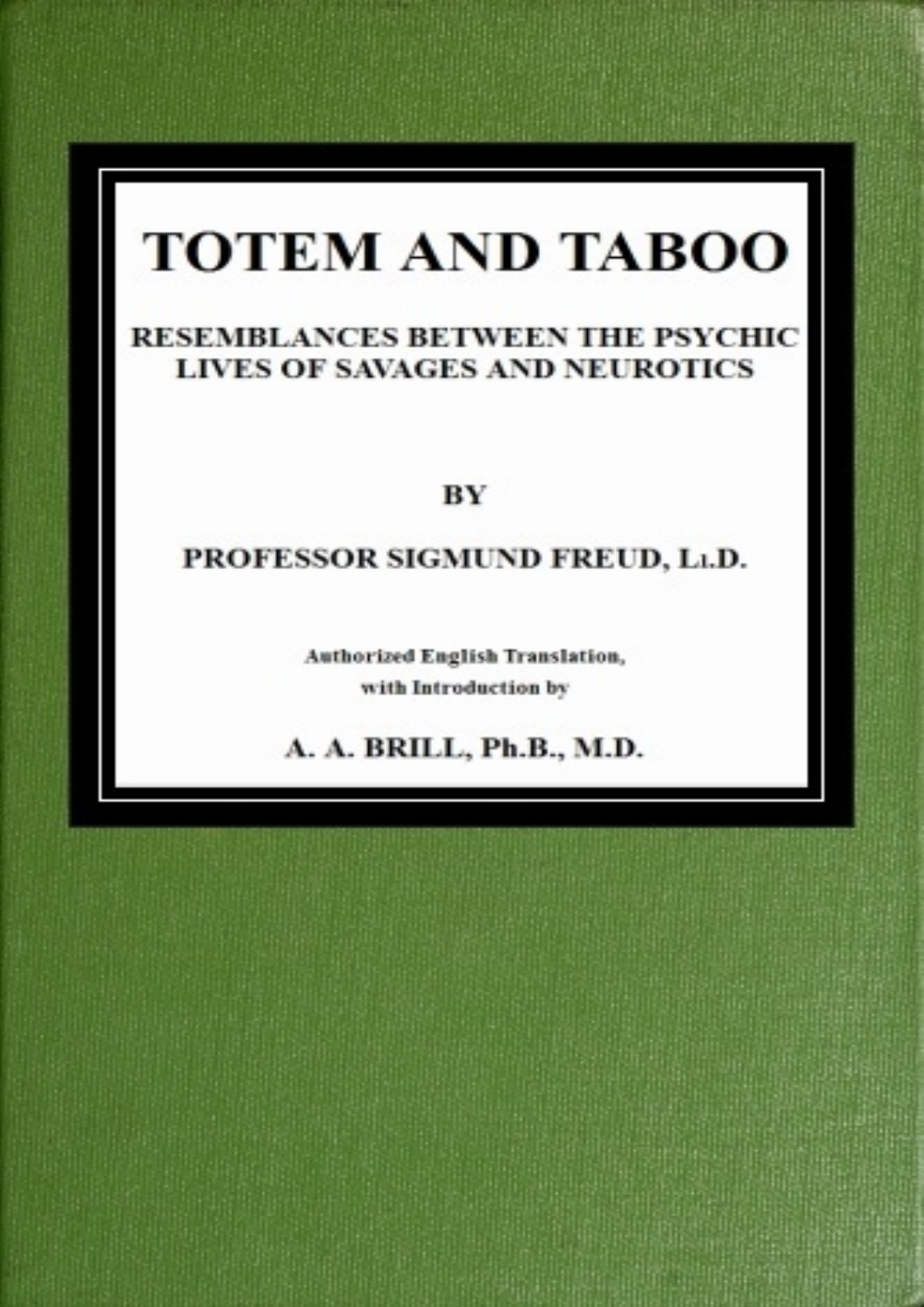# TOTEM AND TABOO

## RESEMBLANCES BETWEEN THE PSYCHIC LIVES OF SAVAGES AND NEUROTICS

BY

PROFESSOR SIGMUND FREUD, LL.D.

Authorized English Translation, with Introduction by

A. A. BRILL, Ph.B., M.D.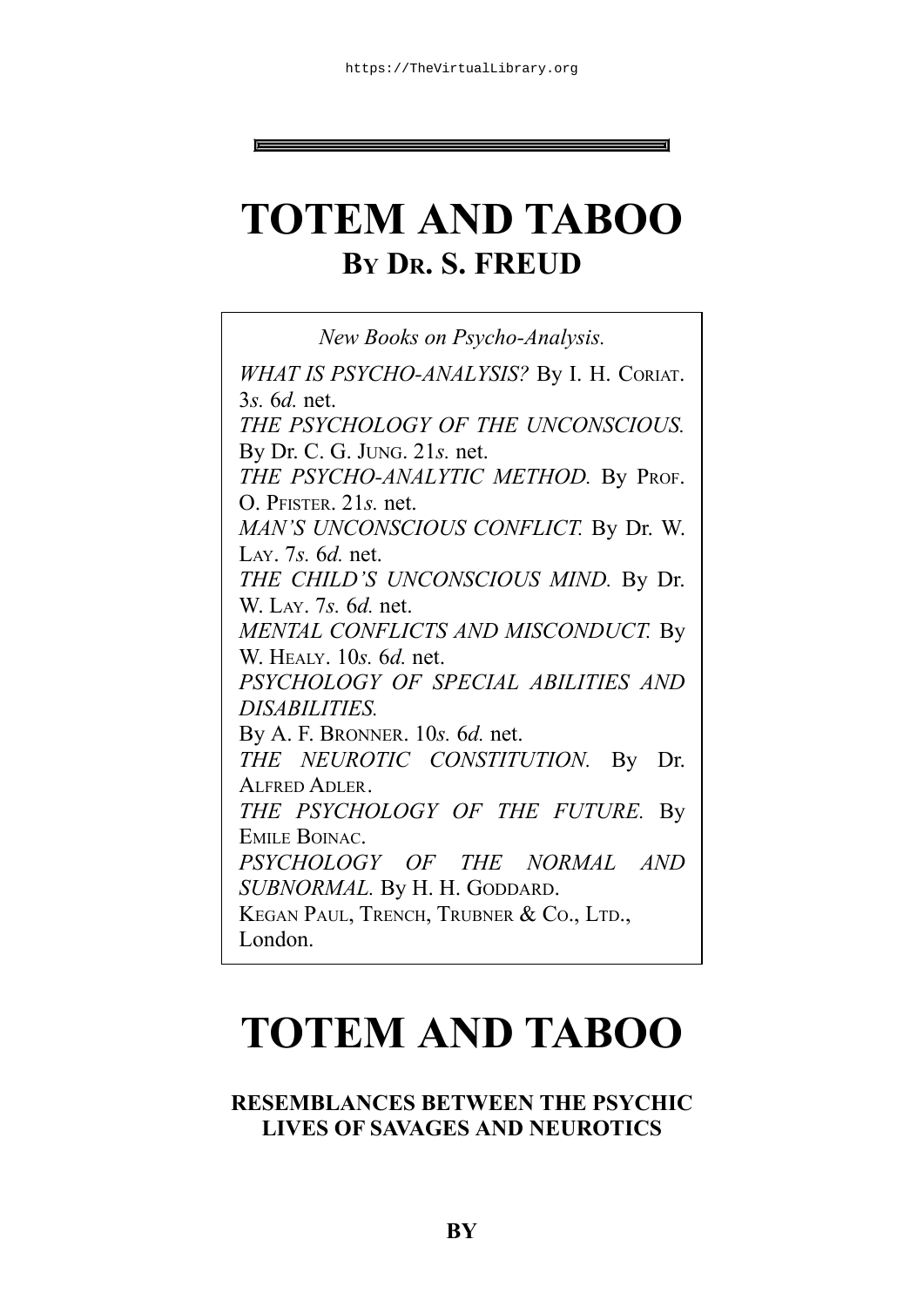# TOTEM AND TABOO

## By Dr. S. FREUD

*New Books on Psycho-Analysis.*

*WHAT IS PSYCHO-ANALYSIS?* By I. H. Coriat. 3*s.* 6*d.* net.
*THE PSYCHOLOGY OF THE UNCONSCIOUS.* By Dr. C. G. Jung. 21*s.* net.
*THE PSYCHO-ANALYTIC METHOD.* By Prof. O. Pfister. 21*s.* net.
*MAN'S UNCONSCIOUS CONFLICT.* By Dr. W. Lay. 7*s.* 6*d.* net.
*THE CHILD'S UNCONSCIOUS MIND.* By Dr. W. Lay. 7*s.* 6*d.* net.
*MENTAL CONFLICTS AND MISCONDUCT.* By W. Healy. 10*s.* 6*d.* net.
*PSYCHOLOGY OF SPECIAL ABILITIES AND DISABILITIES.*
By A. F. Bronner. 10*s.* 6*d.* net.
*THE NEUROTIC CONSTITUTION.* By Dr. Alfred Adler.
*THE PSYCHOLOGY OF THE FUTURE.* By Emile Boinac.
*PSYCHOLOGY OF THE NORMAL AND SUBNORMAL.* By H. H. Goddard.
Kegan Paul, Trench, Trubner & Co., Ltd., London.

# TOTEM AND TABOO

### RESEMBLANCES BETWEEN THE PSYCHIC LIVES OF SAVAGES AND NEUROTICS

**BY**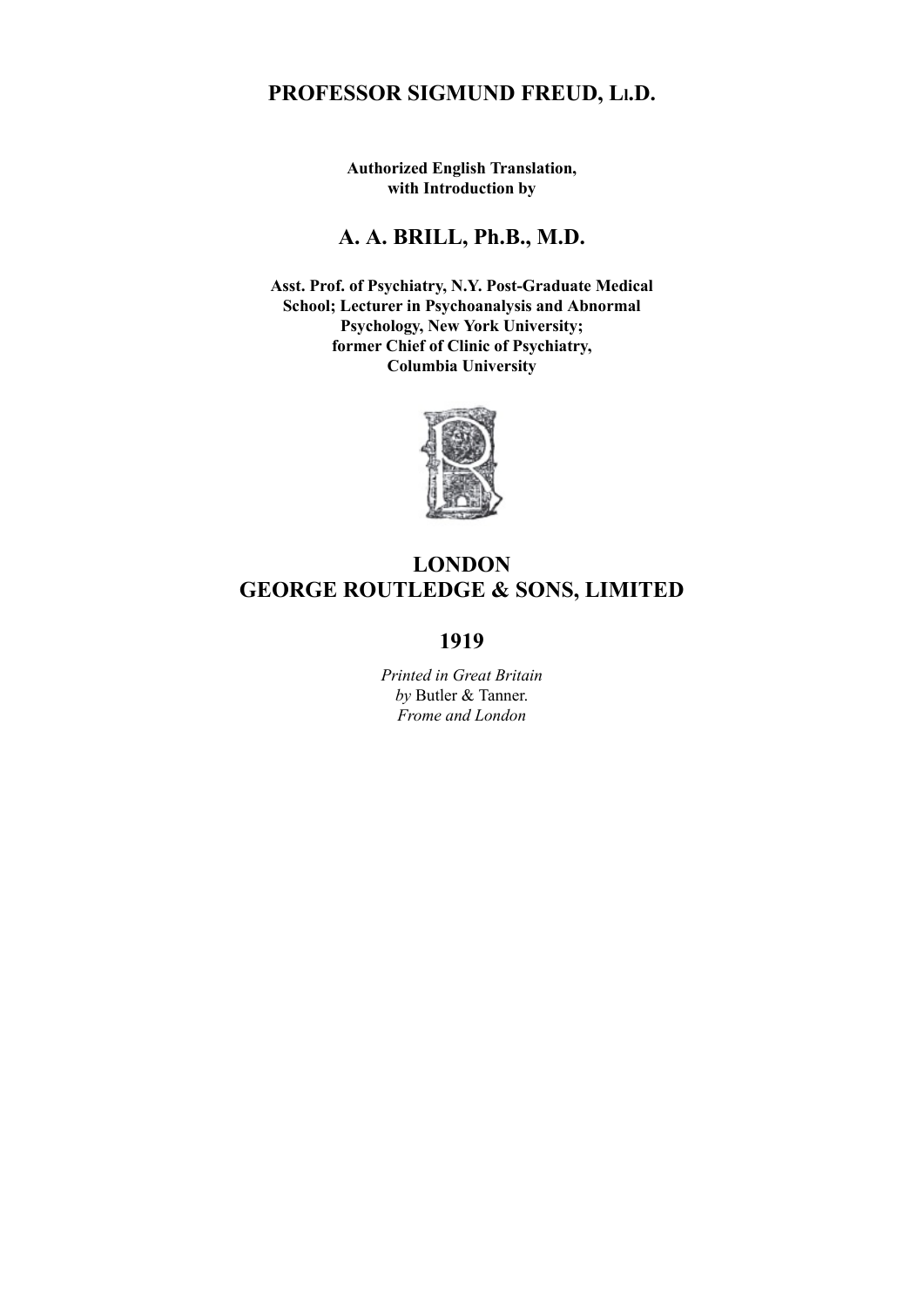**PROFESSOR SIGMUND FREUD, LL.D.**

**Authorized English Translation,**
**with Introduction by**

**A. A. BRILL, Ph.B., M.D.**

**Asst. Prof. of Psychiatry, N.Y. Post-Graduate Medical School; Lecturer in Psychoanalysis and Abnormal Psychology, New York University; former Chief of Clinic of Psychiatry, Columbia University**

**LONDON**
**GEORGE ROUTLEDGE & SONS, LIMITED**

**1919**

*Printed in Great Britain*
*by* Butler & Tanner.
*Frome and London*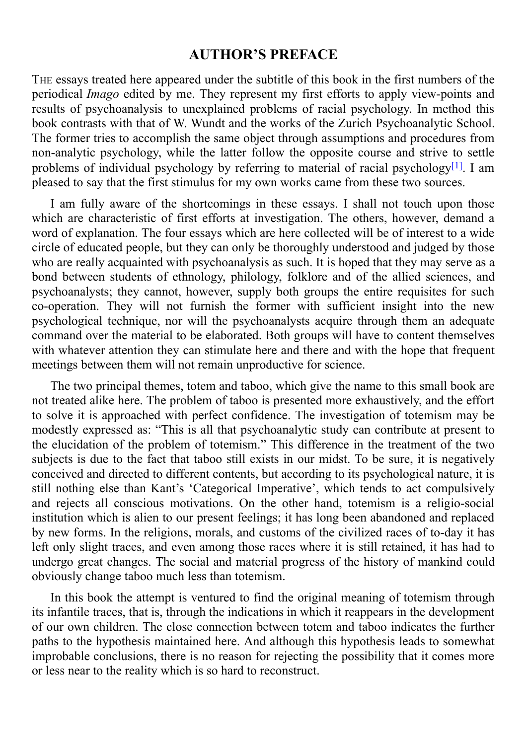# AUTHOR'S PREFACE

THE essays treated here appeared under the subtitle of this book in the first numbers of the periodical *Imago* edited by me. They represent my first efforts to apply view-points and results of psychoanalysis to unexplained problems of racial psychology. In method this book contrasts with that of W. Wundt and the works of the Zurich Psychoanalytic School. The former tries to accomplish the same object through assumptions and procedures from non-analytic psychology, while the latter follow the opposite course and strive to settle problems of individual psychology by referring to material of racial psychology[1]. I am pleased to say that the first stimulus for my own works came from these two sources.

I am fully aware of the shortcomings in these essays. I shall not touch upon those which are characteristic of first efforts at investigation. The others, however, demand a word of explanation. The four essays which are here collected will be of interest to a wide circle of educated people, but they can only be thoroughly understood and judged by those who are really acquainted with psychoanalysis as such. It is hoped that they may serve as a bond between students of ethnology, philology, folklore and of the allied sciences, and psychoanalysts; they cannot, however, supply both groups the entire requisites for such co-operation. They will not furnish the former with sufficient insight into the new psychological technique, nor will the psychoanalysts acquire through them an adequate command over the material to be elaborated. Both groups will have to content themselves with whatever attention they can stimulate here and there and with the hope that frequent meetings between them will not remain unproductive for science.

The two principal themes, totem and taboo, which give the name to this small book are not treated alike here. The problem of taboo is presented more exhaustively, and the effort to solve it is approached with perfect confidence. The investigation of totemism may be modestly expressed as: "This is all that psychoanalytic study can contribute at present to the elucidation of the problem of totemism." This difference in the treatment of the two subjects is due to the fact that taboo still exists in our midst. To be sure, it is negatively conceived and directed to different contents, but according to its psychological nature, it is still nothing else than Kant's 'Categorical Imperative', which tends to act compulsively and rejects all conscious motivations. On the other hand, totemism is a religio-social institution which is alien to our present feelings; it has long been abandoned and replaced by new forms. In the religions, morals, and customs of the civilized races of to-day it has left only slight traces, and even among those races where it is still retained, it has had to undergo great changes. The social and material progress of the history of mankind could obviously change taboo much less than totemism.

In this book the attempt is ventured to find the original meaning of totemism through its infantile traces, that is, through the indications in which it reappears in the development of our own children. The close connection between totem and taboo indicates the further paths to the hypothesis maintained here. And although this hypothesis leads to somewhat improbable conclusions, there is no reason for rejecting the possibility that it comes more or less near to the reality which is so hard to reconstruct.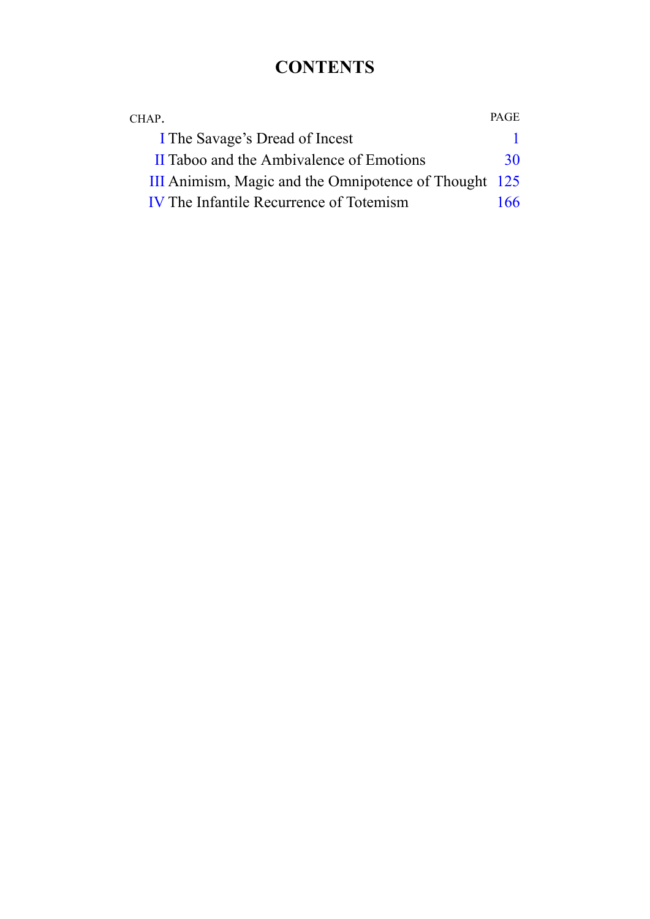# CONTENTS

| CHAP. | | PAGE |
|---|---|---|
| I | The Savage's Dread of Incest | 1 |
| II | Taboo and the Ambivalence of Emotions | 30 |
| III | Animism, Magic and the Omnipotence of Thought | 125 |
| IV | The Infantile Recurrence of Totemism | 166 |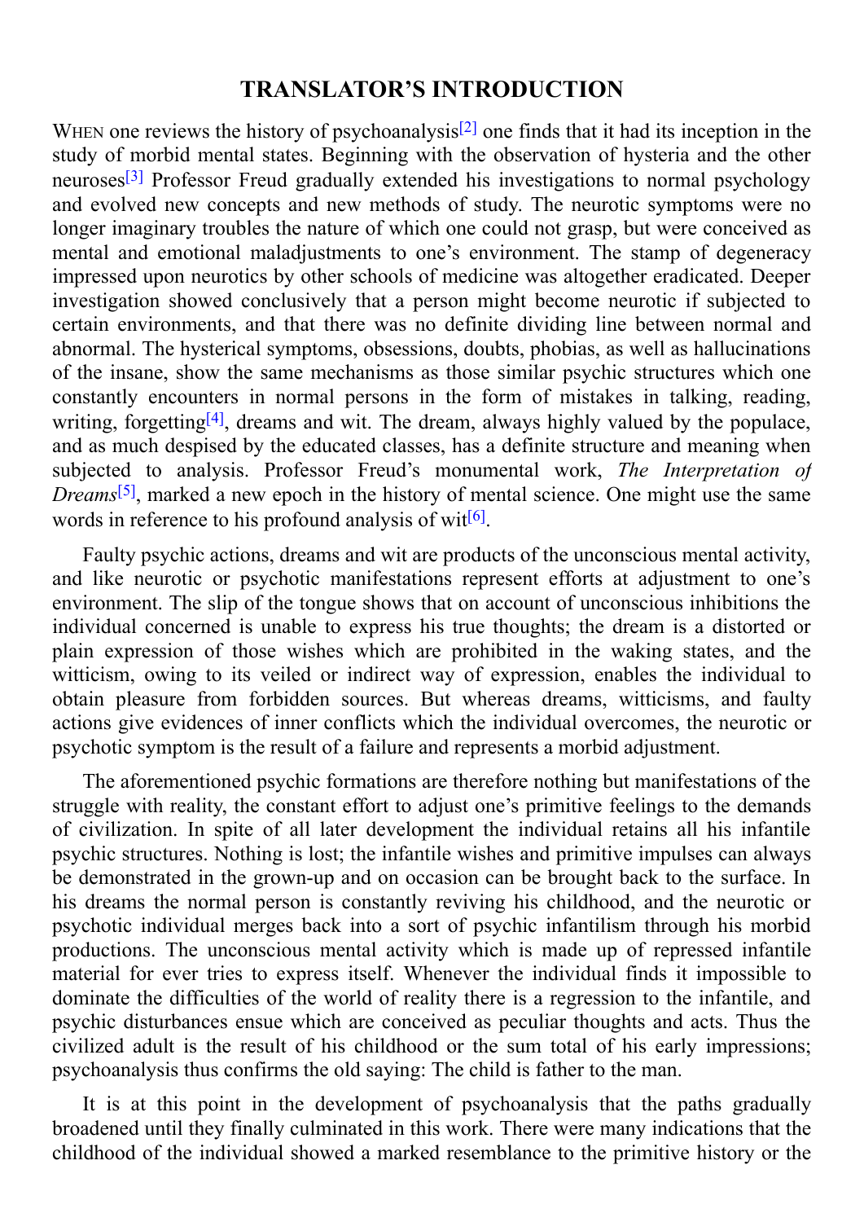## TRANSLATOR'S INTRODUCTION

When one reviews the history of psychoanalysis[2] one finds that it had its inception in the study of morbid mental states. Beginning with the observation of hysteria and the other neuroses[3] Professor Freud gradually extended his investigations to normal psychology and evolved new concepts and new methods of study. The neurotic symptoms were no longer imaginary troubles the nature of which one could not grasp, but were conceived as mental and emotional maladjustments to one's environment. The stamp of degeneracy impressed upon neurotics by other schools of medicine was altogether eradicated. Deeper investigation showed conclusively that a person might become neurotic if subjected to certain environments, and that there was no definite dividing line between normal and abnormal. The hysterical symptoms, obsessions, doubts, phobias, as well as hallucinations of the insane, show the same mechanisms as those similar psychic structures which one constantly encounters in normal persons in the form of mistakes in talking, reading, writing, forgetting[4], dreams and wit. The dream, always highly valued by the populace, and as much despised by the educated classes, has a definite structure and meaning when subjected to analysis. Professor Freud's monumental work, *The Interpretation of Dreams*[5], marked a new epoch in the history of mental science. One might use the same words in reference to his profound analysis of wit[6].

Faulty psychic actions, dreams and wit are products of the unconscious mental activity, and like neurotic or psychotic manifestations represent efforts at adjustment to one's environment. The slip of the tongue shows that on account of unconscious inhibitions the individual concerned is unable to express his true thoughts; the dream is a distorted or plain expression of those wishes which are prohibited in the waking states, and the witticism, owing to its veiled or indirect way of expression, enables the individual to obtain pleasure from forbidden sources. But whereas dreams, witticisms, and faulty actions give evidences of inner conflicts which the individual overcomes, the neurotic or psychotic symptom is the result of a failure and represents a morbid adjustment.

The aforementioned psychic formations are therefore nothing but manifestations of the struggle with reality, the constant effort to adjust one's primitive feelings to the demands of civilization. In spite of all later development the individual retains all his infantile psychic structures. Nothing is lost; the infantile wishes and primitive impulses can always be demonstrated in the grown-up and on occasion can be brought back to the surface. In his dreams the normal person is constantly reviving his childhood, and the neurotic or psychotic individual merges back into a sort of psychic infantilism through his morbid productions. The unconscious mental activity which is made up of repressed infantile material for ever tries to express itself. Whenever the individual finds it impossible to dominate the difficulties of the world of reality there is a regression to the infantile, and psychic disturbances ensue which are conceived as peculiar thoughts and acts. Thus the civilized adult is the result of his childhood or the sum total of his early impressions; psychoanalysis thus confirms the old saying: The child is father to the man.

It is at this point in the development of psychoanalysis that the paths gradually broadened until they finally culminated in this work. There were many indications that the childhood of the individual showed a marked resemblance to the primitive history or the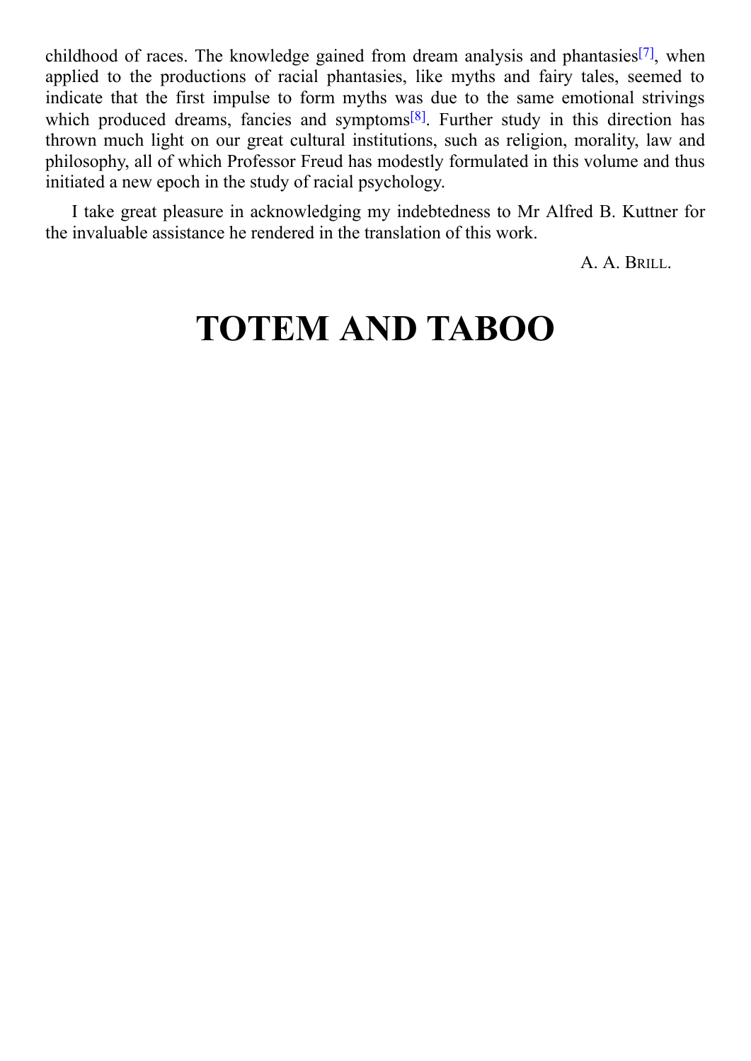childhood of races. The knowledge gained from dream analysis and phantasies[7], when applied to the productions of racial phantasies, like myths and fairy tales, seemed to indicate that the first impulse to form myths was due to the same emotional strivings which produced dreams, fancies and symptoms[8]. Further study in this direction has thrown much light on our great cultural institutions, such as religion, morality, law and philosophy, all of which Professor Freud has modestly formulated in this volume and thus initiated a new epoch in the study of racial psychology.

I take great pleasure in acknowledging my indebtedness to Mr Alfred B. Kuttner for the invaluable assistance he rendered in the translation of this work.

A. A. BRILL.

# TOTEM AND TABOO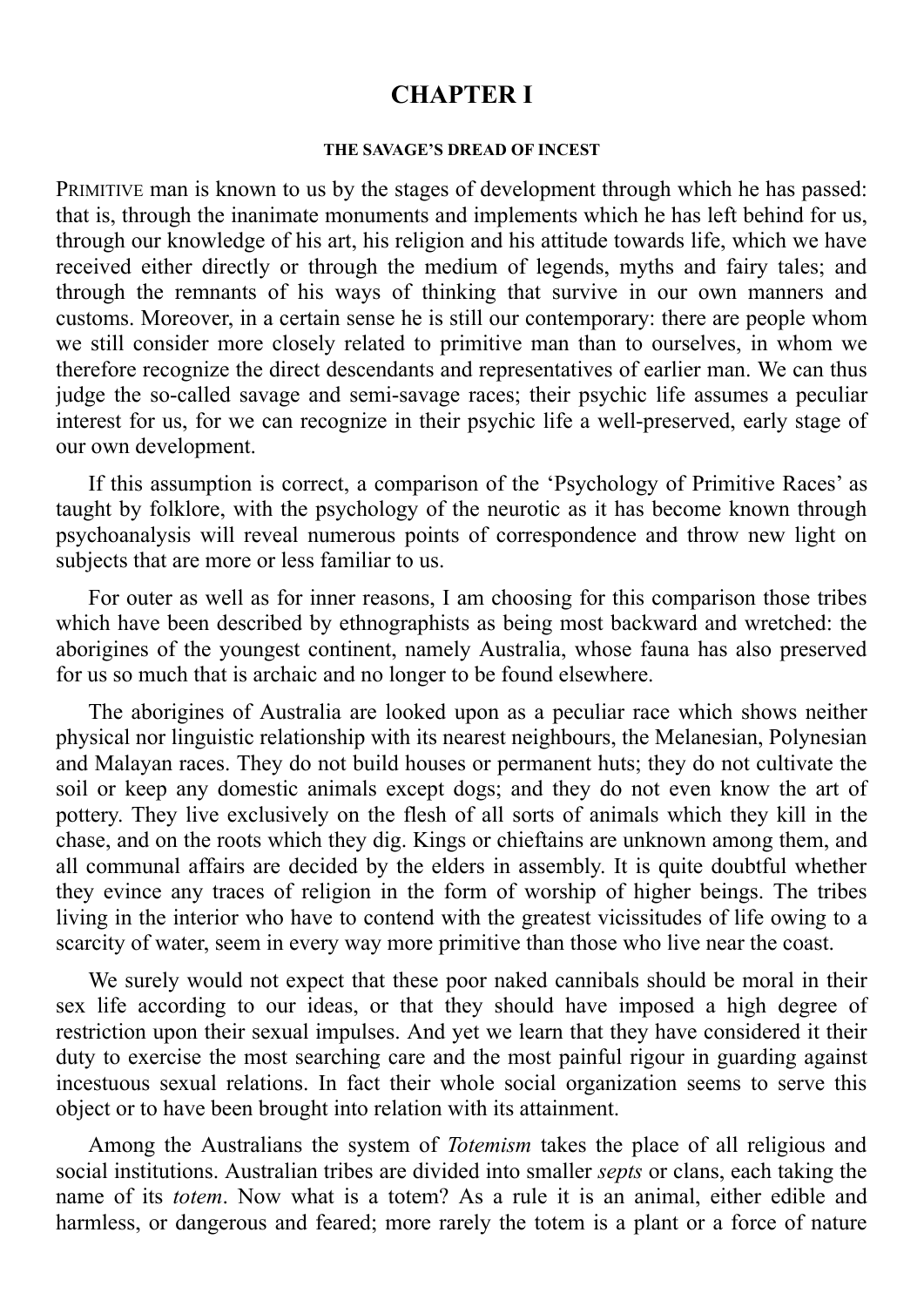# CHAPTER I

### THE SAVAGE'S DREAD OF INCEST

PRIMITIVE man is known to us by the stages of development through which he has passed: that is, through the inanimate monuments and implements which he has left behind for us, through our knowledge of his art, his religion and his attitude towards life, which we have received either directly or through the medium of legends, myths and fairy tales; and through the remnants of his ways of thinking that survive in our own manners and customs. Moreover, in a certain sense he is still our contemporary: there are people whom we still consider more closely related to primitive man than to ourselves, in whom we therefore recognize the direct descendants and representatives of earlier man. We can thus judge the so-called savage and semi-savage races; their psychic life assumes a peculiar interest for us, for we can recognize in their psychic life a well-preserved, early stage of our own development.

If this assumption is correct, a comparison of the 'Psychology of Primitive Races' as taught by folklore, with the psychology of the neurotic as it has become known through psychoanalysis will reveal numerous points of correspondence and throw new light on subjects that are more or less familiar to us.

For outer as well as for inner reasons, I am choosing for this comparison those tribes which have been described by ethnographists as being most backward and wretched: the aborigines of the youngest continent, namely Australia, whose fauna has also preserved for us so much that is archaic and no longer to be found elsewhere.

The aborigines of Australia are looked upon as a peculiar race which shows neither physical nor linguistic relationship with its nearest neighbours, the Melanesian, Polynesian and Malayan races. They do not build houses or permanent huts; they do not cultivate the soil or keep any domestic animals except dogs; and they do not even know the art of pottery. They live exclusively on the flesh of all sorts of animals which they kill in the chase, and on the roots which they dig. Kings or chieftains are unknown among them, and all communal affairs are decided by the elders in assembly. It is quite doubtful whether they evince any traces of religion in the form of worship of higher beings. The tribes living in the interior who have to contend with the greatest vicissitudes of life owing to a scarcity of water, seem in every way more primitive than those who live near the coast.

We surely would not expect that these poor naked cannibals should be moral in their sex life according to our ideas, or that they should have imposed a high degree of restriction upon their sexual impulses. And yet we learn that they have considered it their duty to exercise the most searching care and the most painful rigour in guarding against incestuous sexual relations. In fact their whole social organization seems to serve this object or to have been brought into relation with its attainment.

Among the Australians the system of *Totemism* takes the place of all religious and social institutions. Australian tribes are divided into smaller *septs* or clans, each taking the name of its *totem*. Now what is a totem? As a rule it is an animal, either edible and harmless, or dangerous and feared; more rarely the totem is a plant or a force of nature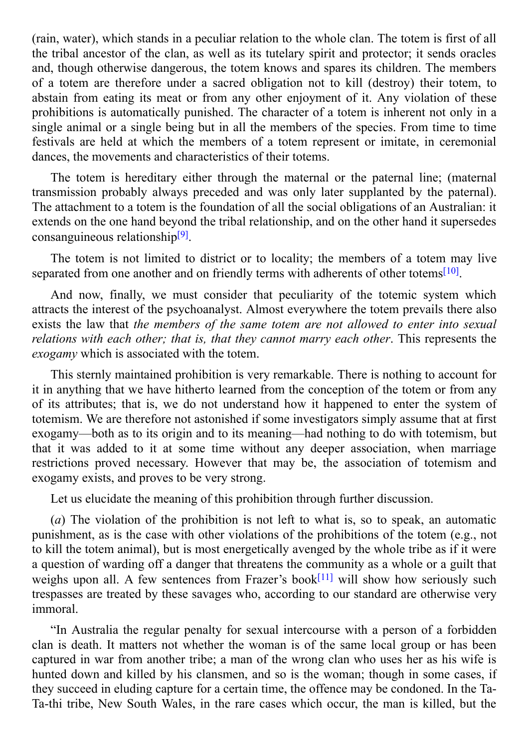(rain, water), which stands in a peculiar relation to the whole clan. The totem is first of all the tribal ancestor of the clan, as well as its tutelary spirit and protector; it sends oracles and, though otherwise dangerous, the totem knows and spares its children. The members of a totem are therefore under a sacred obligation not to kill (destroy) their totem, to abstain from eating its meat or from any other enjoyment of it. Any violation of these prohibitions is automatically punished. The character of a totem is inherent not only in a single animal or a single being but in all the members of the species. From time to time festivals are held at which the members of a totem represent or imitate, in ceremonial dances, the movements and characteristics of their totems.

The totem is hereditary either through the maternal or the paternal line; (maternal transmission probably always preceded and was only later supplanted by the paternal). The attachment to a totem is the foundation of all the social obligations of an Australian: it extends on the one hand beyond the tribal relationship, and on the other hand it supersedes consanguineous relationship[9].

The totem is not limited to district or to locality; the members of a totem may live separated from one another and on friendly terms with adherents of other totems[10].

And now, finally, we must consider that peculiarity of the totemic system which attracts the interest of the psychoanalyst. Almost everywhere the totem prevails there also exists the law that *the members of the same totem are not allowed to enter into sexual relations with each other; that is, that they cannot marry each other*. This represents the *exogamy* which is associated with the totem.

This sternly maintained prohibition is very remarkable. There is nothing to account for it in anything that we have hitherto learned from the conception of the totem or from any of its attributes; that is, we do not understand how it happened to enter the system of totemism. We are therefore not astonished if some investigators simply assume that at first exogamy—both as to its origin and to its meaning—had nothing to do with totemism, but that it was added to it at some time without any deeper association, when marriage restrictions proved necessary. However that may be, the association of totemism and exogamy exists, and proves to be very strong.

Let us elucidate the meaning of this prohibition through further discussion.

(*a*) The violation of the prohibition is not left to what is, so to speak, an automatic punishment, as is the case with other violations of the prohibitions of the totem (e.g., not to kill the totem animal), but is most energetically avenged by the whole tribe as if it were a question of warding off a danger that threatens the community as a whole or a guilt that weighs upon all. A few sentences from Frazer's book[11] will show how seriously such trespasses are treated by these savages who, according to our standard are otherwise very immoral.

"In Australia the regular penalty for sexual intercourse with a person of a forbidden clan is death. It matters not whether the woman is of the same local group or has been captured in war from another tribe; a man of the wrong clan who uses her as his wife is hunted down and killed by his clansmen, and so is the woman; though in some cases, if they succeed in eluding capture for a certain time, the offence may be condoned. In the Ta-Ta-thi tribe, New South Wales, in the rare cases which occur, the man is killed, but the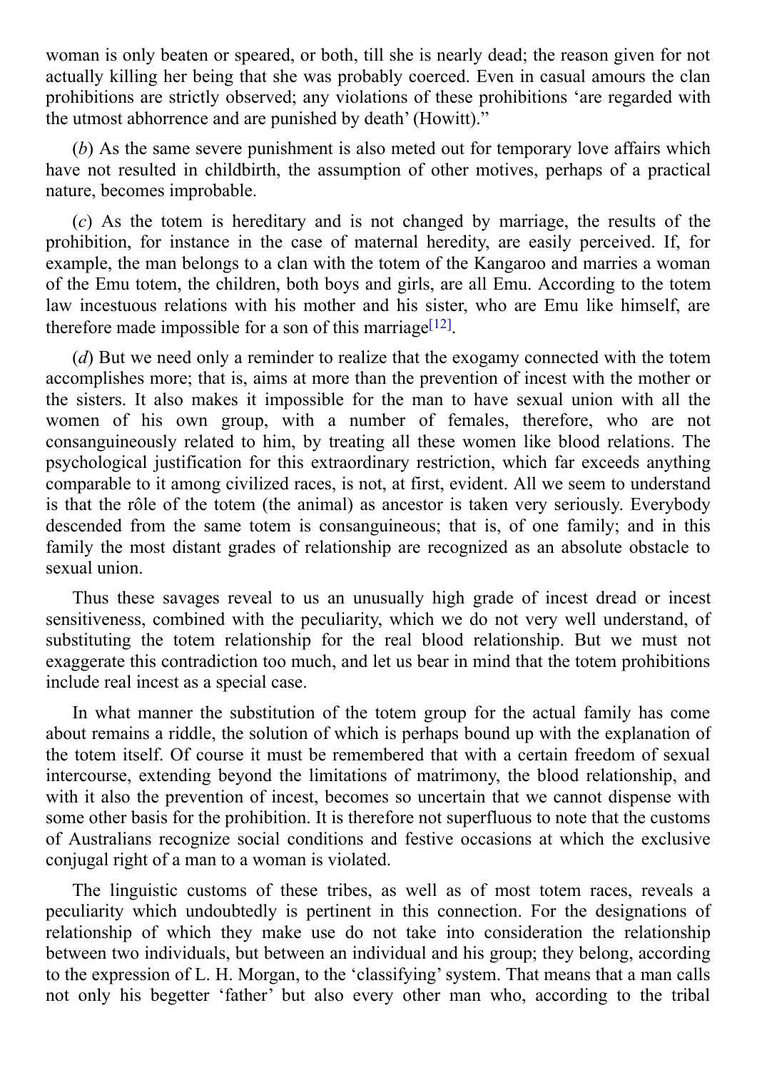woman is only beaten or speared, or both, till she is nearly dead; the reason given for not actually killing her being that she was probably coerced. Even in casual amours the clan prohibitions are strictly observed; any violations of these prohibitions 'are regarded with the utmost abhorrence and are punished by death' (Howitt)."

(*b*) As the same severe punishment is also meted out for temporary love affairs which have not resulted in childbirth, the assumption of other motives, perhaps of a practical nature, becomes improbable.

(*c*) As the totem is hereditary and is not changed by marriage, the results of the prohibition, for instance in the case of maternal heredity, are easily perceived. If, for example, the man belongs to a clan with the totem of the Kangaroo and marries a woman of the Emu totem, the children, both boys and girls, are all Emu. According to the totem law incestuous relations with his mother and his sister, who are Emu like himself, are therefore made impossible for a son of this marriage[12].

(*d*) But we need only a reminder to realize that the exogamy connected with the totem accomplishes more; that is, aims at more than the prevention of incest with the mother or the sisters. It also makes it impossible for the man to have sexual union with all the women of his own group, with a number of females, therefore, who are not consanguineously related to him, by treating all these women like blood relations. The psychological justification for this extraordinary restriction, which far exceeds anything comparable to it among civilized races, is not, at first, evident. All we seem to understand is that the rôle of the totem (the animal) as ancestor is taken very seriously. Everybody descended from the same totem is consanguineous; that is, of one family; and in this family the most distant grades of relationship are recognized as an absolute obstacle to sexual union.

Thus these savages reveal to us an unusually high grade of incest dread or incest sensitiveness, combined with the peculiarity, which we do not very well understand, of substituting the totem relationship for the real blood relationship. But we must not exaggerate this contradiction too much, and let us bear in mind that the totem prohibitions include real incest as a special case.

In what manner the substitution of the totem group for the actual family has come about remains a riddle, the solution of which is perhaps bound up with the explanation of the totem itself. Of course it must be remembered that with a certain freedom of sexual intercourse, extending beyond the limitations of matrimony, the blood relationship, and with it also the prevention of incest, becomes so uncertain that we cannot dispense with some other basis for the prohibition. It is therefore not superfluous to note that the customs of Australians recognize social conditions and festive occasions at which the exclusive conjugal right of a man to a woman is violated.

The linguistic customs of these tribes, as well as of most totem races, reveals a peculiarity which undoubtedly is pertinent in this connection. For the designations of relationship of which they make use do not take into consideration the relationship between two individuals, but between an individual and his group; they belong, according to the expression of L. H. Morgan, to the 'classifying' system. That means that a man calls not only his begetter 'father' but also every other man who, according to the tribal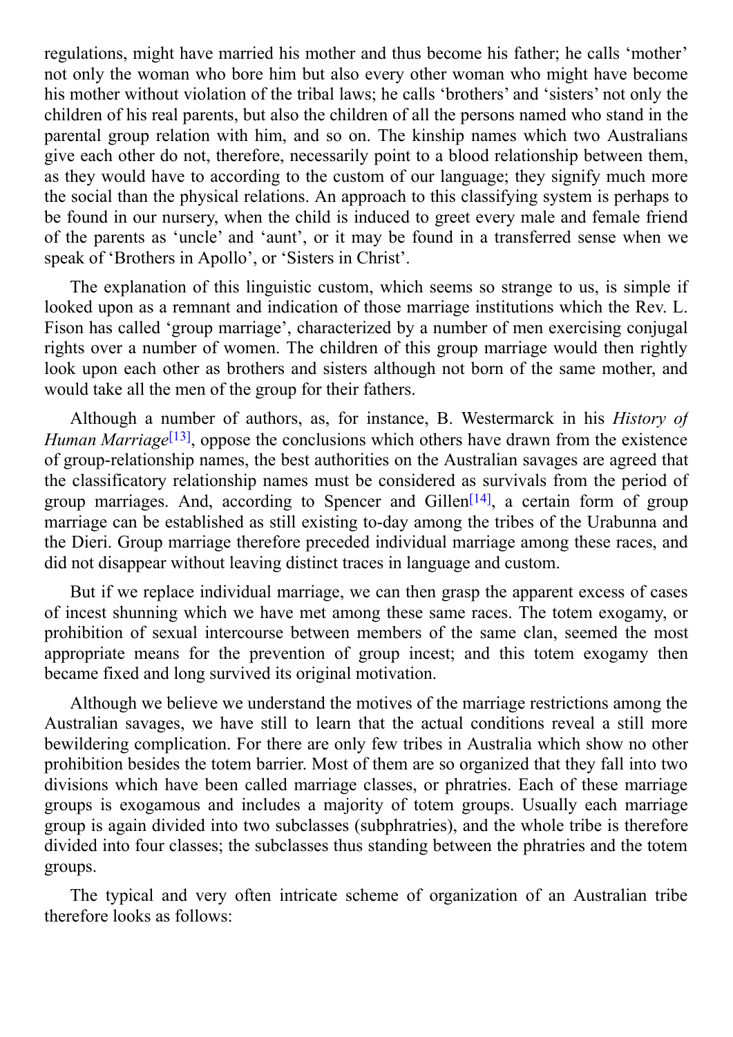regulations, might have married his mother and thus become his father; he calls 'mother' not only the woman who bore him but also every other woman who might have become his mother without violation of the tribal laws; he calls 'brothers' and 'sisters' not only the children of his real parents, but also the children of all the persons named who stand in the parental group relation with him, and so on. The kinship names which two Australians give each other do not, therefore, necessarily point to a blood relationship between them, as they would have to according to the custom of our language; they signify much more the social than the physical relations. An approach to this classifying system is perhaps to be found in our nursery, when the child is induced to greet every male and female friend of the parents as 'uncle' and 'aunt', or it may be found in a transferred sense when we speak of 'Brothers in Apollo', or 'Sisters in Christ'.

The explanation of this linguistic custom, which seems so strange to us, is simple if looked upon as a remnant and indication of those marriage institutions which the Rev. L. Fison has called 'group marriage', characterized by a number of men exercising conjugal rights over a number of women. The children of this group marriage would then rightly look upon each other as brothers and sisters although not born of the same mother, and would take all the men of the group for their fathers.

Although a number of authors, as, for instance, B. Westermarck in his *History of Human Marriage*[13], oppose the conclusions which others have drawn from the existence of group-relationship names, the best authorities on the Australian savages are agreed that the classificatory relationship names must be considered as survivals from the period of group marriages. And, according to Spencer and Gillen[14], a certain form of group marriage can be established as still existing to-day among the tribes of the Urabunna and the Dieri. Group marriage therefore preceded individual marriage among these races, and did not disappear without leaving distinct traces in language and custom.

But if we replace individual marriage, we can then grasp the apparent excess of cases of incest shunning which we have met among these same races. The totem exogamy, or prohibition of sexual intercourse between members of the same clan, seemed the most appropriate means for the prevention of group incest; and this totem exogamy then became fixed and long survived its original motivation.

Although we believe we understand the motives of the marriage restrictions among the Australian savages, we have still to learn that the actual conditions reveal a still more bewildering complication. For there are only few tribes in Australia which show no other prohibition besides the totem barrier. Most of them are so organized that they fall into two divisions which have been called marriage classes, or phratries. Each of these marriage groups is exogamous and includes a majority of totem groups. Usually each marriage group is again divided into two subclasses (subphratries), and the whole tribe is therefore divided into four classes; the subclasses thus standing between the phratries and the totem groups.

The typical and very often intricate scheme of organization of an Australian tribe therefore looks as follows: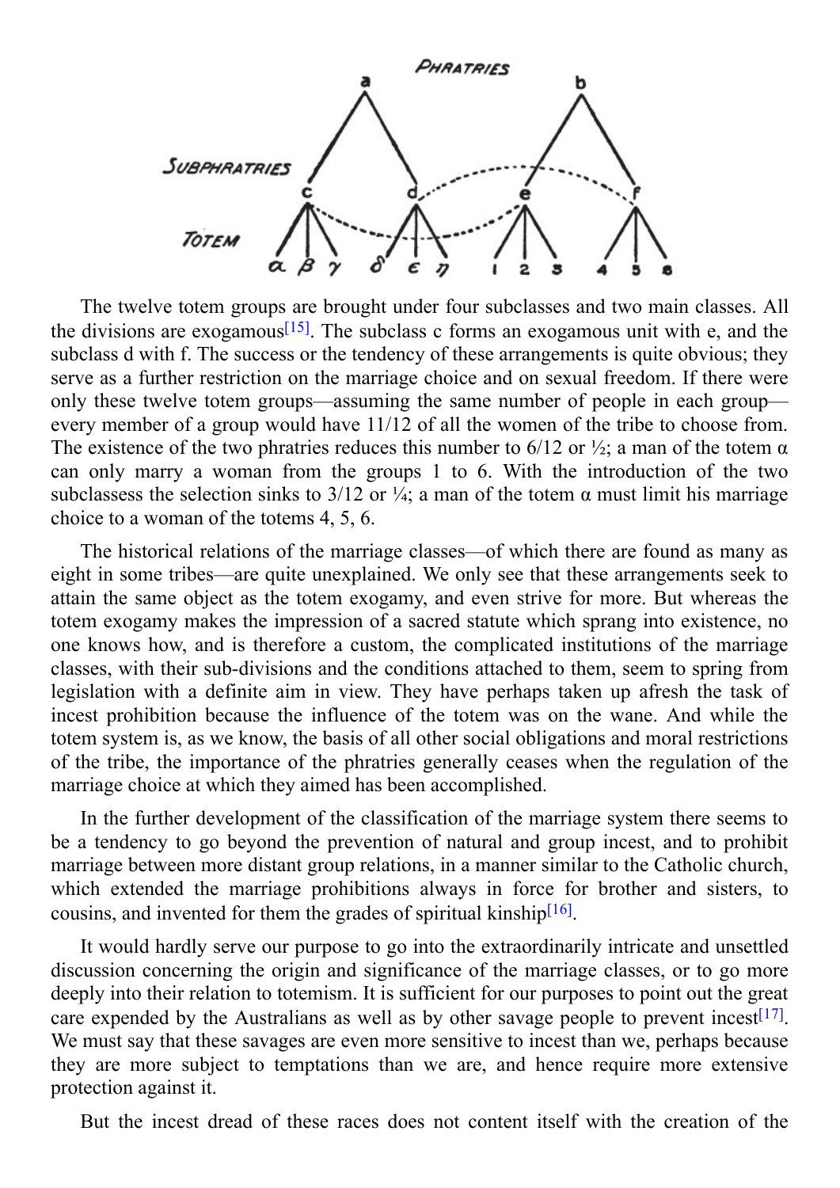The twelve totem groups are brought under four subclasses and two main classes. All the divisions are exogamous[15]. The subclass c forms an exogamous unit with e, and the subclass d with f. The success or the tendency of these arrangements is quite obvious; they serve as a further restriction on the marriage choice and on sexual freedom. If there were only these twelve totem groups—assuming the same number of people in each group—every member of a group would have 11/12 of all the women of the tribe to choose from. The existence of the two phratries reduces this number to 6/12 or ½; a man of the totem α can only marry a woman from the groups 1 to 6. With the introduction of the two subclassess the selection sinks to 3/12 or ¼; a man of the totem α must limit his marriage choice to a woman of the totems 4, 5, 6.

The historical relations of the marriage classes—of which there are found as many as eight in some tribes—are quite unexplained. We only see that these arrangements seek to attain the same object as the totem exogamy, and even strive for more. But whereas the totem exogamy makes the impression of a sacred statute which sprang into existence, no one knows how, and is therefore a custom, the complicated institutions of the marriage classes, with their sub-divisions and the conditions attached to them, seem to spring from legislation with a definite aim in view. They have perhaps taken up afresh the task of incest prohibition because the influence of the totem was on the wane. And while the totem system is, as we know, the basis of all other social obligations and moral restrictions of the tribe, the importance of the phratries generally ceases when the regulation of the marriage choice at which they aimed has been accomplished.

In the further development of the classification of the marriage system there seems to be a tendency to go beyond the prevention of natural and group incest, and to prohibit marriage between more distant group relations, in a manner similar to the Catholic church, which extended the marriage prohibitions always in force for brother and sisters, to cousins, and invented for them the grades of spiritual kinship[16].

It would hardly serve our purpose to go into the extraordinarily intricate and unsettled discussion concerning the origin and significance of the marriage classes, or to go more deeply into their relation to totemism. It is sufficient for our purposes to point out the great care expended by the Australians as well as by other savage people to prevent incest[17]. We must say that these savages are even more sensitive to incest than we, perhaps because they are more subject to temptations than we are, and hence require more extensive protection against it.

But the incest dread of these races does not content itself with the creation of the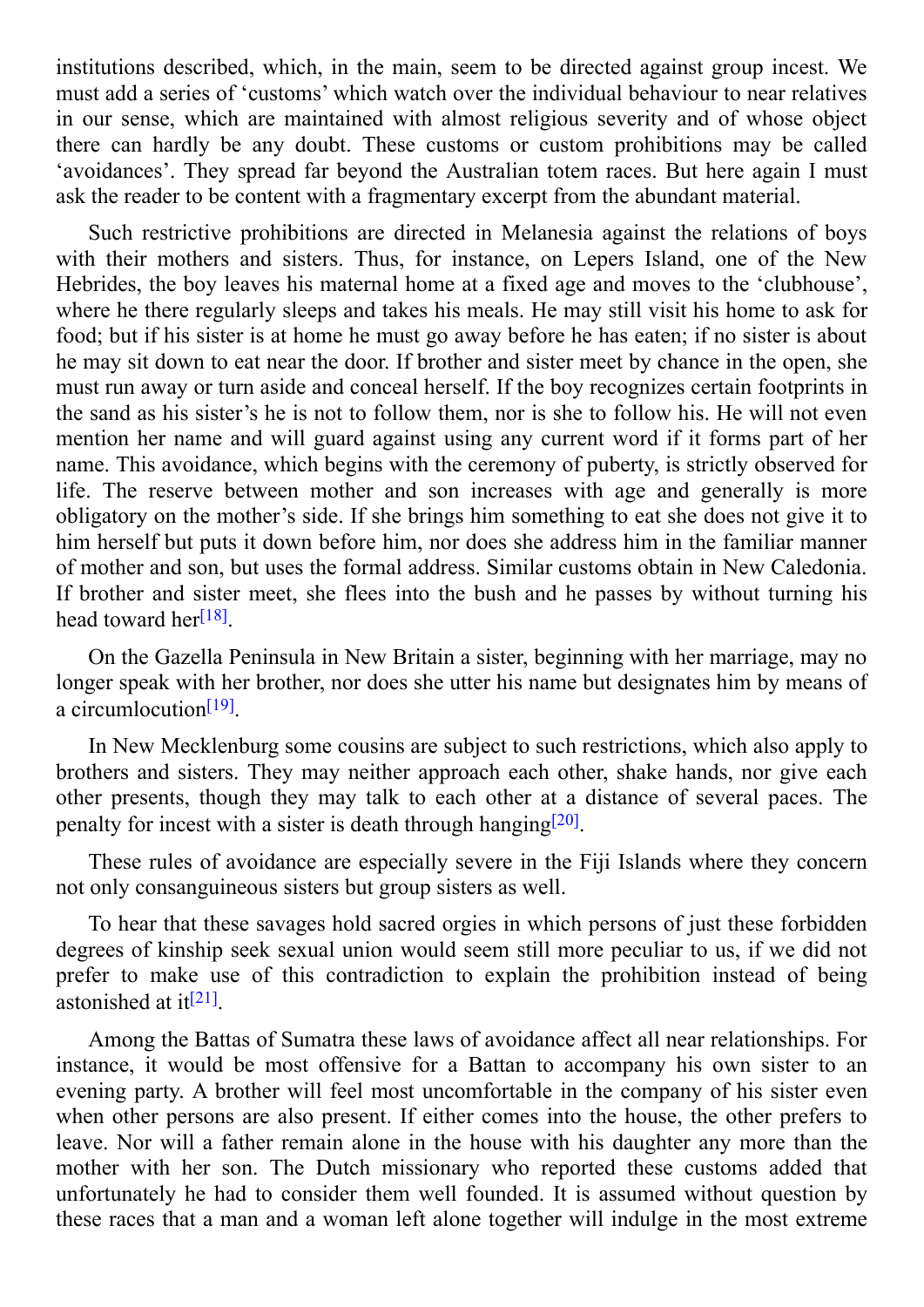institutions described, which, in the main, seem to be directed against group incest. We must add a series of ‘customs’ which watch over the individual behaviour to near relatives in our sense, which are maintained with almost religious severity and of whose object there can hardly be any doubt. These customs or custom prohibitions may be called ‘avoidances’. They spread far beyond the Australian totem races. But here again I must ask the reader to be content with a fragmentary excerpt from the abundant material.

Such restrictive prohibitions are directed in Melanesia against the relations of boys with their mothers and sisters. Thus, for instance, on Lepers Island, one of the New Hebrides, the boy leaves his maternal home at a fixed age and moves to the ‘clubhouse’, where he there regularly sleeps and takes his meals. He may still visit his home to ask for food; but if his sister is at home he must go away before he has eaten; if no sister is about he may sit down to eat near the door. If brother and sister meet by chance in the open, she must run away or turn aside and conceal herself. If the boy recognizes certain footprints in the sand as his sister’s he is not to follow them, nor is she to follow his. He will not even mention her name and will guard against using any current word if it forms part of her name. This avoidance, which begins with the ceremony of puberty, is strictly observed for life. The reserve between mother and son increases with age and generally is more obligatory on the mother’s side. If she brings him something to eat she does not give it to him herself but puts it down before him, nor does she address him in the familiar manner of mother and son, but uses the formal address. Similar customs obtain in New Caledonia. If brother and sister meet, she flees into the bush and he passes by without turning his head toward her[18].

On the Gazella Peninsula in New Britain a sister, beginning with her marriage, may no longer speak with her brother, nor does she utter his name but designates him by means of a circumlocution[19].

In New Mecklenburg some cousins are subject to such restrictions, which also apply to brothers and sisters. They may neither approach each other, shake hands, nor give each other presents, though they may talk to each other at a distance of several paces. The penalty for incest with a sister is death through hanging[20].

These rules of avoidance are especially severe in the Fiji Islands where they concern not only consanguineous sisters but group sisters as well.

To hear that these savages hold sacred orgies in which persons of just these forbidden degrees of kinship seek sexual union would seem still more peculiar to us, if we did not prefer to make use of this contradiction to explain the prohibition instead of being astonished at it[21].

Among the Battas of Sumatra these laws of avoidance affect all near relationships. For instance, it would be most offensive for a Battan to accompany his own sister to an evening party. A brother will feel most uncomfortable in the company of his sister even when other persons are also present. If either comes into the house, the other prefers to leave. Nor will a father remain alone in the house with his daughter any more than the mother with her son. The Dutch missionary who reported these customs added that unfortunately he had to consider them well founded. It is assumed without question by these races that a man and a woman left alone together will indulge in the most extreme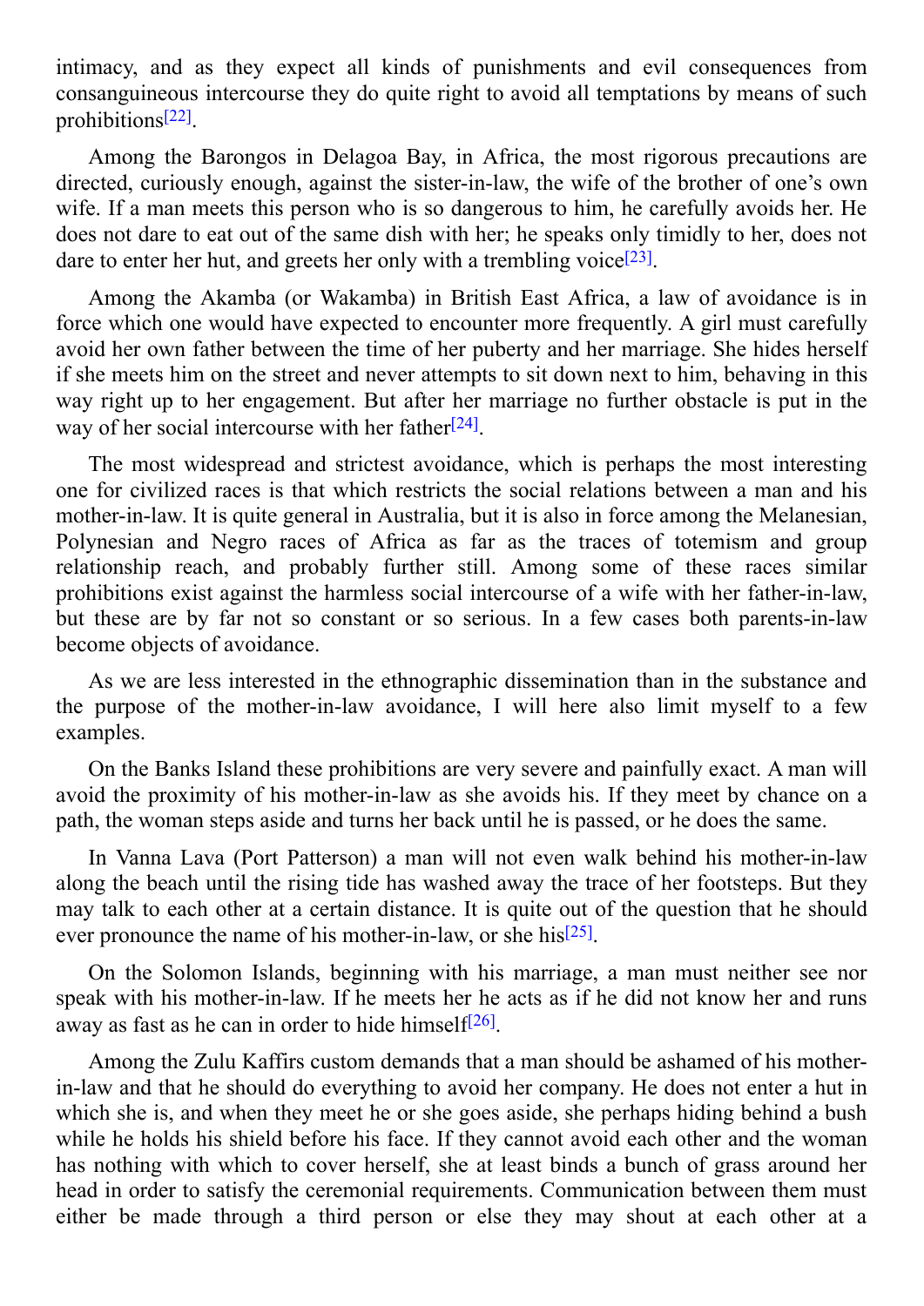intimacy, and as they expect all kinds of punishments and evil consequences from consanguineous intercourse they do quite right to avoid all temptations by means of such prohibitions[22].

Among the Barongos in Delagoa Bay, in Africa, the most rigorous precautions are directed, curiously enough, against the sister-in-law, the wife of the brother of one's own wife. If a man meets this person who is so dangerous to him, he carefully avoids her. He does not dare to eat out of the same dish with her; he speaks only timidly to her, does not dare to enter her hut, and greets her only with a trembling voice[23].

Among the Akamba (or Wakamba) in British East Africa, a law of avoidance is in force which one would have expected to encounter more frequently. A girl must carefully avoid her own father between the time of her puberty and her marriage. She hides herself if she meets him on the street and never attempts to sit down next to him, behaving in this way right up to her engagement. But after her marriage no further obstacle is put in the way of her social intercourse with her father[24].

The most widespread and strictest avoidance, which is perhaps the most interesting one for civilized races is that which restricts the social relations between a man and his mother-in-law. It is quite general in Australia, but it is also in force among the Melanesian, Polynesian and Negro races of Africa as far as the traces of totemism and group relationship reach, and probably further still. Among some of these races similar prohibitions exist against the harmless social intercourse of a wife with her father-in-law, but these are by far not so constant or so serious. In a few cases both parents-in-law become objects of avoidance.

As we are less interested in the ethnographic dissemination than in the substance and the purpose of the mother-in-law avoidance, I will here also limit myself to a few examples.

On the Banks Island these prohibitions are very severe and painfully exact. A man will avoid the proximity of his mother-in-law as she avoids his. If they meet by chance on a path, the woman steps aside and turns her back until he is passed, or he does the same.

In Vanna Lava (Port Patterson) a man will not even walk behind his mother-in-law along the beach until the rising tide has washed away the trace of her footsteps. But they may talk to each other at a certain distance. It is quite out of the question that he should ever pronounce the name of his mother-in-law, or she his[25].

On the Solomon Islands, beginning with his marriage, a man must neither see nor speak with his mother-in-law. If he meets her he acts as if he did not know her and runs away as fast as he can in order to hide himself[26].

Among the Zulu Kaffirs custom demands that a man should be ashamed of his mother-in-law and that he should do everything to avoid her company. He does not enter a hut in which she is, and when they meet he or she goes aside, she perhaps hiding behind a bush while he holds his shield before his face. If they cannot avoid each other and the woman has nothing with which to cover herself, she at least binds a bunch of grass around her head in order to satisfy the ceremonial requirements. Communication between them must either be made through a third person or else they may shout at each other at a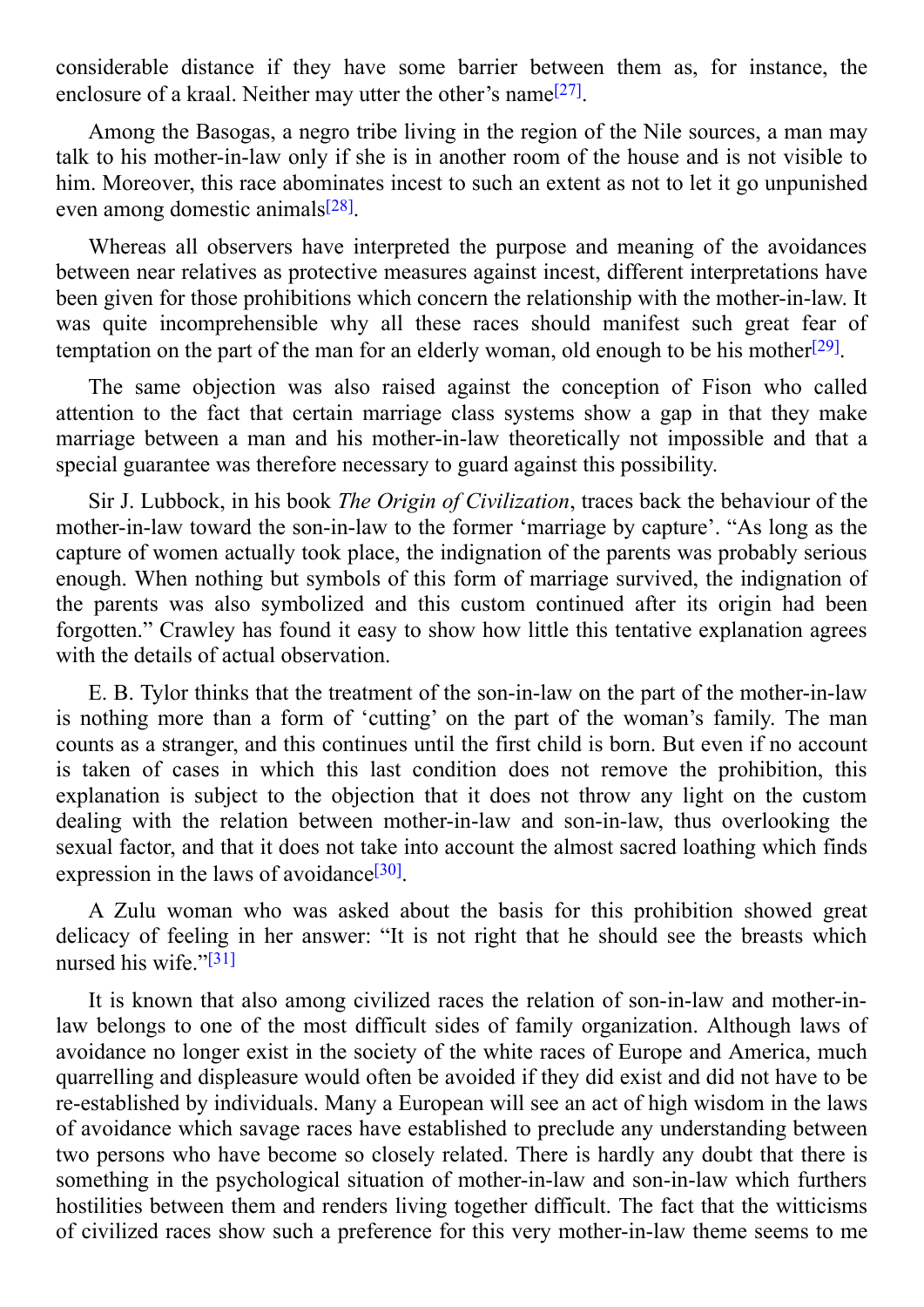considerable distance if they have some barrier between them as, for instance, the enclosure of a kraal. Neither may utter the other's name[27].

Among the Basogas, a negro tribe living in the region of the Nile sources, a man may talk to his mother-in-law only if she is in another room of the house and is not visible to him. Moreover, this race abominates incest to such an extent as not to let it go unpunished even among domestic animals[28].

Whereas all observers have interpreted the purpose and meaning of the avoidances between near relatives as protective measures against incest, different interpretations have been given for those prohibitions which concern the relationship with the mother-in-law. It was quite incomprehensible why all these races should manifest such great fear of temptation on the part of the man for an elderly woman, old enough to be his mother[29].

The same objection was also raised against the conception of Fison who called attention to the fact that certain marriage class systems show a gap in that they make marriage between a man and his mother-in-law theoretically not impossible and that a special guarantee was therefore necessary to guard against this possibility.

Sir J. Lubbock, in his book *The Origin of Civilization*, traces back the behaviour of the mother-in-law toward the son-in-law to the former 'marriage by capture'. "As long as the capture of women actually took place, the indignation of the parents was probably serious enough. When nothing but symbols of this form of marriage survived, the indignation of the parents was also symbolized and this custom continued after its origin had been forgotten." Crawley has found it easy to show how little this tentative explanation agrees with the details of actual observation.

E. B. Tylor thinks that the treatment of the son-in-law on the part of the mother-in-law is nothing more than a form of 'cutting' on the part of the woman's family. The man counts as a stranger, and this continues until the first child is born. But even if no account is taken of cases in which this last condition does not remove the prohibition, this explanation is subject to the objection that it does not throw any light on the custom dealing with the relation between mother-in-law and son-in-law, thus overlooking the sexual factor, and that it does not take into account the almost sacred loathing which finds expression in the laws of avoidance[30].

A Zulu woman who was asked about the basis for this prohibition showed great delicacy of feeling in her answer: "It is not right that he should see the breasts which nursed his wife."[31]

It is known that also among civilized races the relation of son-in-law and mother-in-law belongs to one of the most difficult sides of family organization. Although laws of avoidance no longer exist in the society of the white races of Europe and America, much quarrelling and displeasure would often be avoided if they did exist and did not have to be re-established by individuals. Many a European will see an act of high wisdom in the laws of avoidance which savage races have established to preclude any understanding between two persons who have become so closely related. There is hardly any doubt that there is something in the psychological situation of mother-in-law and son-in-law which furthers hostilities between them and renders living together difficult. The fact that the witticisms of civilized races show such a preference for this very mother-in-law theme seems to me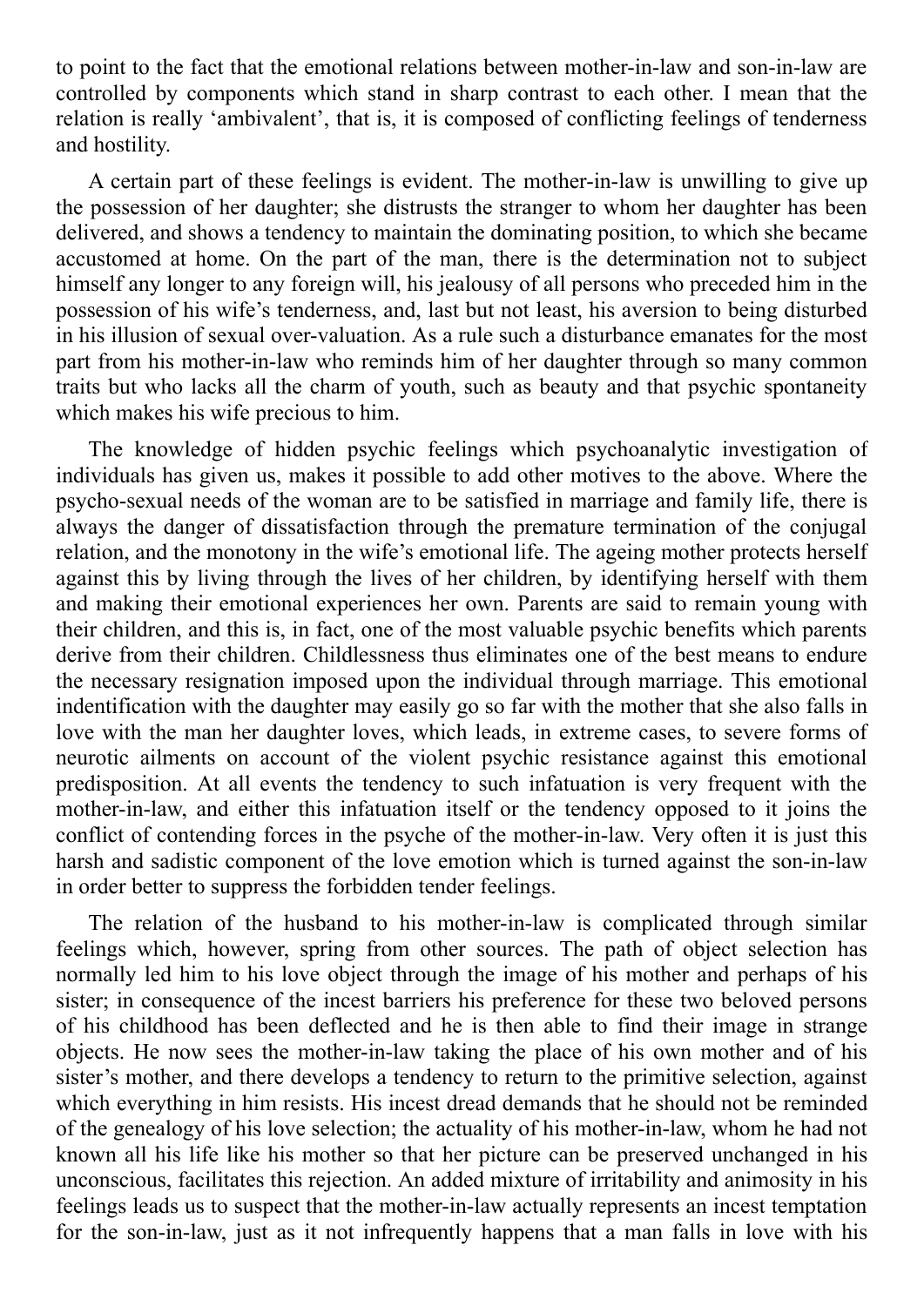to point to the fact that the emotional relations between mother-in-law and son-in-law are controlled by components which stand in sharp contrast to each other. I mean that the relation is really 'ambivalent', that is, it is composed of conflicting feelings of tenderness and hostility.

A certain part of these feelings is evident. The mother-in-law is unwilling to give up the possession of her daughter; she distrusts the stranger to whom her daughter has been delivered, and shows a tendency to maintain the dominating position, to which she became accustomed at home. On the part of the man, there is the determination not to subject himself any longer to any foreign will, his jealousy of all persons who preceded him in the possession of his wife's tenderness, and, last but not least, his aversion to being disturbed in his illusion of sexual over-valuation. As a rule such a disturbance emanates for the most part from his mother-in-law who reminds him of her daughter through so many common traits but who lacks all the charm of youth, such as beauty and that psychic spontaneity which makes his wife precious to him.

The knowledge of hidden psychic feelings which psychoanalytic investigation of individuals has given us, makes it possible to add other motives to the above. Where the psycho-sexual needs of the woman are to be satisfied in marriage and family life, there is always the danger of dissatisfaction through the premature termination of the conjugal relation, and the monotony in the wife's emotional life. The ageing mother protects herself against this by living through the lives of her children, by identifying herself with them and making their emotional experiences her own. Parents are said to remain young with their children, and this is, in fact, one of the most valuable psychic benefits which parents derive from their children. Childlessness thus eliminates one of the best means to endure the necessary resignation imposed upon the individual through marriage. This emotional indentification with the daughter may easily go so far with the mother that she also falls in love with the man her daughter loves, which leads, in extreme cases, to severe forms of neurotic ailments on account of the violent psychic resistance against this emotional predisposition. At all events the tendency to such infatuation is very frequent with the mother-in-law, and either this infatuation itself or the tendency opposed to it joins the conflict of contending forces in the psyche of the mother-in-law. Very often it is just this harsh and sadistic component of the love emotion which is turned against the son-in-law in order better to suppress the forbidden tender feelings.

The relation of the husband to his mother-in-law is complicated through similar feelings which, however, spring from other sources. The path of object selection has normally led him to his love object through the image of his mother and perhaps of his sister; in consequence of the incest barriers his preference for these two beloved persons of his childhood has been deflected and he is then able to find their image in strange objects. He now sees the mother-in-law taking the place of his own mother and of his sister's mother, and there develops a tendency to return to the primitive selection, against which everything in him resists. His incest dread demands that he should not be reminded of the genealogy of his love selection; the actuality of his mother-in-law, whom he had not known all his life like his mother so that her picture can be preserved unchanged in his unconscious, facilitates this rejection. An added mixture of irritability and animosity in his feelings leads us to suspect that the mother-in-law actually represents an incest temptation for the son-in-law, just as it not infrequently happens that a man falls in love with his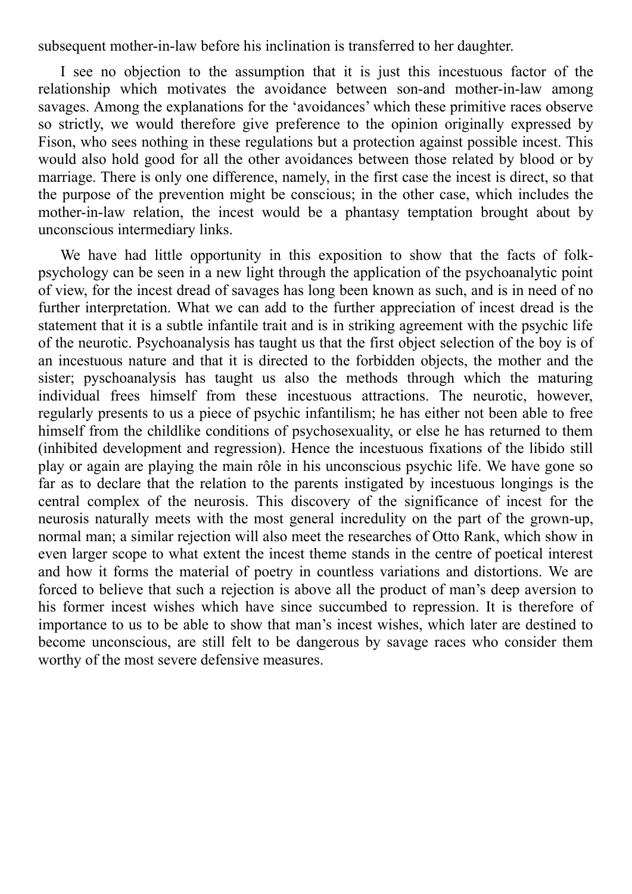subsequent mother-in-law before his inclination is transferred to her daughter.

I see no objection to the assumption that it is just this incestuous factor of the relationship which motivates the avoidance between son-and mother-in-law among savages. Among the explanations for the 'avoidances' which these primitive races observe so strictly, we would therefore give preference to the opinion originally expressed by Fison, who sees nothing in these regulations but a protection against possible incest. This would also hold good for all the other avoidances between those related by blood or by marriage. There is only one difference, namely, in the first case the incest is direct, so that the purpose of the prevention might be conscious; in the other case, which includes the mother-in-law relation, the incest would be a phantasy temptation brought about by unconscious intermediary links.

We have had little opportunity in this exposition to show that the facts of folk-psychology can be seen in a new light through the application of the psychoanalytic point of view, for the incest dread of savages has long been known as such, and is in need of no further interpretation. What we can add to the further appreciation of incest dread is the statement that it is a subtle infantile trait and is in striking agreement with the psychic life of the neurotic. Psychoanalysis has taught us that the first object selection of the boy is of an incestuous nature and that it is directed to the forbidden objects, the mother and the sister; pyschoanalysis has taught us also the methods through which the maturing individual frees himself from these incestuous attractions. The neurotic, however, regularly presents to us a piece of psychic infantilism; he has either not been able to free himself from the childlike conditions of psychosexuality, or else he has returned to them (inhibited development and regression). Hence the incestuous fixations of the libido still play or again are playing the main rôle in his unconscious psychic life. We have gone so far as to declare that the relation to the parents instigated by incestuous longings is the central complex of the neurosis. This discovery of the significance of incest for the neurosis naturally meets with the most general incredulity on the part of the grown-up, normal man; a similar rejection will also meet the researches of Otto Rank, which show in even larger scope to what extent the incest theme stands in the centre of poetical interest and how it forms the material of poetry in countless variations and distortions. We are forced to believe that such a rejection is above all the product of man's deep aversion to his former incest wishes which have since succumbed to repression. It is therefore of importance to us to be able to show that man's incest wishes, which later are destined to become unconscious, are still felt to be dangerous by savage races who consider them worthy of the most severe defensive measures.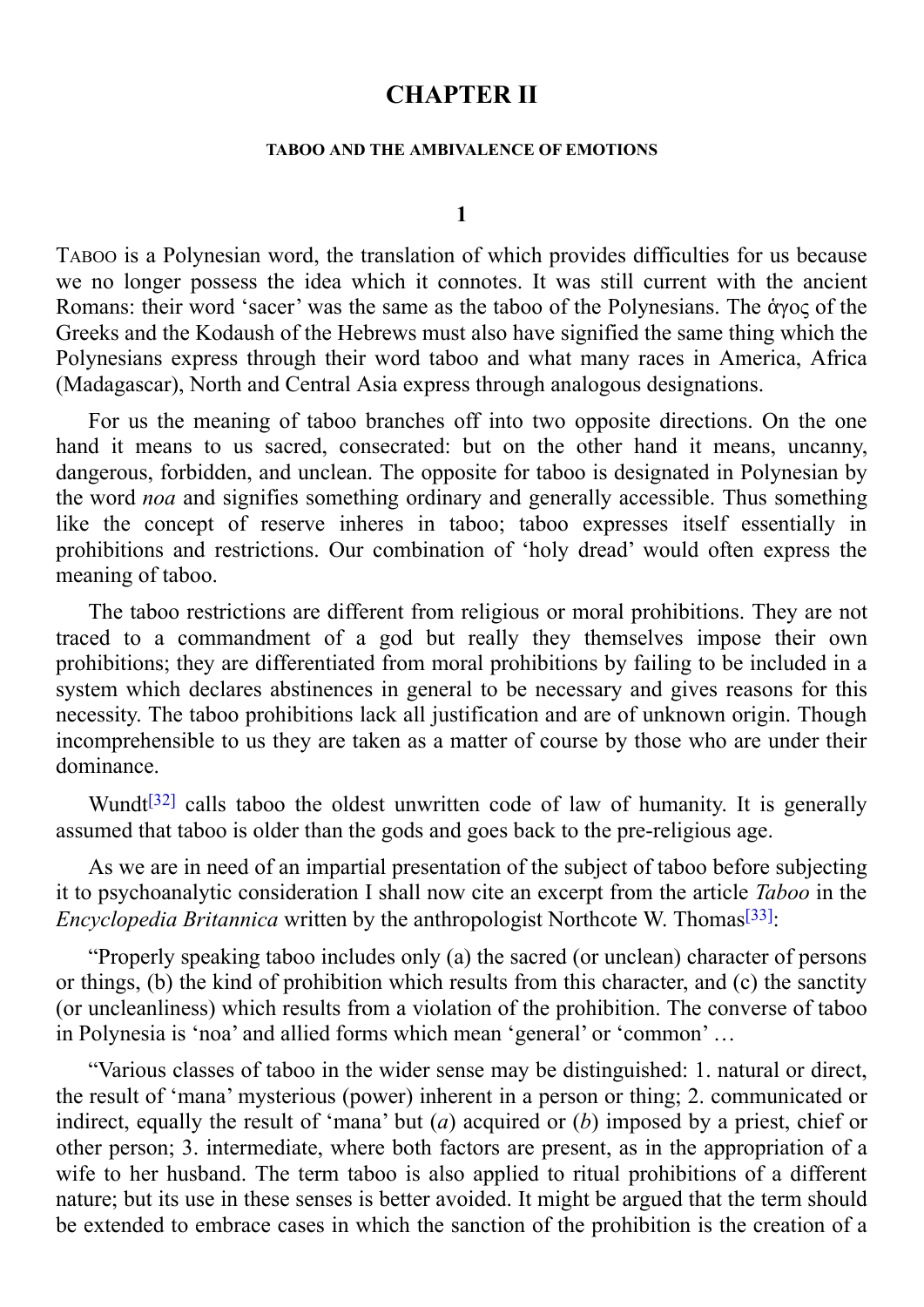# CHAPTER II

#### TABOO AND THE AMBIVALENCE OF EMOTIONS

### 1

TABOO is a Polynesian word, the translation of which provides difficulties for us because we no longer possess the idea which it connotes. It was still current with the ancient Romans: their word 'sacer' was the same as the taboo of the Polynesians. The ἁγος of the Greeks and the Kodaush of the Hebrews must also have signified the same thing which the Polynesians express through their word taboo and what many races in America, Africa (Madagascar), North and Central Asia express through analogous designations.

For us the meaning of taboo branches off into two opposite directions. On the one hand it means to us sacred, consecrated: but on the other hand it means, uncanny, dangerous, forbidden, and unclean. The opposite for taboo is designated in Polynesian by the word *noa* and signifies something ordinary and generally accessible. Thus something like the concept of reserve inheres in taboo; taboo expresses itself essentially in prohibitions and restrictions. Our combination of 'holy dread' would often express the meaning of taboo.

The taboo restrictions are different from religious or moral prohibitions. They are not traced to a commandment of a god but really they themselves impose their own prohibitions; they are differentiated from moral prohibitions by failing to be included in a system which declares abstinences in general to be necessary and gives reasons for this necessity. The taboo prohibitions lack all justification and are of unknown origin. Though incomprehensible to us they are taken as a matter of course by those who are under their dominance.

Wundt[32] calls taboo the oldest unwritten code of law of humanity. It is generally assumed that taboo is older than the gods and goes back to the pre-religious age.

As we are in need of an impartial presentation of the subject of taboo before subjecting it to psychoanalytic consideration I shall now cite an excerpt from the article *Taboo* in the *Encyclopedia Britannica* written by the anthropologist Northcote W. Thomas[33]:

"Properly speaking taboo includes only (a) the sacred (or unclean) character of persons or things, (b) the kind of prohibition which results from this character, and (c) the sanctity (or uncleanliness) which results from a violation of the prohibition. The converse of taboo in Polynesia is 'noa' and allied forms which mean 'general' or 'common' …

"Various classes of taboo in the wider sense may be distinguished: 1. natural or direct, the result of 'mana' mysterious (power) inherent in a person or thing; 2. communicated or indirect, equally the result of 'mana' but (*a*) acquired or (*b*) imposed by a priest, chief or other person; 3. intermediate, where both factors are present, as in the appropriation of a wife to her husband. The term taboo is also applied to ritual prohibitions of a different nature; but its use in these senses is better avoided. It might be argued that the term should be extended to embrace cases in which the sanction of the prohibition is the creation of a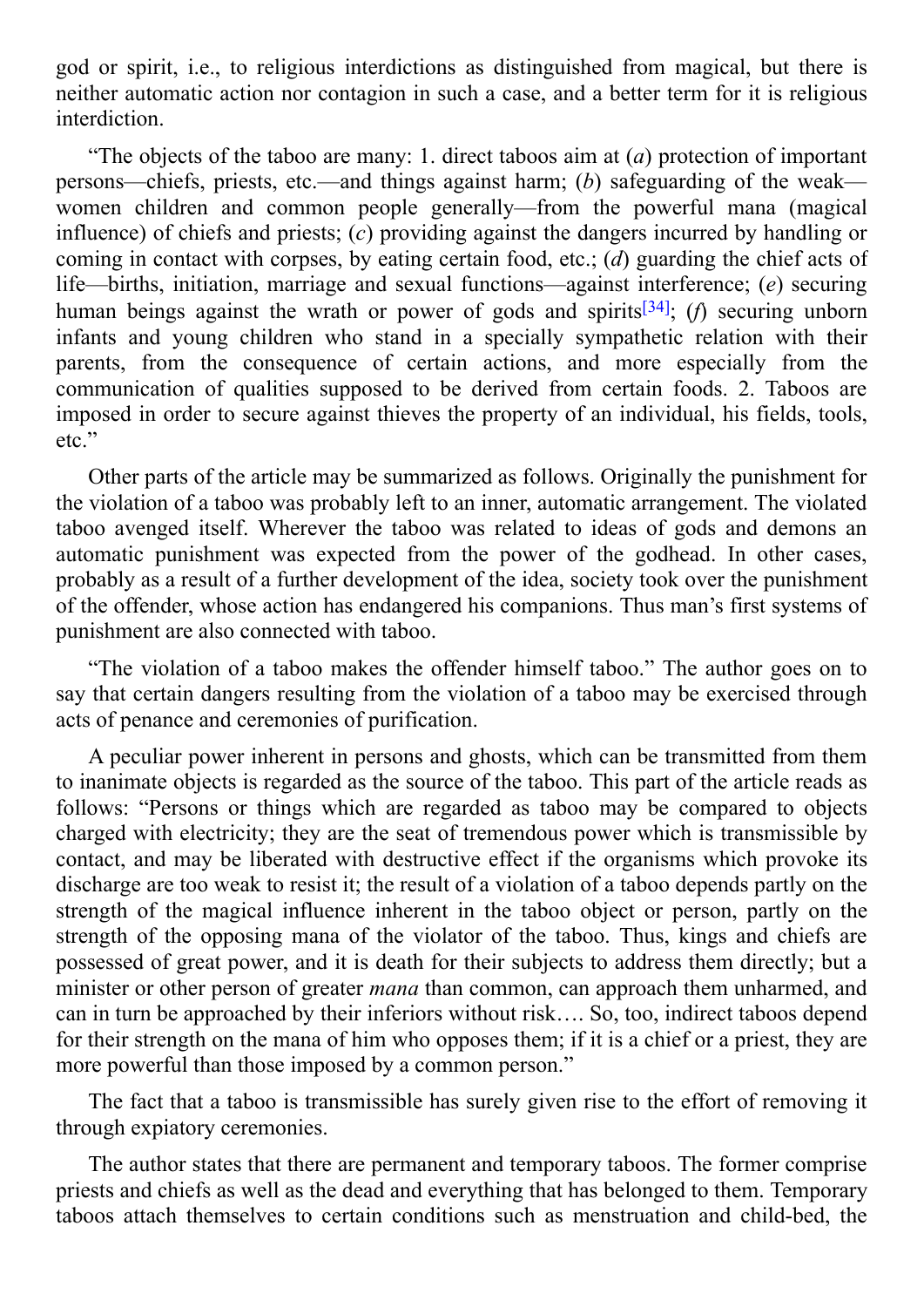god or spirit, i.e., to religious interdictions as distinguished from magical, but there is neither automatic action nor contagion in such a case, and a better term for it is religious interdiction.

“The objects of the taboo are many: 1. direct taboos aim at (*a*) protection of important persons—chiefs, priests, etc.—and things against harm; (*b*) safeguarding of the weak—women children and common people generally—from the powerful mana (magical influence) of chiefs and priests; (*c*) providing against the dangers incurred by handling or coming in contact with corpses, by eating certain food, etc.; (*d*) guarding the chief acts of life—births, initiation, marriage and sexual functions—against interference; (*e*) securing human beings against the wrath or power of gods and spirits[34]; (*f*) securing unborn infants and young children who stand in a specially sympathetic relation with their parents, from the consequence of certain actions, and more especially from the communication of qualities supposed to be derived from certain foods. 2. Taboos are imposed in order to secure against thieves the property of an individual, his fields, tools, etc.”

Other parts of the article may be summarized as follows. Originally the punishment for the violation of a taboo was probably left to an inner, automatic arrangement. The violated taboo avenged itself. Wherever the taboo was related to ideas of gods and demons an automatic punishment was expected from the power of the godhead. In other cases, probably as a result of a further development of the idea, society took over the punishment of the offender, whose action has endangered his companions. Thus man’s first systems of punishment are also connected with taboo.

“The violation of a taboo makes the offender himself taboo.” The author goes on to say that certain dangers resulting from the violation of a taboo may be exercised through acts of penance and ceremonies of purification.

A peculiar power inherent in persons and ghosts, which can be transmitted from them to inanimate objects is regarded as the source of the taboo. This part of the article reads as follows: “Persons or things which are regarded as taboo may be compared to objects charged with electricity; they are the seat of tremendous power which is transmissible by contact, and may be liberated with destructive effect if the organisms which provoke its discharge are too weak to resist it; the result of a violation of a taboo depends partly on the strength of the magical influence inherent in the taboo object or person, partly on the strength of the opposing mana of the violator of the taboo. Thus, kings and chiefs are possessed of great power, and it is death for their subjects to address them directly; but a minister or other person of greater *mana* than common, can approach them unharmed, and can in turn be approached by their inferiors without risk…. So, too, indirect taboos depend for their strength on the mana of him who opposes them; if it is a chief or a priest, they are more powerful than those imposed by a common person.”

The fact that a taboo is transmissible has surely given rise to the effort of removing it through expiatory ceremonies.

The author states that there are permanent and temporary taboos. The former comprise priests and chiefs as well as the dead and everything that has belonged to them. Temporary taboos attach themselves to certain conditions such as menstruation and child-bed, the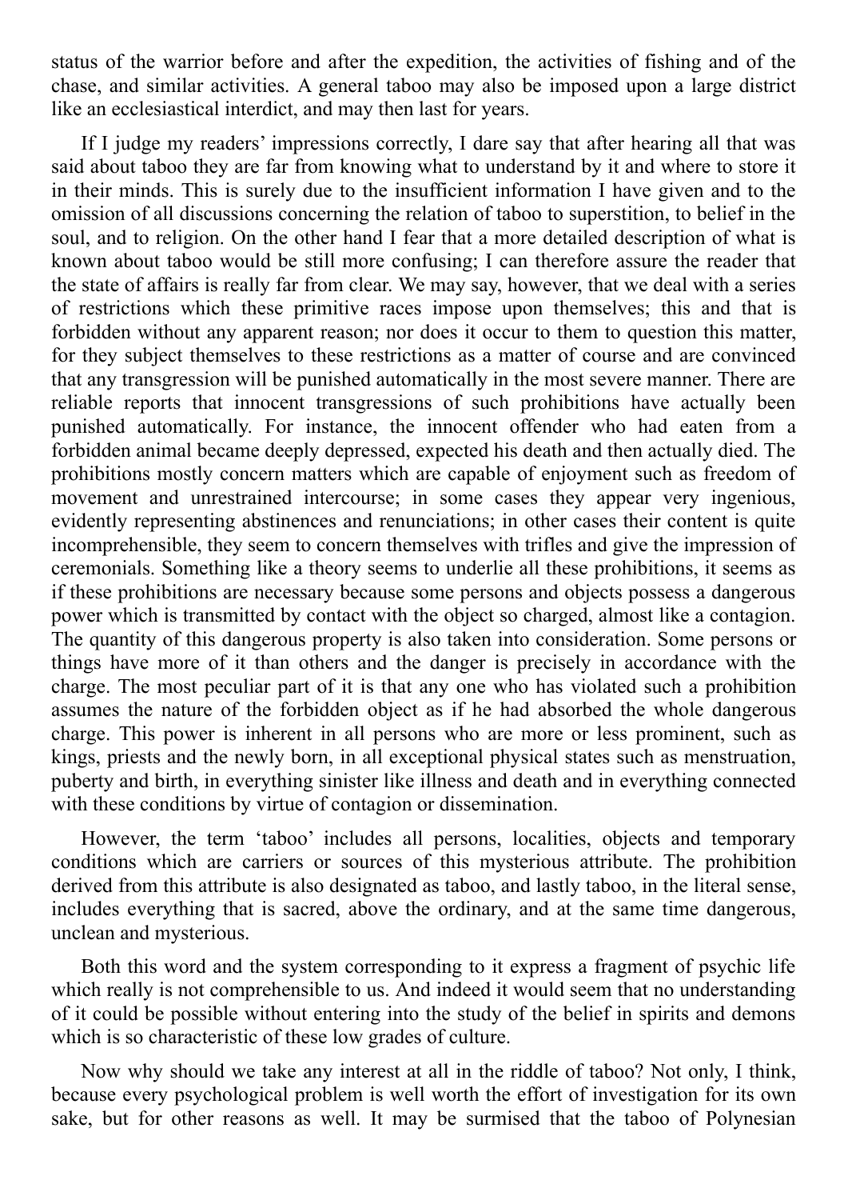status of the warrior before and after the expedition, the activities of fishing and of the chase, and similar activities. A general taboo may also be imposed upon a large district like an ecclesiastical interdict, and may then last for years.

If I judge my readers' impressions correctly, I dare say that after hearing all that was said about taboo they are far from knowing what to understand by it and where to store it in their minds. This is surely due to the insufficient information I have given and to the omission of all discussions concerning the relation of taboo to superstition, to belief in the soul, and to religion. On the other hand I fear that a more detailed description of what is known about taboo would be still more confusing; I can therefore assure the reader that the state of affairs is really far from clear. We may say, however, that we deal with a series of restrictions which these primitive races impose upon themselves; this and that is forbidden without any apparent reason; nor does it occur to them to question this matter, for they subject themselves to these restrictions as a matter of course and are convinced that any transgression will be punished automatically in the most severe manner. There are reliable reports that innocent transgressions of such prohibitions have actually been punished automatically. For instance, the innocent offender who had eaten from a forbidden animal became deeply depressed, expected his death and then actually died. The prohibitions mostly concern matters which are capable of enjoyment such as freedom of movement and unrestrained intercourse; in some cases they appear very ingenious, evidently representing abstinences and renunciations; in other cases their content is quite incomprehensible, they seem to concern themselves with trifles and give the impression of ceremonials. Something like a theory seems to underlie all these prohibitions, it seems as if these prohibitions are necessary because some persons and objects possess a dangerous power which is transmitted by contact with the object so charged, almost like a contagion. The quantity of this dangerous property is also taken into consideration. Some persons or things have more of it than others and the danger is precisely in accordance with the charge. The most peculiar part of it is that any one who has violated such a prohibition assumes the nature of the forbidden object as if he had absorbed the whole dangerous charge. This power is inherent in all persons who are more or less prominent, such as kings, priests and the newly born, in all exceptional physical states such as menstruation, puberty and birth, in everything sinister like illness and death and in everything connected with these conditions by virtue of contagion or dissemination.

However, the term 'taboo' includes all persons, localities, objects and temporary conditions which are carriers or sources of this mysterious attribute. The prohibition derived from this attribute is also designated as taboo, and lastly taboo, in the literal sense, includes everything that is sacred, above the ordinary, and at the same time dangerous, unclean and mysterious.

Both this word and the system corresponding to it express a fragment of psychic life which really is not comprehensible to us. And indeed it would seem that no understanding of it could be possible without entering into the study of the belief in spirits and demons which is so characteristic of these low grades of culture.

Now why should we take any interest at all in the riddle of taboo? Not only, I think, because every psychological problem is well worth the effort of investigation for its own sake, but for other reasons as well. It may be surmised that the taboo of Polynesian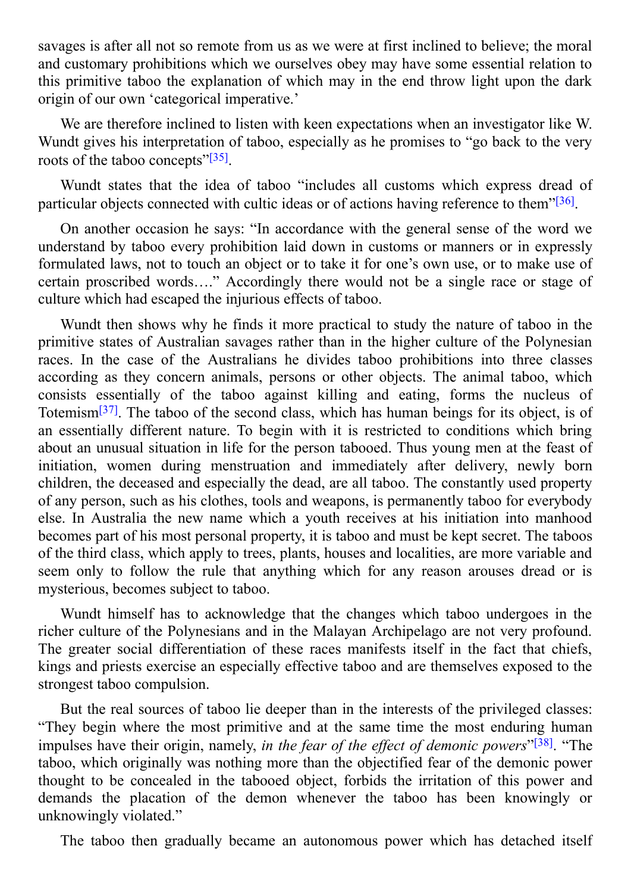savages is after all not so remote from us as we were at first inclined to believe; the moral and customary prohibitions which we ourselves obey may have some essential relation to this primitive taboo the explanation of which may in the end throw light upon the dark origin of our own 'categorical imperative.'

We are therefore inclined to listen with keen expectations when an investigator like W. Wundt gives his interpretation of taboo, especially as he promises to "go back to the very roots of the taboo concepts"[35].

Wundt states that the idea of taboo "includes all customs which express dread of particular objects connected with cultic ideas or of actions having reference to them"[36].

On another occasion he says: "In accordance with the general sense of the word we understand by taboo every prohibition laid down in customs or manners or in expressly formulated laws, not to touch an object or to take it for one's own use, or to make use of certain proscribed words…." Accordingly there would not be a single race or stage of culture which had escaped the injurious effects of taboo.

Wundt then shows why he finds it more practical to study the nature of taboo in the primitive states of Australian savages rather than in the higher culture of the Polynesian races. In the case of the Australians he divides taboo prohibitions into three classes according as they concern animals, persons or other objects. The animal taboo, which consists essentially of the taboo against killing and eating, forms the nucleus of Totemism[37]. The taboo of the second class, which has human beings for its object, is of an essentially different nature. To begin with it is restricted to conditions which bring about an unusual situation in life for the person tabooed. Thus young men at the feast of initiation, women during menstruation and immediately after delivery, newly born children, the deceased and especially the dead, are all taboo. The constantly used property of any person, such as his clothes, tools and weapons, is permanently taboo for everybody else. In Australia the new name which a youth receives at his initiation into manhood becomes part of his most personal property, it is taboo and must be kept secret. The taboos of the third class, which apply to trees, plants, houses and localities, are more variable and seem only to follow the rule that anything which for any reason arouses dread or is mysterious, becomes subject to taboo.

Wundt himself has to acknowledge that the changes which taboo undergoes in the richer culture of the Polynesians and in the Malayan Archipelago are not very profound. The greater social differentiation of these races manifests itself in the fact that chiefs, kings and priests exercise an especially effective taboo and are themselves exposed to the strongest taboo compulsion.

But the real sources of taboo lie deeper than in the interests of the privileged classes: "They begin where the most primitive and at the same time the most enduring human impulses have their origin, namely, *in the fear of the effect of demonic powers*"[38]. "The taboo, which originally was nothing more than the objectified fear of the demonic power thought to be concealed in the tabooed object, forbids the irritation of this power and demands the placation of the demon whenever the taboo has been knowingly or unknowingly violated."

The taboo then gradually became an autonomous power which has detached itself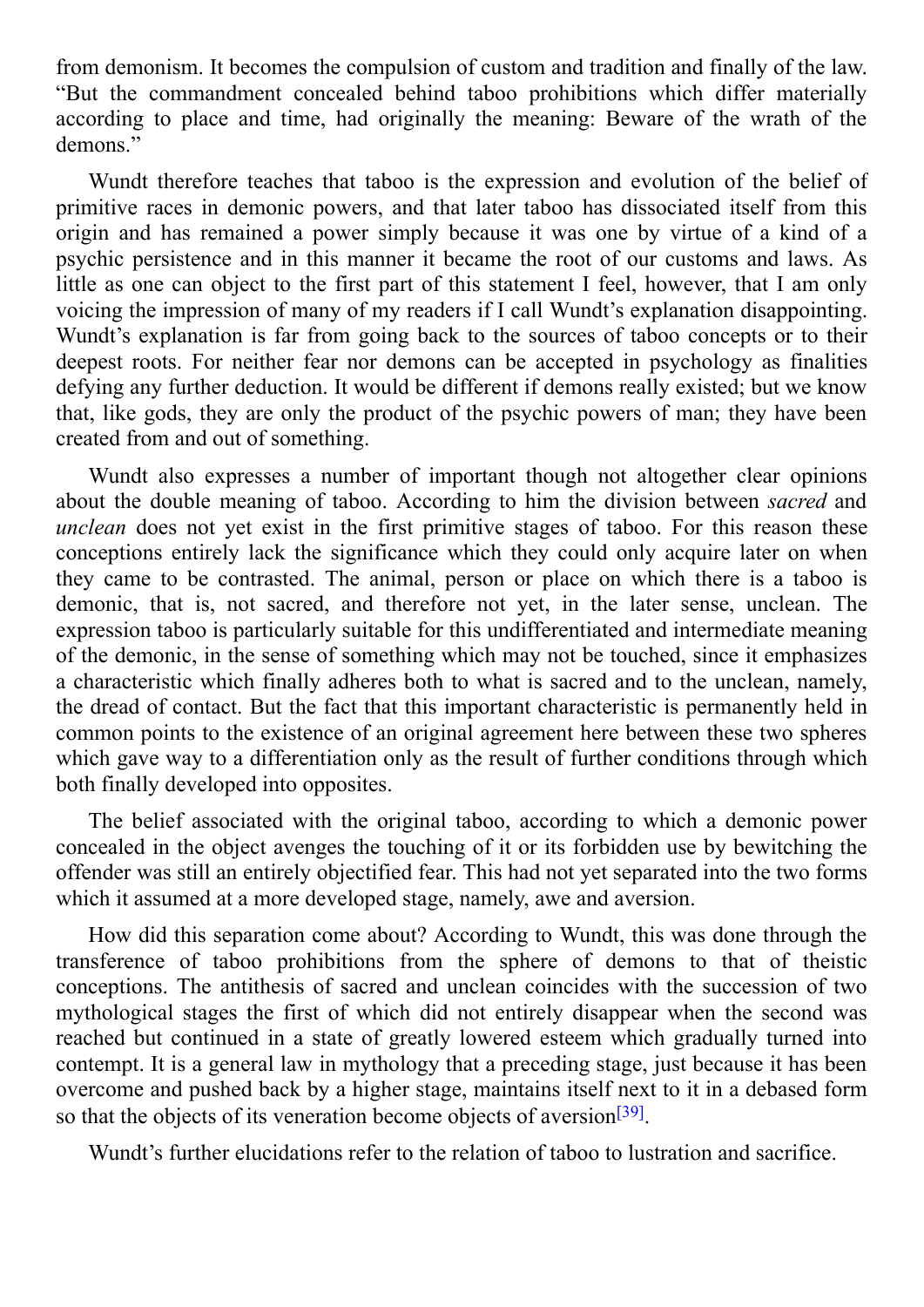from demonism. It becomes the compulsion of custom and tradition and finally of the law. “But the commandment concealed behind taboo prohibitions which differ materially according to place and time, had originally the meaning: Beware of the wrath of the demons.”

Wundt therefore teaches that taboo is the expression and evolution of the belief of primitive races in demonic powers, and that later taboo has dissociated itself from this origin and has remained a power simply because it was one by virtue of a kind of a psychic persistence and in this manner it became the root of our customs and laws. As little as one can object to the first part of this statement I feel, however, that I am only voicing the impression of many of my readers if I call Wundt’s explanation disappointing. Wundt’s explanation is far from going back to the sources of taboo concepts or to their deepest roots. For neither fear nor demons can be accepted in psychology as finalities defying any further deduction. It would be different if demons really existed; but we know that, like gods, they are only the product of the psychic powers of man; they have been created from and out of something.

Wundt also expresses a number of important though not altogether clear opinions about the double meaning of taboo. According to him the division between *sacred* and *unclean* does not yet exist in the first primitive stages of taboo. For this reason these conceptions entirely lack the significance which they could only acquire later on when they came to be contrasted. The animal, person or place on which there is a taboo is demonic, that is, not sacred, and therefore not yet, in the later sense, unclean. The expression taboo is particularly suitable for this undifferentiated and intermediate meaning of the demonic, in the sense of something which may not be touched, since it emphasizes a characteristic which finally adheres both to what is sacred and to the unclean, namely, the dread of contact. But the fact that this important characteristic is permanently held in common points to the existence of an original agreement here between these two spheres which gave way to a differentiation only as the result of further conditions through which both finally developed into opposites.

The belief associated with the original taboo, according to which a demonic power concealed in the object avenges the touching of it or its forbidden use by bewitching the offender was still an entirely objectified fear. This had not yet separated into the two forms which it assumed at a more developed stage, namely, awe and aversion.

How did this separation come about? According to Wundt, this was done through the transference of taboo prohibitions from the sphere of demons to that of theistic conceptions. The antithesis of sacred and unclean coincides with the succession of two mythological stages the first of which did not entirely disappear when the second was reached but continued in a state of greatly lowered esteem which gradually turned into contempt. It is a general law in mythology that a preceding stage, just because it has been overcome and pushed back by a higher stage, maintains itself next to it in a debased form so that the objects of its veneration become objects of aversion[39].

Wundt’s further elucidations refer to the relation of taboo to lustration and sacrifice.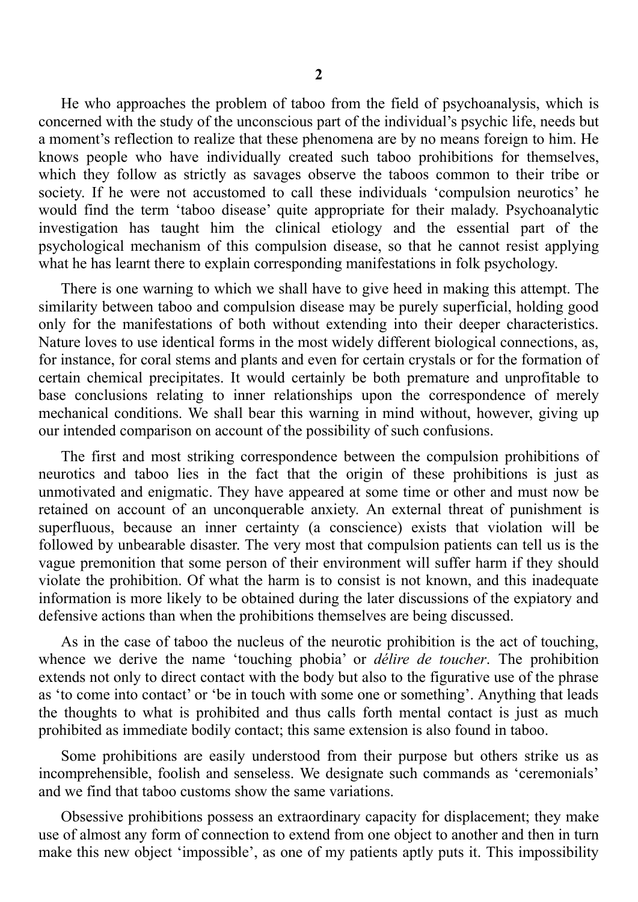## 2

He who approaches the problem of taboo from the field of psychoanalysis, which is concerned with the study of the unconscious part of the individual's psychic life, needs but a moment's reflection to realize that these phenomena are by no means foreign to him. He knows people who have individually created such taboo prohibitions for themselves, which they follow as strictly as savages observe the taboos common to their tribe or society. If he were not accustomed to call these individuals 'compulsion neurotics' he would find the term 'taboo disease' quite appropriate for their malady. Psychoanalytic investigation has taught him the clinical etiology and the essential part of the psychological mechanism of this compulsion disease, so that he cannot resist applying what he has learnt there to explain corresponding manifestations in folk psychology.

There is one warning to which we shall have to give heed in making this attempt. The similarity between taboo and compulsion disease may be purely superficial, holding good only for the manifestations of both without extending into their deeper characteristics. Nature loves to use identical forms in the most widely different biological connections, as, for instance, for coral stems and plants and even for certain crystals or for the formation of certain chemical precipitates. It would certainly be both premature and unprofitable to base conclusions relating to inner relationships upon the correspondence of merely mechanical conditions. We shall bear this warning in mind without, however, giving up our intended comparison on account of the possibility of such confusions.

The first and most striking correspondence between the compulsion prohibitions of neurotics and taboo lies in the fact that the origin of these prohibitions is just as unmotivated and enigmatic. They have appeared at some time or other and must now be retained on account of an unconquerable anxiety. An external threat of punishment is superfluous, because an inner certainty (a conscience) exists that violation will be followed by unbearable disaster. The very most that compulsion patients can tell us is the vague premonition that some person of their environment will suffer harm if they should violate the prohibition. Of what the harm is to consist is not known, and this inadequate information is more likely to be obtained during the later discussions of the expiatory and defensive actions than when the prohibitions themselves are being discussed.

As in the case of taboo the nucleus of the neurotic prohibition is the act of touching, whence we derive the name 'touching phobia' or *délire de toucher*. The prohibition extends not only to direct contact with the body but also to the figurative use of the phrase as 'to come into contact' or 'be in touch with some one or something'. Anything that leads the thoughts to what is prohibited and thus calls forth mental contact is just as much prohibited as immediate bodily contact; this same extension is also found in taboo.

Some prohibitions are easily understood from their purpose but others strike us as incomprehensible, foolish and senseless. We designate such commands as 'ceremonials' and we find that taboo customs show the same variations.

Obsessive prohibitions possess an extraordinary capacity for displacement; they make use of almost any form of connection to extend from one object to another and then in turn make this new object 'impossible', as one of my patients aptly puts it. This impossibility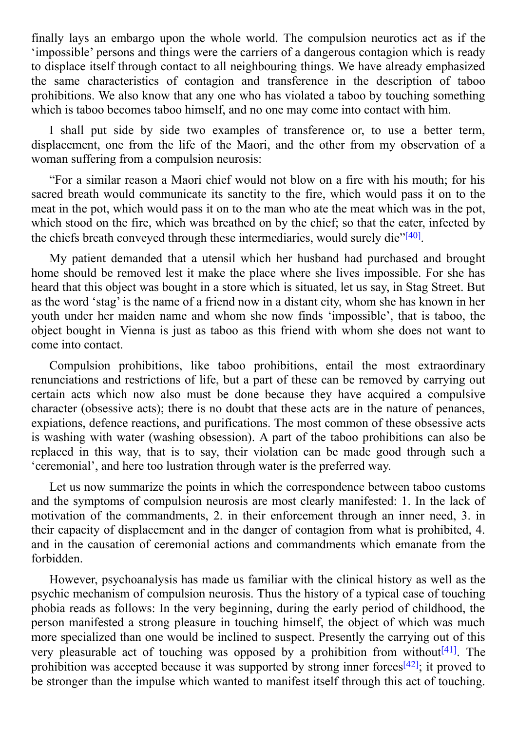finally lays an embargo upon the whole world. The compulsion neurotics act as if the 'impossible' persons and things were the carriers of a dangerous contagion which is ready to displace itself through contact to all neighbouring things. We have already emphasized the same characteristics of contagion and transference in the description of taboo prohibitions. We also know that any one who has violated a taboo by touching something which is taboo becomes taboo himself, and no one may come into contact with him.

I shall put side by side two examples of transference or, to use a better term, displacement, one from the life of the Maori, and the other from my observation of a woman suffering from a compulsion neurosis:

"For a similar reason a Maori chief would not blow on a fire with his mouth; for his sacred breath would communicate its sanctity to the fire, which would pass it on to the meat in the pot, which would pass it on to the man who ate the meat which was in the pot, which stood on the fire, which was breathed on by the chief; so that the eater, infected by the chiefs breath conveyed through these intermediaries, would surely die"[40].

My patient demanded that a utensil which her husband had purchased and brought home should be removed lest it make the place where she lives impossible. For she has heard that this object was bought in a store which is situated, let us say, in Stag Street. But as the word 'stag' is the name of a friend now in a distant city, whom she has known in her youth under her maiden name and whom she now finds 'impossible', that is taboo, the object bought in Vienna is just as taboo as this friend with whom she does not want to come into contact.

Compulsion prohibitions, like taboo prohibitions, entail the most extraordinary renunciations and restrictions of life, but a part of these can be removed by carrying out certain acts which now also must be done because they have acquired a compulsive character (obsessive acts); there is no doubt that these acts are in the nature of penances, expiations, defence reactions, and purifications. The most common of these obsessive acts is washing with water (washing obsession). A part of the taboo prohibitions can also be replaced in this way, that is to say, their violation can be made good through such a 'ceremonial', and here too lustration through water is the preferred way.

Let us now summarize the points in which the correspondence between taboo customs and the symptoms of compulsion neurosis are most clearly manifested: 1. In the lack of motivation of the commandments, 2. in their enforcement through an inner need, 3. in their capacity of displacement and in the danger of contagion from what is prohibited, 4. and in the causation of ceremonial actions and commandments which emanate from the forbidden.

However, psychoanalysis has made us familiar with the clinical history as well as the psychic mechanism of compulsion neurosis. Thus the history of a typical case of touching phobia reads as follows: In the very beginning, during the early period of childhood, the person manifested a strong pleasure in touching himself, the object of which was much more specialized than one would be inclined to suspect. Presently the carrying out of this very pleasurable act of touching was opposed by a prohibition from without[41]. The prohibition was accepted because it was supported by strong inner forces[42]; it proved to be stronger than the impulse which wanted to manifest itself through this act of touching.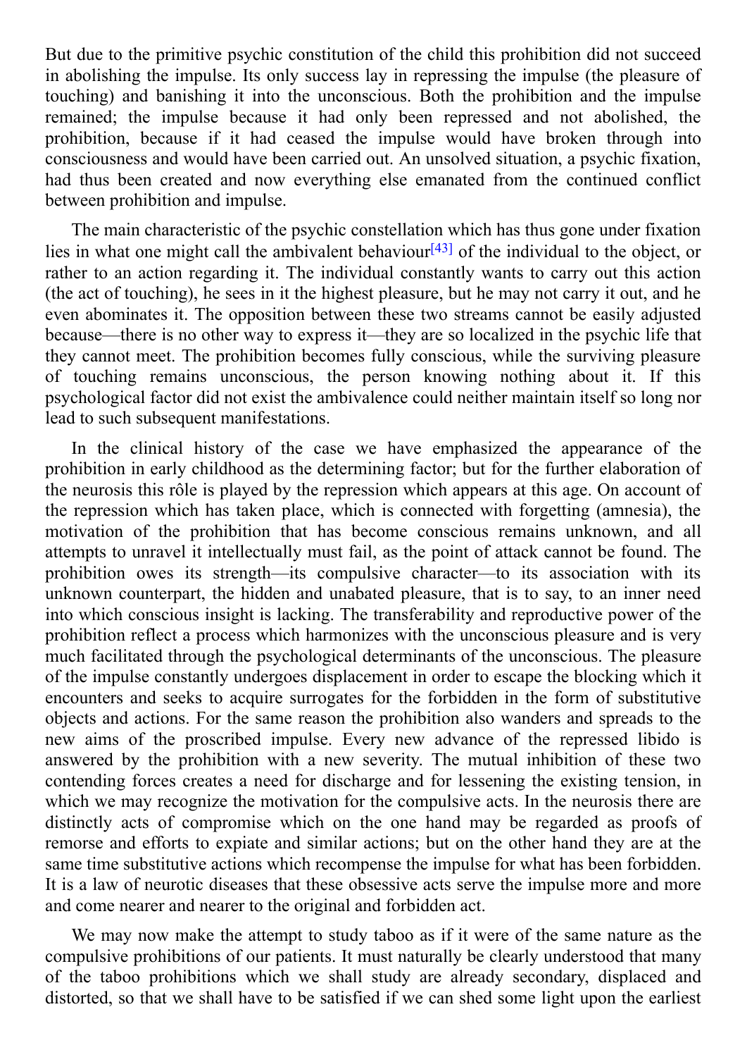But due to the primitive psychic constitution of the child this prohibition did not succeed in abolishing the impulse. Its only success lay in repressing the impulse (the pleasure of touching) and banishing it into the unconscious. Both the prohibition and the impulse remained; the impulse because it had only been repressed and not abolished, the prohibition, because if it had ceased the impulse would have broken through into consciousness and would have been carried out. An unsolved situation, a psychic fixation, had thus been created and now everything else emanated from the continued conflict between prohibition and impulse.

The main characteristic of the psychic constellation which has thus gone under fixation lies in what one might call the ambivalent behaviour[43] of the individual to the object, or rather to an action regarding it. The individual constantly wants to carry out this action (the act of touching), he sees in it the highest pleasure, but he may not carry it out, and he even abominates it. The opposition between these two streams cannot be easily adjusted because—there is no other way to express it—they are so localized in the psychic life that they cannot meet. The prohibition becomes fully conscious, while the surviving pleasure of touching remains unconscious, the person knowing nothing about it. If this psychological factor did not exist the ambivalence could neither maintain itself so long nor lead to such subsequent manifestations.

In the clinical history of the case we have emphasized the appearance of the prohibition in early childhood as the determining factor; but for the further elaboration of the neurosis this rôle is played by the repression which appears at this age. On account of the repression which has taken place, which is connected with forgetting (amnesia), the motivation of the prohibition that has become conscious remains unknown, and all attempts to unravel it intellectually must fail, as the point of attack cannot be found. The prohibition owes its strength—its compulsive character—to its association with its unknown counterpart, the hidden and unabated pleasure, that is to say, to an inner need into which conscious insight is lacking. The transferability and reproductive power of the prohibition reflect a process which harmonizes with the unconscious pleasure and is very much facilitated through the psychological determinants of the unconscious. The pleasure of the impulse constantly undergoes displacement in order to escape the blocking which it encounters and seeks to acquire surrogates for the forbidden in the form of substitutive objects and actions. For the same reason the prohibition also wanders and spreads to the new aims of the proscribed impulse. Every new advance of the repressed libido is answered by the prohibition with a new severity. The mutual inhibition of these two contending forces creates a need for discharge and for lessening the existing tension, in which we may recognize the motivation for the compulsive acts. In the neurosis there are distinctly acts of compromise which on the one hand may be regarded as proofs of remorse and efforts to expiate and similar actions; but on the other hand they are at the same time substitutive actions which recompense the impulse for what has been forbidden. It is a law of neurotic diseases that these obsessive acts serve the impulse more and more and come nearer and nearer to the original and forbidden act.

We may now make the attempt to study taboo as if it were of the same nature as the compulsive prohibitions of our patients. It must naturally be clearly understood that many of the taboo prohibitions which we shall study are already secondary, displaced and distorted, so that we shall have to be satisfied if we can shed some light upon the earliest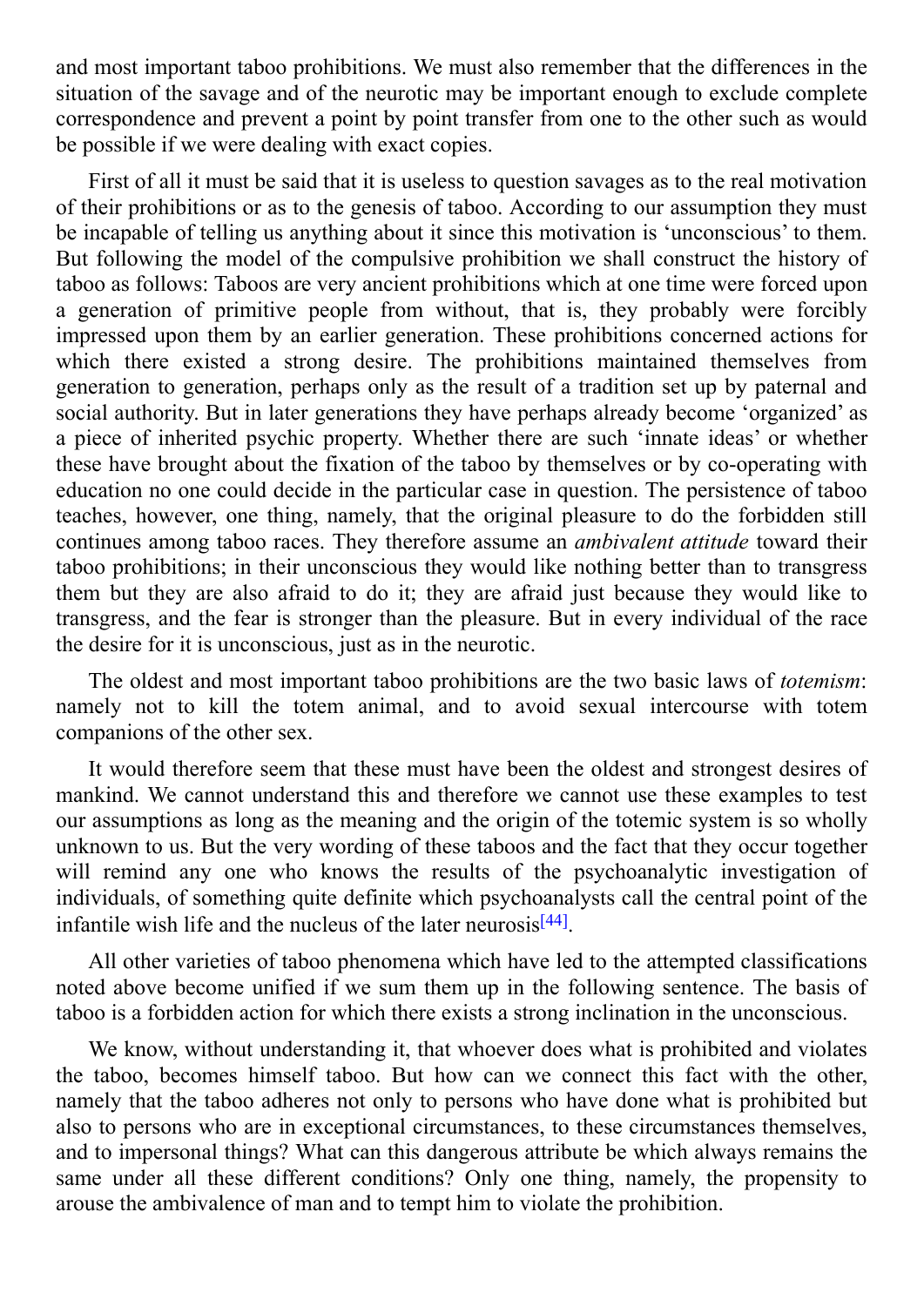and most important taboo prohibitions. We must also remember that the differences in the situation of the savage and of the neurotic may be important enough to exclude complete correspondence and prevent a point by point transfer from one to the other such as would be possible if we were dealing with exact copies.

First of all it must be said that it is useless to question savages as to the real motivation of their prohibitions or as to the genesis of taboo. According to our assumption they must be incapable of telling us anything about it since this motivation is 'unconscious' to them. But following the model of the compulsive prohibition we shall construct the history of taboo as follows: Taboos are very ancient prohibitions which at one time were forced upon a generation of primitive people from without, that is, they probably were forcibly impressed upon them by an earlier generation. These prohibitions concerned actions for which there existed a strong desire. The prohibitions maintained themselves from generation to generation, perhaps only as the result of a tradition set up by paternal and social authority. But in later generations they have perhaps already become 'organized' as a piece of inherited psychic property. Whether there are such 'innate ideas' or whether these have brought about the fixation of the taboo by themselves or by co-operating with education no one could decide in the particular case in question. The persistence of taboo teaches, however, one thing, namely, that the original pleasure to do the forbidden still continues among taboo races. They therefore assume an *ambivalent attitude* toward their taboo prohibitions; in their unconscious they would like nothing better than to transgress them but they are also afraid to do it; they are afraid just because they would like to transgress, and the fear is stronger than the pleasure. But in every individual of the race the desire for it is unconscious, just as in the neurotic.

The oldest and most important taboo prohibitions are the two basic laws of *totemism*: namely not to kill the totem animal, and to avoid sexual intercourse with totem companions of the other sex.

It would therefore seem that these must have been the oldest and strongest desires of mankind. We cannot understand this and therefore we cannot use these examples to test our assumptions as long as the meaning and the origin of the totemic system is so wholly unknown to us. But the very wording of these taboos and the fact that they occur together will remind any one who knows the results of the psychoanalytic investigation of individuals, of something quite definite which psychoanalysts call the central point of the infantile wish life and the nucleus of the later neurosis[44].

All other varieties of taboo phenomena which have led to the attempted classifications noted above become unified if we sum them up in the following sentence. The basis of taboo is a forbidden action for which there exists a strong inclination in the unconscious.

We know, without understanding it, that whoever does what is prohibited and violates the taboo, becomes himself taboo. But how can we connect this fact with the other, namely that the taboo adheres not only to persons who have done what is prohibited but also to persons who are in exceptional circumstances, to these circumstances themselves, and to impersonal things? What can this dangerous attribute be which always remains the same under all these different conditions? Only one thing, namely, the propensity to arouse the ambivalence of man and to tempt him to violate the prohibition.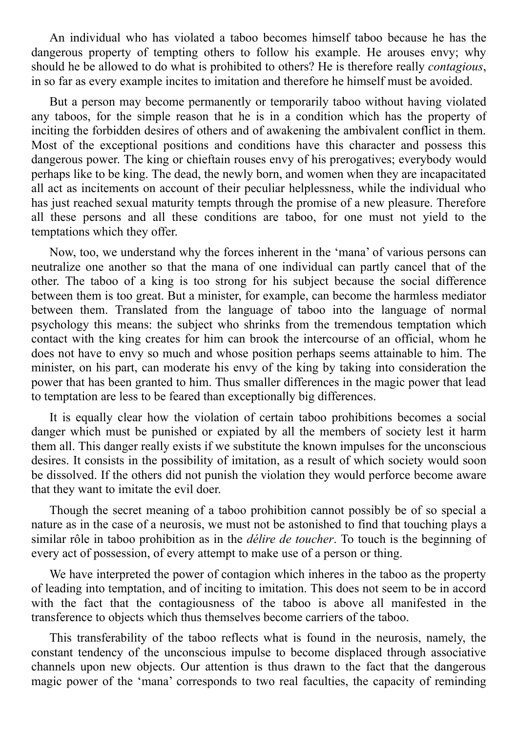An individual who has violated a taboo becomes himself taboo because he has the dangerous property of tempting others to follow his example. He arouses envy; why should he be allowed to do what is prohibited to others? He is therefore really *contagious*, in so far as every example incites to imitation and therefore he himself must be avoided.

But a person may become permanently or temporarily taboo without having violated any taboos, for the simple reason that he is in a condition which has the property of inciting the forbidden desires of others and of awakening the ambivalent conflict in them. Most of the exceptional positions and conditions have this character and possess this dangerous power. The king or chieftain rouses envy of his prerogatives; everybody would perhaps like to be king. The dead, the newly born, and women when they are incapacitated all act as incitements on account of their peculiar helplessness, while the individual who has just reached sexual maturity tempts through the promise of a new pleasure. Therefore all these persons and all these conditions are taboo, for one must not yield to the temptations which they offer.

Now, too, we understand why the forces inherent in the 'mana' of various persons can neutralize one another so that the mana of one individual can partly cancel that of the other. The taboo of a king is too strong for his subject because the social difference between them is too great. But a minister, for example, can become the harmless mediator between them. Translated from the language of taboo into the language of normal psychology this means: the subject who shrinks from the tremendous temptation which contact with the king creates for him can brook the intercourse of an official, whom he does not have to envy so much and whose position perhaps seems attainable to him. The minister, on his part, can moderate his envy of the king by taking into consideration the power that has been granted to him. Thus smaller differences in the magic power that lead to temptation are less to be feared than exceptionally big differences.

It is equally clear how the violation of certain taboo prohibitions becomes a social danger which must be punished or expiated by all the members of society lest it harm them all. This danger really exists if we substitute the known impulses for the unconscious desires. It consists in the possibility of imitation, as a result of which society would soon be dissolved. If the others did not punish the violation they would perforce become aware that they want to imitate the evil doer.

Though the secret meaning of a taboo prohibition cannot possibly be of so special a nature as in the case of a neurosis, we must not be astonished to find that touching plays a similar rôle in taboo prohibition as in the *délire de toucher*. To touch is the beginning of every act of possession, of every attempt to make use of a person or thing.

We have interpreted the power of contagion which inheres in the taboo as the property of leading into temptation, and of inciting to imitation. This does not seem to be in accord with the fact that the contagiousness of the taboo is above all manifested in the transference to objects which thus themselves become carriers of the taboo.

This transferability of the taboo reflects what is found in the neurosis, namely, the constant tendency of the unconscious impulse to become displaced through associative channels upon new objects. Our attention is thus drawn to the fact that the dangerous magic power of the 'mana' corresponds to two real faculties, the capacity of reminding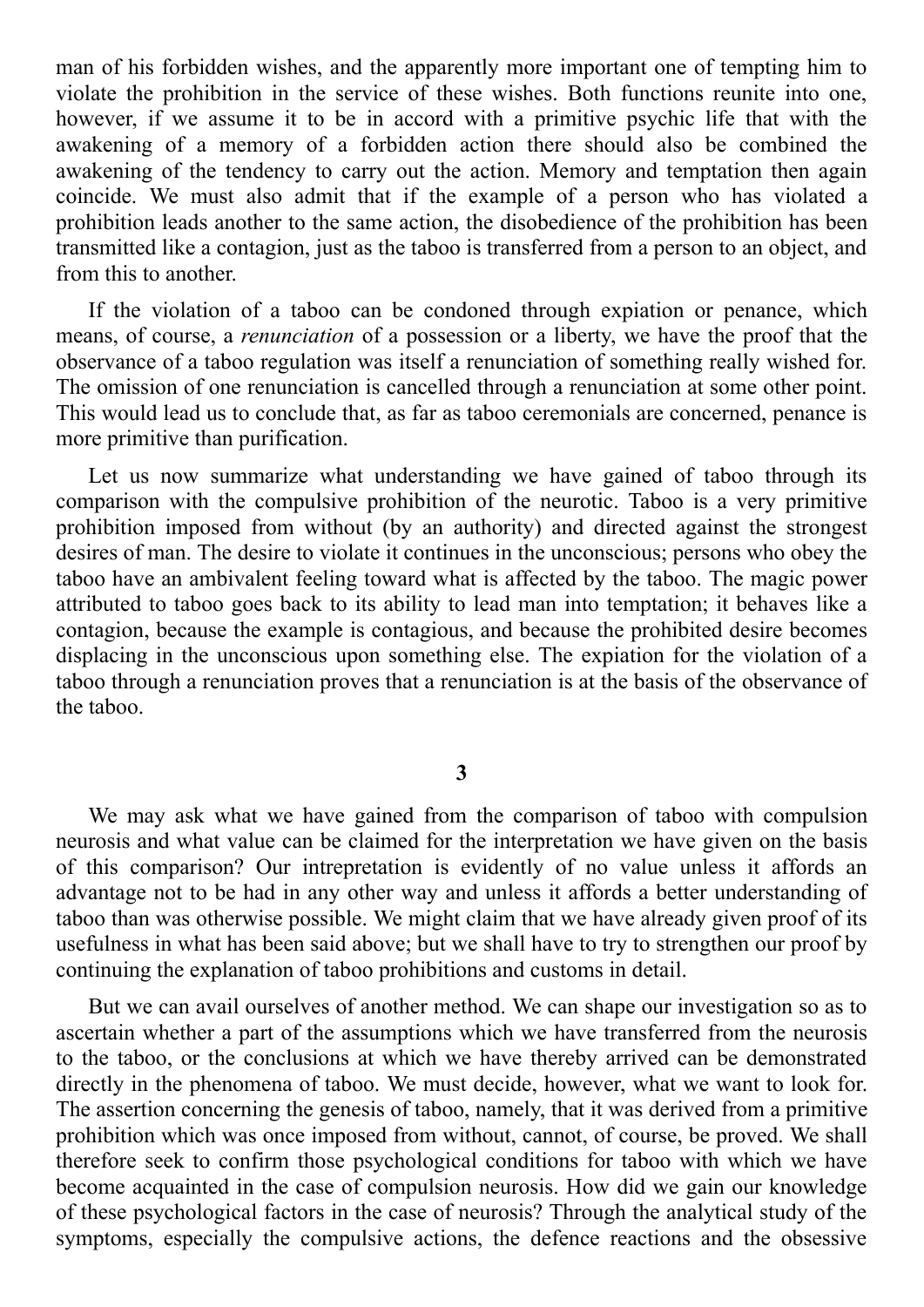man of his forbidden wishes, and the apparently more important one of tempting him to violate the prohibition in the service of these wishes. Both functions reunite into one, however, if we assume it to be in accord with a primitive psychic life that with the awakening of a memory of a forbidden action there should also be combined the awakening of the tendency to carry out the action. Memory and temptation then again coincide. We must also admit that if the example of a person who has violated a prohibition leads another to the same action, the disobedience of the prohibition has been transmitted like a contagion, just as the taboo is transferred from a person to an object, and from this to another.

If the violation of a taboo can be condoned through expiation or penance, which means, of course, a *renunciation* of a possession or a liberty, we have the proof that the observance of a taboo regulation was itself a renunciation of something really wished for. The omission of one renunciation is cancelled through a renunciation at some other point. This would lead us to conclude that, as far as taboo ceremonials are concerned, penance is more primitive than purification.

Let us now summarize what understanding we have gained of taboo through its comparison with the compulsive prohibition of the neurotic. Taboo is a very primitive prohibition imposed from without (by an authority) and directed against the strongest desires of man. The desire to violate it continues in the unconscious; persons who obey the taboo have an ambivalent feeling toward what is affected by the taboo. The magic power attributed to taboo goes back to its ability to lead man into temptation; it behaves like a contagion, because the example is contagious, and because the prohibited desire becomes displacing in the unconscious upon something else. The expiation for the violation of a taboo through a renunciation proves that a renunciation is at the basis of the observance of the taboo.

## 3

We may ask what we have gained from the comparison of taboo with compulsion neurosis and what value can be claimed for the interpretation we have given on the basis of this comparison? Our intrepretation is evidently of no value unless it affords an advantage not to be had in any other way and unless it affords a better understanding of taboo than was otherwise possible. We might claim that we have already given proof of its usefulness in what has been said above; but we shall have to try to strengthen our proof by continuing the explanation of taboo prohibitions and customs in detail.

But we can avail ourselves of another method. We can shape our investigation so as to ascertain whether a part of the assumptions which we have transferred from the neurosis to the taboo, or the conclusions at which we have thereby arrived can be demonstrated directly in the phenomena of taboo. We must decide, however, what we want to look for. The assertion concerning the genesis of taboo, namely, that it was derived from a primitive prohibition which was once imposed from without, cannot, of course, be proved. We shall therefore seek to confirm those psychological conditions for taboo with which we have become acquainted in the case of compulsion neurosis. How did we gain our knowledge of these psychological factors in the case of neurosis? Through the analytical study of the symptoms, especially the compulsive actions, the defence reactions and the obsessive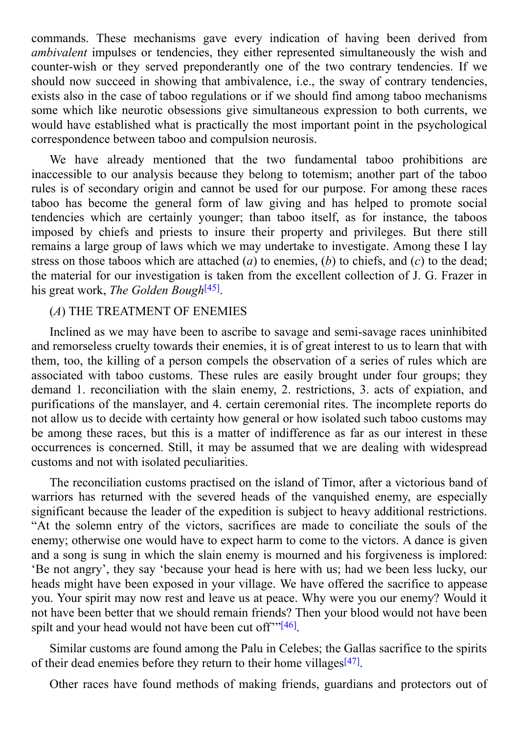commands. These mechanisms gave every indication of having been derived from *ambivalent* impulses or tendencies, they either represented simultaneously the wish and counter-wish or they served preponderantly one of the two contrary tendencies. If we should now succeed in showing that ambivalence, i.e., the sway of contrary tendencies, exists also in the case of taboo regulations or if we should find among taboo mechanisms some which like neurotic obsessions give simultaneous expression to both currents, we would have established what is practically the most important point in the psychological correspondence between taboo and compulsion neurosis.

We have already mentioned that the two fundamental taboo prohibitions are inaccessible to our analysis because they belong to totemism; another part of the taboo rules is of secondary origin and cannot be used for our purpose. For among these races taboo has become the general form of law giving and has helped to promote social tendencies which are certainly younger; than taboo itself, as for instance, the taboos imposed by chiefs and priests to insure their property and privileges. But there still remains a large group of laws which we may undertake to investigate. Among these I lay stress on those taboos which are attached (*a*) to enemies, (*b*) to chiefs, and (*c*) to the dead; the material for our investigation is taken from the excellent collection of J. G. Frazer in his great work, *The Golden Bough*[45].

(*A*) THE TREATMENT OF ENEMIES

Inclined as we may have been to ascribe to savage and semi-savage races uninhibited and remorseless cruelty towards their enemies, it is of great interest to us to learn that with them, too, the killing of a person compels the observation of a series of rules which are associated with taboo customs. These rules are easily brought under four groups; they demand 1. reconciliation with the slain enemy, 2. restrictions, 3. acts of expiation, and purifications of the manslayer, and 4. certain ceremonial rites. The incomplete reports do not allow us to decide with certainty how general or how isolated such taboo customs may be among these races, but this is a matter of indifference as far as our interest in these occurrences is concerned. Still, it may be assumed that we are dealing with widespread customs and not with isolated peculiarities.

The reconciliation customs practised on the island of Timor, after a victorious band of warriors has returned with the severed heads of the vanquished enemy, are especially significant because the leader of the expedition is subject to heavy additional restrictions. "At the solemn entry of the victors, sacrifices are made to conciliate the souls of the enemy; otherwise one would have to expect harm to come to the victors. A dance is given and a song is sung in which the slain enemy is mourned and his forgiveness is implored: 'Be not angry', they say 'because your head is here with us; had we been less lucky, our heads might have been exposed in your village. We have offered the sacrifice to appease you. Your spirit may now rest and leave us at peace. Why were you our enemy? Would it not have been better that we should remain friends? Then your blood would not have been spilt and your head would not have been cut off'"[46].

Similar customs are found among the Palu in Celebes; the Gallas sacrifice to the spirits of their dead enemies before they return to their home villages[47].

Other races have found methods of making friends, guardians and protectors out of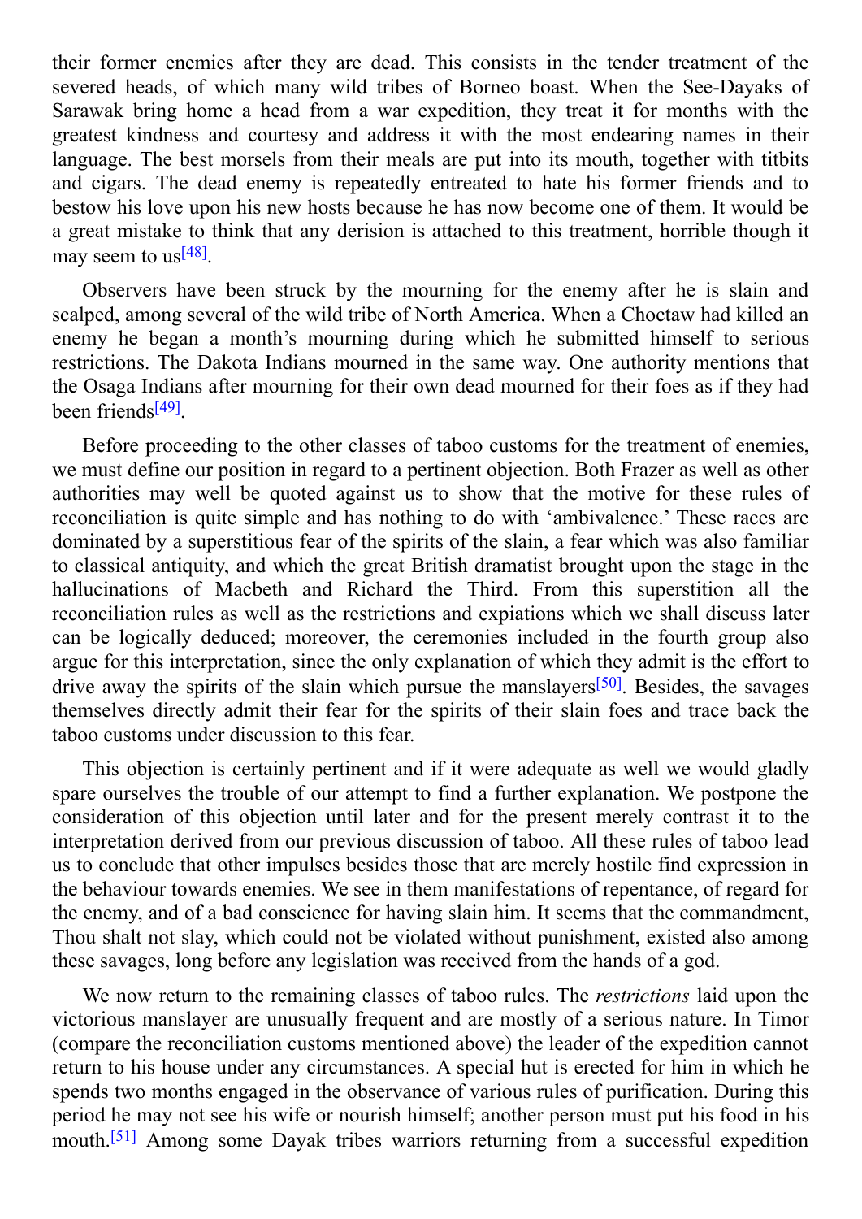their former enemies after they are dead. This consists in the tender treatment of the severed heads, of which many wild tribes of Borneo boast. When the See-Dayaks of Sarawak bring home a head from a war expedition, they treat it for months with the greatest kindness and courtesy and address it with the most endearing names in their language. The best morsels from their meals are put into its mouth, together with titbits and cigars. The dead enemy is repeatedly entreated to hate his former friends and to bestow his love upon his new hosts because he has now become one of them. It would be a great mistake to think that any derision is attached to this treatment, horrible though it may seem to us[48].

Observers have been struck by the mourning for the enemy after he is slain and scalped, among several of the wild tribe of North America. When a Choctaw had killed an enemy he began a month's mourning during which he submitted himself to serious restrictions. The Dakota Indians mourned in the same way. One authority mentions that the Osaga Indians after mourning for their own dead mourned for their foes as if they had been friends[49].

Before proceeding to the other classes of taboo customs for the treatment of enemies, we must define our position in regard to a pertinent objection. Both Frazer as well as other authorities may well be quoted against us to show that the motive for these rules of reconciliation is quite simple and has nothing to do with 'ambivalence.' These races are dominated by a superstitious fear of the spirits of the slain, a fear which was also familiar to classical antiquity, and which the great British dramatist brought upon the stage in the hallucinations of Macbeth and Richard the Third. From this superstition all the reconciliation rules as well as the restrictions and expiations which we shall discuss later can be logically deduced; moreover, the ceremonies included in the fourth group also argue for this interpretation, since the only explanation of which they admit is the effort to drive away the spirits of the slain which pursue the manslayers[50]. Besides, the savages themselves directly admit their fear for the spirits of their slain foes and trace back the taboo customs under discussion to this fear.

This objection is certainly pertinent and if it were adequate as well we would gladly spare ourselves the trouble of our attempt to find a further explanation. We postpone the consideration of this objection until later and for the present merely contrast it to the interpretation derived from our previous discussion of taboo. All these rules of taboo lead us to conclude that other impulses besides those that are merely hostile find expression in the behaviour towards enemies. We see in them manifestations of repentance, of regard for the enemy, and of a bad conscience for having slain him. It seems that the commandment, Thou shalt not slay, which could not be violated without punishment, existed also among these savages, long before any legislation was received from the hands of a god.

We now return to the remaining classes of taboo rules. The *restrictions* laid upon the victorious manslayer are unusually frequent and are mostly of a serious nature. In Timor (compare the reconciliation customs mentioned above) the leader of the expedition cannot return to his house under any circumstances. A special hut is erected for him in which he spends two months engaged in the observance of various rules of purification. During this period he may not see his wife or nourish himself; another person must put his food in his mouth.[51] Among some Dayak tribes warriors returning from a successful expedition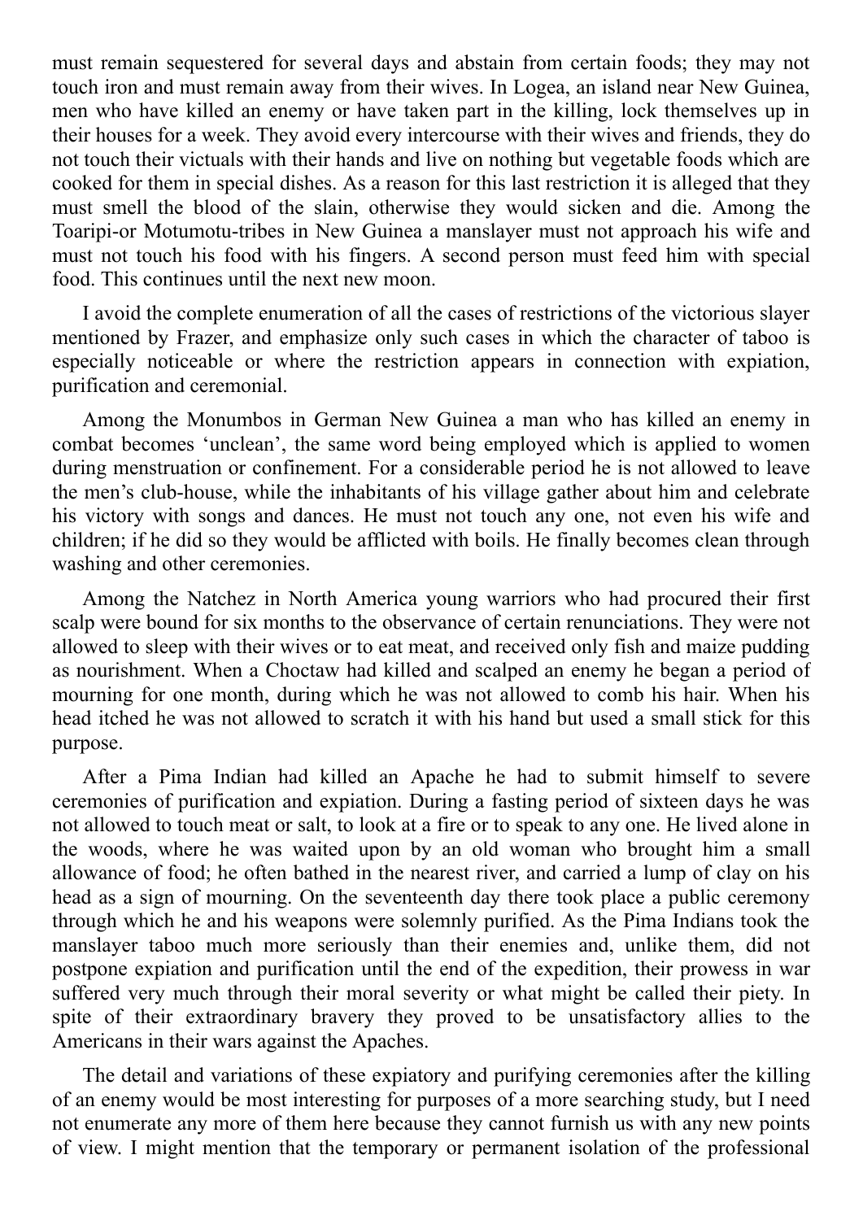must remain sequestered for several days and abstain from certain foods; they may not touch iron and must remain away from their wives. In Logea, an island near New Guinea, men who have killed an enemy or have taken part in the killing, lock themselves up in their houses for a week. They avoid every intercourse with their wives and friends, they do not touch their victuals with their hands and live on nothing but vegetable foods which are cooked for them in special dishes. As a reason for this last restriction it is alleged that they must smell the blood of the slain, otherwise they would sicken and die. Among the Toaripi-or Motumotu-tribes in New Guinea a manslayer must not approach his wife and must not touch his food with his fingers. A second person must feed him with special food. This continues until the next new moon.

I avoid the complete enumeration of all the cases of restrictions of the victorious slayer mentioned by Frazer, and emphasize only such cases in which the character of taboo is especially noticeable or where the restriction appears in connection with expiation, purification and ceremonial.

Among the Monumbos in German New Guinea a man who has killed an enemy in combat becomes 'unclean', the same word being employed which is applied to women during menstruation or confinement. For a considerable period he is not allowed to leave the men's club-house, while the inhabitants of his village gather about him and celebrate his victory with songs and dances. He must not touch any one, not even his wife and children; if he did so they would be afflicted with boils. He finally becomes clean through washing and other ceremonies.

Among the Natchez in North America young warriors who had procured their first scalp were bound for six months to the observance of certain renunciations. They were not allowed to sleep with their wives or to eat meat, and received only fish and maize pudding as nourishment. When a Choctaw had killed and scalped an enemy he began a period of mourning for one month, during which he was not allowed to comb his hair. When his head itched he was not allowed to scratch it with his hand but used a small stick for this purpose.

After a Pima Indian had killed an Apache he had to submit himself to severe ceremonies of purification and expiation. During a fasting period of sixteen days he was not allowed to touch meat or salt, to look at a fire or to speak to any one. He lived alone in the woods, where he was waited upon by an old woman who brought him a small allowance of food; he often bathed in the nearest river, and carried a lump of clay on his head as a sign of mourning. On the seventeenth day there took place a public ceremony through which he and his weapons were solemnly purified. As the Pima Indians took the manslayer taboo much more seriously than their enemies and, unlike them, did not postpone expiation and purification until the end of the expedition, their prowess in war suffered very much through their moral severity or what might be called their piety. In spite of their extraordinary bravery they proved to be unsatisfactory allies to the Americans in their wars against the Apaches.

The detail and variations of these expiatory and purifying ceremonies after the killing of an enemy would be most interesting for purposes of a more searching study, but I need not enumerate any more of them here because they cannot furnish us with any new points of view. I might mention that the temporary or permanent isolation of the professional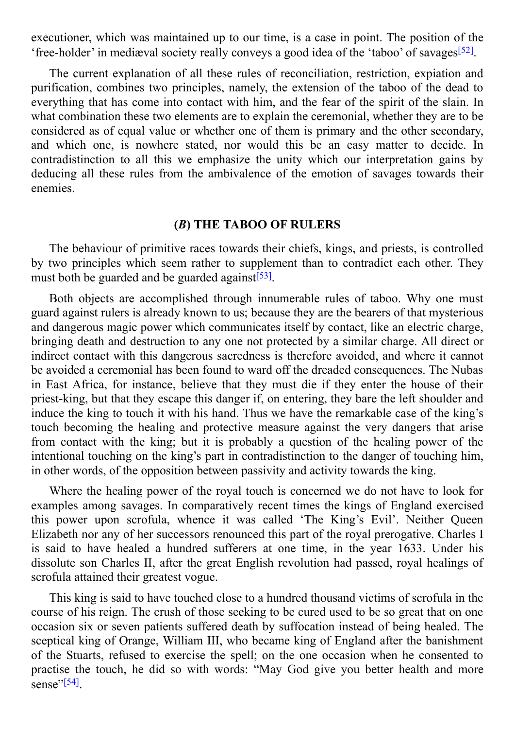executioner, which was maintained up to our time, is a case in point. The position of the 'free-holder' in mediæval society really conveys a good idea of the 'taboo' of savages[52].

The current explanation of all these rules of reconciliation, restriction, expiation and purification, combines two principles, namely, the extension of the taboo of the dead to everything that has come into contact with him, and the fear of the spirit of the slain. In what combination these two elements are to explain the ceremonial, whether they are to be considered as of equal value or whether one of them is primary and the other secondary, and which one, is nowhere stated, nor would this be an easy matter to decide. In contradistinction to all this we emphasize the unity which our interpretation gains by deducing all these rules from the ambivalence of the emotion of savages towards their enemies.

### (*B*) THE TABOO OF RULERS

The behaviour of primitive races towards their chiefs, kings, and priests, is controlled by two principles which seem rather to supplement than to contradict each other. They must both be guarded and be guarded against[53].

Both objects are accomplished through innumerable rules of taboo. Why one must guard against rulers is already known to us; because they are the bearers of that mysterious and dangerous magic power which communicates itself by contact, like an electric charge, bringing death and destruction to any one not protected by a similar charge. All direct or indirect contact with this dangerous sacredness is therefore avoided, and where it cannot be avoided a ceremonial has been found to ward off the dreaded consequences. The Nubas in East Africa, for instance, believe that they must die if they enter the house of their priest-king, but that they escape this danger if, on entering, they bare the left shoulder and induce the king to touch it with his hand. Thus we have the remarkable case of the king's touch becoming the healing and protective measure against the very dangers that arise from contact with the king; but it is probably a question of the healing power of the intentional touching on the king's part in contradistinction to the danger of touching him, in other words, of the opposition between passivity and activity towards the king.

Where the healing power of the royal touch is concerned we do not have to look for examples among savages. In comparatively recent times the kings of England exercised this power upon scrofula, whence it was called 'The King's Evil'. Neither Queen Elizabeth nor any of her successors renounced this part of the royal prerogative. Charles I is said to have healed a hundred sufferers at one time, in the year 1633. Under his dissolute son Charles II, after the great English revolution had passed, royal healings of scrofula attained their greatest vogue.

This king is said to have touched close to a hundred thousand victims of scrofula in the course of his reign. The crush of those seeking to be cured used to be so great that on one occasion six or seven patients suffered death by suffocation instead of being healed. The sceptical king of Orange, William III, who became king of England after the banishment of the Stuarts, refused to exercise the spell; on the one occasion when he consented to practise the touch, he did so with words: "May God give you better health and more sense"[54].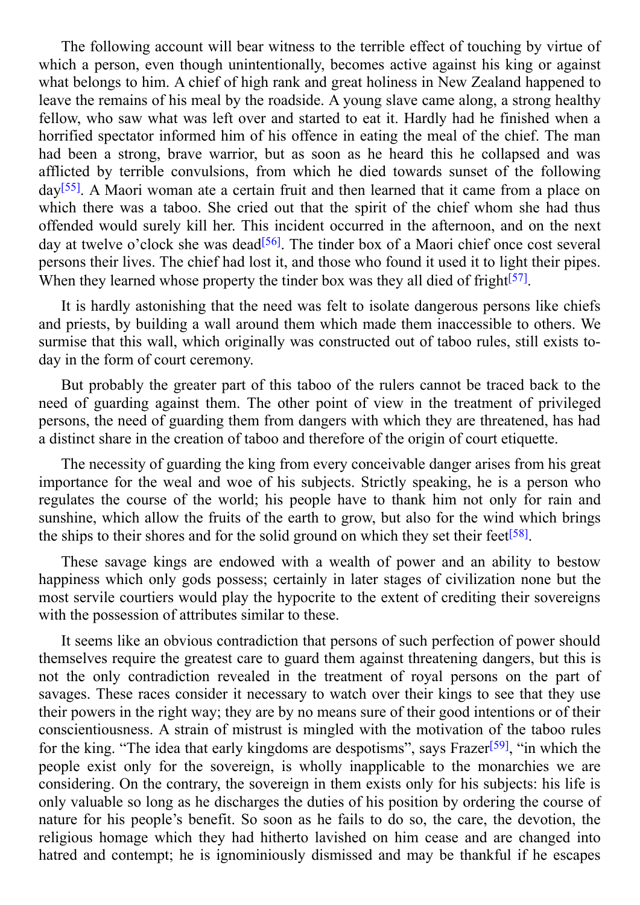The following account will bear witness to the terrible effect of touching by virtue of which a person, even though unintentionally, becomes active against his king or against what belongs to him. A chief of high rank and great holiness in New Zealand happened to leave the remains of his meal by the roadside. A young slave came along, a strong healthy fellow, who saw what was left over and started to eat it. Hardly had he finished when a horrified spectator informed him of his offence in eating the meal of the chief. The man had been a strong, brave warrior, but as soon as he heard this he collapsed and was afflicted by terrible convulsions, from which he died towards sunset of the following day[55]. A Maori woman ate a certain fruit and then learned that it came from a place on which there was a taboo. She cried out that the spirit of the chief whom she had thus offended would surely kill her. This incident occurred in the afternoon, and on the next day at twelve o'clock she was dead[56]. The tinder box of a Maori chief once cost several persons their lives. The chief had lost it, and those who found it used it to light their pipes. When they learned whose property the tinder box was they all died of fright[57].

It is hardly astonishing that the need was felt to isolate dangerous persons like chiefs and priests, by building a wall around them which made them inaccessible to others. We surmise that this wall, which originally was constructed out of taboo rules, still exists to-day in the form of court ceremony.

But probably the greater part of this taboo of the rulers cannot be traced back to the need of guarding against them. The other point of view in the treatment of privileged persons, the need of guarding them from dangers with which they are threatened, has had a distinct share in the creation of taboo and therefore of the origin of court etiquette.

The necessity of guarding the king from every conceivable danger arises from his great importance for the weal and woe of his subjects. Strictly speaking, he is a person who regulates the course of the world; his people have to thank him not only for rain and sunshine, which allow the fruits of the earth to grow, but also for the wind which brings the ships to their shores and for the solid ground on which they set their feet[58].

These savage kings are endowed with a wealth of power and an ability to bestow happiness which only gods possess; certainly in later stages of civilization none but the most servile courtiers would play the hypocrite to the extent of crediting their sovereigns with the possession of attributes similar to these.

It seems like an obvious contradiction that persons of such perfection of power should themselves require the greatest care to guard them against threatening dangers, but this is not the only contradiction revealed in the treatment of royal persons on the part of savages. These races consider it necessary to watch over their kings to see that they use their powers in the right way; they are by no means sure of their good intentions or of their conscientiousness. A strain of mistrust is mingled with the motivation of the taboo rules for the king. "The idea that early kingdoms are despotisms", says Frazer[59], "in which the people exist only for the sovereign, is wholly inapplicable to the monarchies we are considering. On the contrary, the sovereign in them exists only for his subjects: his life is only valuable so long as he discharges the duties of his position by ordering the course of nature for his people's benefit. So soon as he fails to do so, the care, the devotion, the religious homage which they had hitherto lavished on him cease and are changed into hatred and contempt; he is ignominiously dismissed and may be thankful if he escapes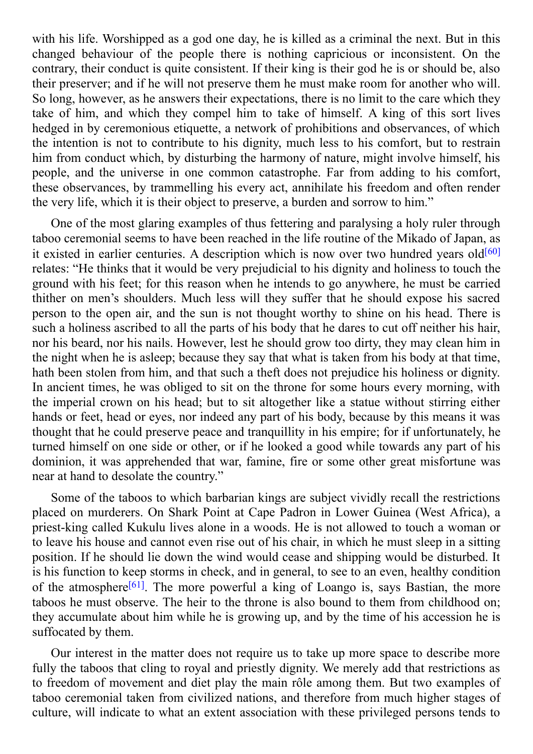with his life. Worshipped as a god one day, he is killed as a criminal the next. But in this changed behaviour of the people there is nothing capricious or inconsistent. On the contrary, their conduct is quite consistent. If their king is their god he is or should be, also their preserver; and if he will not preserve them he must make room for another who will. So long, however, as he answers their expectations, there is no limit to the care which they take of him, and which they compel him to take of himself. A king of this sort lives hedged in by ceremonious etiquette, a network of prohibitions and observances, of which the intention is not to contribute to his dignity, much less to his comfort, but to restrain him from conduct which, by disturbing the harmony of nature, might involve himself, his people, and the universe in one common catastrophe. Far from adding to his comfort, these observances, by trammelling his every act, annihilate his freedom and often render the very life, which it is their object to preserve, a burden and sorrow to him."

One of the most glaring examples of thus fettering and paralysing a holy ruler through taboo ceremonial seems to have been reached in the life routine of the Mikado of Japan, as it existed in earlier centuries. A description which is now over two hundred years old[60] relates: "He thinks that it would be very prejudicial to his dignity and holiness to touch the ground with his feet; for this reason when he intends to go anywhere, he must be carried thither on men's shoulders. Much less will they suffer that he should expose his sacred person to the open air, and the sun is not thought worthy to shine on his head. There is such a holiness ascribed to all the parts of his body that he dares to cut off neither his hair, nor his beard, nor his nails. However, lest he should grow too dirty, they may clean him in the night when he is asleep; because they say that what is taken from his body at that time, hath been stolen from him, and that such a theft does not prejudice his holiness or dignity. In ancient times, he was obliged to sit on the throne for some hours every morning, with the imperial crown on his head; but to sit altogether like a statue without stirring either hands or feet, head or eyes, nor indeed any part of his body, because by this means it was thought that he could preserve peace and tranquillity in his empire; for if unfortunately, he turned himself on one side or other, or if he looked a good while towards any part of his dominion, it was apprehended that war, famine, fire or some other great misfortune was near at hand to desolate the country."

Some of the taboos to which barbarian kings are subject vividly recall the restrictions placed on murderers. On Shark Point at Cape Padron in Lower Guinea (West Africa), a priest-king called Kukulu lives alone in a woods. He is not allowed to touch a woman or to leave his house and cannot even rise out of his chair, in which he must sleep in a sitting position. If he should lie down the wind would cease and shipping would be disturbed. It is his function to keep storms in check, and in general, to see to an even, healthy condition of the atmosphere[61]. The more powerful a king of Loango is, says Bastian, the more taboos he must observe. The heir to the throne is also bound to them from childhood on; they accumulate about him while he is growing up, and by the time of his accession he is suffocated by them.

Our interest in the matter does not require us to take up more space to describe more fully the taboos that cling to royal and priestly dignity. We merely add that restrictions as to freedom of movement and diet play the main rôle among them. But two examples of taboo ceremonial taken from civilized nations, and therefore from much higher stages of culture, will indicate to what an extent association with these privileged persons tends to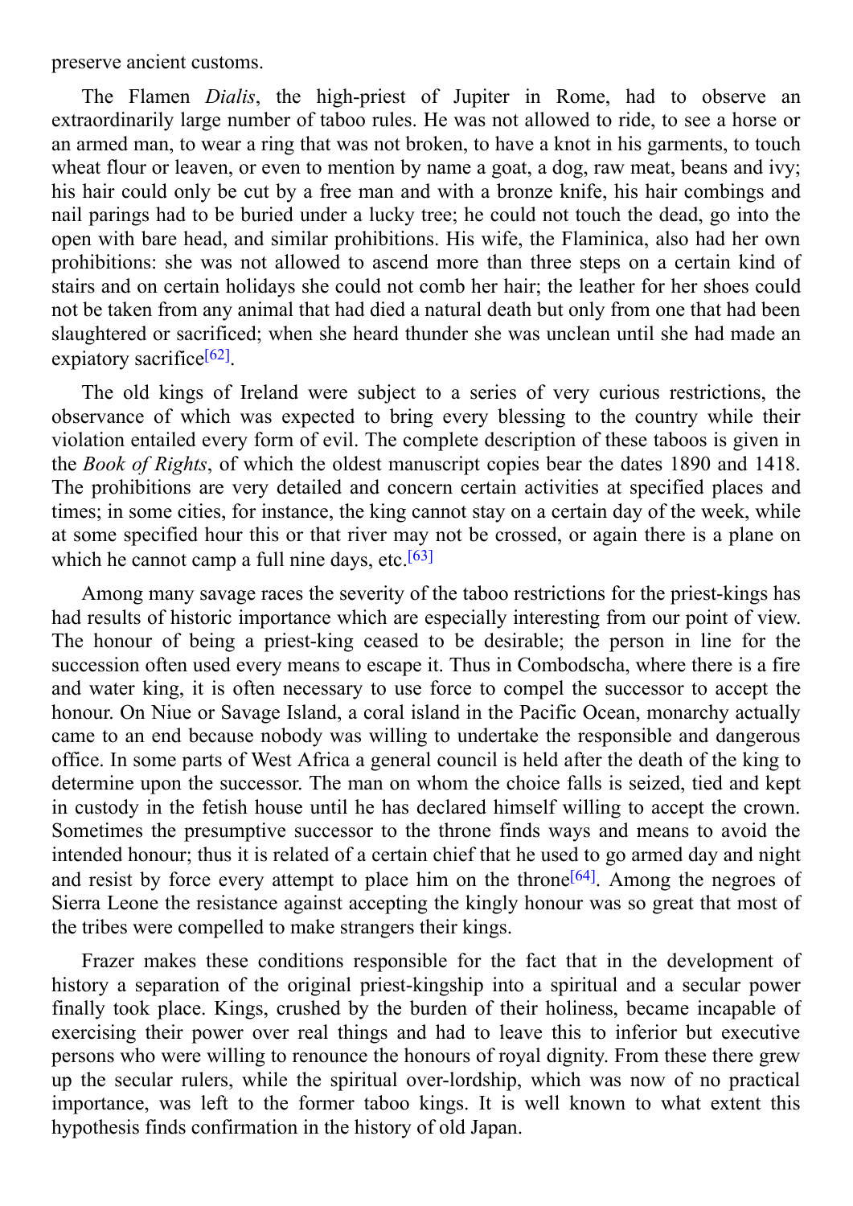preserve ancient customs.

The Flamen *Dialis*, the high-priest of Jupiter in Rome, had to observe an extraordinarily large number of taboo rules. He was not allowed to ride, to see a horse or an armed man, to wear a ring that was not broken, to have a knot in his garments, to touch wheat flour or leaven, or even to mention by name a goat, a dog, raw meat, beans and ivy; his hair could only be cut by a free man and with a bronze knife, his hair combings and nail parings had to be buried under a lucky tree; he could not touch the dead, go into the open with bare head, and similar prohibitions. His wife, the Flaminica, also had her own prohibitions: she was not allowed to ascend more than three steps on a certain kind of stairs and on certain holidays she could not comb her hair; the leather for her shoes could not be taken from any animal that had died a natural death but only from one that had been slaughtered or sacrificed; when she heard thunder she was unclean until she had made an expiatory sacrifice[62].

The old kings of Ireland were subject to a series of very curious restrictions, the observance of which was expected to bring every blessing to the country while their violation entailed every form of evil. The complete description of these taboos is given in the *Book of Rights*, of which the oldest manuscript copies bear the dates 1890 and 1418. The prohibitions are very detailed and concern certain activities at specified places and times; in some cities, for instance, the king cannot stay on a certain day of the week, while at some specified hour this or that river may not be crossed, or again there is a plane on which he cannot camp a full nine days, etc.[63]

Among many savage races the severity of the taboo restrictions for the priest-kings has had results of historic importance which are especially interesting from our point of view. The honour of being a priest-king ceased to be desirable; the person in line for the succession often used every means to escape it. Thus in Combodscha, where there is a fire and water king, it is often necessary to use force to compel the successor to accept the honour. On Niue or Savage Island, a coral island in the Pacific Ocean, monarchy actually came to an end because nobody was willing to undertake the responsible and dangerous office. In some parts of West Africa a general council is held after the death of the king to determine upon the successor. The man on whom the choice falls is seized, tied and kept in custody in the fetish house until he has declared himself willing to accept the crown. Sometimes the presumptive successor to the throne finds ways and means to avoid the intended honour; thus it is related of a certain chief that he used to go armed day and night and resist by force every attempt to place him on the throne[64]. Among the negroes of Sierra Leone the resistance against accepting the kingly honour was so great that most of the tribes were compelled to make strangers their kings.

Frazer makes these conditions responsible for the fact that in the development of history a separation of the original priest-kingship into a spiritual and a secular power finally took place. Kings, crushed by the burden of their holiness, became incapable of exercising their power over real things and had to leave this to inferior but executive persons who were willing to renounce the honours of royal dignity. From these there grew up the secular rulers, while the spiritual over-lordship, which was now of no practical importance, was left to the former taboo kings. It is well known to what extent this hypothesis finds confirmation in the history of old Japan.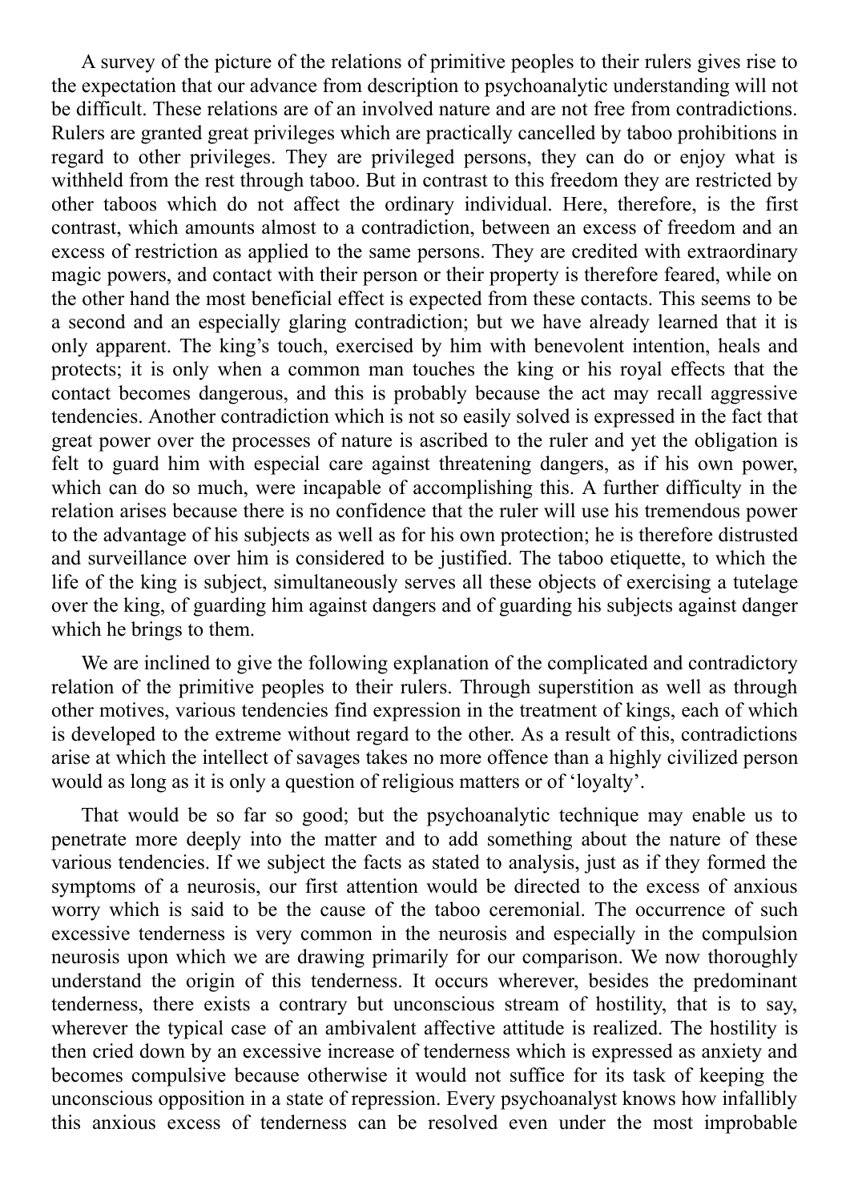A survey of the picture of the relations of primitive peoples to their rulers gives rise to the expectation that our advance from description to psychoanalytic understanding will not be difficult. These relations are of an involved nature and are not free from contradictions. Rulers are granted great privileges which are practically cancelled by taboo prohibitions in regard to other privileges. They are privileged persons, they can do or enjoy what is withheld from the rest through taboo. But in contrast to this freedom they are restricted by other taboos which do not affect the ordinary individual. Here, therefore, is the first contrast, which amounts almost to a contradiction, between an excess of freedom and an excess of restriction as applied to the same persons. They are credited with extraordinary magic powers, and contact with their person or their property is therefore feared, while on the other hand the most beneficial effect is expected from these contacts. This seems to be a second and an especially glaring contradiction; but we have already learned that it is only apparent. The king's touch, exercised by him with benevolent intention, heals and protects; it is only when a common man touches the king or his royal effects that the contact becomes dangerous, and this is probably because the act may recall aggressive tendencies. Another contradiction which is not so easily solved is expressed in the fact that great power over the processes of nature is ascribed to the ruler and yet the obligation is felt to guard him with especial care against threatening dangers, as if his own power, which can do so much, were incapable of accomplishing this. A further difficulty in the relation arises because there is no confidence that the ruler will use his tremendous power to the advantage of his subjects as well as for his own protection; he is therefore distrusted and surveillance over him is considered to be justified. The taboo etiquette, to which the life of the king is subject, simultaneously serves all these objects of exercising a tutelage over the king, of guarding him against dangers and of guarding his subjects against danger which he brings to them.

We are inclined to give the following explanation of the complicated and contradictory relation of the primitive peoples to their rulers. Through superstition as well as through other motives, various tendencies find expression in the treatment of kings, each of which is developed to the extreme without regard to the other. As a result of this, contradictions arise at which the intellect of savages takes no more offence than a highly civilized person would as long as it is only a question of religious matters or of 'loyalty'.

That would be so far so good; but the psychoanalytic technique may enable us to penetrate more deeply into the matter and to add something about the nature of these various tendencies. If we subject the facts as stated to analysis, just as if they formed the symptoms of a neurosis, our first attention would be directed to the excess of anxious worry which is said to be the cause of the taboo ceremonial. The occurrence of such excessive tenderness is very common in the neurosis and especially in the compulsion neurosis upon which we are drawing primarily for our comparison. We now thoroughly understand the origin of this tenderness. It occurs wherever, besides the predominant tenderness, there exists a contrary but unconscious stream of hostility, that is to say, wherever the typical case of an ambivalent affective attitude is realized. The hostility is then cried down by an excessive increase of tenderness which is expressed as anxiety and becomes compulsive because otherwise it would not suffice for its task of keeping the unconscious opposition in a state of repression. Every psychoanalyst knows how infallibly this anxious excess of tenderness can be resolved even under the most improbable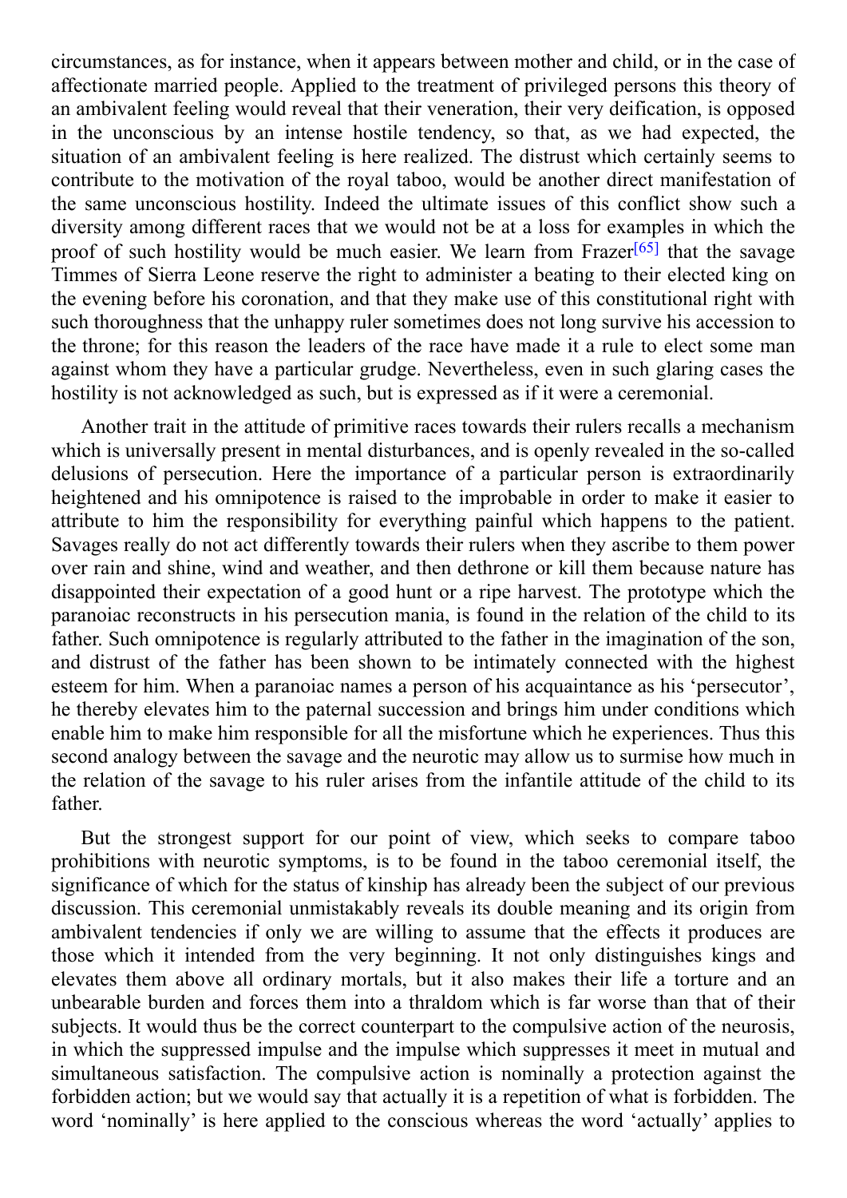circumstances, as for instance, when it appears between mother and child, or in the case of affectionate married people. Applied to the treatment of privileged persons this theory of an ambivalent feeling would reveal that their veneration, their very deification, is opposed in the unconscious by an intense hostile tendency, so that, as we had expected, the situation of an ambivalent feeling is here realized. The distrust which certainly seems to contribute to the motivation of the royal taboo, would be another direct manifestation of the same unconscious hostility. Indeed the ultimate issues of this conflict show such a diversity among different races that we would not be at a loss for examples in which the proof of such hostility would be much easier. We learn from Frazer[65] that the savage Timmes of Sierra Leone reserve the right to administer a beating to their elected king on the evening before his coronation, and that they make use of this constitutional right with such thoroughness that the unhappy ruler sometimes does not long survive his accession to the throne; for this reason the leaders of the race have made it a rule to elect some man against whom they have a particular grudge. Nevertheless, even in such glaring cases the hostility is not acknowledged as such, but is expressed as if it were a ceremonial.

Another trait in the attitude of primitive races towards their rulers recalls a mechanism which is universally present in mental disturbances, and is openly revealed in the so-called delusions of persecution. Here the importance of a particular person is extraordinarily heightened and his omnipotence is raised to the improbable in order to make it easier to attribute to him the responsibility for everything painful which happens to the patient. Savages really do not act differently towards their rulers when they ascribe to them power over rain and shine, wind and weather, and then dethrone or kill them because nature has disappointed their expectation of a good hunt or a ripe harvest. The prototype which the paranoiac reconstructs in his persecution mania, is found in the relation of the child to its father. Such omnipotence is regularly attributed to the father in the imagination of the son, and distrust of the father has been shown to be intimately connected with the highest esteem for him. When a paranoiac names a person of his acquaintance as his 'persecutor', he thereby elevates him to the paternal succession and brings him under conditions which enable him to make him responsible for all the misfortune which he experiences. Thus this second analogy between the savage and the neurotic may allow us to surmise how much in the relation of the savage to his ruler arises from the infantile attitude of the child to its father.

But the strongest support for our point of view, which seeks to compare taboo prohibitions with neurotic symptoms, is to be found in the taboo ceremonial itself, the significance of which for the status of kinship has already been the subject of our previous discussion. This ceremonial unmistakably reveals its double meaning and its origin from ambivalent tendencies if only we are willing to assume that the effects it produces are those which it intended from the very beginning. It not only distinguishes kings and elevates them above all ordinary mortals, but it also makes their life a torture and an unbearable burden and forces them into a thraldom which is far worse than that of their subjects. It would thus be the correct counterpart to the compulsive action of the neurosis, in which the suppressed impulse and the impulse which suppresses it meet in mutual and simultaneous satisfaction. The compulsive action is nominally a protection against the forbidden action; but we would say that actually it is a repetition of what is forbidden. The word 'nominally' is here applied to the conscious whereas the word 'actually' applies to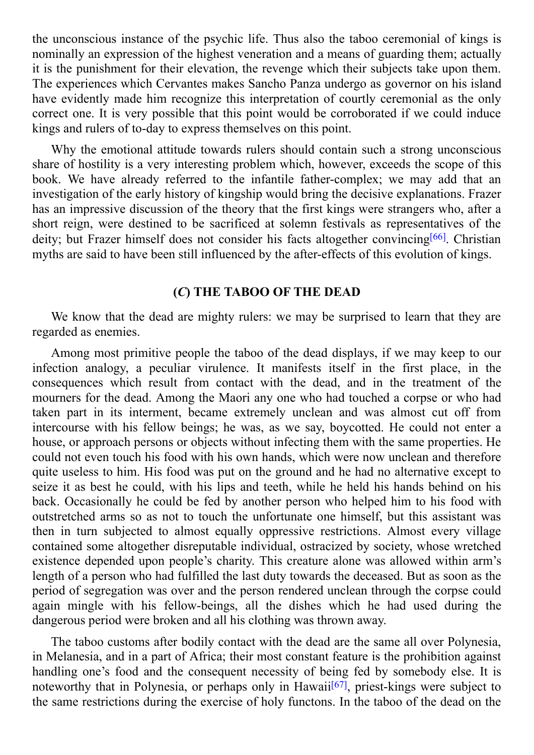the unconscious instance of the psychic life. Thus also the taboo ceremonial of kings is nominally an expression of the highest veneration and a means of guarding them; actually it is the punishment for their elevation, the revenge which their subjects take upon them. The experiences which Cervantes makes Sancho Panza undergo as governor on his island have evidently made him recognize this interpretation of courtly ceremonial as the only correct one. It is very possible that this point would be corroborated if we could induce kings and rulers of to-day to express themselves on this point.

Why the emotional attitude towards rulers should contain such a strong unconscious share of hostility is a very interesting problem which, however, exceeds the scope of this book. We have already referred to the infantile father-complex; we may add that an investigation of the early history of kingship would bring the decisive explanations. Frazer has an impressive discussion of the theory that the first kings were strangers who, after a short reign, were destined to be sacrificed at solemn festivals as representatives of the deity; but Frazer himself does not consider his facts altogether convincing[66]. Christian myths are said to have been still influenced by the after-effects of this evolution of kings.

### (*C*) THE TABOO OF THE DEAD

We know that the dead are mighty rulers: we may be surprised to learn that they are regarded as enemies.

Among most primitive people the taboo of the dead displays, if we may keep to our infection analogy, a peculiar virulence. It manifests itself in the first place, in the consequences which result from contact with the dead, and in the treatment of the mourners for the dead. Among the Maori any one who had touched a corpse or who had taken part in its interment, became extremely unclean and was almost cut off from intercourse with his fellow beings; he was, as we say, boycotted. He could not enter a house, or approach persons or objects without infecting them with the same properties. He could not even touch his food with his own hands, which were now unclean and therefore quite useless to him. His food was put on the ground and he had no alternative except to seize it as best he could, with his lips and teeth, while he held his hands behind on his back. Occasionally he could be fed by another person who helped him to his food with outstretched arms so as not to touch the unfortunate one himself, but this assistant was then in turn subjected to almost equally oppressive restrictions. Almost every village contained some altogether disreputable individual, ostracized by society, whose wretched existence depended upon people's charity. This creature alone was allowed within arm's length of a person who had fulfilled the last duty towards the deceased. But as soon as the period of segregation was over and the person rendered unclean through the corpse could again mingle with his fellow-beings, all the dishes which he had used during the dangerous period were broken and all his clothing was thrown away.

The taboo customs after bodily contact with the dead are the same all over Polynesia, in Melanesia, and in a part of Africa; their most constant feature is the prohibition against handling one's food and the consequent necessity of being fed by somebody else. It is noteworthy that in Polynesia, or perhaps only in Hawaii[67], priest-kings were subject to the same restrictions during the exercise of holy functons. In the taboo of the dead on the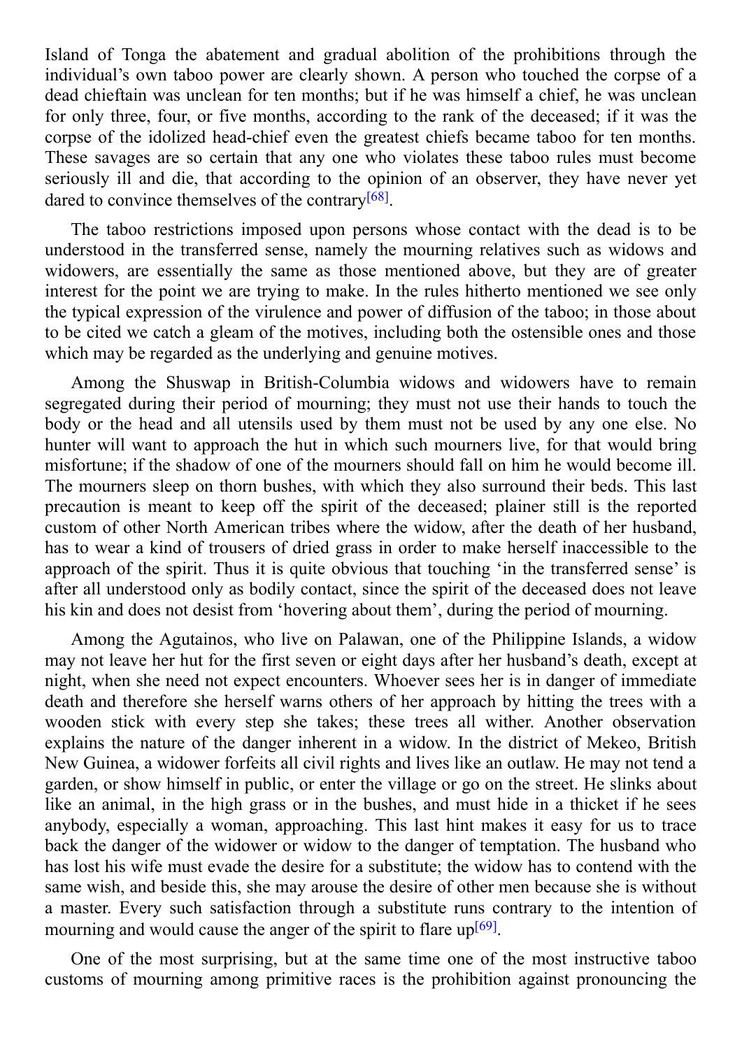Island of Tonga the abatement and gradual abolition of the prohibitions through the individual's own taboo power are clearly shown. A person who touched the corpse of a dead chieftain was unclean for ten months; but if he was himself a chief, he was unclean for only three, four, or five months, according to the rank of the deceased; if it was the corpse of the idolized head-chief even the greatest chiefs became taboo for ten months. These savages are so certain that any one who violates these taboo rules must become seriously ill and die, that according to the opinion of an observer, they have never yet dared to convince themselves of the contrary[68].

The taboo restrictions imposed upon persons whose contact with the dead is to be understood in the transferred sense, namely the mourning relatives such as widows and widowers, are essentially the same as those mentioned above, but they are of greater interest for the point we are trying to make. In the rules hitherto mentioned we see only the typical expression of the virulence and power of diffusion of the taboo; in those about to be cited we catch a gleam of the motives, including both the ostensible ones and those which may be regarded as the underlying and genuine motives.

Among the Shuswap in British-Columbia widows and widowers have to remain segregated during their period of mourning; they must not use their hands to touch the body or the head and all utensils used by them must not be used by any one else. No hunter will want to approach the hut in which such mourners live, for that would bring misfortune; if the shadow of one of the mourners should fall on him he would become ill. The mourners sleep on thorn bushes, with which they also surround their beds. This last precaution is meant to keep off the spirit of the deceased; plainer still is the reported custom of other North American tribes where the widow, after the death of her husband, has to wear a kind of trousers of dried grass in order to make herself inaccessible to the approach of the spirit. Thus it is quite obvious that touching 'in the transferred sense' is after all understood only as bodily contact, since the spirit of the deceased does not leave his kin and does not desist from 'hovering about them', during the period of mourning.

Among the Agutainos, who live on Palawan, one of the Philippine Islands, a widow may not leave her hut for the first seven or eight days after her husband's death, except at night, when she need not expect encounters. Whoever sees her is in danger of immediate death and therefore she herself warns others of her approach by hitting the trees with a wooden stick with every step she takes; these trees all wither. Another observation explains the nature of the danger inherent in a widow. In the district of Mekeo, British New Guinea, a widower forfeits all civil rights and lives like an outlaw. He may not tend a garden, or show himself in public, or enter the village or go on the street. He slinks about like an animal, in the high grass or in the bushes, and must hide in a thicket if he sees anybody, especially a woman, approaching. This last hint makes it easy for us to trace back the danger of the widower or widow to the danger of temptation. The husband who has lost his wife must evade the desire for a substitute; the widow has to contend with the same wish, and beside this, she may arouse the desire of other men because she is without a master. Every such satisfaction through a substitute runs contrary to the intention of mourning and would cause the anger of the spirit to flare up[69].

One of the most surprising, but at the same time one of the most instructive taboo customs of mourning among primitive races is the prohibition against pronouncing the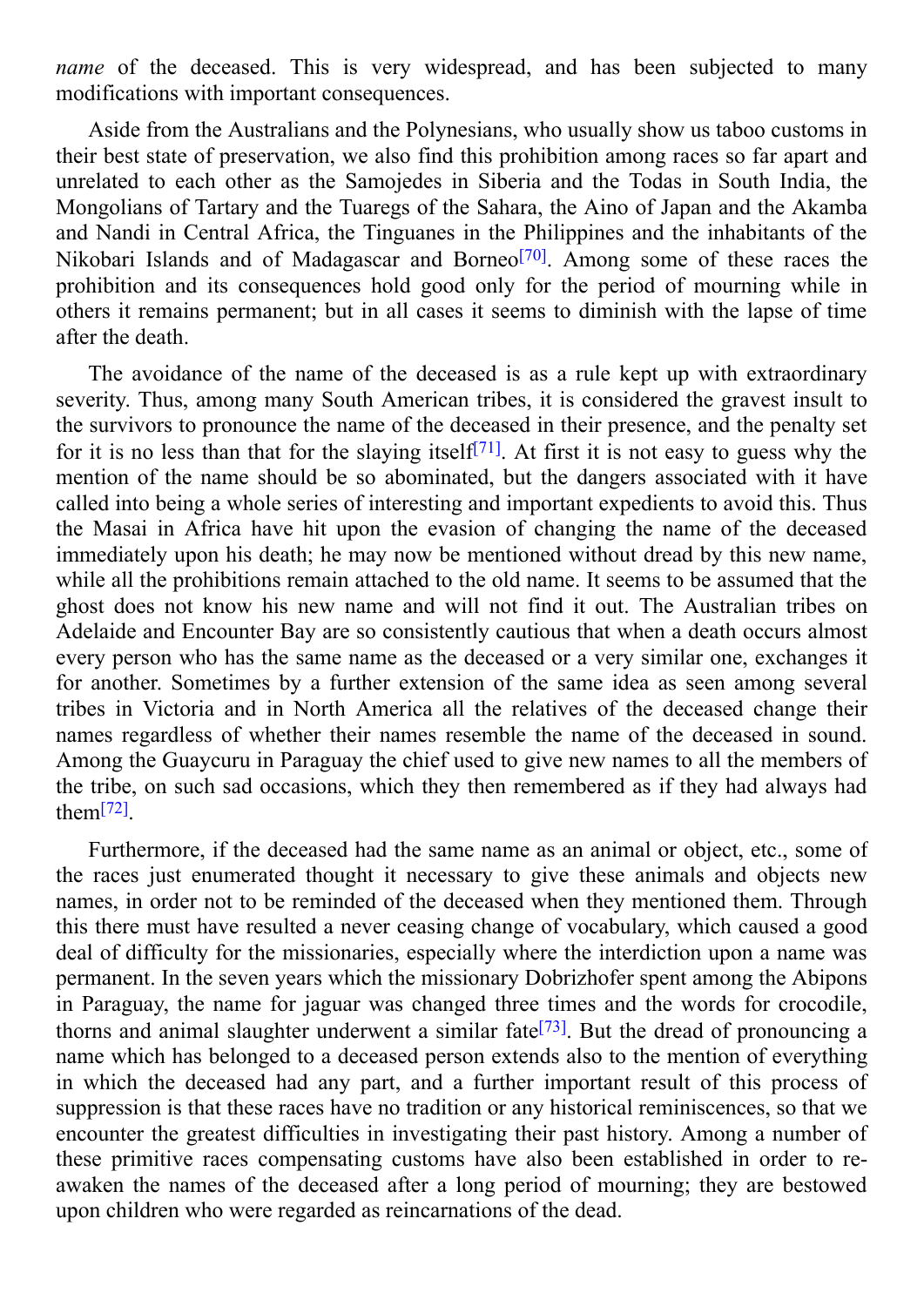*name* of the deceased. This is very widespread, and has been subjected to many modifications with important consequences.

Aside from the Australians and the Polynesians, who usually show us taboo customs in their best state of preservation, we also find this prohibition among races so far apart and unrelated to each other as the Samojedes in Siberia and the Todas in South India, the Mongolians of Tartary and the Tuaregs of the Sahara, the Aino of Japan and the Akamba and Nandi in Central Africa, the Tinguanes in the Philippines and the inhabitants of the Nikobari Islands and of Madagascar and Borneo[70]. Among some of these races the prohibition and its consequences hold good only for the period of mourning while in others it remains permanent; but in all cases it seems to diminish with the lapse of time after the death.

The avoidance of the name of the deceased is as a rule kept up with extraordinary severity. Thus, among many South American tribes, it is considered the gravest insult to the survivors to pronounce the name of the deceased in their presence, and the penalty set for it is no less than that for the slaying itself[71]. At first it is not easy to guess why the mention of the name should be so abominated, but the dangers associated with it have called into being a whole series of interesting and important expedients to avoid this. Thus the Masai in Africa have hit upon the evasion of changing the name of the deceased immediately upon his death; he may now be mentioned without dread by this new name, while all the prohibitions remain attached to the old name. It seems to be assumed that the ghost does not know his new name and will not find it out. The Australian tribes on Adelaide and Encounter Bay are so consistently cautious that when a death occurs almost every person who has the same name as the deceased or a very similar one, exchanges it for another. Sometimes by a further extension of the same idea as seen among several tribes in Victoria and in North America all the relatives of the deceased change their names regardless of whether their names resemble the name of the deceased in sound. Among the Guaycuru in Paraguay the chief used to give new names to all the members of the tribe, on such sad occasions, which they then remembered as if they had always had them[72].

Furthermore, if the deceased had the same name as an animal or object, etc., some of the races just enumerated thought it necessary to give these animals and objects new names, in order not to be reminded of the deceased when they mentioned them. Through this there must have resulted a never ceasing change of vocabulary, which caused a good deal of difficulty for the missionaries, especially where the interdiction upon a name was permanent. In the seven years which the missionary Dobrizhofer spent among the Abipons in Paraguay, the name for jaguar was changed three times and the words for crocodile, thorns and animal slaughter underwent a similar fate[73]. But the dread of pronouncing a name which has belonged to a deceased person extends also to the mention of everything in which the deceased had any part, and a further important result of this process of suppression is that these races have no tradition or any historical reminiscences, so that we encounter the greatest difficulties in investigating their past history. Among a number of these primitive races compensating customs have also been established in order to re-awaken the names of the deceased after a long period of mourning; they are bestowed upon children who were regarded as reincarnations of the dead.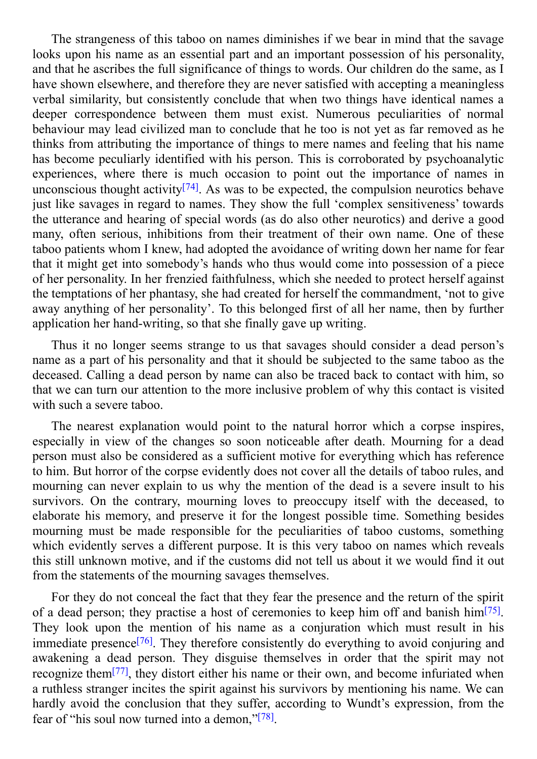The strangeness of this taboo on names diminishes if we bear in mind that the savage looks upon his name as an essential part and an important possession of his personality, and that he ascribes the full significance of things to words. Our children do the same, as I have shown elsewhere, and therefore they are never satisfied with accepting a meaningless verbal similarity, but consistently conclude that when two things have identical names a deeper correspondence between them must exist. Numerous peculiarities of normal behaviour may lead civilized man to conclude that he too is not yet as far removed as he thinks from attributing the importance of things to mere names and feeling that his name has become peculiarly identified with his person. This is corroborated by psychoanalytic experiences, where there is much occasion to point out the importance of names in unconscious thought activity[74]. As was to be expected, the compulsion neurotics behave just like savages in regard to names. They show the full 'complex sensitiveness' towards the utterance and hearing of special words (as do also other neurotics) and derive a good many, often serious, inhibitions from their treatment of their own name. One of these taboo patients whom I knew, had adopted the avoidance of writing down her name for fear that it might get into somebody's hands who thus would come into possession of a piece of her personality. In her frenzied faithfulness, which she needed to protect herself against the temptations of her phantasy, she had created for herself the commandment, 'not to give away anything of her personality'. To this belonged first of all her name, then by further application her hand-writing, so that she finally gave up writing.

Thus it no longer seems strange to us that savages should consider a dead person's name as a part of his personality and that it should be subjected to the same taboo as the deceased. Calling a dead person by name can also be traced back to contact with him, so that we can turn our attention to the more inclusive problem of why this contact is visited with such a severe taboo.

The nearest explanation would point to the natural horror which a corpse inspires, especially in view of the changes so soon noticeable after death. Mourning for a dead person must also be considered as a sufficient motive for everything which has reference to him. But horror of the corpse evidently does not cover all the details of taboo rules, and mourning can never explain to us why the mention of the dead is a severe insult to his survivors. On the contrary, mourning loves to preoccupy itself with the deceased, to elaborate his memory, and preserve it for the longest possible time. Something besides mourning must be made responsible for the peculiarities of taboo customs, something which evidently serves a different purpose. It is this very taboo on names which reveals this still unknown motive, and if the customs did not tell us about it we would find it out from the statements of the mourning savages themselves.

For they do not conceal the fact that they fear the presence and the return of the spirit of a dead person; they practise a host of ceremonies to keep him off and banish him[75]. They look upon the mention of his name as a conjuration which must result in his immediate presence[76]. They therefore consistently do everything to avoid conjuring and awakening a dead person. They disguise themselves in order that the spirit may not recognize them[77], they distort either his name or their own, and become infuriated when a ruthless stranger incites the spirit against his survivors by mentioning his name. We can hardly avoid the conclusion that they suffer, according to Wundt's expression, from the fear of "his soul now turned into a demon,"[78].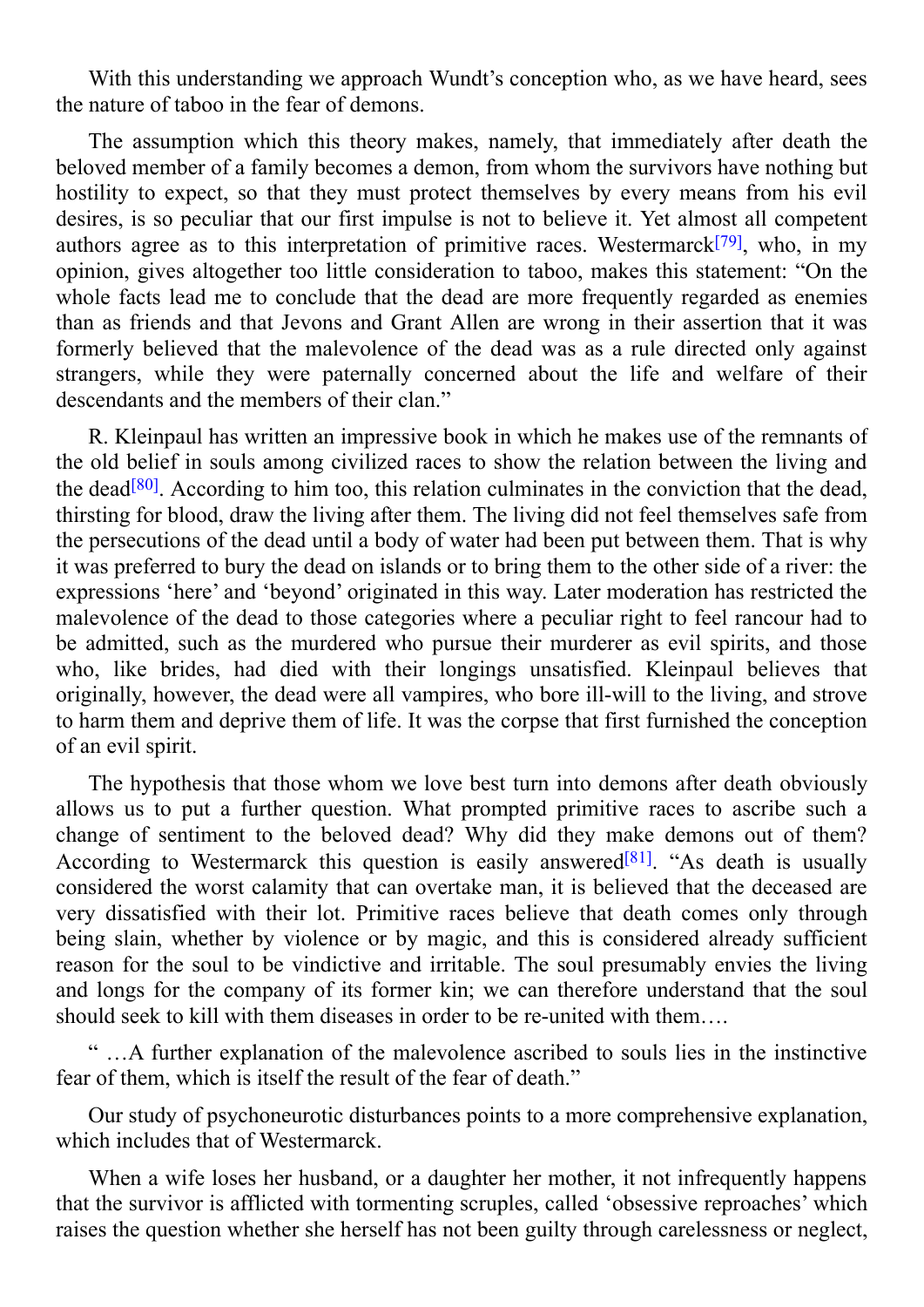With this understanding we approach Wundt's conception who, as we have heard, sees the nature of taboo in the fear of demons.

The assumption which this theory makes, namely, that immediately after death the beloved member of a family becomes a demon, from whom the survivors have nothing but hostility to expect, so that they must protect themselves by every means from his evil desires, is so peculiar that our first impulse is not to believe it. Yet almost all competent authors agree as to this interpretation of primitive races. Westermarck[79], who, in my opinion, gives altogether too little consideration to taboo, makes this statement: "On the whole facts lead me to conclude that the dead are more frequently regarded as enemies than as friends and that Jevons and Grant Allen are wrong in their assertion that it was formerly believed that the malevolence of the dead was as a rule directed only against strangers, while they were paternally concerned about the life and welfare of their descendants and the members of their clan."

R. Kleinpaul has written an impressive book in which he makes use of the remnants of the old belief in souls among civilized races to show the relation between the living and the dead[80]. According to him too, this relation culminates in the conviction that the dead, thirsting for blood, draw the living after them. The living did not feel themselves safe from the persecutions of the dead until a body of water had been put between them. That is why it was preferred to bury the dead on islands or to bring them to the other side of a river: the expressions 'here' and 'beyond' originated in this way. Later moderation has restricted the malevolence of the dead to those categories where a peculiar right to feel rancour had to be admitted, such as the murdered who pursue their murderer as evil spirits, and those who, like brides, had died with their longings unsatisfied. Kleinpaul believes that originally, however, the dead were all vampires, who bore ill-will to the living, and strove to harm them and deprive them of life. It was the corpse that first furnished the conception of an evil spirit.

The hypothesis that those whom we love best turn into demons after death obviously allows us to put a further question. What prompted primitive races to ascribe such a change of sentiment to the beloved dead? Why did they make demons out of them? According to Westermarck this question is easily answered[81]. "As death is usually considered the worst calamity that can overtake man, it is believed that the deceased are very dissatisfied with their lot. Primitive races believe that death comes only through being slain, whether by violence or by magic, and this is considered already sufficient reason for the soul to be vindictive and irritable. The soul presumably envies the living and longs for the company of its former kin; we can therefore understand that the soul should seek to kill with them diseases in order to be re-united with them….

" …A further explanation of the malevolence ascribed to souls lies in the instinctive fear of them, which is itself the result of the fear of death."

Our study of psychoneurotic disturbances points to a more comprehensive explanation, which includes that of Westermarck.

When a wife loses her husband, or a daughter her mother, it not infrequently happens that the survivor is afflicted with tormenting scruples, called 'obsessive reproaches' which raises the question whether she herself has not been guilty through carelessness or neglect,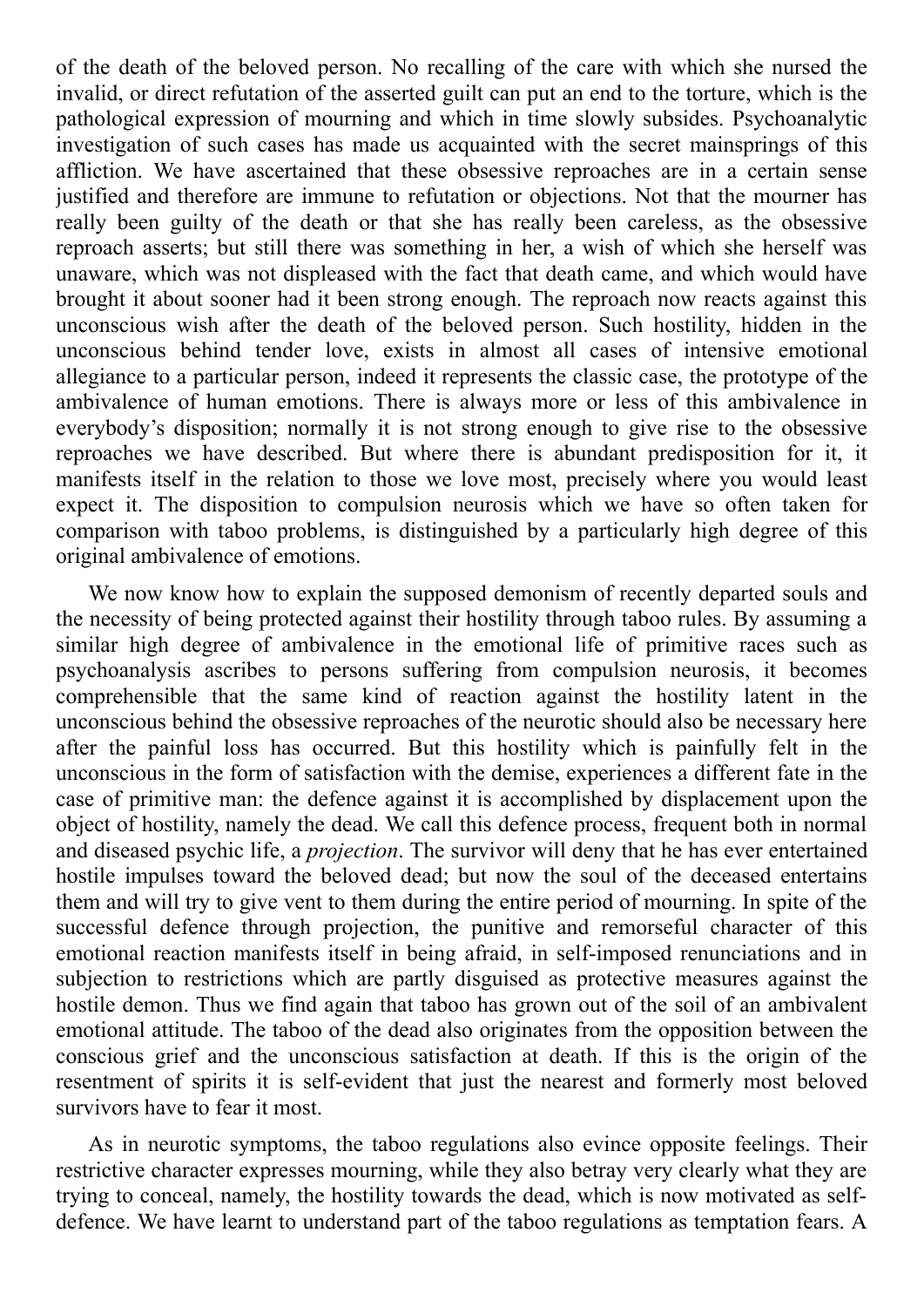of the death of the beloved person. No recalling of the care with which she nursed the invalid, or direct refutation of the asserted guilt can put an end to the torture, which is the pathological expression of mourning and which in time slowly subsides. Psychoanalytic investigation of such cases has made us acquainted with the secret mainsprings of this affliction. We have ascertained that these obsessive reproaches are in a certain sense justified and therefore are immune to refutation or objections. Not that the mourner has really been guilty of the death or that she has really been careless, as the obsessive reproach asserts; but still there was something in her, a wish of which she herself was unaware, which was not displeased with the fact that death came, and which would have brought it about sooner had it been strong enough. The reproach now reacts against this unconscious wish after the death of the beloved person. Such hostility, hidden in the unconscious behind tender love, exists in almost all cases of intensive emotional allegiance to a particular person, indeed it represents the classic case, the prototype of the ambivalence of human emotions. There is always more or less of this ambivalence in everybody's disposition; normally it is not strong enough to give rise to the obsessive reproaches we have described. But where there is abundant predisposition for it, it manifests itself in the relation to those we love most, precisely where you would least expect it. The disposition to compulsion neurosis which we have so often taken for comparison with taboo problems, is distinguished by a particularly high degree of this original ambivalence of emotions.

We now know how to explain the supposed demonism of recently departed souls and the necessity of being protected against their hostility through taboo rules. By assuming a similar high degree of ambivalence in the emotional life of primitive races such as psychoanalysis ascribes to persons suffering from compulsion neurosis, it becomes comprehensible that the same kind of reaction against the hostility latent in the unconscious behind the obsessive reproaches of the neurotic should also be necessary here after the painful loss has occurred. But this hostility which is painfully felt in the unconscious in the form of satisfaction with the demise, experiences a different fate in the case of primitive man: the defence against it is accomplished by displacement upon the object of hostility, namely the dead. We call this defence process, frequent both in normal and diseased psychic life, a *projection*. The survivor will deny that he has ever entertained hostile impulses toward the beloved dead; but now the soul of the deceased entertains them and will try to give vent to them during the entire period of mourning. In spite of the successful defence through projection, the punitive and remorseful character of this emotional reaction manifests itself in being afraid, in self-imposed renunciations and in subjection to restrictions which are partly disguised as protective measures against the hostile demon. Thus we find again that taboo has grown out of the soil of an ambivalent emotional attitude. The taboo of the dead also originates from the opposition between the conscious grief and the unconscious satisfaction at death. If this is the origin of the resentment of spirits it is self-evident that just the nearest and formerly most beloved survivors have to fear it most.

As in neurotic symptoms, the taboo regulations also evince opposite feelings. Their restrictive character expresses mourning, while they also betray very clearly what they are trying to conceal, namely, the hostility towards the dead, which is now motivated as self-defence. We have learnt to understand part of the taboo regulations as temptation fears. A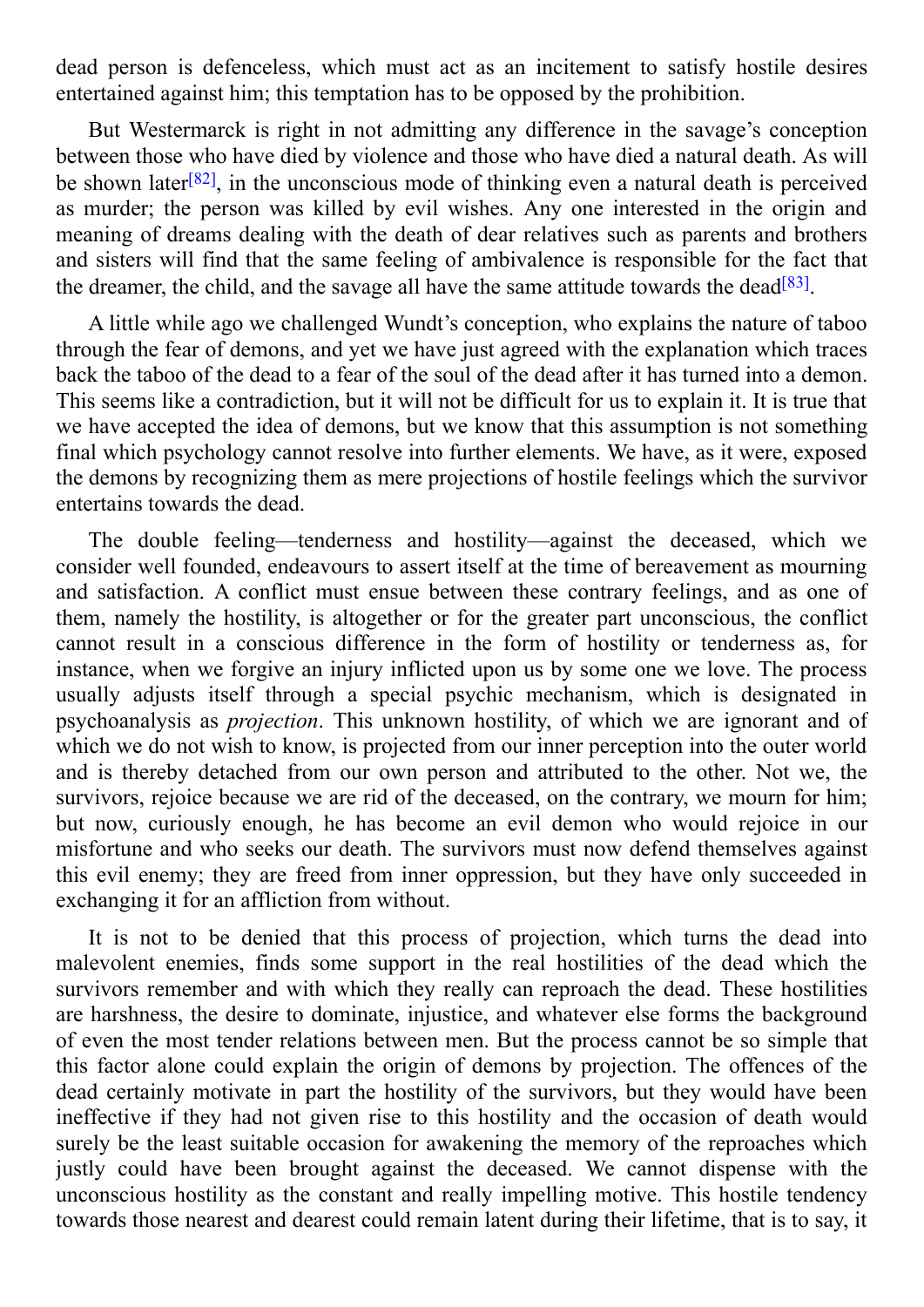dead person is defenceless, which must act as an incitement to satisfy hostile desires entertained against him; this temptation has to be opposed by the prohibition.

But Westermarck is right in not admitting any difference in the savage's conception between those who have died by violence and those who have died a natural death. As will be shown later[82], in the unconscious mode of thinking even a natural death is perceived as murder; the person was killed by evil wishes. Any one interested in the origin and meaning of dreams dealing with the death of dear relatives such as parents and brothers and sisters will find that the same feeling of ambivalence is responsible for the fact that the dreamer, the child, and the savage all have the same attitude towards the dead[83].

A little while ago we challenged Wundt's conception, who explains the nature of taboo through the fear of demons, and yet we have just agreed with the explanation which traces back the taboo of the dead to a fear of the soul of the dead after it has turned into a demon. This seems like a contradiction, but it will not be difficult for us to explain it. It is true that we have accepted the idea of demons, but we know that this assumption is not something final which psychology cannot resolve into further elements. We have, as it were, exposed the demons by recognizing them as mere projections of hostile feelings which the survivor entertains towards the dead.

The double feeling—tenderness and hostility—against the deceased, which we consider well founded, endeavours to assert itself at the time of bereavement as mourning and satisfaction. A conflict must ensue between these contrary feelings, and as one of them, namely the hostility, is altogether or for the greater part unconscious, the conflict cannot result in a conscious difference in the form of hostility or tenderness as, for instance, when we forgive an injury inflicted upon us by some one we love. The process usually adjusts itself through a special psychic mechanism, which is designated in psychoanalysis as *projection*. This unknown hostility, of which we are ignorant and of which we do not wish to know, is projected from our inner perception into the outer world and is thereby detached from our own person and attributed to the other. Not we, the survivors, rejoice because we are rid of the deceased, on the contrary, we mourn for him; but now, curiously enough, he has become an evil demon who would rejoice in our misfortune and who seeks our death. The survivors must now defend themselves against this evil enemy; they are freed from inner oppression, but they have only succeeded in exchanging it for an affliction from without.

It is not to be denied that this process of projection, which turns the dead into malevolent enemies, finds some support in the real hostilities of the dead which the survivors remember and with which they really can reproach the dead. These hostilities are harshness, the desire to dominate, injustice, and whatever else forms the background of even the most tender relations between men. But the process cannot be so simple that this factor alone could explain the origin of demons by projection. The offences of the dead certainly motivate in part the hostility of the survivors, but they would have been ineffective if they had not given rise to this hostility and the occasion of death would surely be the least suitable occasion for awakening the memory of the reproaches which justly could have been brought against the deceased. We cannot dispense with the unconscious hostility as the constant and really impelling motive. This hostile tendency towards those nearest and dearest could remain latent during their lifetime, that is to say, it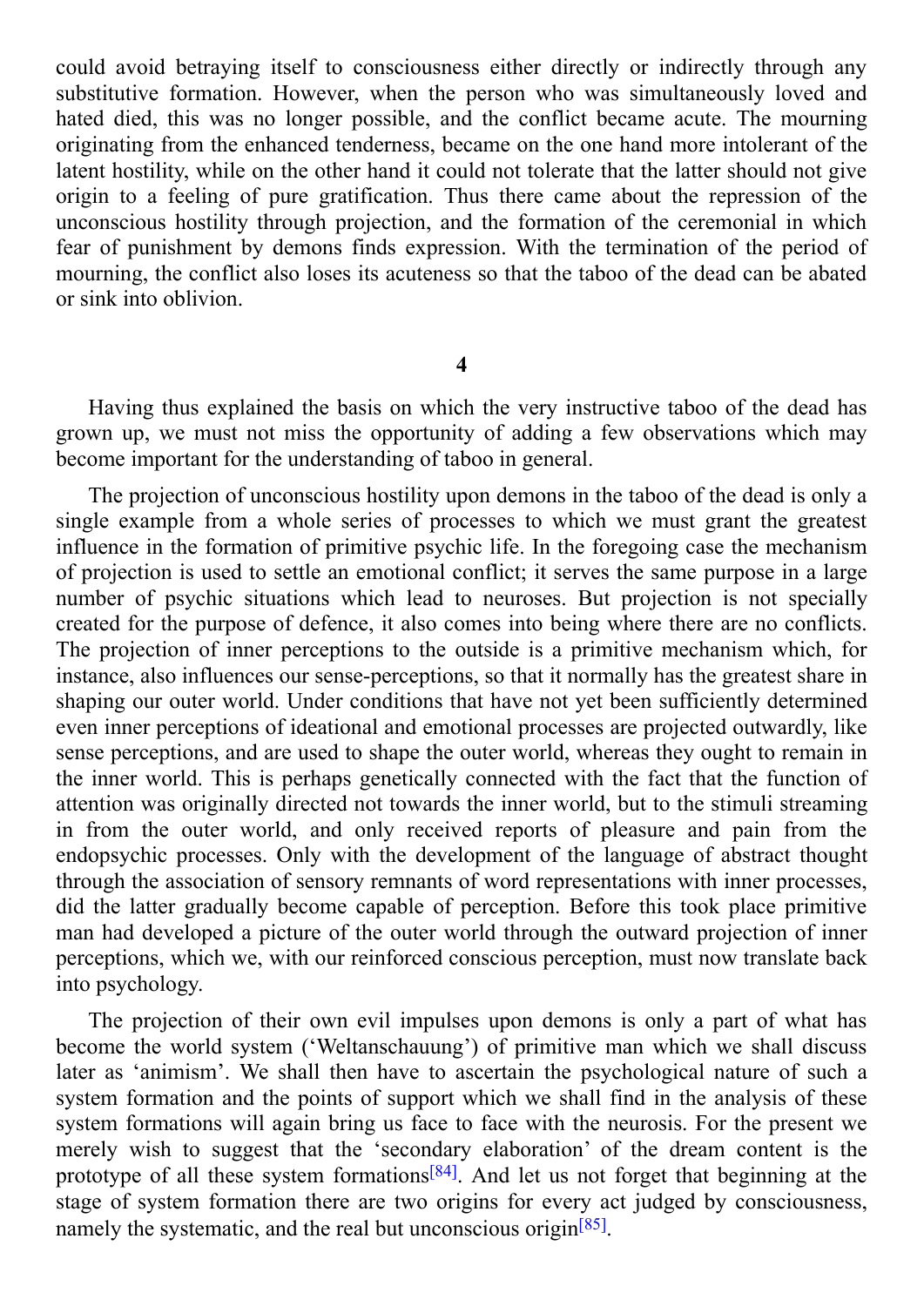could avoid betraying itself to consciousness either directly or indirectly through any substitutive formation. However, when the person who was simultaneously loved and hated died, this was no longer possible, and the conflict became acute. The mourning originating from the enhanced tenderness, became on the one hand more intolerant of the latent hostility, while on the other hand it could not tolerate that the latter should not give origin to a feeling of pure gratification. Thus there came about the repression of the unconscious hostility through projection, and the formation of the ceremonial in which fear of punishment by demons finds expression. With the termination of the period of mourning, the conflict also loses its acuteness so that the taboo of the dead can be abated or sink into oblivion.

## 4

Having thus explained the basis on which the very instructive taboo of the dead has grown up, we must not miss the opportunity of adding a few observations which may become important for the understanding of taboo in general.

The projection of unconscious hostility upon demons in the taboo of the dead is only a single example from a whole series of processes to which we must grant the greatest influence in the formation of primitive psychic life. In the foregoing case the mechanism of projection is used to settle an emotional conflict; it serves the same purpose in a large number of psychic situations which lead to neuroses. But projection is not specially created for the purpose of defence, it also comes into being where there are no conflicts. The projection of inner perceptions to the outside is a primitive mechanism which, for instance, also influences our sense-perceptions, so that it normally has the greatest share in shaping our outer world. Under conditions that have not yet been sufficiently determined even inner perceptions of ideational and emotional processes are projected outwardly, like sense perceptions, and are used to shape the outer world, whereas they ought to remain in the inner world. This is perhaps genetically connected with the fact that the function of attention was originally directed not towards the inner world, but to the stimuli streaming in from the outer world, and only received reports of pleasure and pain from the endopsychic processes. Only with the development of the language of abstract thought through the association of sensory remnants of word representations with inner processes, did the latter gradually become capable of perception. Before this took place primitive man had developed a picture of the outer world through the outward projection of inner perceptions, which we, with our reinforced conscious perception, must now translate back into psychology.

The projection of their own evil impulses upon demons is only a part of what has become the world system ('Weltanschauung') of primitive man which we shall discuss later as 'animism'. We shall then have to ascertain the psychological nature of such a system formation and the points of support which we shall find in the analysis of these system formations will again bring us face to face with the neurosis. For the present we merely wish to suggest that the 'secondary elaboration' of the dream content is the prototype of all these system formations[84]. And let us not forget that beginning at the stage of system formation there are two origins for every act judged by consciousness, namely the systematic, and the real but unconscious origin[85].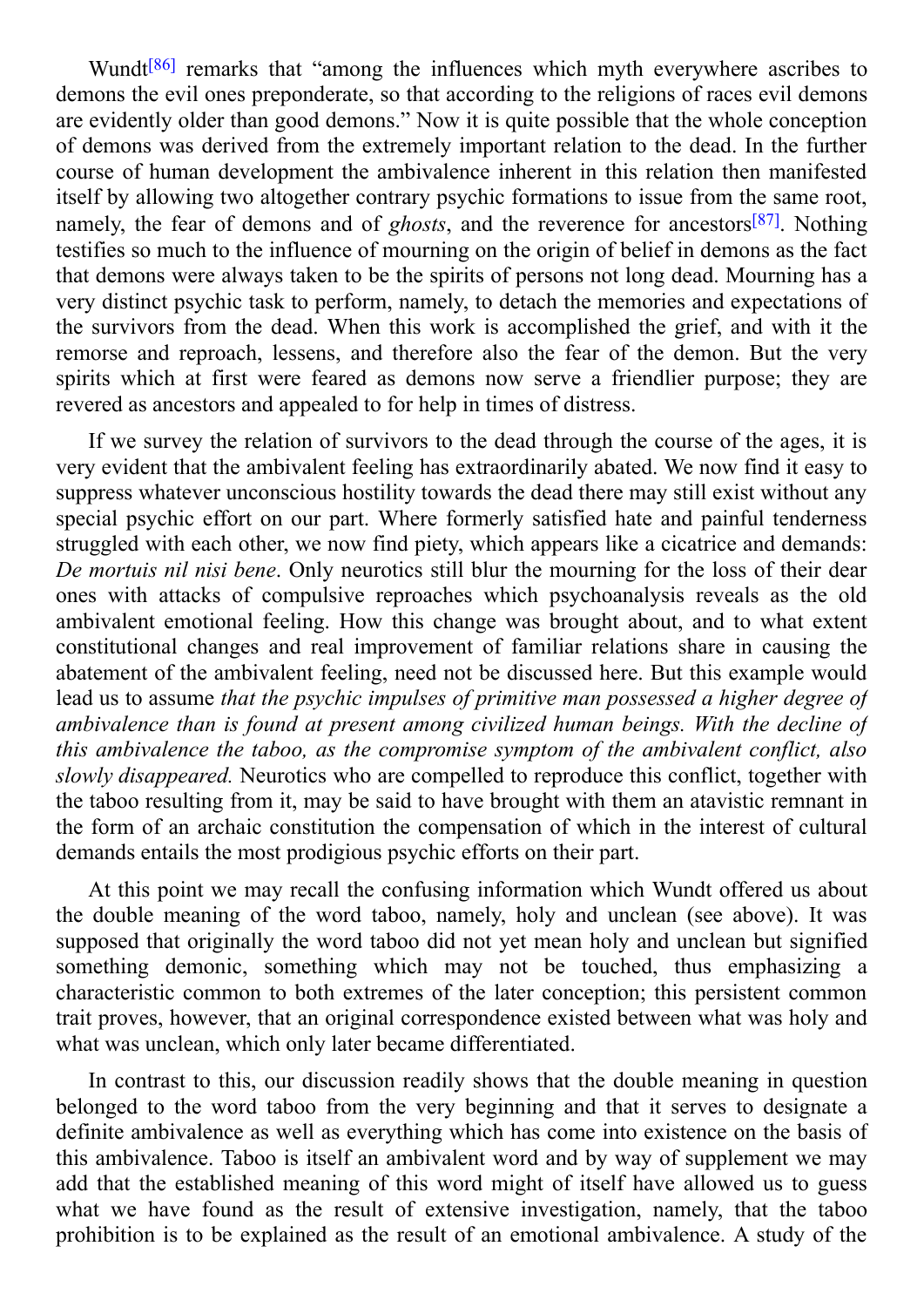Wundt[86] remarks that "among the influences which myth everywhere ascribes to demons the evil ones preponderate, so that according to the religions of races evil demons are evidently older than good demons." Now it is quite possible that the whole conception of demons was derived from the extremely important relation to the dead. In the further course of human development the ambivalence inherent in this relation then manifested itself by allowing two altogether contrary psychic formations to issue from the same root, namely, the fear of demons and of *ghosts*, and the reverence for ancestors[87]. Nothing testifies so much to the influence of mourning on the origin of belief in demons as the fact that demons were always taken to be the spirits of persons not long dead. Mourning has a very distinct psychic task to perform, namely, to detach the memories and expectations of the survivors from the dead. When this work is accomplished the grief, and with it the remorse and reproach, lessens, and therefore also the fear of the demon. But the very spirits which at first were feared as demons now serve a friendlier purpose; they are revered as ancestors and appealed to for help in times of distress.

If we survey the relation of survivors to the dead through the course of the ages, it is very evident that the ambivalent feeling has extraordinarily abated. We now find it easy to suppress whatever unconscious hostility towards the dead there may still exist without any special psychic effort on our part. Where formerly satisfied hate and painful tenderness struggled with each other, we now find piety, which appears like a cicatrice and demands: *De mortuis nil nisi bene*. Only neurotics still blur the mourning for the loss of their dear ones with attacks of compulsive reproaches which psychoanalysis reveals as the old ambivalent emotional feeling. How this change was brought about, and to what extent constitutional changes and real improvement of familiar relations share in causing the abatement of the ambivalent feeling, need not be discussed here. But this example would lead us to assume *that the psychic impulses of primitive man possessed a higher degree of ambivalence than is found at present among civilized human beings. With the decline of this ambivalence the taboo, as the compromise symptom of the ambivalent conflict, also slowly disappeared.* Neurotics who are compelled to reproduce this conflict, together with the taboo resulting from it, may be said to have brought with them an atavistic remnant in the form of an archaic constitution the compensation of which in the interest of cultural demands entails the most prodigious psychic efforts on their part.

At this point we may recall the confusing information which Wundt offered us about the double meaning of the word taboo, namely, holy and unclean (see above). It was supposed that originally the word taboo did not yet mean holy and unclean but signified something demonic, something which may not be touched, thus emphasizing a characteristic common to both extremes of the later conception; this persistent common trait proves, however, that an original correspondence existed between what was holy and what was unclean, which only later became differentiated.

In contrast to this, our discussion readily shows that the double meaning in question belonged to the word taboo from the very beginning and that it serves to designate a definite ambivalence as well as everything which has come into existence on the basis of this ambivalence. Taboo is itself an ambivalent word and by way of supplement we may add that the established meaning of this word might of itself have allowed us to guess what we have found as the result of extensive investigation, namely, that the taboo prohibition is to be explained as the result of an emotional ambivalence. A study of the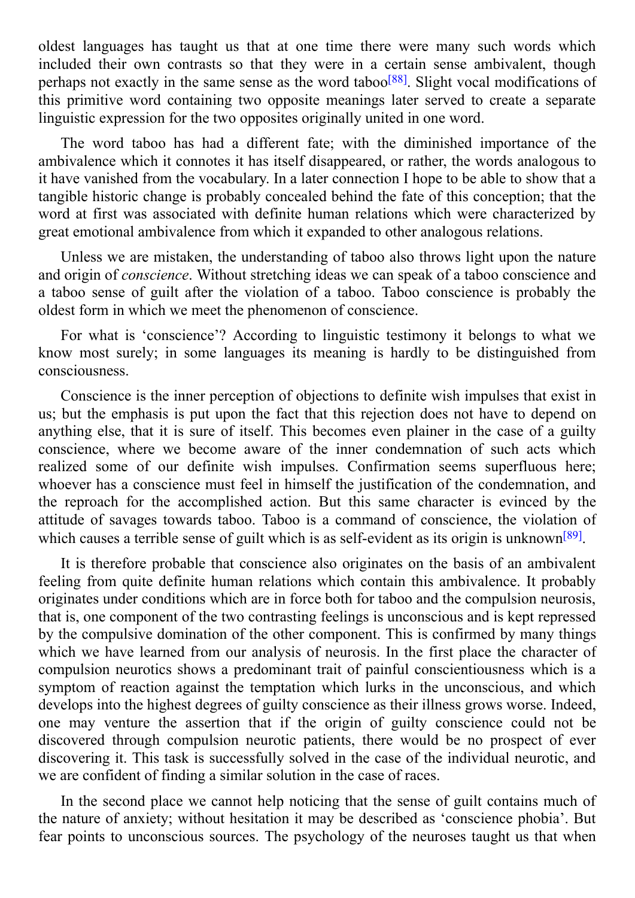oldest languages has taught us that at one time there were many such words which included their own contrasts so that they were in a certain sense ambivalent, though perhaps not exactly in the same sense as the word taboo[88]. Slight vocal modifications of this primitive word containing two opposite meanings later served to create a separate linguistic expression for the two opposites originally united in one word.

The word taboo has had a different fate; with the diminished importance of the ambivalence which it connotes it has itself disappeared, or rather, the words analogous to it have vanished from the vocabulary. In a later connection I hope to be able to show that a tangible historic change is probably concealed behind the fate of this conception; that the word at first was associated with definite human relations which were characterized by great emotional ambivalence from which it expanded to other analogous relations.

Unless we are mistaken, the understanding of taboo also throws light upon the nature and origin of *conscience*. Without stretching ideas we can speak of a taboo conscience and a taboo sense of guilt after the violation of a taboo. Taboo conscience is probably the oldest form in which we meet the phenomenon of conscience.

For what is 'conscience'? According to linguistic testimony it belongs to what we know most surely; in some languages its meaning is hardly to be distinguished from consciousness.

Conscience is the inner perception of objections to definite wish impulses that exist in us; but the emphasis is put upon the fact that this rejection does not have to depend on anything else, that it is sure of itself. This becomes even plainer in the case of a guilty conscience, where we become aware of the inner condemnation of such acts which realized some of our definite wish impulses. Confirmation seems superfluous here; whoever has a conscience must feel in himself the justification of the condemnation, and the reproach for the accomplished action. But this same character is evinced by the attitude of savages towards taboo. Taboo is a command of conscience, the violation of which causes a terrible sense of guilt which is as self-evident as its origin is unknown[89].

It is therefore probable that conscience also originates on the basis of an ambivalent feeling from quite definite human relations which contain this ambivalence. It probably originates under conditions which are in force both for taboo and the compulsion neurosis, that is, one component of the two contrasting feelings is unconscious and is kept repressed by the compulsive domination of the other component. This is confirmed by many things which we have learned from our analysis of neurosis. In the first place the character of compulsion neurotics shows a predominant trait of painful conscientiousness which is a symptom of reaction against the temptation which lurks in the unconscious, and which develops into the highest degrees of guilty conscience as their illness grows worse. Indeed, one may venture the assertion that if the origin of guilty conscience could not be discovered through compulsion neurotic patients, there would be no prospect of ever discovering it. This task is successfully solved in the case of the individual neurotic, and we are confident of finding a similar solution in the case of races.

In the second place we cannot help noticing that the sense of guilt contains much of the nature of anxiety; without hesitation it may be described as 'conscience phobia'. But fear points to unconscious sources. The psychology of the neuroses taught us that when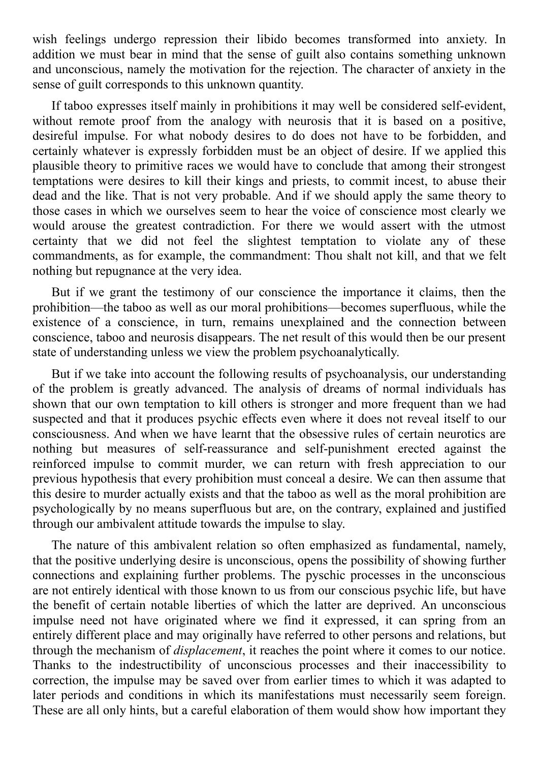wish feelings undergo repression their libido becomes transformed into anxiety. In addition we must bear in mind that the sense of guilt also contains something unknown and unconscious, namely the motivation for the rejection. The character of anxiety in the sense of guilt corresponds to this unknown quantity.

If taboo expresses itself mainly in prohibitions it may well be considered self-evident, without remote proof from the analogy with neurosis that it is based on a positive, desireful impulse. For what nobody desires to do does not have to be forbidden, and certainly whatever is expressly forbidden must be an object of desire. If we applied this plausible theory to primitive races we would have to conclude that among their strongest temptations were desires to kill their kings and priests, to commit incest, to abuse their dead and the like. That is not very probable. And if we should apply the same theory to those cases in which we ourselves seem to hear the voice of conscience most clearly we would arouse the greatest contradiction. For there we would assert with the utmost certainty that we did not feel the slightest temptation to violate any of these commandments, as for example, the commandment: Thou shalt not kill, and that we felt nothing but repugnance at the very idea.

But if we grant the testimony of our conscience the importance it claims, then the prohibition—the taboo as well as our moral prohibitions—becomes superfluous, while the existence of a conscience, in turn, remains unexplained and the connection between conscience, taboo and neurosis disappears. The net result of this would then be our present state of understanding unless we view the problem psychoanalytically.

But if we take into account the following results of psychoanalysis, our understanding of the problem is greatly advanced. The analysis of dreams of normal individuals has shown that our own temptation to kill others is stronger and more frequent than we had suspected and that it produces psychic effects even where it does not reveal itself to our consciousness. And when we have learnt that the obsessive rules of certain neurotics are nothing but measures of self-reassurance and self-punishment erected against the reinforced impulse to commit murder, we can return with fresh appreciation to our previous hypothesis that every prohibition must conceal a desire. We can then assume that this desire to murder actually exists and that the taboo as well as the moral prohibition are psychologically by no means superfluous but are, on the contrary, explained and justified through our ambivalent attitude towards the impulse to slay.

The nature of this ambivalent relation so often emphasized as fundamental, namely, that the positive underlying desire is unconscious, opens the possibility of showing further connections and explaining further problems. The pyschic processes in the unconscious are not entirely identical with those known to us from our conscious psychic life, but have the benefit of certain notable liberties of which the latter are deprived. An unconscious impulse need not have originated where we find it expressed, it can spring from an entirely different place and may originally have referred to other persons and relations, but through the mechanism of *displacement*, it reaches the point where it comes to our notice. Thanks to the indestructibility of unconscious processes and their inaccessibility to correction, the impulse may be saved over from earlier times to which it was adapted to later periods and conditions in which its manifestations must necessarily seem foreign. These are all only hints, but a careful elaboration of them would show how important they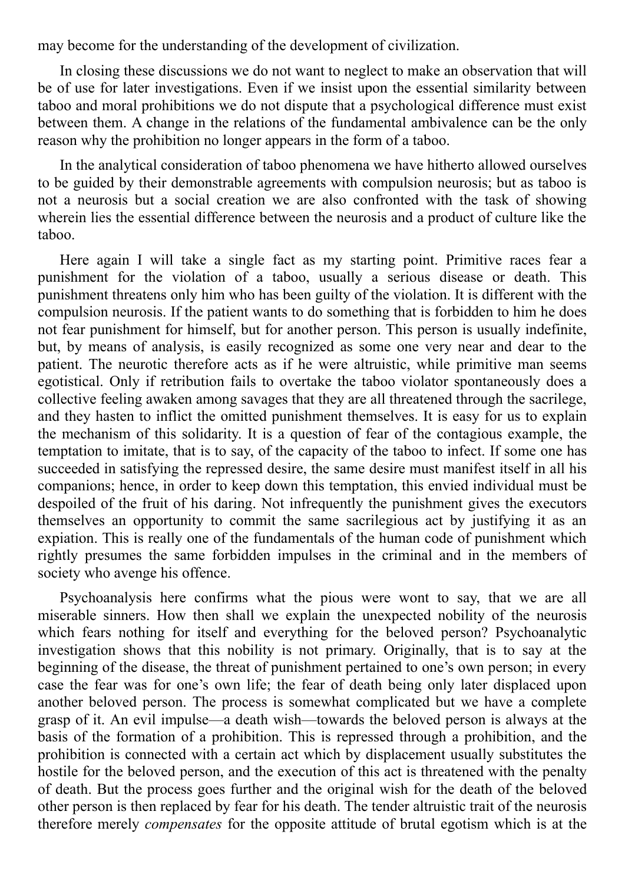may become for the understanding of the development of civilization.

In closing these discussions we do not want to neglect to make an observation that will be of use for later investigations. Even if we insist upon the essential similarity between taboo and moral prohibitions we do not dispute that a psychological difference must exist between them. A change in the relations of the fundamental ambivalence can be the only reason why the prohibition no longer appears in the form of a taboo.

In the analytical consideration of taboo phenomena we have hitherto allowed ourselves to be guided by their demonstrable agreements with compulsion neurosis; but as taboo is not a neurosis but a social creation we are also confronted with the task of showing wherein lies the essential difference between the neurosis and a product of culture like the taboo.

Here again I will take a single fact as my starting point. Primitive races fear a punishment for the violation of a taboo, usually a serious disease or death. This punishment threatens only him who has been guilty of the violation. It is different with the compulsion neurosis. If the patient wants to do something that is forbidden to him he does not fear punishment for himself, but for another person. This person is usually indefinite, but, by means of analysis, is easily recognized as some one very near and dear to the patient. The neurotic therefore acts as if he were altruistic, while primitive man seems egotistical. Only if retribution fails to overtake the taboo violator spontaneously does a collective feeling awaken among savages that they are all threatened through the sacrilege, and they hasten to inflict the omitted punishment themselves. It is easy for us to explain the mechanism of this solidarity. It is a question of fear of the contagious example, the temptation to imitate, that is to say, of the capacity of the taboo to infect. If some one has succeeded in satisfying the repressed desire, the same desire must manifest itself in all his companions; hence, in order to keep down this temptation, this envied individual must be despoiled of the fruit of his daring. Not infrequently the punishment gives the executors themselves an opportunity to commit the same sacrilegious act by justifying it as an expiation. This is really one of the fundamentals of the human code of punishment which rightly presumes the same forbidden impulses in the criminal and in the members of society who avenge his offence.

Psychoanalysis here confirms what the pious were wont to say, that we are all miserable sinners. How then shall we explain the unexpected nobility of the neurosis which fears nothing for itself and everything for the beloved person? Psychoanalytic investigation shows that this nobility is not primary. Originally, that is to say at the beginning of the disease, the threat of punishment pertained to one's own person; in every case the fear was for one's own life; the fear of death being only later displaced upon another beloved person. The process is somewhat complicated but we have a complete grasp of it. An evil impulse—a death wish—towards the beloved person is always at the basis of the formation of a prohibition. This is repressed through a prohibition, and the prohibition is connected with a certain act which by displacement usually substitutes the hostile for the beloved person, and the execution of this act is threatened with the penalty of death. But the process goes further and the original wish for the death of the beloved other person is then replaced by fear for his death. The tender altruistic trait of the neurosis therefore merely *compensates* for the opposite attitude of brutal egotism which is at the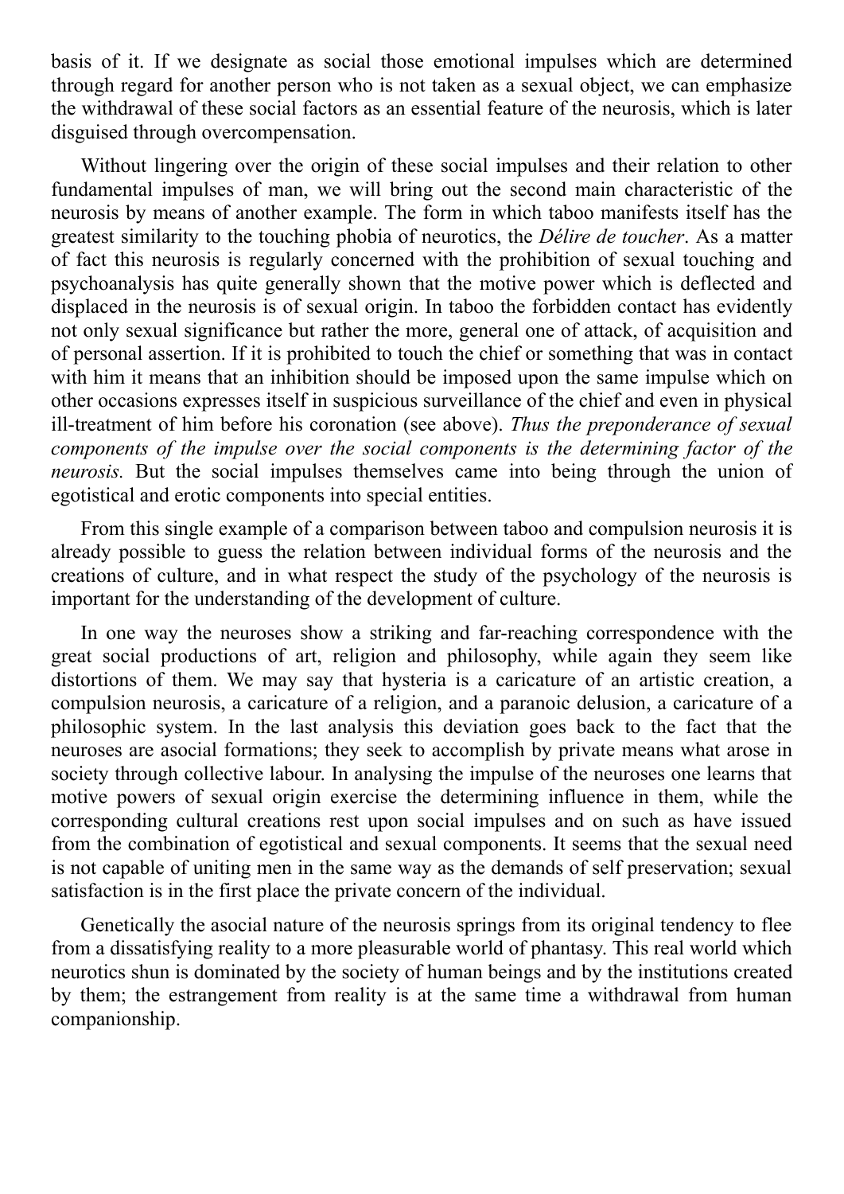basis of it. If we designate as social those emotional impulses which are determined through regard for another person who is not taken as a sexual object, we can emphasize the withdrawal of these social factors as an essential feature of the neurosis, which is later disguised through overcompensation.

Without lingering over the origin of these social impulses and their relation to other fundamental impulses of man, we will bring out the second main characteristic of the neurosis by means of another example. The form in which taboo manifests itself has the greatest similarity to the touching phobia of neurotics, the *Délire de toucher*. As a matter of fact this neurosis is regularly concerned with the prohibition of sexual touching and psychoanalysis has quite generally shown that the motive power which is deflected and displaced in the neurosis is of sexual origin. In taboo the forbidden contact has evidently not only sexual significance but rather the more, general one of attack, of acquisition and of personal assertion. If it is prohibited to touch the chief or something that was in contact with him it means that an inhibition should be imposed upon the same impulse which on other occasions expresses itself in suspicious surveillance of the chief and even in physical ill-treatment of him before his coronation (see above). *Thus the preponderance of sexual components of the impulse over the social components is the determining factor of the neurosis.* But the social impulses themselves came into being through the union of egotistical and erotic components into special entities.

From this single example of a comparison between taboo and compulsion neurosis it is already possible to guess the relation between individual forms of the neurosis and the creations of culture, and in what respect the study of the psychology of the neurosis is important for the understanding of the development of culture.

In one way the neuroses show a striking and far-reaching correspondence with the great social productions of art, religion and philosophy, while again they seem like distortions of them. We may say that hysteria is a caricature of an artistic creation, a compulsion neurosis, a caricature of a religion, and a paranoic delusion, a caricature of a philosophic system. In the last analysis this deviation goes back to the fact that the neuroses are asocial formations; they seek to accomplish by private means what arose in society through collective labour. In analysing the impulse of the neuroses one learns that motive powers of sexual origin exercise the determining influence in them, while the corresponding cultural creations rest upon social impulses and on such as have issued from the combination of egotistical and sexual components. It seems that the sexual need is not capable of uniting men in the same way as the demands of self preservation; sexual satisfaction is in the first place the private concern of the individual.

Genetically the asocial nature of the neurosis springs from its original tendency to flee from a dissatisfying reality to a more pleasurable world of phantasy. This real world which neurotics shun is dominated by the society of human beings and by the institutions created by them; the estrangement from reality is at the same time a withdrawal from human companionship.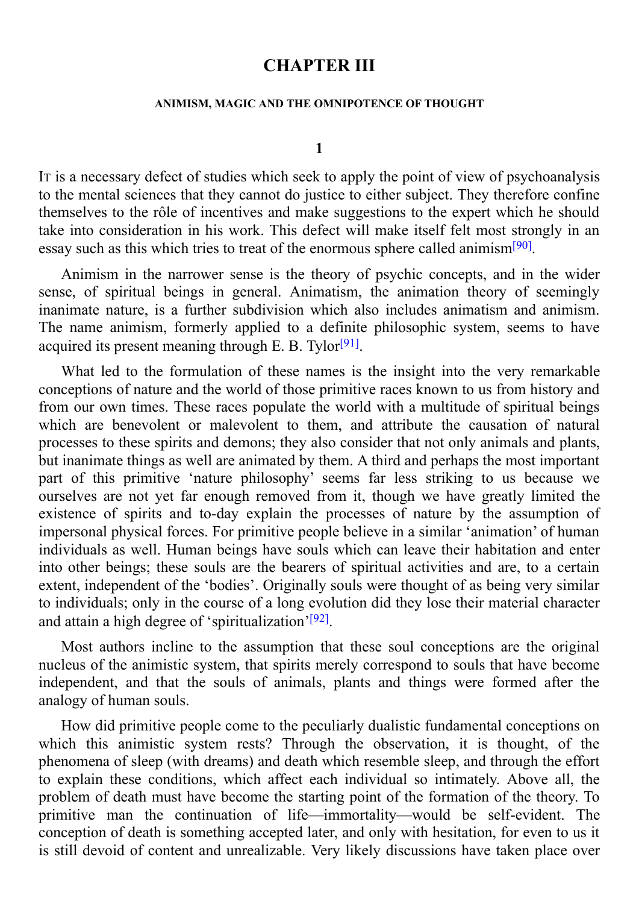# CHAPTER III

### ANIMISM, MAGIC AND THE OMNIPOTENCE OF THOUGHT

### 1

It is a necessary defect of studies which seek to apply the point of view of psychoanalysis to the mental sciences that they cannot do justice to either subject. They therefore confine themselves to the rôle of incentives and make suggestions to the expert which he should take into consideration in his work. This defect will make itself felt most strongly in an essay such as this which tries to treat of the enormous sphere called animism[90].

Animism in the narrower sense is the theory of psychic concepts, and in the wider sense, of spiritual beings in general. Animatism, the animation theory of seemingly inanimate nature, is a further subdivision which also includes animatism and animism. The name animism, formerly applied to a definite philosophic system, seems to have acquired its present meaning through E. B. Tylor[91].

What led to the formulation of these names is the insight into the very remarkable conceptions of nature and the world of those primitive races known to us from history and from our own times. These races populate the world with a multitude of spiritual beings which are benevolent or malevolent to them, and attribute the causation of natural processes to these spirits and demons; they also consider that not only animals and plants, but inanimate things as well are animated by them. A third and perhaps the most important part of this primitive 'nature philosophy' seems far less striking to us because we ourselves are not yet far enough removed from it, though we have greatly limited the existence of spirits and to-day explain the processes of nature by the assumption of impersonal physical forces. For primitive people believe in a similar 'animation' of human individuals as well. Human beings have souls which can leave their habitation and enter into other beings; these souls are the bearers of spiritual activities and are, to a certain extent, independent of the 'bodies'. Originally souls were thought of as being very similar to individuals; only in the course of a long evolution did they lose their material character and attain a high degree of 'spiritualization'[92].

Most authors incline to the assumption that these soul conceptions are the original nucleus of the animistic system, that spirits merely correspond to souls that have become independent, and that the souls of animals, plants and things were formed after the analogy of human souls.

How did primitive people come to the peculiarly dualistic fundamental conceptions on which this animistic system rests? Through the observation, it is thought, of the phenomena of sleep (with dreams) and death which resemble sleep, and through the effort to explain these conditions, which affect each individual so intimately. Above all, the problem of death must have become the starting point of the formation of the theory. To primitive man the continuation of life—immortality—would be self-evident. The conception of death is something accepted later, and only with hesitation, for even to us it is still devoid of content and unrealizable. Very likely discussions have taken place over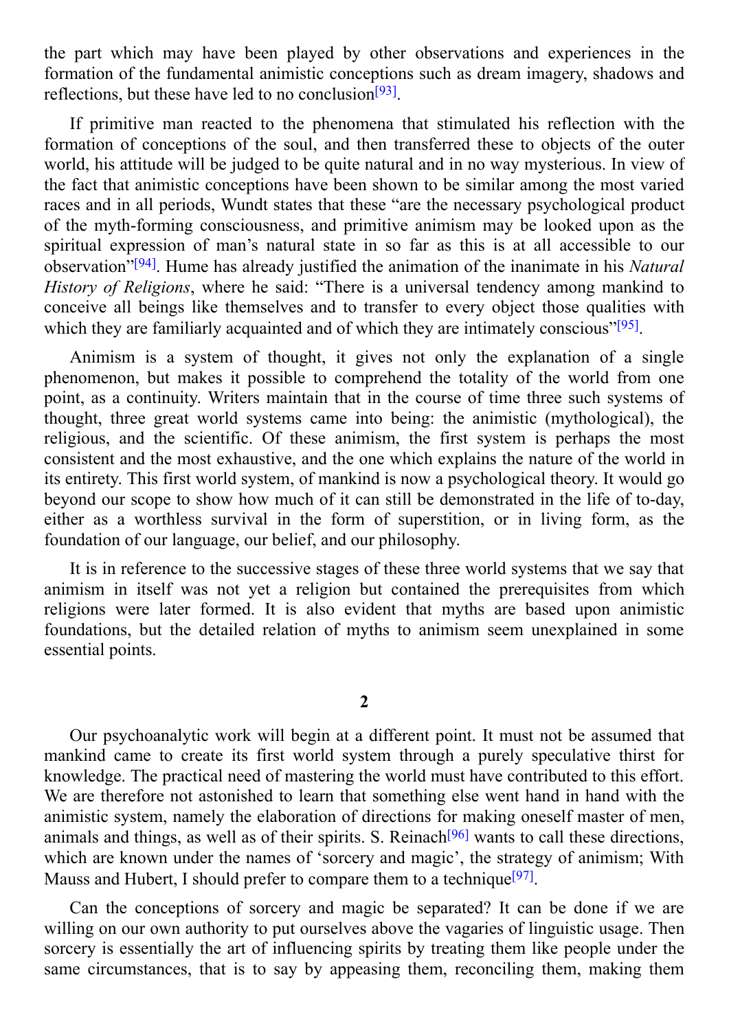the part which may have been played by other observations and experiences in the formation of the fundamental animistic conceptions such as dream imagery, shadows and reflections, but these have led to no conclusion[93].

If primitive man reacted to the phenomena that stimulated his reflection with the formation of conceptions of the soul, and then transferred these to objects of the outer world, his attitude will be judged to be quite natural and in no way mysterious. In view of the fact that animistic conceptions have been shown to be similar among the most varied races and in all periods, Wundt states that these "are the necessary psychological product of the myth-forming consciousness, and primitive animism may be looked upon as the spiritual expression of man's natural state in so far as this is at all accessible to our observation"[94]. Hume has already justified the animation of the inanimate in his *Natural History of Religions*, where he said: "There is a universal tendency among mankind to conceive all beings like themselves and to transfer to every object those qualities with which they are familiarly acquainted and of which they are intimately conscious"[95].

Animism is a system of thought, it gives not only the explanation of a single phenomenon, but makes it possible to comprehend the totality of the world from one point, as a continuity. Writers maintain that in the course of time three such systems of thought, three great world systems came into being: the animistic (mythological), the religious, and the scientific. Of these animism, the first system is perhaps the most consistent and the most exhaustive, and the one which explains the nature of the world in its entirety. This first world system, of mankind is now a psychological theory. It would go beyond our scope to show how much of it can still be demonstrated in the life of to-day, either as a worthless survival in the form of superstition, or in living form, as the foundation of our language, our belief, and our philosophy.

It is in reference to the successive stages of these three world systems that we say that animism in itself was not yet a religion but contained the prerequisites from which religions were later formed. It is also evident that myths are based upon animistic foundations, but the detailed relation of myths to animism seem unexplained in some essential points.

## 2

Our psychoanalytic work will begin at a different point. It must not be assumed that mankind came to create its first world system through a purely speculative thirst for knowledge. The practical need of mastering the world must have contributed to this effort. We are therefore not astonished to learn that something else went hand in hand with the animistic system, namely the elaboration of directions for making oneself master of men, animals and things, as well as of their spirits. S. Reinach[96] wants to call these directions, which are known under the names of 'sorcery and magic', the strategy of animism; With Mauss and Hubert, I should prefer to compare them to a technique[97].

Can the conceptions of sorcery and magic be separated? It can be done if we are willing on our own authority to put ourselves above the vagaries of linguistic usage. Then sorcery is essentially the art of influencing spirits by treating them like people under the same circumstances, that is to say by appeasing them, reconciling them, making them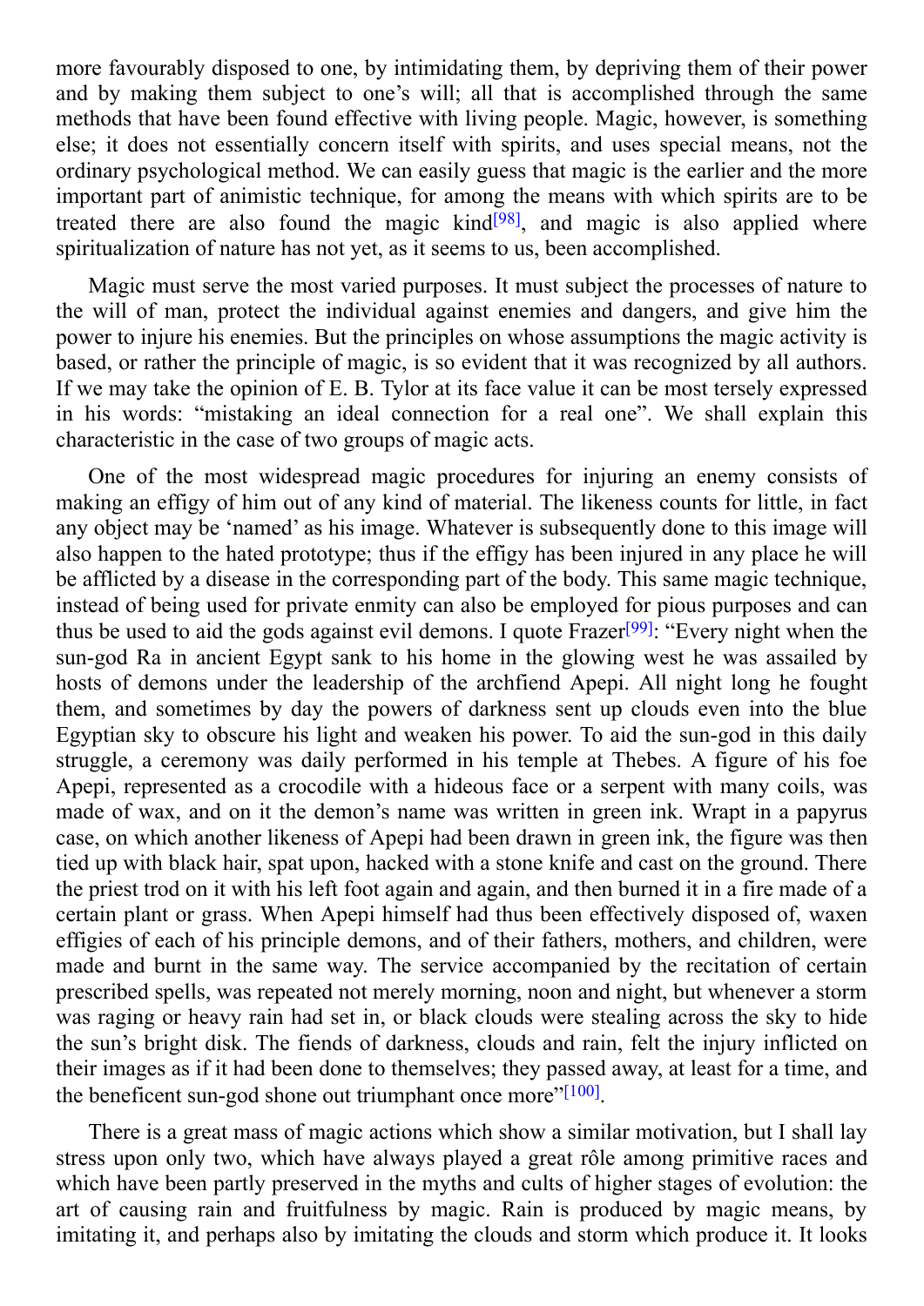more favourably disposed to one, by intimidating them, by depriving them of their power and by making them subject to one's will; all that is accomplished through the same methods that have been found effective with living people. Magic, however, is something else; it does not essentially concern itself with spirits, and uses special means, not the ordinary psychological method. We can easily guess that magic is the earlier and the more important part of animistic technique, for among the means with which spirits are to be treated there are also found the magic kind[98], and magic is also applied where spiritualization of nature has not yet, as it seems to us, been accomplished.

Magic must serve the most varied purposes. It must subject the processes of nature to the will of man, protect the individual against enemies and dangers, and give him the power to injure his enemies. But the principles on whose assumptions the magic activity is based, or rather the principle of magic, is so evident that it was recognized by all authors. If we may take the opinion of E. B. Tylor at its face value it can be most tersely expressed in his words: "mistaking an ideal connection for a real one". We shall explain this characteristic in the case of two groups of magic acts.

One of the most widespread magic procedures for injuring an enemy consists of making an effigy of him out of any kind of material. The likeness counts for little, in fact any object may be 'named' as his image. Whatever is subsequently done to this image will also happen to the hated prototype; thus if the effigy has been injured in any place he will be afflicted by a disease in the corresponding part of the body. This same magic technique, instead of being used for private enmity can also be employed for pious purposes and can thus be used to aid the gods against evil demons. I quote Frazer[99]: "Every night when the sun-god Ra in ancient Egypt sank to his home in the glowing west he was assailed by hosts of demons under the leadership of the archfiend Apepi. All night long he fought them, and sometimes by day the powers of darkness sent up clouds even into the blue Egyptian sky to obscure his light and weaken his power. To aid the sun-god in this daily struggle, a ceremony was daily performed in his temple at Thebes. A figure of his foe Apepi, represented as a crocodile with a hideous face or a serpent with many coils, was made of wax, and on it the demon's name was written in green ink. Wrapt in a papyrus case, on which another likeness of Apepi had been drawn in green ink, the figure was then tied up with black hair, spat upon, hacked with a stone knife and cast on the ground. There the priest trod on it with his left foot again and again, and then burned it in a fire made of a certain plant or grass. When Apepi himself had thus been effectively disposed of, waxen effigies of each of his principle demons, and of their fathers, mothers, and children, were made and burnt in the same way. The service accompanied by the recitation of certain prescribed spells, was repeated not merely morning, noon and night, but whenever a storm was raging or heavy rain had set in, or black clouds were stealing across the sky to hide the sun's bright disk. The fiends of darkness, clouds and rain, felt the injury inflicted on their images as if it had been done to themselves; they passed away, at least for a time, and the beneficent sun-god shone out triumphant once more"[100].

There is a great mass of magic actions which show a similar motivation, but I shall lay stress upon only two, which have always played a great rôle among primitive races and which have been partly preserved in the myths and cults of higher stages of evolution: the art of causing rain and fruitfulness by magic. Rain is produced by magic means, by imitating it, and perhaps also by imitating the clouds and storm which produce it. It looks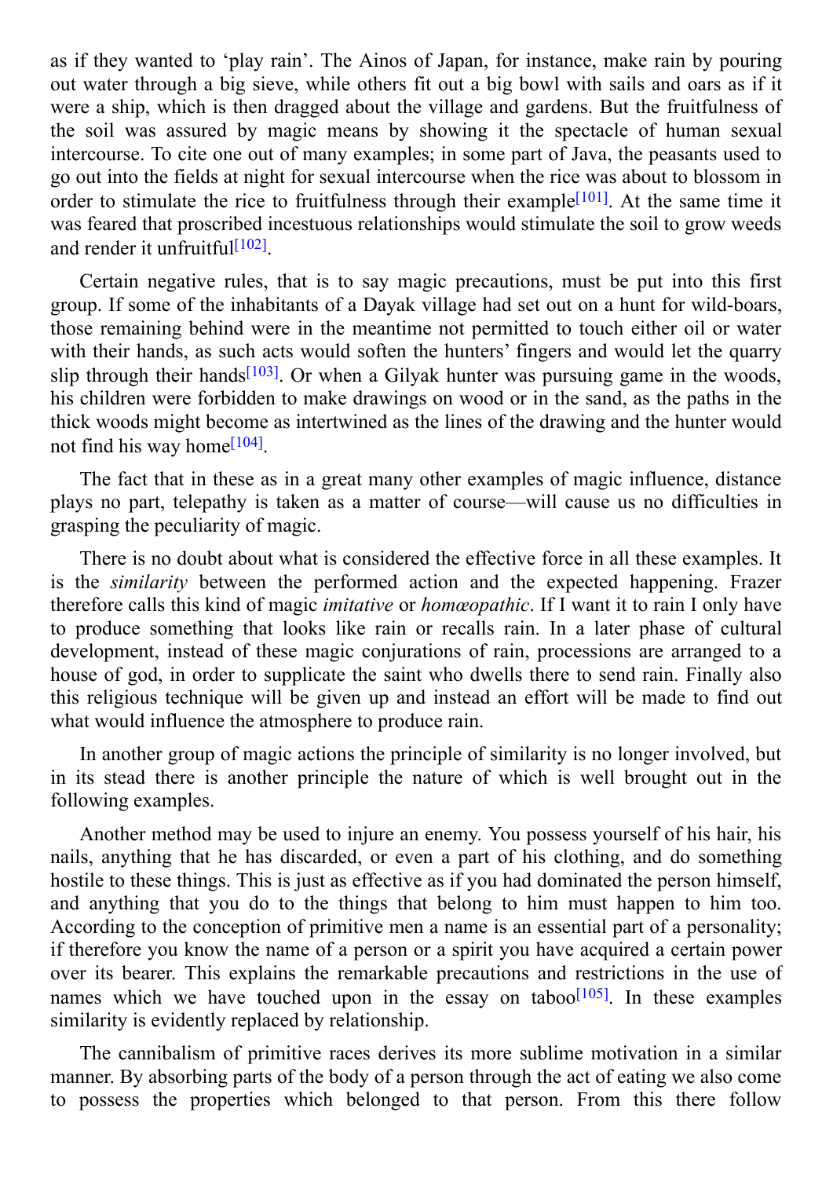as if they wanted to ‘play rain’. The Ainos of Japan, for instance, make rain by pouring out water through a big sieve, while others fit out a big bowl with sails and oars as if it were a ship, which is then dragged about the village and gardens. But the fruitfulness of the soil was assured by magic means by showing it the spectacle of human sexual intercourse. To cite one out of many examples; in some part of Java, the peasants used to go out into the fields at night for sexual intercourse when the rice was about to blossom in order to stimulate the rice to fruitfulness through their example[101]. At the same time it was feared that proscribed incestuous relationships would stimulate the soil to grow weeds and render it unfruitful[102].

Certain negative rules, that is to say magic precautions, must be put into this first group. If some of the inhabitants of a Dayak village had set out on a hunt for wild-boars, those remaining behind were in the meantime not permitted to touch either oil or water with their hands, as such acts would soften the hunters’ fingers and would let the quarry slip through their hands[103]. Or when a Gilyak hunter was pursuing game in the woods, his children were forbidden to make drawings on wood or in the sand, as the paths in the thick woods might become as intertwined as the lines of the drawing and the hunter would not find his way home[104].

The fact that in these as in a great many other examples of magic influence, distance plays no part, telepathy is taken as a matter of course—will cause us no difficulties in grasping the peculiarity of magic.

There is no doubt about what is considered the effective force in all these examples. It is the *similarity* between the performed action and the expected happening. Frazer therefore calls this kind of magic *imitative* or *homœopathic*. If I want it to rain I only have to produce something that looks like rain or recalls rain. In a later phase of cultural development, instead of these magic conjurations of rain, processions are arranged to a house of god, in order to supplicate the saint who dwells there to send rain. Finally also this religious technique will be given up and instead an effort will be made to find out what would influence the atmosphere to produce rain.

In another group of magic actions the principle of similarity is no longer involved, but in its stead there is another principle the nature of which is well brought out in the following examples.

Another method may be used to injure an enemy. You possess yourself of his hair, his nails, anything that he has discarded, or even a part of his clothing, and do something hostile to these things. This is just as effective as if you had dominated the person himself, and anything that you do to the things that belong to him must happen to him too. According to the conception of primitive men a name is an essential part of a personality; if therefore you know the name of a person or a spirit you have acquired a certain power over its bearer. This explains the remarkable precautions and restrictions in the use of names which we have touched upon in the essay on taboo[105]. In these examples similarity is evidently replaced by relationship.

The cannibalism of primitive races derives its more sublime motivation in a similar manner. By absorbing parts of the body of a person through the act of eating we also come to possess the properties which belonged to that person. From this there follow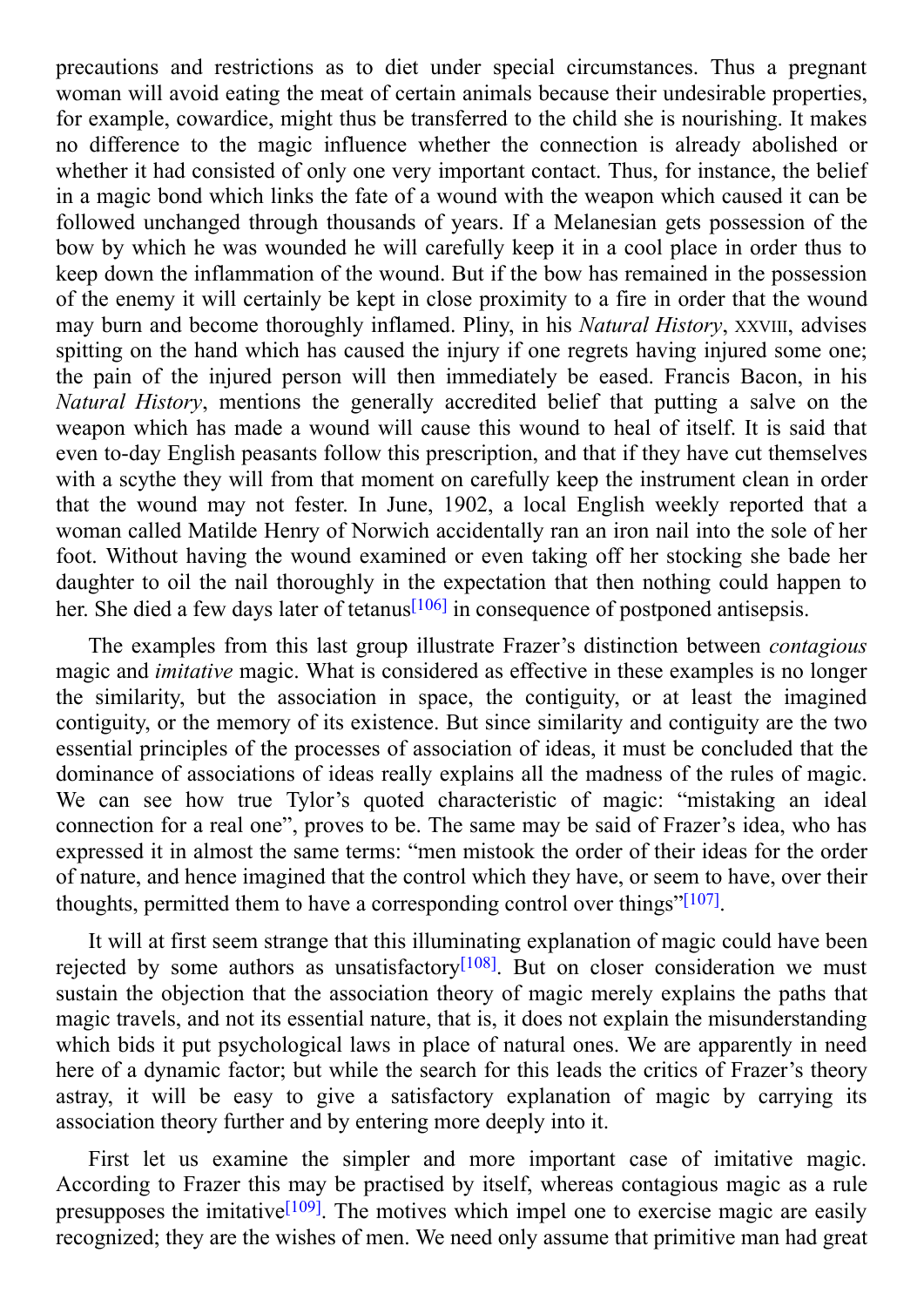precautions and restrictions as to diet under special circumstances. Thus a pregnant woman will avoid eating the meat of certain animals because their undesirable properties, for example, cowardice, might thus be transferred to the child she is nourishing. It makes no difference to the magic influence whether the connection is already abolished or whether it had consisted of only one very important contact. Thus, for instance, the belief in a magic bond which links the fate of a wound with the weapon which caused it can be followed unchanged through thousands of years. If a Melanesian gets possession of the bow by which he was wounded he will carefully keep it in a cool place in order thus to keep down the inflammation of the wound. But if the bow has remained in the possession of the enemy it will certainly be kept in close proximity to a fire in order that the wound may burn and become thoroughly inflamed. Pliny, in his *Natural History*, XXVIII, advises spitting on the hand which has caused the injury if one regrets having injured some one; the pain of the injured person will then immediately be eased. Francis Bacon, in his *Natural History*, mentions the generally accredited belief that putting a salve on the weapon which has made a wound will cause this wound to heal of itself. It is said that even to-day English peasants follow this prescription, and that if they have cut themselves with a scythe they will from that moment on carefully keep the instrument clean in order that the wound may not fester. In June, 1902, a local English weekly reported that a woman called Matilde Henry of Norwich accidentally ran an iron nail into the sole of her foot. Without having the wound examined or even taking off her stocking she bade her daughter to oil the nail thoroughly in the expectation that then nothing could happen to her. She died a few days later of tetanus[106] in consequence of postponed antisepsis.

The examples from this last group illustrate Frazer's distinction between *contagious* magic and *imitative* magic. What is considered as effective in these examples is no longer the similarity, but the association in space, the contiguity, or at least the imagined contiguity, or the memory of its existence. But since similarity and contiguity are the two essential principles of the processes of association of ideas, it must be concluded that the dominance of associations of ideas really explains all the madness of the rules of magic. We can see how true Tylor's quoted characteristic of magic: "mistaking an ideal connection for a real one", proves to be. The same may be said of Frazer's idea, who has expressed it in almost the same terms: "men mistook the order of their ideas for the order of nature, and hence imagined that the control which they have, or seem to have, over their thoughts, permitted them to have a corresponding control over things"[107].

It will at first seem strange that this illuminating explanation of magic could have been rejected by some authors as unsatisfactory[108]. But on closer consideration we must sustain the objection that the association theory of magic merely explains the paths that magic travels, and not its essential nature, that is, it does not explain the misunderstanding which bids it put psychological laws in place of natural ones. We are apparently in need here of a dynamic factor; but while the search for this leads the critics of Frazer's theory astray, it will be easy to give a satisfactory explanation of magic by carrying its association theory further and by entering more deeply into it.

First let us examine the simpler and more important case of imitative magic. According to Frazer this may be practised by itself, whereas contagious magic as a rule presupposes the imitative[109]. The motives which impel one to exercise magic are easily recognized; they are the wishes of men. We need only assume that primitive man had great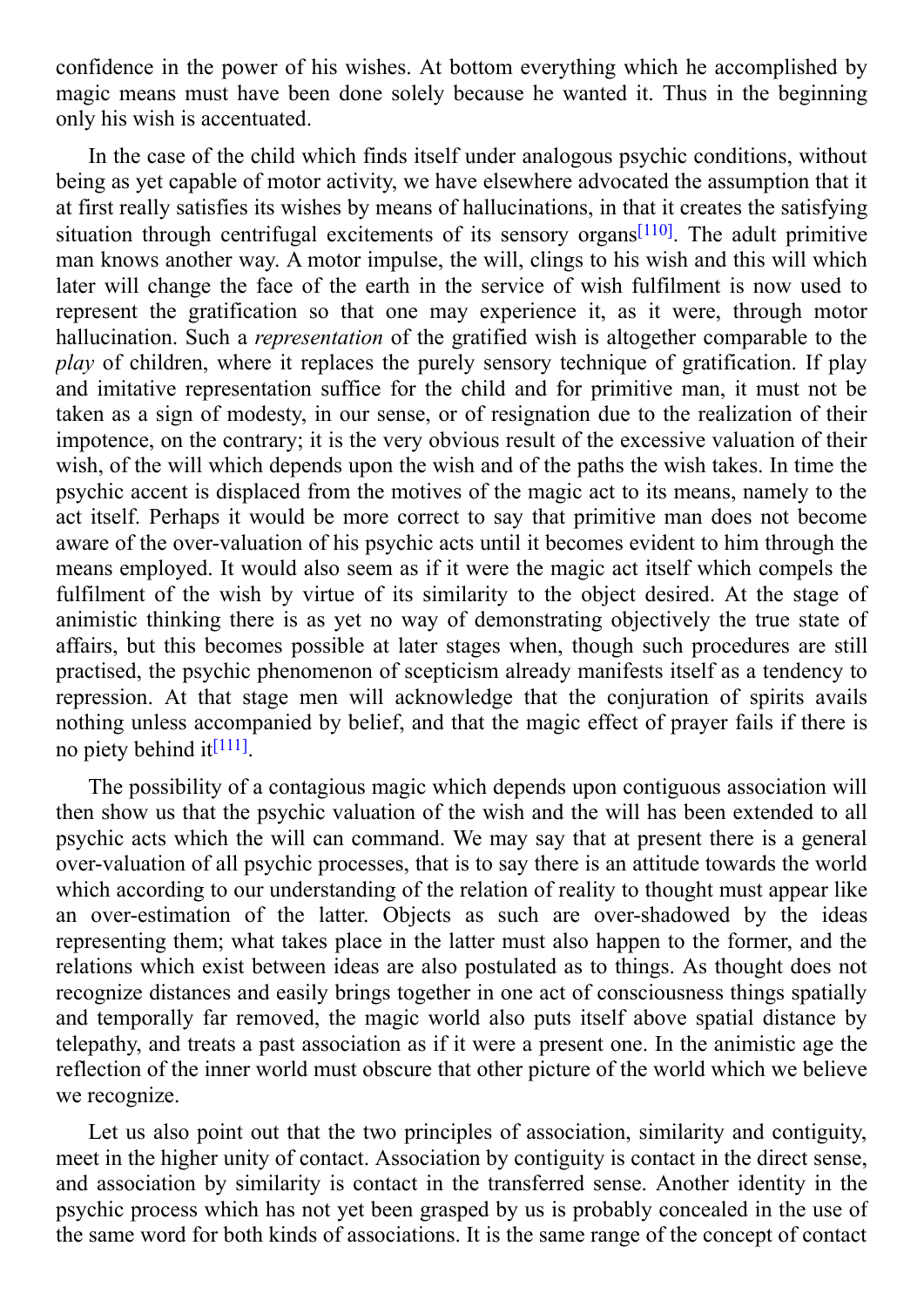confidence in the power of his wishes. At bottom everything which he accomplished by magic means must have been done solely because he wanted it. Thus in the beginning only his wish is accentuated.

In the case of the child which finds itself under analogous psychic conditions, without being as yet capable of motor activity, we have elsewhere advocated the assumption that it at first really satisfies its wishes by means of hallucinations, in that it creates the satisfying situation through centrifugal excitements of its sensory organs[110]. The adult primitive man knows another way. A motor impulse, the will, clings to his wish and this will which later will change the face of the earth in the service of wish fulfilment is now used to represent the gratification so that one may experience it, as it were, through motor hallucination. Such a *representation* of the gratified wish is altogether comparable to the *play* of children, where it replaces the purely sensory technique of gratification. If play and imitative representation suffice for the child and for primitive man, it must not be taken as a sign of modesty, in our sense, or of resignation due to the realization of their impotence, on the contrary; it is the very obvious result of the excessive valuation of their wish, of the will which depends upon the wish and of the paths the wish takes. In time the psychic accent is displaced from the motives of the magic act to its means, namely to the act itself. Perhaps it would be more correct to say that primitive man does not become aware of the over-valuation of his psychic acts until it becomes evident to him through the means employed. It would also seem as if it were the magic act itself which compels the fulfilment of the wish by virtue of its similarity to the object desired. At the stage of animistic thinking there is as yet no way of demonstrating objectively the true state of affairs, but this becomes possible at later stages when, though such procedures are still practised, the psychic phenomenon of scepticism already manifests itself as a tendency to repression. At that stage men will acknowledge that the conjuration of spirits avails nothing unless accompanied by belief, and that the magic effect of prayer fails if there is no piety behind it[111].

The possibility of a contagious magic which depends upon contiguous association will then show us that the psychic valuation of the wish and the will has been extended to all psychic acts which the will can command. We may say that at present there is a general over-valuation of all psychic processes, that is to say there is an attitude towards the world which according to our understanding of the relation of reality to thought must appear like an over-estimation of the latter. Objects as such are over-shadowed by the ideas representing them; what takes place in the latter must also happen to the former, and the relations which exist between ideas are also postulated as to things. As thought does not recognize distances and easily brings together in one act of consciousness things spatially and temporally far removed, the magic world also puts itself above spatial distance by telepathy, and treats a past association as if it were a present one. In the animistic age the reflection of the inner world must obscure that other picture of the world which we believe we recognize.

Let us also point out that the two principles of association, similarity and contiguity, meet in the higher unity of contact. Association by contiguity is contact in the direct sense, and association by similarity is contact in the transferred sense. Another identity in the psychic process which has not yet been grasped by us is probably concealed in the use of the same word for both kinds of associations. It is the same range of the concept of contact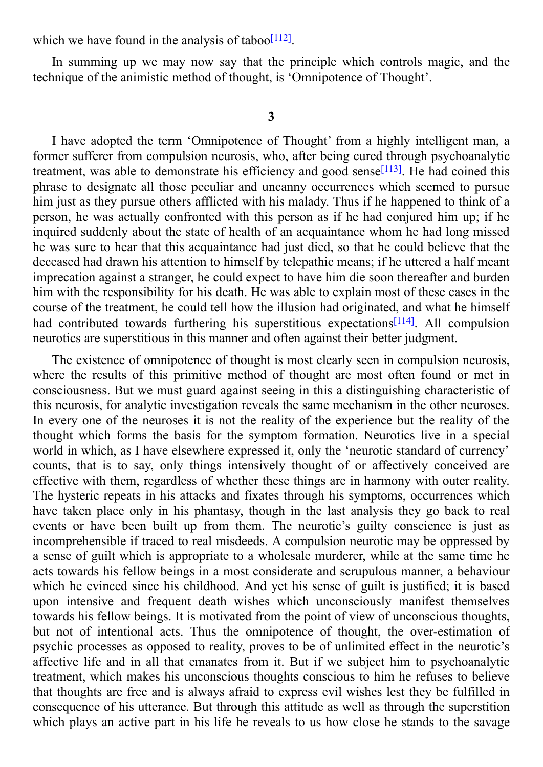which we have found in the analysis of taboo[112].

In summing up we may now say that the principle which controls magic, and the technique of the animistic method of thought, is ‘Omnipotence of Thought’.

### 3

I have adopted the term ‘Omnipotence of Thought’ from a highly intelligent man, a former sufferer from compulsion neurosis, who, after being cured through psychoanalytic treatment, was able to demonstrate his efficiency and good sense[113]. He had coined this phrase to designate all those peculiar and uncanny occurrences which seemed to pursue him just as they pursue others afflicted with his malady. Thus if he happened to think of a person, he was actually confronted with this person as if he had conjured him up; if he inquired suddenly about the state of health of an acquaintance whom he had long missed he was sure to hear that this acquaintance had just died, so that he could believe that the deceased had drawn his attention to himself by telepathic means; if he uttered a half meant imprecation against a stranger, he could expect to have him die soon thereafter and burden him with the responsibility for his death. He was able to explain most of these cases in the course of the treatment, he could tell how the illusion had originated, and what he himself had contributed towards furthering his superstitious expectations[114]. All compulsion neurotics are superstitious in this manner and often against their better judgment.

The existence of omnipotence of thought is most clearly seen in compulsion neurosis, where the results of this primitive method of thought are most often found or met in consciousness. But we must guard against seeing in this a distinguishing characteristic of this neurosis, for analytic investigation reveals the same mechanism in the other neuroses. In every one of the neuroses it is not the reality of the experience but the reality of the thought which forms the basis for the symptom formation. Neurotics live in a special world in which, as I have elsewhere expressed it, only the ‘neurotic standard of currency’ counts, that is to say, only things intensively thought of or affectively conceived are effective with them, regardless of whether these things are in harmony with outer reality. The hysteric repeats in his attacks and fixates through his symptoms, occurrences which have taken place only in his phantasy, though in the last analysis they go back to real events or have been built up from them. The neurotic’s guilty conscience is just as incomprehensible if traced to real misdeeds. A compulsion neurotic may be oppressed by a sense of guilt which is appropriate to a wholesale murderer, while at the same time he acts towards his fellow beings in a most considerate and scrupulous manner, a behaviour which he evinced since his childhood. And yet his sense of guilt is justified; it is based upon intensive and frequent death wishes which unconsciously manifest themselves towards his fellow beings. It is motivated from the point of view of unconscious thoughts, but not of intentional acts. Thus the omnipotence of thought, the over-estimation of psychic processes as opposed to reality, proves to be of unlimited effect in the neurotic’s affective life and in all that emanates from it. But if we subject him to psychoanalytic treatment, which makes his unconscious thoughts conscious to him he refuses to believe that thoughts are free and is always afraid to express evil wishes lest they be fulfilled in consequence of his utterance. But through this attitude as well as through the superstition which plays an active part in his life he reveals to us how close he stands to the savage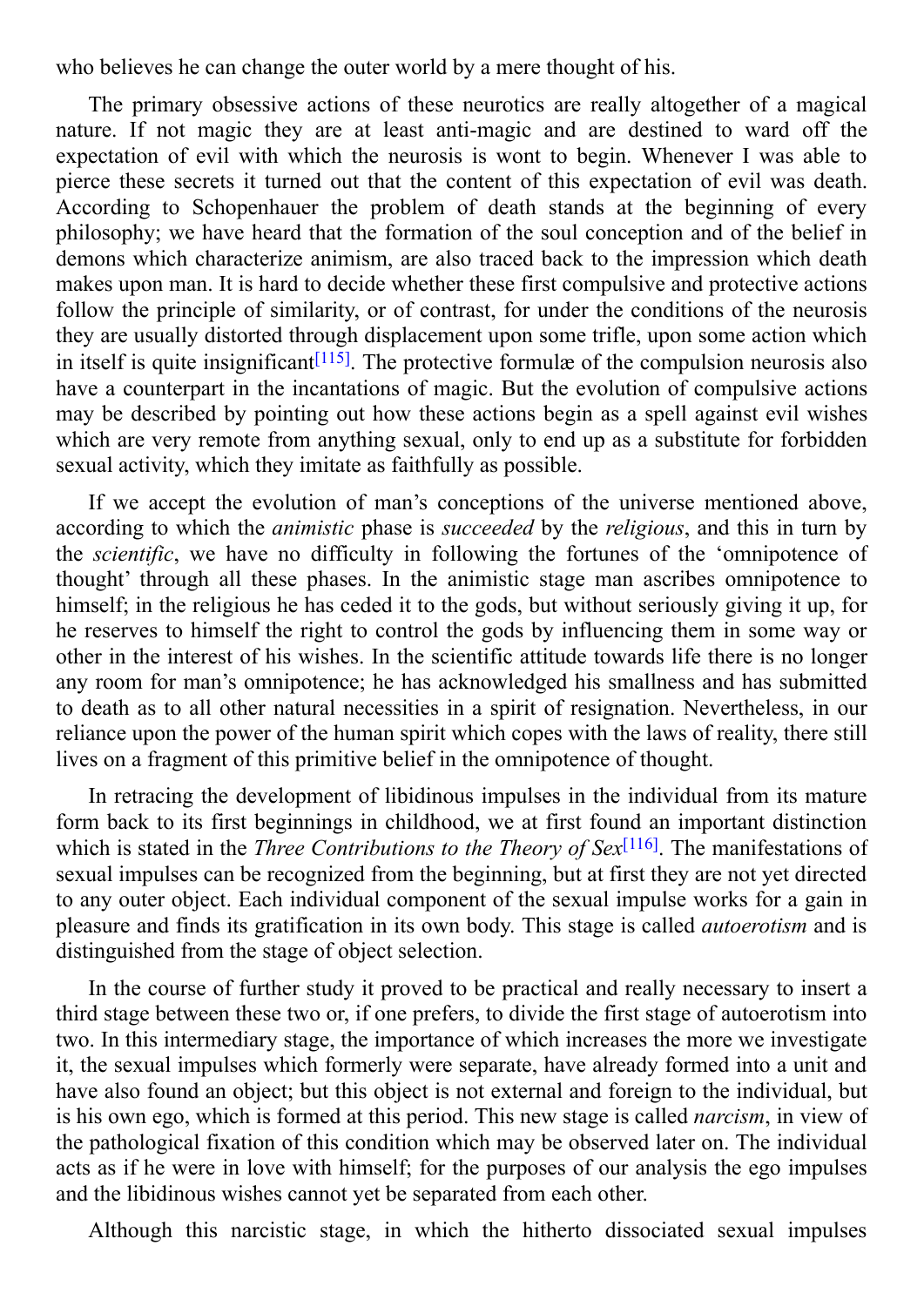who believes he can change the outer world by a mere thought of his.

The primary obsessive actions of these neurotics are really altogether of a magical nature. If not magic they are at least anti-magic and are destined to ward off the expectation of evil with which the neurosis is wont to begin. Whenever I was able to pierce these secrets it turned out that the content of this expectation of evil was death. According to Schopenhauer the problem of death stands at the beginning of every philosophy; we have heard that the formation of the soul conception and of the belief in demons which characterize animism, are also traced back to the impression which death makes upon man. It is hard to decide whether these first compulsive and protective actions follow the principle of similarity, or of contrast, for under the conditions of the neurosis they are usually distorted through displacement upon some trifle, upon some action which in itself is quite insignificant[115]. The protective formulæ of the compulsion neurosis also have a counterpart in the incantations of magic. But the evolution of compulsive actions may be described by pointing out how these actions begin as a spell against evil wishes which are very remote from anything sexual, only to end up as a substitute for forbidden sexual activity, which they imitate as faithfully as possible.

If we accept the evolution of man's conceptions of the universe mentioned above, according to which the *animistic* phase is *succeeded* by the *religious*, and this in turn by the *scientific*, we have no difficulty in following the fortunes of the 'omnipotence of thought' through all these phases. In the animistic stage man ascribes omnipotence to himself; in the religious he has ceded it to the gods, but without seriously giving it up, for he reserves to himself the right to control the gods by influencing them in some way or other in the interest of his wishes. In the scientific attitude towards life there is no longer any room for man's omnipotence; he has acknowledged his smallness and has submitted to death as to all other natural necessities in a spirit of resignation. Nevertheless, in our reliance upon the power of the human spirit which copes with the laws of reality, there still lives on a fragment of this primitive belief in the omnipotence of thought.

In retracing the development of libidinous impulses in the individual from its mature form back to its first beginnings in childhood, we at first found an important distinction which is stated in the *Three Contributions to the Theory of Sex*[116]. The manifestations of sexual impulses can be recognized from the beginning, but at first they are not yet directed to any outer object. Each individual component of the sexual impulse works for a gain in pleasure and finds its gratification in its own body. This stage is called *autoerotism* and is distinguished from the stage of object selection.

In the course of further study it proved to be practical and really necessary to insert a third stage between these two or, if one prefers, to divide the first stage of autoerotism into two. In this intermediary stage, the importance of which increases the more we investigate it, the sexual impulses which formerly were separate, have already formed into a unit and have also found an object; but this object is not external and foreign to the individual, but is his own ego, which is formed at this period. This new stage is called *narcism*, in view of the pathological fixation of this condition which may be observed later on. The individual acts as if he were in love with himself; for the purposes of our analysis the ego impulses and the libidinous wishes cannot yet be separated from each other.

Although this narcistic stage, in which the hitherto dissociated sexual impulses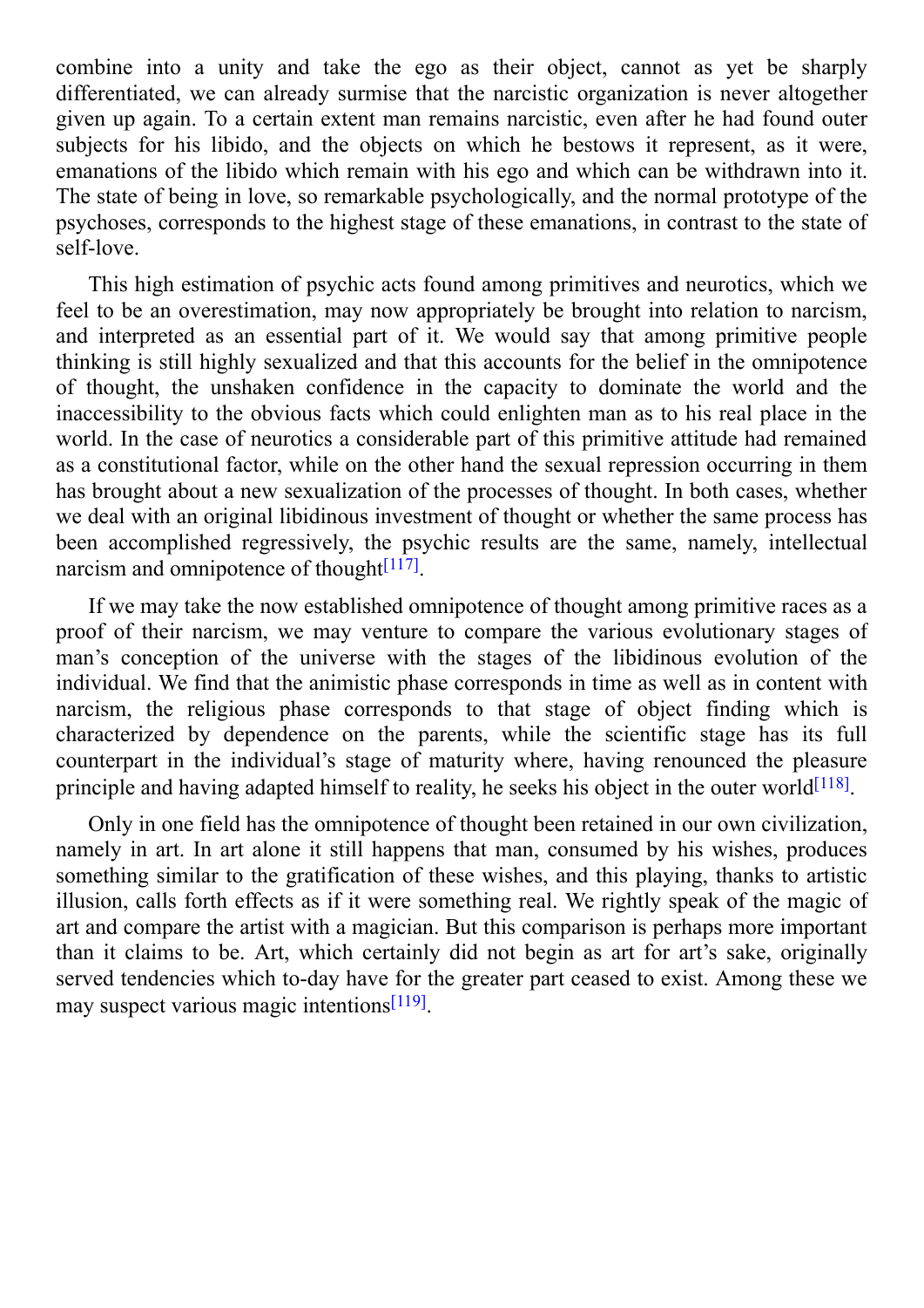combine into a unity and take the ego as their object, cannot as yet be sharply differentiated, we can already surmise that the narcistic organization is never altogether given up again. To a certain extent man remains narcistic, even after he had found outer subjects for his libido, and the objects on which he bestows it represent, as it were, emanations of the libido which remain with his ego and which can be withdrawn into it. The state of being in love, so remarkable psychologically, and the normal prototype of the psychoses, corresponds to the highest stage of these emanations, in contrast to the state of self-love.

This high estimation of psychic acts found among primitives and neurotics, which we feel to be an overestimation, may now appropriately be brought into relation to narcism, and interpreted as an essential part of it. We would say that among primitive people thinking is still highly sexualized and that this accounts for the belief in the omnipotence of thought, the unshaken confidence in the capacity to dominate the world and the inaccessibility to the obvious facts which could enlighten man as to his real place in the world. In the case of neurotics a considerable part of this primitive attitude had remained as a constitutional factor, while on the other hand the sexual repression occurring in them has brought about a new sexualization of the processes of thought. In both cases, whether we deal with an original libidinous investment of thought or whether the same process has been accomplished regressively, the psychic results are the same, namely, intellectual narcism and omnipotence of thought[117].

If we may take the now established omnipotence of thought among primitive races as a proof of their narcism, we may venture to compare the various evolutionary stages of man's conception of the universe with the stages of the libidinous evolution of the individual. We find that the animistic phase corresponds in time as well as in content with narcism, the religious phase corresponds to that stage of object finding which is characterized by dependence on the parents, while the scientific stage has its full counterpart in the individual's stage of maturity where, having renounced the pleasure principle and having adapted himself to reality, he seeks his object in the outer world[118].

Only in one field has the omnipotence of thought been retained in our own civilization, namely in art. In art alone it still happens that man, consumed by his wishes, produces something similar to the gratification of these wishes, and this playing, thanks to artistic illusion, calls forth effects as if it were something real. We rightly speak of the magic of art and compare the artist with a magician. But this comparison is perhaps more important than it claims to be. Art, which certainly did not begin as art for art's sake, originally served tendencies which to-day have for the greater part ceased to exist. Among these we may suspect various magic intentions[119].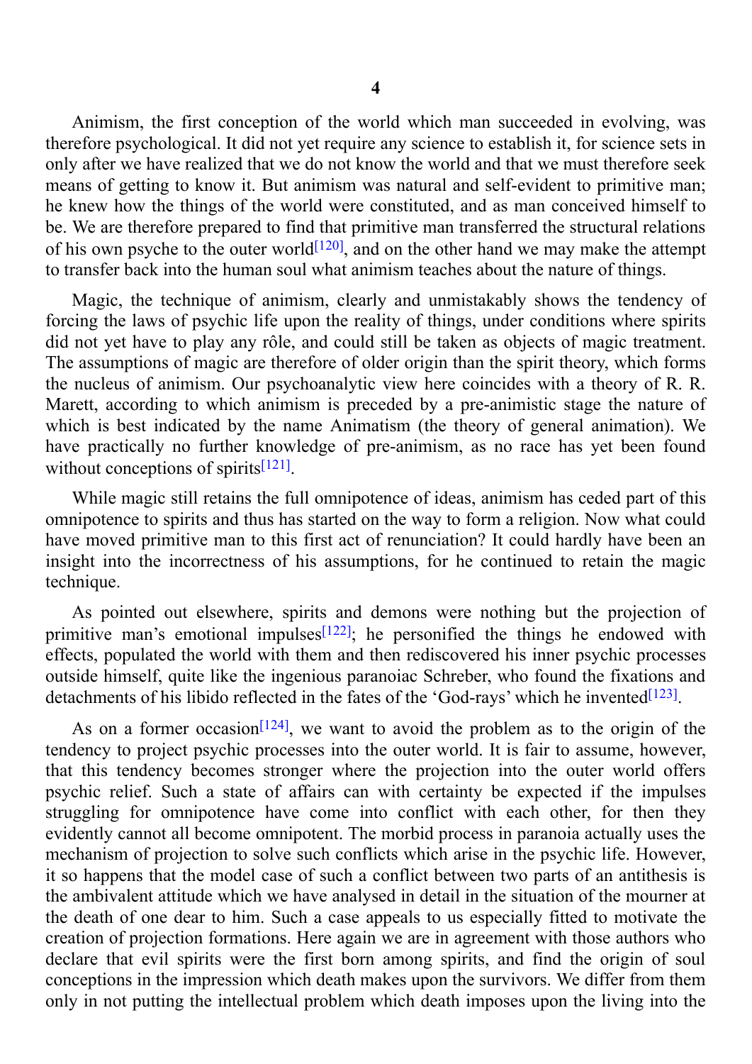## 4

Animism, the first conception of the world which man succeeded in evolving, was therefore psychological. It did not yet require any science to establish it, for science sets in only after we have realized that we do not know the world and that we must therefore seek means of getting to know it. But animism was natural and self-evident to primitive man; he knew how the things of the world were constituted, and as man conceived himself to be. We are therefore prepared to find that primitive man transferred the structural relations of his own psyche to the outer world[120], and on the other hand we may make the attempt to transfer back into the human soul what animism teaches about the nature of things.

Magic, the technique of animism, clearly and unmistakably shows the tendency of forcing the laws of psychic life upon the reality of things, under conditions where spirits did not yet have to play any rôle, and could still be taken as objects of magic treatment. The assumptions of magic are therefore of older origin than the spirit theory, which forms the nucleus of animism. Our psychoanalytic view here coincides with a theory of R. R. Marett, according to which animism is preceded by a pre-animistic stage the nature of which is best indicated by the name Animatism (the theory of general animation). We have practically no further knowledge of pre-animism, as no race has yet been found without conceptions of spirits[121].

While magic still retains the full omnipotence of ideas, animism has ceded part of this omnipotence to spirits and thus has started on the way to form a religion. Now what could have moved primitive man to this first act of renunciation? It could hardly have been an insight into the incorrectness of his assumptions, for he continued to retain the magic technique.

As pointed out elsewhere, spirits and demons were nothing but the projection of primitive man's emotional impulses[122]; he personified the things he endowed with effects, populated the world with them and then rediscovered his inner psychic processes outside himself, quite like the ingenious paranoiac Schreber, who found the fixations and detachments of his libido reflected in the fates of the 'God-rays' which he invented[123].

As on a former occasion[124], we want to avoid the problem as to the origin of the tendency to project psychic processes into the outer world. It is fair to assume, however, that this tendency becomes stronger where the projection into the outer world offers psychic relief. Such a state of affairs can with certainty be expected if the impulses struggling for omnipotence have come into conflict with each other, for then they evidently cannot all become omnipotent. The morbid process in paranoia actually uses the mechanism of projection to solve such conflicts which arise in the psychic life. However, it so happens that the model case of such a conflict between two parts of an antithesis is the ambivalent attitude which we have analysed in detail in the situation of the mourner at the death of one dear to him. Such a case appeals to us especially fitted to motivate the creation of projection formations. Here again we are in agreement with those authors who declare that evil spirits were the first born among spirits, and find the origin of soul conceptions in the impression which death makes upon the survivors. We differ from them only in not putting the intellectual problem which death imposes upon the living into the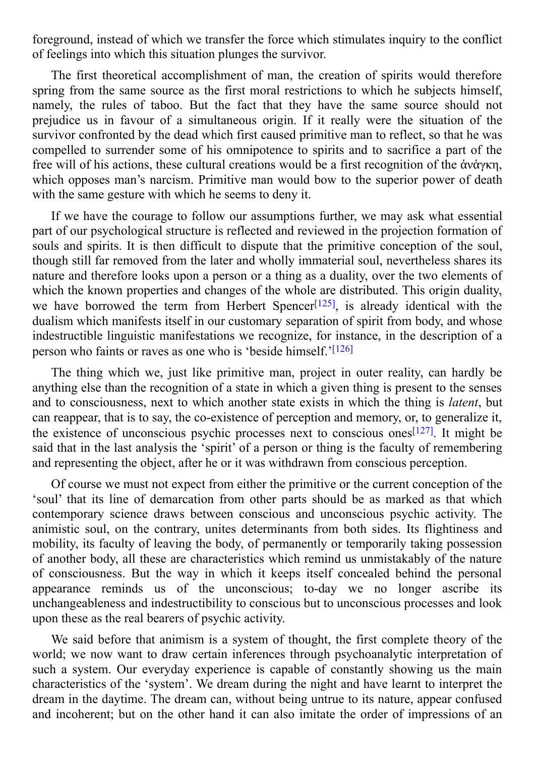foreground, instead of which we transfer the force which stimulates inquiry to the conflict of feelings into which this situation plunges the survivor.

The first theoretical accomplishment of man, the creation of spirits would therefore spring from the same source as the first moral restrictions to which he subjects himself, namely, the rules of taboo. But the fact that they have the same source should not prejudice us in favour of a simultaneous origin. If it really were the situation of the survivor confronted by the dead which first caused primitive man to reflect, so that he was compelled to surrender some of his omnipotence to spirits and to sacrifice a part of the free will of his actions, these cultural creations would be a first recognition of the ἀνάγκη, which opposes man's narcism. Primitive man would bow to the superior power of death with the same gesture with which he seems to deny it.

If we have the courage to follow our assumptions further, we may ask what essential part of our psychological structure is reflected and reviewed in the projection formation of souls and spirits. It is then difficult to dispute that the primitive conception of the soul, though still far removed from the later and wholly immaterial soul, nevertheless shares its nature and therefore looks upon a person or a thing as a duality, over the two elements of which the known properties and changes of the whole are distributed. This origin duality, we have borrowed the term from Herbert Spencer[125], is already identical with the dualism which manifests itself in our customary separation of spirit from body, and whose indestructible linguistic manifestations we recognize, for instance, in the description of a person who faints or raves as one who is 'beside himself.'[126]

The thing which we, just like primitive man, project in outer reality, can hardly be anything else than the recognition of a state in which a given thing is present to the senses and to consciousness, next to which another state exists in which the thing is *latent*, but can reappear, that is to say, the co-existence of perception and memory, or, to generalize it, the existence of unconscious psychic processes next to conscious ones[127]. It might be said that in the last analysis the 'spirit' of a person or thing is the faculty of remembering and representing the object, after he or it was withdrawn from conscious perception.

Of course we must not expect from either the primitive or the current conception of the 'soul' that its line of demarcation from other parts should be as marked as that which contemporary science draws between conscious and unconscious psychic activity. The animistic soul, on the contrary, unites determinants from both sides. Its flightiness and mobility, its faculty of leaving the body, of permanently or temporarily taking possession of another body, all these are characteristics which remind us unmistakably of the nature of consciousness. But the way in which it keeps itself concealed behind the personal appearance reminds us of the unconscious; to-day we no longer ascribe its unchangeableness and indestructibility to conscious but to unconscious processes and look upon these as the real bearers of psychic activity.

We said before that animism is a system of thought, the first complete theory of the world; we now want to draw certain inferences through psychoanalytic interpretation of such a system. Our everyday experience is capable of constantly showing us the main characteristics of the 'system'. We dream during the night and have learnt to interpret the dream in the daytime. The dream can, without being untrue to its nature, appear confused and incoherent; but on the other hand it can also imitate the order of impressions of an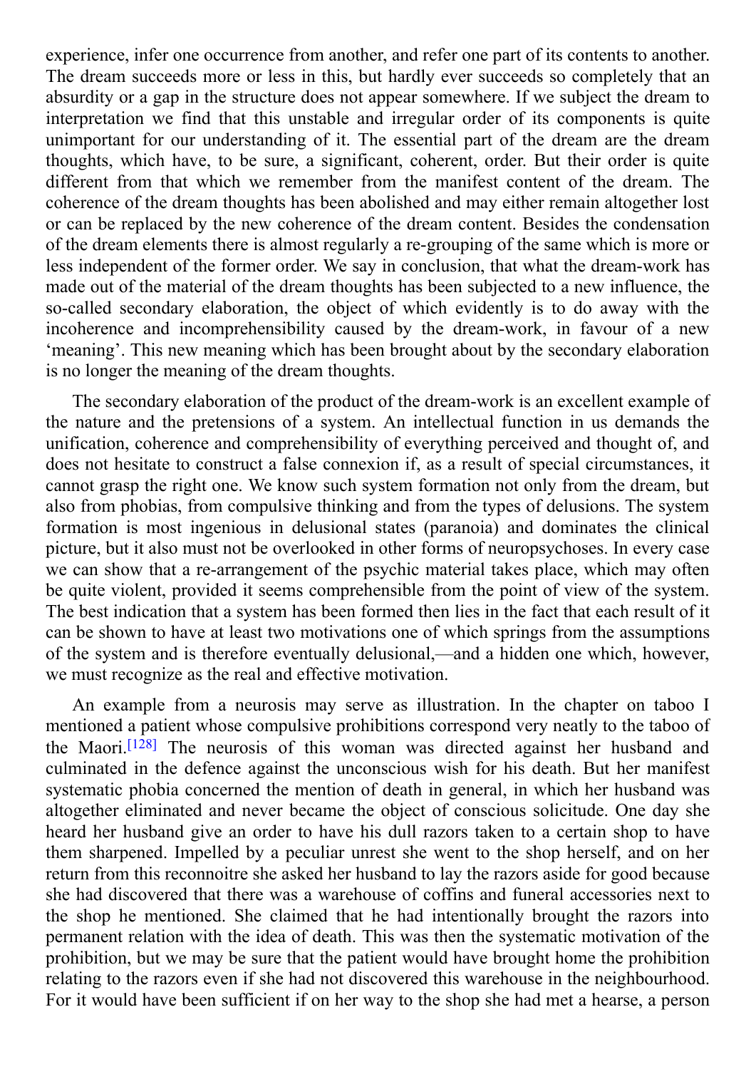experience, infer one occurrence from another, and refer one part of its contents to another. The dream succeeds more or less in this, but hardly ever succeeds so completely that an absurdity or a gap in the structure does not appear somewhere. If we subject the dream to interpretation we find that this unstable and irregular order of its components is quite unimportant for our understanding of it. The essential part of the dream are the dream thoughts, which have, to be sure, a significant, coherent, order. But their order is quite different from that which we remember from the manifest content of the dream. The coherence of the dream thoughts has been abolished and may either remain altogether lost or can be replaced by the new coherence of the dream content. Besides the condensation of the dream elements there is almost regularly a re-grouping of the same which is more or less independent of the former order. We say in conclusion, that what the dream-work has made out of the material of the dream thoughts has been subjected to a new influence, the so-called secondary elaboration, the object of which evidently is to do away with the incoherence and incomprehensibility caused by the dream-work, in favour of a new 'meaning'. This new meaning which has been brought about by the secondary elaboration is no longer the meaning of the dream thoughts.

The secondary elaboration of the product of the dream-work is an excellent example of the nature and the pretensions of a system. An intellectual function in us demands the unification, coherence and comprehensibility of everything perceived and thought of, and does not hesitate to construct a false connexion if, as a result of special circumstances, it cannot grasp the right one. We know such system formation not only from the dream, but also from phobias, from compulsive thinking and from the types of delusions. The system formation is most ingenious in delusional states (paranoia) and dominates the clinical picture, but it also must not be overlooked in other forms of neuropsychoses. In every case we can show that a re-arrangement of the psychic material takes place, which may often be quite violent, provided it seems comprehensible from the point of view of the system. The best indication that a system has been formed then lies in the fact that each result of it can be shown to have at least two motivations one of which springs from the assumptions of the system and is therefore eventually delusional,—and a hidden one which, however, we must recognize as the real and effective motivation.

An example from a neurosis may serve as illustration. In the chapter on taboo I mentioned a patient whose compulsive prohibitions correspond very neatly to the taboo of the Maori.[128] The neurosis of this woman was directed against her husband and culminated in the defence against the unconscious wish for his death. But her manifest systematic phobia concerned the mention of death in general, in which her husband was altogether eliminated and never became the object of conscious solicitude. One day she heard her husband give an order to have his dull razors taken to a certain shop to have them sharpened. Impelled by a peculiar unrest she went to the shop herself, and on her return from this reconnoitre she asked her husband to lay the razors aside for good because she had discovered that there was a warehouse of coffins and funeral accessories next to the shop he mentioned. She claimed that he had intentionally brought the razors into permanent relation with the idea of death. This was then the systematic motivation of the prohibition, but we may be sure that the patient would have brought home the prohibition relating to the razors even if she had not discovered this warehouse in the neighbourhood. For it would have been sufficient if on her way to the shop she had met a hearse, a person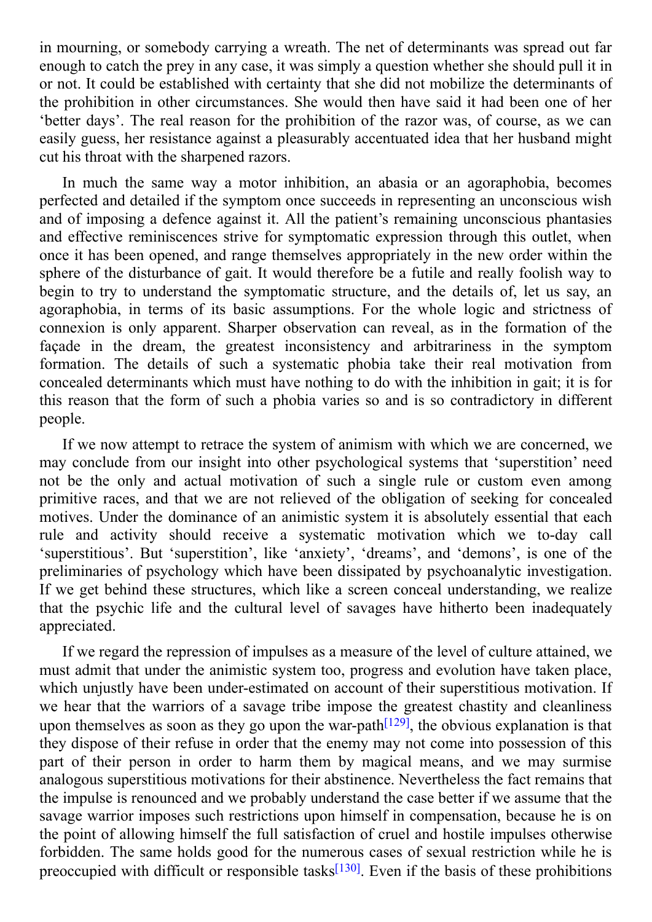in mourning, or somebody carrying a wreath. The net of determinants was spread out far enough to catch the prey in any case, it was simply a question whether she should pull it in or not. It could be established with certainty that she did not mobilize the determinants of the prohibition in other circumstances. She would then have said it had been one of her 'better days'. The real reason for the prohibition of the razor was, of course, as we can easily guess, her resistance against a pleasurably accentuated idea that her husband might cut his throat with the sharpened razors.

In much the same way a motor inhibition, an abasia or an agoraphobia, becomes perfected and detailed if the symptom once succeeds in representing an unconscious wish and of imposing a defence against it. All the patient's remaining unconscious phantasies and effective reminiscences strive for symptomatic expression through this outlet, when once it has been opened, and range themselves appropriately in the new order within the sphere of the disturbance of gait. It would therefore be a futile and really foolish way to begin to try to understand the symptomatic structure, and the details of, let us say, an agoraphobia, in terms of its basic assumptions. For the whole logic and strictness of connexion is only apparent. Sharper observation can reveal, as in the formation of the façade in the dream, the greatest inconsistency and arbitrariness in the symptom formation. The details of such a systematic phobia take their real motivation from concealed determinants which must have nothing to do with the inhibition in gait; it is for this reason that the form of such a phobia varies so and is so contradictory in different people.

If we now attempt to retrace the system of animism with which we are concerned, we may conclude from our insight into other psychological systems that 'superstition' need not be the only and actual motivation of such a single rule or custom even among primitive races, and that we are not relieved of the obligation of seeking for concealed motives. Under the dominance of an animistic system it is absolutely essential that each rule and activity should receive a systematic motivation which we to-day call 'superstitious'. But 'superstition', like 'anxiety', 'dreams', and 'demons', is one of the preliminaries of psychology which have been dissipated by psychoanalytic investigation. If we get behind these structures, which like a screen conceal understanding, we realize that the psychic life and the cultural level of savages have hitherto been inadequately appreciated.

If we regard the repression of impulses as a measure of the level of culture attained, we must admit that under the animistic system too, progress and evolution have taken place, which unjustly have been under-estimated on account of their superstitious motivation. If we hear that the warriors of a savage tribe impose the greatest chastity and cleanliness upon themselves as soon as they go upon the war-path[129], the obvious explanation is that they dispose of their refuse in order that the enemy may not come into possession of this part of their person in order to harm them by magical means, and we may surmise analogous superstitious motivations for their abstinence. Nevertheless the fact remains that the impulse is renounced and we probably understand the case better if we assume that the savage warrior imposes such restrictions upon himself in compensation, because he is on the point of allowing himself the full satisfaction of cruel and hostile impulses otherwise forbidden. The same holds good for the numerous cases of sexual restriction while he is preoccupied with difficult or responsible tasks[130]. Even if the basis of these prohibitions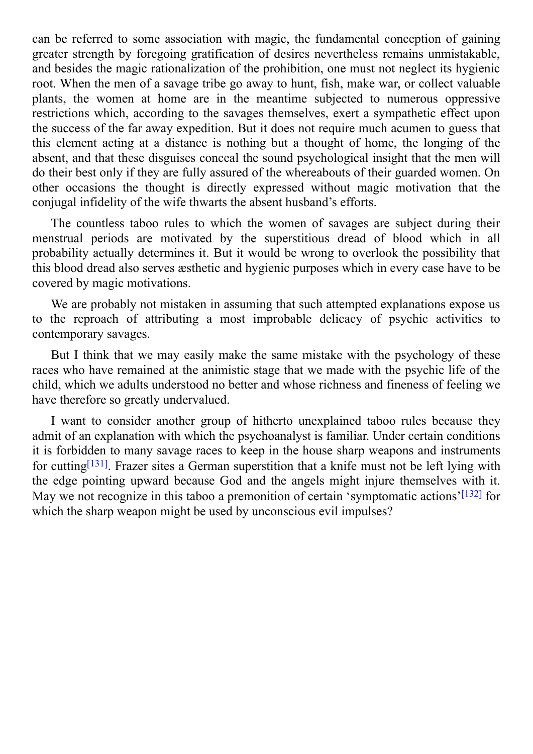can be referred to some association with magic, the fundamental conception of gaining greater strength by foregoing gratification of desires nevertheless remains unmistakable, and besides the magic rationalization of the prohibition, one must not neglect its hygienic root. When the men of a savage tribe go away to hunt, fish, make war, or collect valuable plants, the women at home are in the meantime subjected to numerous oppressive restrictions which, according to the savages themselves, exert a sympathetic effect upon the success of the far away expedition. But it does not require much acumen to guess that this element acting at a distance is nothing but a thought of home, the longing of the absent, and that these disguises conceal the sound psychological insight that the men will do their best only if they are fully assured of the whereabouts of their guarded women. On other occasions the thought is directly expressed without magic motivation that the conjugal infidelity of the wife thwarts the absent husband's efforts.

The countless taboo rules to which the women of savages are subject during their menstrual periods are motivated by the superstitious dread of blood which in all probability actually determines it. But it would be wrong to overlook the possibility that this blood dread also serves æsthetic and hygienic purposes which in every case have to be covered by magic motivations.

We are probably not mistaken in assuming that such attempted explanations expose us to the reproach of attributing a most improbable delicacy of psychic activities to contemporary savages.

But I think that we may easily make the same mistake with the psychology of these races who have remained at the animistic stage that we made with the psychic life of the child, which we adults understood no better and whose richness and fineness of feeling we have therefore so greatly undervalued.

I want to consider another group of hitherto unexplained taboo rules because they admit of an explanation with which the psychoanalyst is familiar. Under certain conditions it is forbidden to many savage races to keep in the house sharp weapons and instruments for cutting[131]. Frazer sites a German superstition that a knife must not be left lying with the edge pointing upward because God and the angels might injure themselves with it. May we not recognize in this taboo a premonition of certain 'symptomatic actions'[132] for which the sharp weapon might be used by unconscious evil impulses?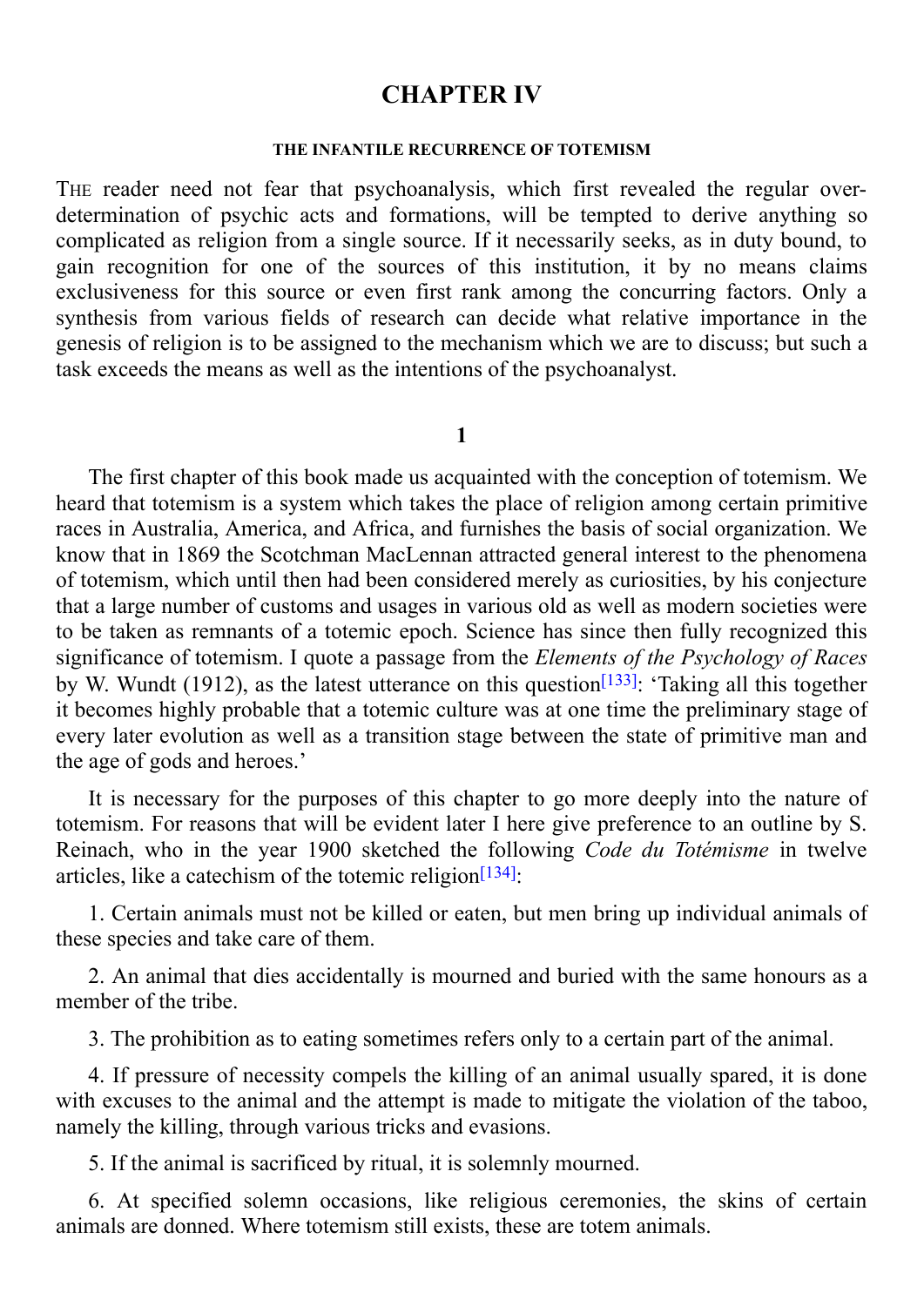# CHAPTER IV

## THE INFANTILE RECURRENCE OF TOTEMISM

THE reader need not fear that psychoanalysis, which first revealed the regular over-determination of psychic acts and formations, will be tempted to derive anything so complicated as religion from a single source. If it necessarily seeks, as in duty bound, to gain recognition for one of the sources of this institution, it by no means claims exclusiveness for this source or even first rank among the concurring factors. Only a synthesis from various fields of research can decide what relative importance in the genesis of religion is to be assigned to the mechanism which we are to discuss; but such a task exceeds the means as well as the intentions of the psychoanalyst.

### 1

The first chapter of this book made us acquainted with the conception of totemism. We heard that totemism is a system which takes the place of religion among certain primitive races in Australia, America, and Africa, and furnishes the basis of social organization. We know that in 1869 the Scotchman MacLennan attracted general interest to the phenomena of totemism, which until then had been considered merely as curiosities, by his conjecture that a large number of customs and usages in various old as well as modern societies were to be taken as remnants of a totemic epoch. Science has since then fully recognized this significance of totemism. I quote a passage from the *Elements of the Psychology of Races* by W. Wundt (1912), as the latest utterance on this question[133]: 'Taking all this together it becomes highly probable that a totemic culture was at one time the preliminary stage of every later evolution as well as a transition stage between the state of primitive man and the age of gods and heroes.'

It is necessary for the purposes of this chapter to go more deeply into the nature of totemism. For reasons that will be evident later I here give preference to an outline by S. Reinach, who in the year 1900 sketched the following *Code du Totémisme* in twelve articles, like a catechism of the totemic religion[134]:

1. Certain animals must not be killed or eaten, but men bring up individual animals of these species and take care of them.

2. An animal that dies accidentally is mourned and buried with the same honours as a member of the tribe.

3. The prohibition as to eating sometimes refers only to a certain part of the animal.

4. If pressure of necessity compels the killing of an animal usually spared, it is done with excuses to the animal and the attempt is made to mitigate the violation of the taboo, namely the killing, through various tricks and evasions.

5. If the animal is sacrificed by ritual, it is solemnly mourned.

6. At specified solemn occasions, like religious ceremonies, the skins of certain animals are donned. Where totemism still exists, these are totem animals.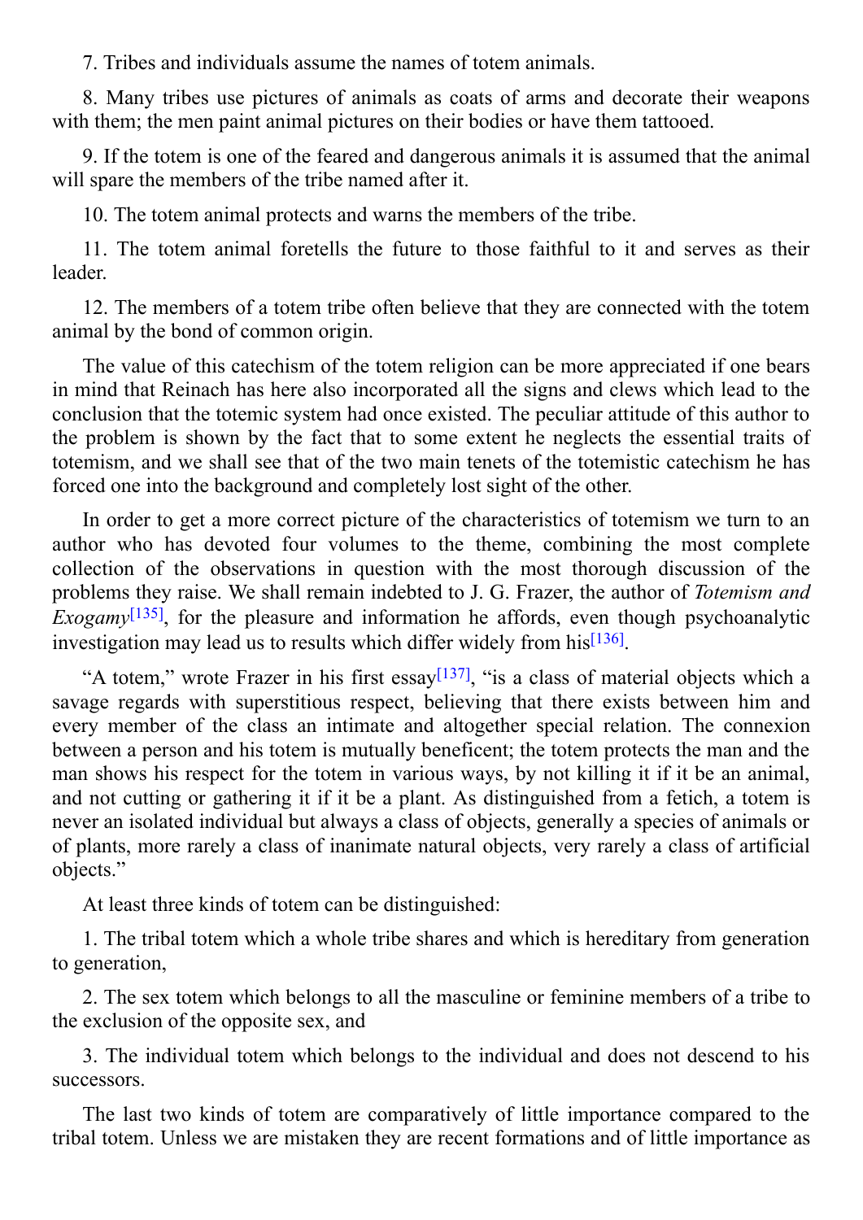7. Tribes and individuals assume the names of totem animals.

8. Many tribes use pictures of animals as coats of arms and decorate their weapons with them; the men paint animal pictures on their bodies or have them tattooed.

9. If the totem is one of the feared and dangerous animals it is assumed that the animal will spare the members of the tribe named after it.

10. The totem animal protects and warns the members of the tribe.

11. The totem animal foretells the future to those faithful to it and serves as their leader.

12. The members of a totem tribe often believe that they are connected with the totem animal by the bond of common origin.

The value of this catechism of the totem religion can be more appreciated if one bears in mind that Reinach has here also incorporated all the signs and clews which lead to the conclusion that the totemic system had once existed. The peculiar attitude of this author to the problem is shown by the fact that to some extent he neglects the essential traits of totemism, and we shall see that of the two main tenets of the totemistic catechism he has forced one into the background and completely lost sight of the other.

In order to get a more correct picture of the characteristics of totemism we turn to an author who has devoted four volumes to the theme, combining the most complete collection of the observations in question with the most thorough discussion of the problems they raise. We shall remain indebted to J. G. Frazer, the author of *Totemism and Exogamy*[135], for the pleasure and information he affords, even though psychoanalytic investigation may lead us to results which differ widely from his[136].

"A totem," wrote Frazer in his first essay[137], "is a class of material objects which a savage regards with superstitious respect, believing that there exists between him and every member of the class an intimate and altogether special relation. The connexion between a person and his totem is mutually beneficent; the totem protects the man and the man shows his respect for the totem in various ways, by not killing it if it be an animal, and not cutting or gathering it if it be a plant. As distinguished from a fetich, a totem is never an isolated individual but always a class of objects, generally a species of animals or of plants, more rarely a class of inanimate natural objects, very rarely a class of artificial objects."

At least three kinds of totem can be distinguished:

1. The tribal totem which a whole tribe shares and which is hereditary from generation to generation,

2. The sex totem which belongs to all the masculine or feminine members of a tribe to the exclusion of the opposite sex, and

3. The individual totem which belongs to the individual and does not descend to his successors.

The last two kinds of totem are comparatively of little importance compared to the tribal totem. Unless we are mistaken they are recent formations and of little importance as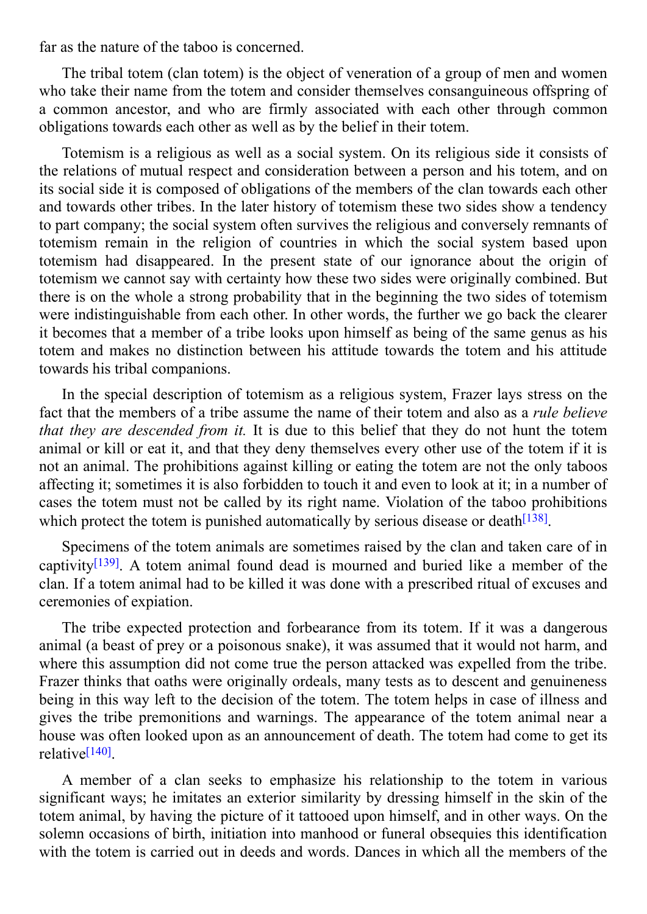far as the nature of the taboo is concerned.

The tribal totem (clan totem) is the object of veneration of a group of men and women who take their name from the totem and consider themselves consanguineous offspring of a common ancestor, and who are firmly associated with each other through common obligations towards each other as well as by the belief in their totem.

Totemism is a religious as well as a social system. On its religious side it consists of the relations of mutual respect and consideration between a person and his totem, and on its social side it is composed of obligations of the members of the clan towards each other and towards other tribes. In the later history of totemism these two sides show a tendency to part company; the social system often survives the religious and conversely remnants of totemism remain in the religion of countries in which the social system based upon totemism had disappeared. In the present state of our ignorance about the origin of totemism we cannot say with certainty how these two sides were originally combined. But there is on the whole a strong probability that in the beginning the two sides of totemism were indistinguishable from each other. In other words, the further we go back the clearer it becomes that a member of a tribe looks upon himself as being of the same genus as his totem and makes no distinction between his attitude towards the totem and his attitude towards his tribal companions.

In the special description of totemism as a religious system, Frazer lays stress on the fact that the members of a tribe assume the name of their totem and also as a *rule believe that they are descended from it.* It is due to this belief that they do not hunt the totem animal or kill or eat it, and that they deny themselves every other use of the totem if it is not an animal. The prohibitions against killing or eating the totem are not the only taboos affecting it; sometimes it is also forbidden to touch it and even to look at it; in a number of cases the totem must not be called by its right name. Violation of the taboo prohibitions which protect the totem is punished automatically by serious disease or death[138].

Specimens of the totem animals are sometimes raised by the clan and taken care of in captivity[139]. A totem animal found dead is mourned and buried like a member of the clan. If a totem animal had to be killed it was done with a prescribed ritual of excuses and ceremonies of expiation.

The tribe expected protection and forbearance from its totem. If it was a dangerous animal (a beast of prey or a poisonous snake), it was assumed that it would not harm, and where this assumption did not come true the person attacked was expelled from the tribe. Frazer thinks that oaths were originally ordeals, many tests as to descent and genuineness being in this way left to the decision of the totem. The totem helps in case of illness and gives the tribe premonitions and warnings. The appearance of the totem animal near a house was often looked upon as an announcement of death. The totem had come to get its relative[140].

A member of a clan seeks to emphasize his relationship to the totem in various significant ways; he imitates an exterior similarity by dressing himself in the skin of the totem animal, by having the picture of it tattooed upon himself, and in other ways. On the solemn occasions of birth, initiation into manhood or funeral obsequies this identification with the totem is carried out in deeds and words. Dances in which all the members of the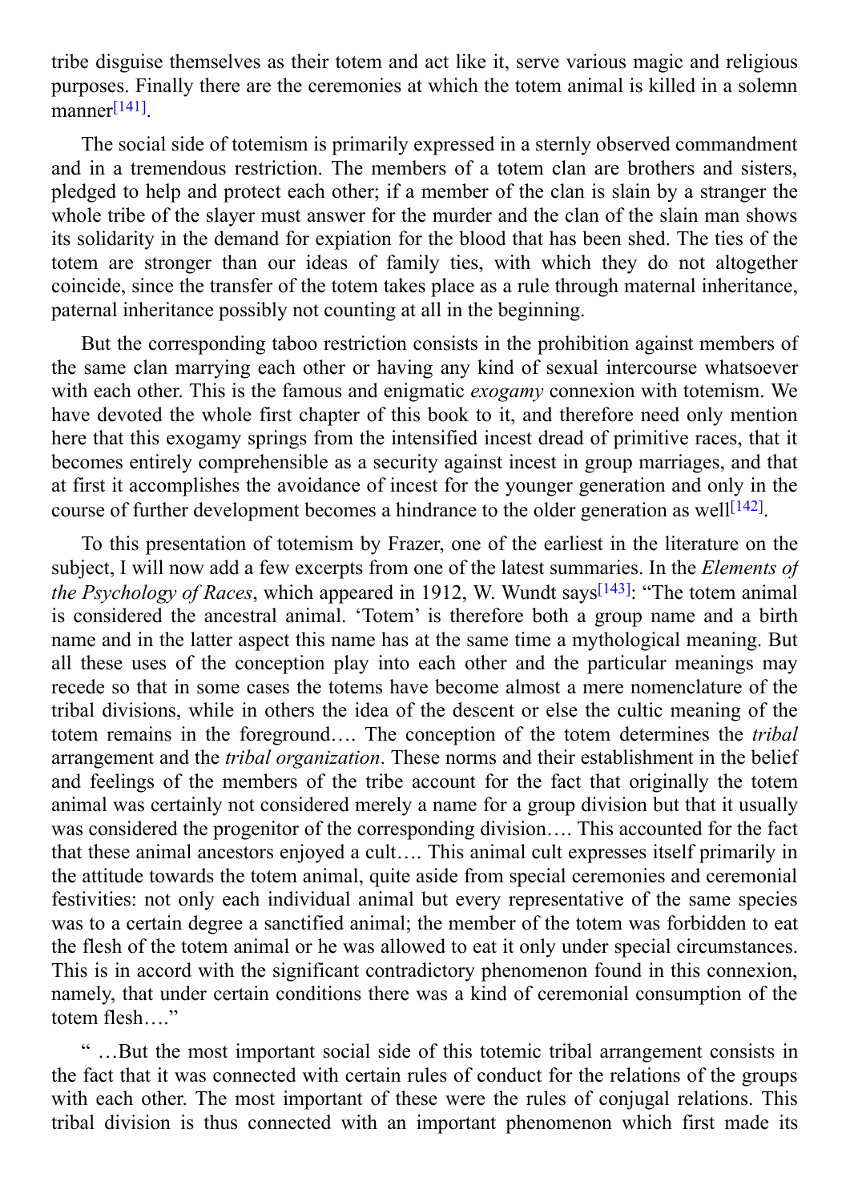tribe disguise themselves as their totem and act like it, serve various magic and religious purposes. Finally there are the ceremonies at which the totem animal is killed in a solemn manner[141].

The social side of totemism is primarily expressed in a sternly observed commandment and in a tremendous restriction. The members of a totem clan are brothers and sisters, pledged to help and protect each other; if a member of the clan is slain by a stranger the whole tribe of the slayer must answer for the murder and the clan of the slain man shows its solidarity in the demand for expiation for the blood that has been shed. The ties of the totem are stronger than our ideas of family ties, with which they do not altogether coincide, since the transfer of the totem takes place as a rule through maternal inheritance, paternal inheritance possibly not counting at all in the beginning.

But the corresponding taboo restriction consists in the prohibition against members of the same clan marrying each other or having any kind of sexual intercourse whatsoever with each other. This is the famous and enigmatic *exogamy* connexion with totemism. We have devoted the whole first chapter of this book to it, and therefore need only mention here that this exogamy springs from the intensified incest dread of primitive races, that it becomes entirely comprehensible as a security against incest in group marriages, and that at first it accomplishes the avoidance of incest for the younger generation and only in the course of further development becomes a hindrance to the older generation as well[142].

To this presentation of totemism by Frazer, one of the earliest in the literature on the subject, I will now add a few excerpts from one of the latest summaries. In the *Elements of the Psychology of Races*, which appeared in 1912, W. Wundt says[143]: "The totem animal is considered the ancestral animal. 'Totem' is therefore both a group name and a birth name and in the latter aspect this name has at the same time a mythological meaning. But all these uses of the conception play into each other and the particular meanings may recede so that in some cases the totems have become almost a mere nomenclature of the tribal divisions, while in others the idea of the descent or else the cultic meaning of the totem remains in the foreground…. The conception of the totem determines the *tribal* arrangement and the *tribal organization*. These norms and their establishment in the belief and feelings of the members of the tribe account for the fact that originally the totem animal was certainly not considered merely a name for a group division but that it usually was considered the progenitor of the corresponding division…. This accounted for the fact that these animal ancestors enjoyed a cult…. This animal cult expresses itself primarily in the attitude towards the totem animal, quite aside from special ceremonies and ceremonial festivities: not only each individual animal but every representative of the same species was to a certain degree a sanctified animal; the member of the totem was forbidden to eat the flesh of the totem animal or he was allowed to eat it only under special circumstances. This is in accord with the significant contradictory phenomenon found in this connexion, namely, that under certain conditions there was a kind of ceremonial consumption of the totem flesh…."

" …But the most important social side of this totemic tribal arrangement consists in the fact that it was connected with certain rules of conduct for the relations of the groups with each other. The most important of these were the rules of conjugal relations. This tribal division is thus connected with an important phenomenon which first made its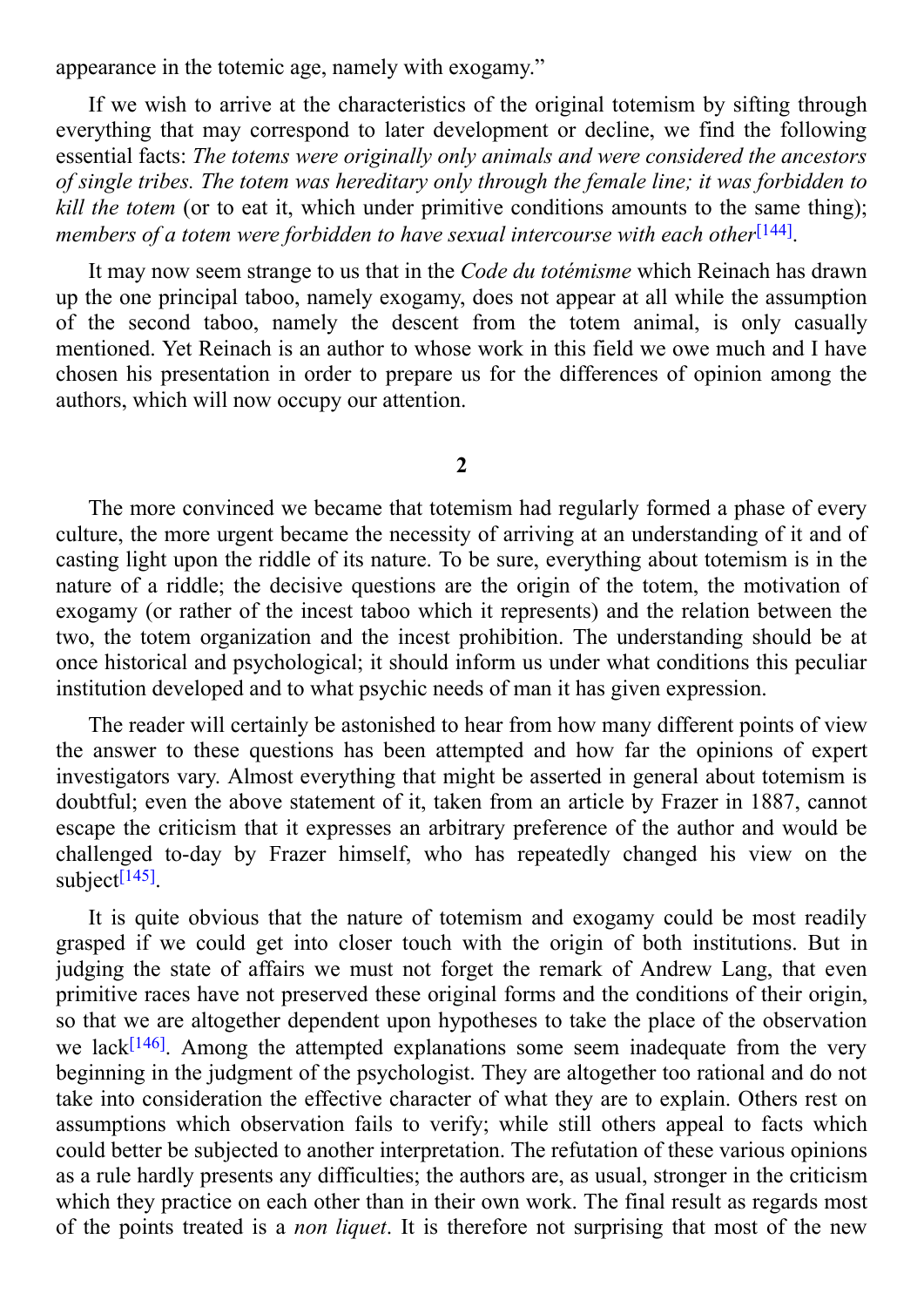appearance in the totemic age, namely with exogamy."

If we wish to arrive at the characteristics of the original totemism by sifting through everything that may correspond to later development or decline, we find the following essential facts: *The totems were originally only animals and were considered the ancestors of single tribes. The totem was hereditary only through the female line; it was forbidden to kill the totem* (or to eat it, which under primitive conditions amounts to the same thing); *members of a totem were forbidden to have sexual intercourse with each other*[144].

It may now seem strange to us that in the *Code du totémisme* which Reinach has drawn up the one principal taboo, namely exogamy, does not appear at all while the assumption of the second taboo, namely the descent from the totem animal, is only casually mentioned. Yet Reinach is an author to whose work in this field we owe much and I have chosen his presentation in order to prepare us for the differences of opinion among the authors, which will now occupy our attention.

## 2

The more convinced we became that totemism had regularly formed a phase of every culture, the more urgent became the necessity of arriving at an understanding of it and of casting light upon the riddle of its nature. To be sure, everything about totemism is in the nature of a riddle; the decisive questions are the origin of the totem, the motivation of exogamy (or rather of the incest taboo which it represents) and the relation between the two, the totem organization and the incest prohibition. The understanding should be at once historical and psychological; it should inform us under what conditions this peculiar institution developed and to what psychic needs of man it has given expression.

The reader will certainly be astonished to hear from how many different points of view the answer to these questions has been attempted and how far the opinions of expert investigators vary. Almost everything that might be asserted in general about totemism is doubtful; even the above statement of it, taken from an article by Frazer in 1887, cannot escape the criticism that it expresses an arbitrary preference of the author and would be challenged to-day by Frazer himself, who has repeatedly changed his view on the subject[145].

It is quite obvious that the nature of totemism and exogamy could be most readily grasped if we could get into closer touch with the origin of both institutions. But in judging the state of affairs we must not forget the remark of Andrew Lang, that even primitive races have not preserved these original forms and the conditions of their origin, so that we are altogether dependent upon hypotheses to take the place of the observation we lack[146]. Among the attempted explanations some seem inadequate from the very beginning in the judgment of the psychologist. They are altogether too rational and do not take into consideration the effective character of what they are to explain. Others rest on assumptions which observation fails to verify; while still others appeal to facts which could better be subjected to another interpretation. The refutation of these various opinions as a rule hardly presents any difficulties; the authors are, as usual, stronger in the criticism which they practice on each other than in their own work. The final result as regards most of the points treated is a *non liquet*. It is therefore not surprising that most of the new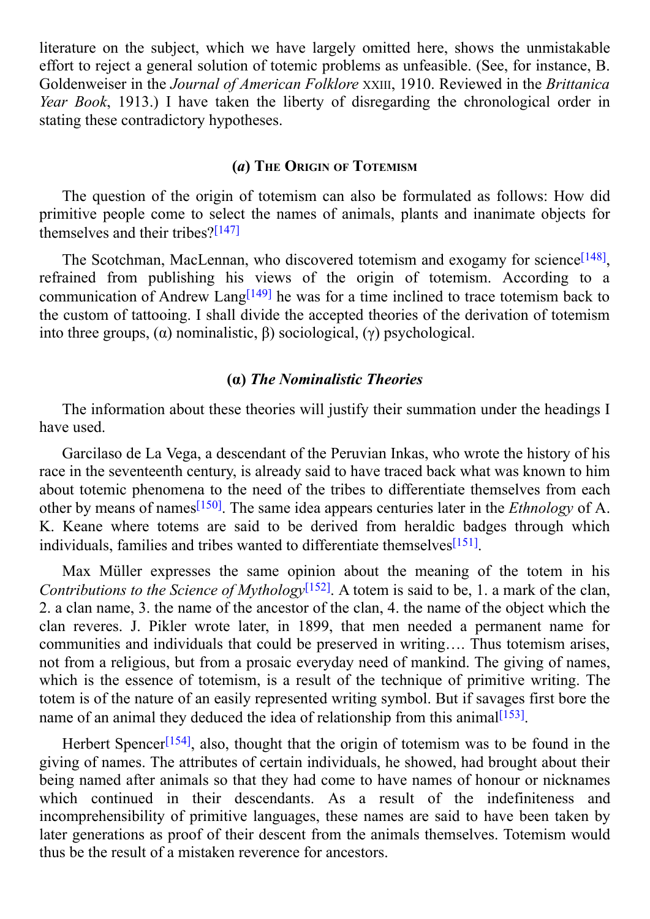literature on the subject, which we have largely omitted here, shows the unmistakable effort to reject a general solution of totemic problems as unfeasible. (See, for instance, B. Goldenweiser in the *Journal of American Folklore* XXIII, 1910. Reviewed in the *Brittanica Year Book*, 1913.) I have taken the liberty of disregarding the chronological order in stating these contradictory hypotheses.

### (*a*) The Origin of Totemism

The question of the origin of totemism can also be formulated as follows: How did primitive people come to select the names of animals, plants and inanimate objects for themselves and their tribes?[147]

The Scotchman, MacLennan, who discovered totemism and exogamy for science[148], refrained from publishing his views of the origin of totemism. According to a communication of Andrew Lang[149] he was for a time inclined to trace totemism back to the custom of tattooing. I shall divide the accepted theories of the derivation of totemism into three groups, (α) nominalistic, β) sociological, (γ) psychological.

#### (α) *The Nominalistic Theories*

The information about these theories will justify their summation under the headings I have used.

Garcilaso de La Vega, a descendant of the Peruvian Inkas, who wrote the history of his race in the seventeenth century, is already said to have traced back what was known to him about totemic phenomena to the need of the tribes to differentiate themselves from each other by means of names[150]. The same idea appears centuries later in the *Ethnology* of A. K. Keane where totems are said to be derived from heraldic badges through which individuals, families and tribes wanted to differentiate themselves[151].

Max Müller expresses the same opinion about the meaning of the totem in his *Contributions to the Science of Mythology*[152]. A totem is said to be, 1. a mark of the clan, 2. a clan name, 3. the name of the ancestor of the clan, 4. the name of the object which the clan reveres. J. Pikler wrote later, in 1899, that men needed a permanent name for communities and individuals that could be preserved in writing…. Thus totemism arises, not from a religious, but from a prosaic everyday need of mankind. The giving of names, which is the essence of totemism, is a result of the technique of primitive writing. The totem is of the nature of an easily represented writing symbol. But if savages first bore the name of an animal they deduced the idea of relationship from this animal[153].

Herbert Spencer[154], also, thought that the origin of totemism was to be found in the giving of names. The attributes of certain individuals, he showed, had brought about their being named after animals so that they had come to have names of honour or nicknames which continued in their descendants. As a result of the indefiniteness and incomprehensibility of primitive languages, these names are said to have been taken by later generations as proof of their descent from the animals themselves. Totemism would thus be the result of a mistaken reverence for ancestors.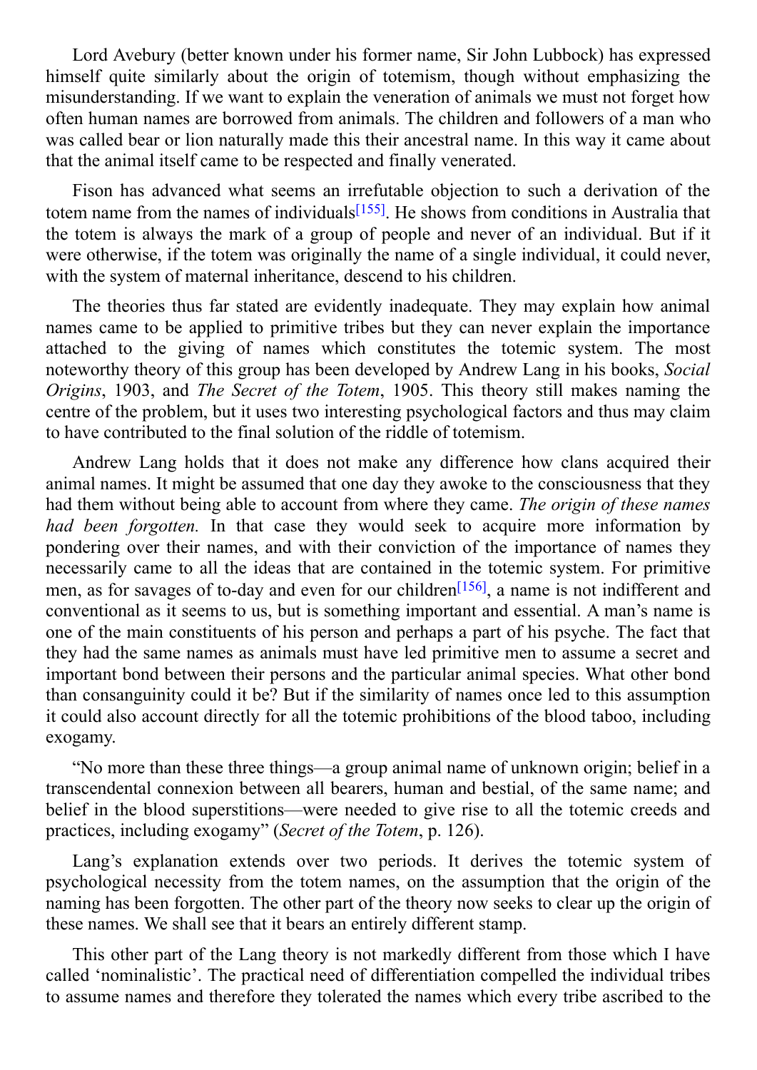Lord Avebury (better known under his former name, Sir John Lubbock) has expressed himself quite similarly about the origin of totemism, though without emphasizing the misunderstanding. If we want to explain the veneration of animals we must not forget how often human names are borrowed from animals. The children and followers of a man who was called bear or lion naturally made this their ancestral name. In this way it came about that the animal itself came to be respected and finally venerated.

Fison has advanced what seems an irrefutable objection to such a derivation of the totem name from the names of individuals[155]. He shows from conditions in Australia that the totem is always the mark of a group of people and never of an individual. But if it were otherwise, if the totem was originally the name of a single individual, it could never, with the system of maternal inheritance, descend to his children.

The theories thus far stated are evidently inadequate. They may explain how animal names came to be applied to primitive tribes but they can never explain the importance attached to the giving of names which constitutes the totemic system. The most noteworthy theory of this group has been developed by Andrew Lang in his books, *Social Origins*, 1903, and *The Secret of the Totem*, 1905. This theory still makes naming the centre of the problem, but it uses two interesting psychological factors and thus may claim to have contributed to the final solution of the riddle of totemism.

Andrew Lang holds that it does not make any difference how clans acquired their animal names. It might be assumed that one day they awoke to the consciousness that they had them without being able to account from where they came. *The origin of these names had been forgotten.* In that case they would seek to acquire more information by pondering over their names, and with their conviction of the importance of names they necessarily came to all the ideas that are contained in the totemic system. For primitive men, as for savages of to-day and even for our children[156], a name is not indifferent and conventional as it seems to us, but is something important and essential. A man's name is one of the main constituents of his person and perhaps a part of his psyche. The fact that they had the same names as animals must have led primitive men to assume a secret and important bond between their persons and the particular animal species. What other bond than consanguinity could it be? But if the similarity of names once led to this assumption it could also account directly for all the totemic prohibitions of the blood taboo, including exogamy.

"No more than these three things—a group animal name of unknown origin; belief in a transcendental connexion between all bearers, human and bestial, of the same name; and belief in the blood superstitions—were needed to give rise to all the totemic creeds and practices, including exogamy" (*Secret of the Totem*, p. 126).

Lang's explanation extends over two periods. It derives the totemic system of psychological necessity from the totem names, on the assumption that the origin of the naming has been forgotten. The other part of the theory now seeks to clear up the origin of these names. We shall see that it bears an entirely different stamp.

This other part of the Lang theory is not markedly different from those which I have called 'nominalistic'. The practical need of differentiation compelled the individual tribes to assume names and therefore they tolerated the names which every tribe ascribed to the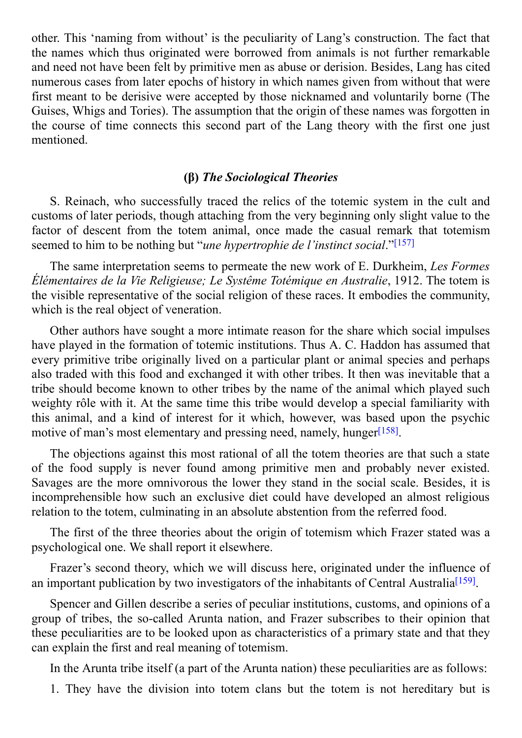other. This ‘naming from without’ is the peculiarity of Lang’s construction. The fact that the names which thus originated were borrowed from animals is not further remarkable and need not have been felt by primitive men as abuse or derision. Besides, Lang has cited numerous cases from later epochs of history in which names given from without that were first meant to be derisive were accepted by those nicknamed and voluntarily borne (The Guises, Whigs and Tories). The assumption that the origin of these names was forgotten in the course of time connects this second part of the Lang theory with the first one just mentioned.

### (β) *The Sociological Theories*

S. Reinach, who successfully traced the relics of the totemic system in the cult and customs of later periods, though attaching from the very beginning only slight value to the factor of descent from the totem animal, once made the casual remark that totemism seemed to him to be nothing but “*une hypertrophie de l’instinct social*.”[157]

The same interpretation seems to permeate the new work of E. Durkheim, *Les Formes Élémentaires de la Vie Religieuse; Le Systême Totémique en Australie*, 1912. The totem is the visible representative of the social religion of these races. It embodies the community, which is the real object of veneration.

Other authors have sought a more intimate reason for the share which social impulses have played in the formation of totemic institutions. Thus A. C. Haddon has assumed that every primitive tribe originally lived on a particular plant or animal species and perhaps also traded with this food and exchanged it with other tribes. It then was inevitable that a tribe should become known to other tribes by the name of the animal which played such weighty rôle with it. At the same time this tribe would develop a special familiarity with this animal, and a kind of interest for it which, however, was based upon the psychic motive of man’s most elementary and pressing need, namely, hunger[158].

The objections against this most rational of all the totem theories are that such a state of the food supply is never found among primitive men and probably never existed. Savages are the more omnivorous the lower they stand in the social scale. Besides, it is incomprehensible how such an exclusive diet could have developed an almost religious relation to the totem, culminating in an absolute abstention from the referred food.

The first of the three theories about the origin of totemism which Frazer stated was a psychological one. We shall report it elsewhere.

Frazer’s second theory, which we will discuss here, originated under the influence of an important publication by two investigators of the inhabitants of Central Australia[159].

Spencer and Gillen describe a series of peculiar institutions, customs, and opinions of a group of tribes, the so-called Arunta nation, and Frazer subscribes to their opinion that these peculiarities are to be looked upon as characteristics of a primary state and that they can explain the first and real meaning of totemism.

In the Arunta tribe itself (a part of the Arunta nation) these peculiarities are as follows:

1. They have the division into totem clans but the totem is not hereditary but is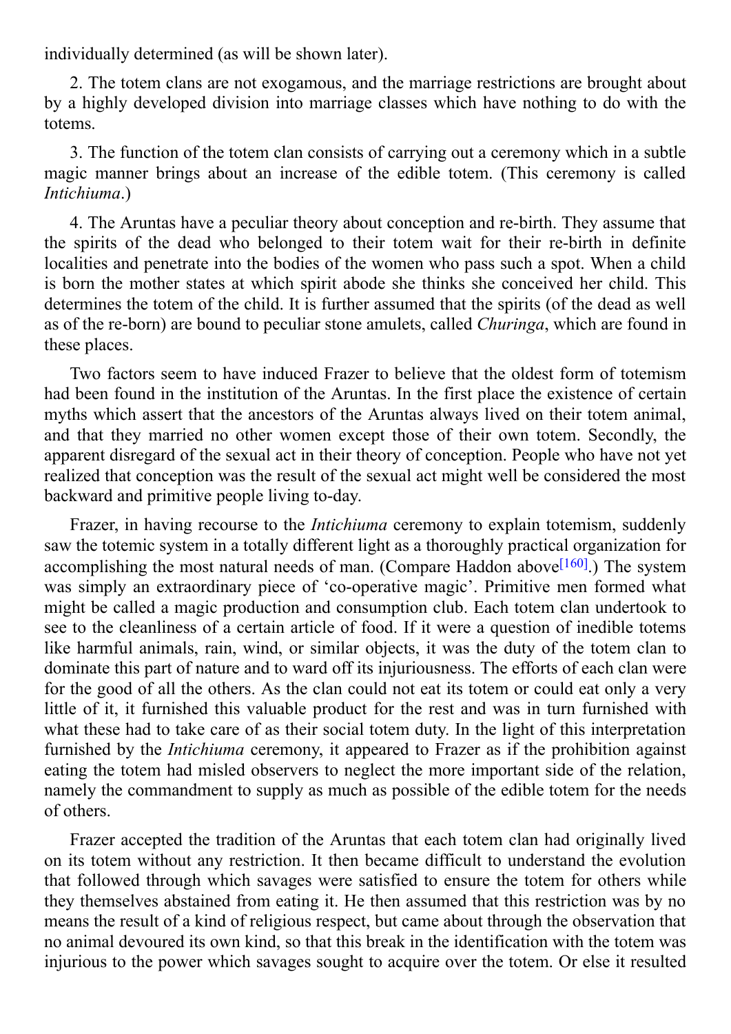individually determined (as will be shown later).

2. The totem clans are not exogamous, and the marriage restrictions are brought about by a highly developed division into marriage classes which have nothing to do with the totems.

3. The function of the totem clan consists of carrying out a ceremony which in a subtle magic manner brings about an increase of the edible totem. (This ceremony is called *Intichiuma*.)

4. The Aruntas have a peculiar theory about conception and re-birth. They assume that the spirits of the dead who belonged to their totem wait for their re-birth in definite localities and penetrate into the bodies of the women who pass such a spot. When a child is born the mother states at which spirit abode she thinks she conceived her child. This determines the totem of the child. It is further assumed that the spirits (of the dead as well as of the re-born) are bound to peculiar stone amulets, called *Churinga*, which are found in these places.

Two factors seem to have induced Frazer to believe that the oldest form of totemism had been found in the institution of the Aruntas. In the first place the existence of certain myths which assert that the ancestors of the Aruntas always lived on their totem animal, and that they married no other women except those of their own totem. Secondly, the apparent disregard of the sexual act in their theory of conception. People who have not yet realized that conception was the result of the sexual act might well be considered the most backward and primitive people living to-day.

Frazer, in having recourse to the *Intichiuma* ceremony to explain totemism, suddenly saw the totemic system in a totally different light as a thoroughly practical organization for accomplishing the most natural needs of man. (Compare Haddon above[160].) The system was simply an extraordinary piece of 'co-operative magic'. Primitive men formed what might be called a magic production and consumption club. Each totem clan undertook to see to the cleanliness of a certain article of food. If it were a question of inedible totems like harmful animals, rain, wind, or similar objects, it was the duty of the totem clan to dominate this part of nature and to ward off its injuriousness. The efforts of each clan were for the good of all the others. As the clan could not eat its totem or could eat only a very little of it, it furnished this valuable product for the rest and was in turn furnished with what these had to take care of as their social totem duty. In the light of this interpretation furnished by the *Intichiuma* ceremony, it appeared to Frazer as if the prohibition against eating the totem had misled observers to neglect the more important side of the relation, namely the commandment to supply as much as possible of the edible totem for the needs of others.

Frazer accepted the tradition of the Aruntas that each totem clan had originally lived on its totem without any restriction. It then became difficult to understand the evolution that followed through which savages were satisfied to ensure the totem for others while they themselves abstained from eating it. He then assumed that this restriction was by no means the result of a kind of religious respect, but came about through the observation that no animal devoured its own kind, so that this break in the identification with the totem was injurious to the power which savages sought to acquire over the totem. Or else it resulted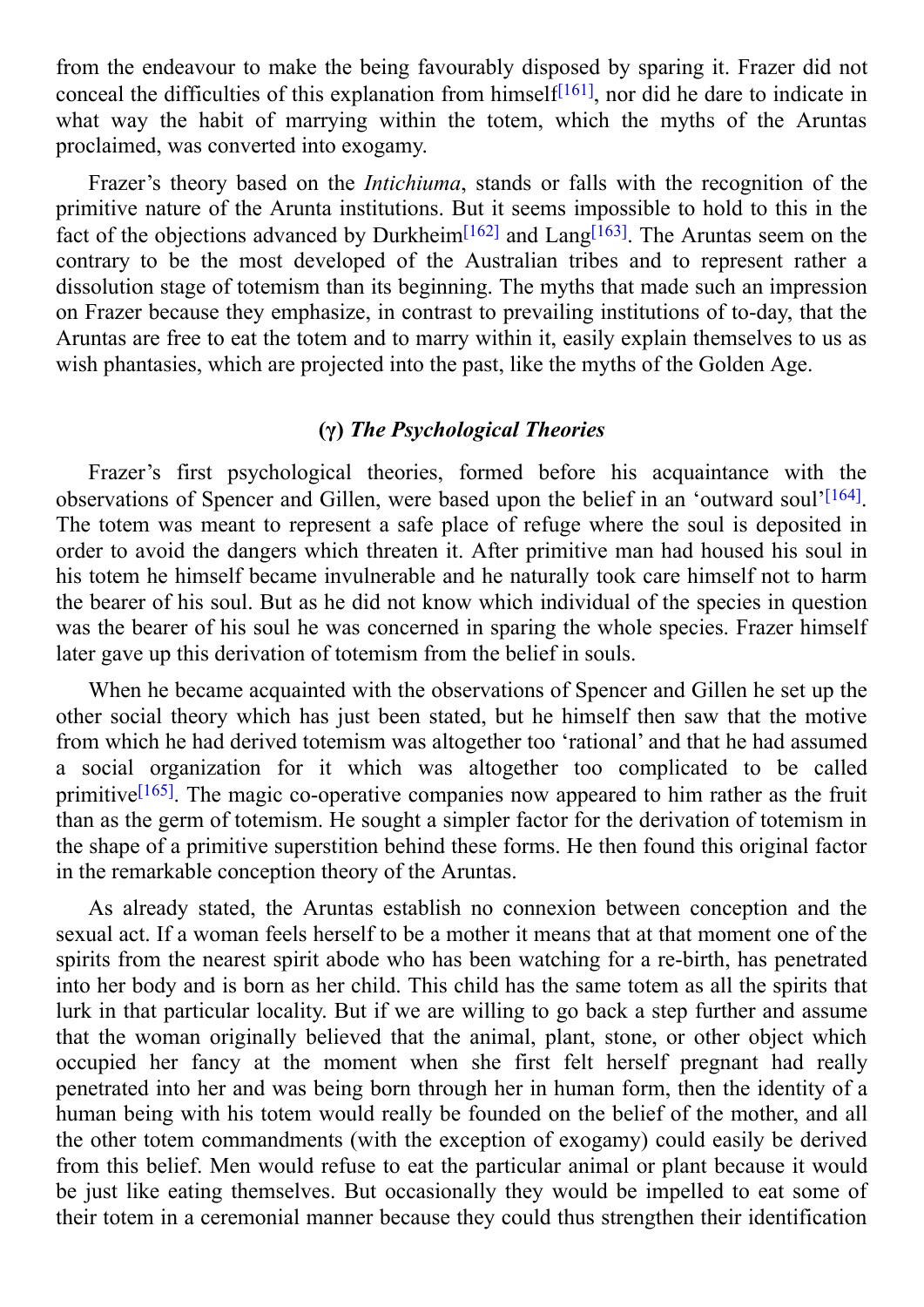from the endeavour to make the being favourably disposed by sparing it. Frazer did not conceal the difficulties of this explanation from himself[161], nor did he dare to indicate in what way the habit of marrying within the totem, which the myths of the Aruntas proclaimed, was converted into exogamy.

Frazer's theory based on the *Intichiuma*, stands or falls with the recognition of the primitive nature of the Arunta institutions. But it seems impossible to hold to this in the fact of the objections advanced by Durkheim[162] and Lang[163]. The Aruntas seem on the contrary to be the most developed of the Australian tribes and to represent rather a dissolution stage of totemism than its beginning. The myths that made such an impression on Frazer because they emphasize, in contrast to prevailing institutions of to-day, that the Aruntas are free to eat the totem and to marry within it, easily explain themselves to us as wish phantasies, which are projected into the past, like the myths of the Golden Age.

### (γ) *The Psychological Theories*

Frazer's first psychological theories, formed before his acquaintance with the observations of Spencer and Gillen, were based upon the belief in an 'outward soul'[164]. The totem was meant to represent a safe place of refuge where the soul is deposited in order to avoid the dangers which threaten it. After primitive man had housed his soul in his totem he himself became invulnerable and he naturally took care himself not to harm the bearer of his soul. But as he did not know which individual of the species in question was the bearer of his soul he was concerned in sparing the whole species. Frazer himself later gave up this derivation of totemism from the belief in souls.

When he became acquainted with the observations of Spencer and Gillen he set up the other social theory which has just been stated, but he himself then saw that the motive from which he had derived totemism was altogether too 'rational' and that he had assumed a social organization for it which was altogether too complicated to be called primitive[165]. The magic co-operative companies now appeared to him rather as the fruit than as the germ of totemism. He sought a simpler factor for the derivation of totemism in the shape of a primitive superstition behind these forms. He then found this original factor in the remarkable conception theory of the Aruntas.

As already stated, the Aruntas establish no connexion between conception and the sexual act. If a woman feels herself to be a mother it means that at that moment one of the spirits from the nearest spirit abode who has been watching for a re-birth, has penetrated into her body and is born as her child. This child has the same totem as all the spirits that lurk in that particular locality. But if we are willing to go back a step further and assume that the woman originally believed that the animal, plant, stone, or other object which occupied her fancy at the moment when she first felt herself pregnant had really penetrated into her and was being born through her in human form, then the identity of a human being with his totem would really be founded on the belief of the mother, and all the other totem commandments (with the exception of exogamy) could easily be derived from this belief. Men would refuse to eat the particular animal or plant because it would be just like eating themselves. But occasionally they would be impelled to eat some of their totem in a ceremonial manner because they could thus strengthen their identification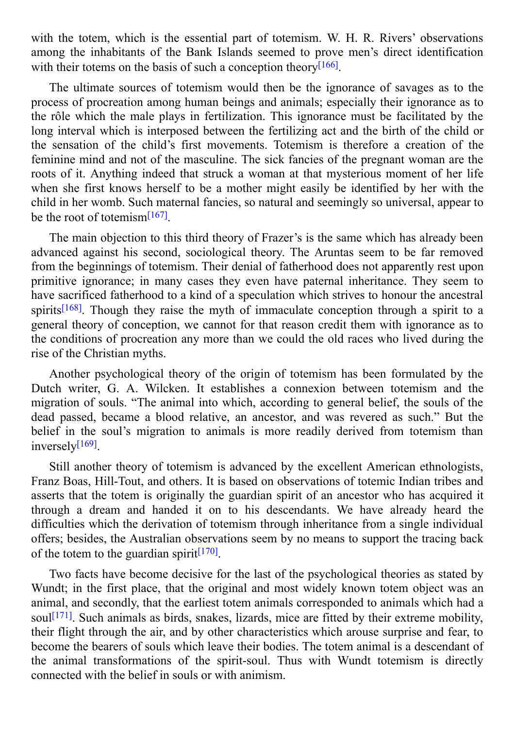with the totem, which is the essential part of totemism. W. H. R. Rivers' observations among the inhabitants of the Bank Islands seemed to prove men's direct identification with their totems on the basis of such a conception theory[166].

The ultimate sources of totemism would then be the ignorance of savages as to the process of procreation among human beings and animals; especially their ignorance as to the rôle which the male plays in fertilization. This ignorance must be facilitated by the long interval which is interposed between the fertilizing act and the birth of the child or the sensation of the child's first movements. Totemism is therefore a creation of the feminine mind and not of the masculine. The sick fancies of the pregnant woman are the roots of it. Anything indeed that struck a woman at that mysterious moment of her life when she first knows herself to be a mother might easily be identified by her with the child in her womb. Such maternal fancies, so natural and seemingly so universal, appear to be the root of totemism[167].

The main objection to this third theory of Frazer's is the same which has already been advanced against his second, sociological theory. The Aruntas seem to be far removed from the beginnings of totemism. Their denial of fatherhood does not apparently rest upon primitive ignorance; in many cases they even have paternal inheritance. They seem to have sacrificed fatherhood to a kind of a speculation which strives to honour the ancestral spirits[168]. Though they raise the myth of immaculate conception through a spirit to a general theory of conception, we cannot for that reason credit them with ignorance as to the conditions of procreation any more than we could the old races who lived during the rise of the Christian myths.

Another psychological theory of the origin of totemism has been formulated by the Dutch writer, G. A. Wilcken. It establishes a connexion between totemism and the migration of souls. "The animal into which, according to general belief, the souls of the dead passed, became a blood relative, an ancestor, and was revered as such." But the belief in the soul's migration to animals is more readily derived from totemism than inversely[169].

Still another theory of totemism is advanced by the excellent American ethnologists, Franz Boas, Hill-Tout, and others. It is based on observations of totemic Indian tribes and asserts that the totem is originally the guardian spirit of an ancestor who has acquired it through a dream and handed it on to his descendants. We have already heard the difficulties which the derivation of totemism through inheritance from a single individual offers; besides, the Australian observations seem by no means to support the tracing back of the totem to the guardian spirit[170].

Two facts have become decisive for the last of the psychological theories as stated by Wundt; in the first place, that the original and most widely known totem object was an animal, and secondly, that the earliest totem animals corresponded to animals which had a soul[171]. Such animals as birds, snakes, lizards, mice are fitted by their extreme mobility, their flight through the air, and by other characteristics which arouse surprise and fear, to become the bearers of souls which leave their bodies. The totem animal is a descendant of the animal transformations of the spirit-soul. Thus with Wundt totemism is directly connected with the belief in souls or with animism.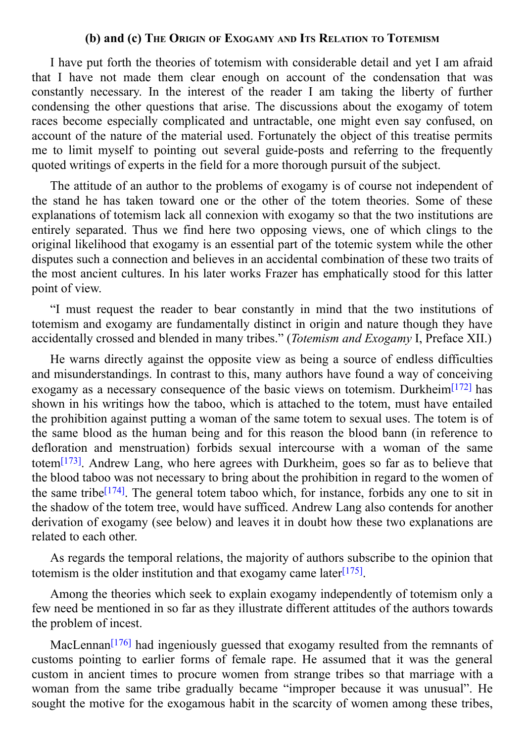### (b) and (c) The Origin of Exogamy and Its Relation to Totemism

I have put forth the theories of totemism with considerable detail and yet I am afraid that I have not made them clear enough on account of the condensation that was constantly necessary. In the interest of the reader I am taking the liberty of further condensing the other questions that arise. The discussions about the exogamy of totem races become especially complicated and untractable, one might even say confused, on account of the nature of the material used. Fortunately the object of this treatise permits me to limit myself to pointing out several guide-posts and referring to the frequently quoted writings of experts in the field for a more thorough pursuit of the subject.

The attitude of an author to the problems of exogamy is of course not independent of the stand he has taken toward one or the other of the totem theories. Some of these explanations of totemism lack all connexion with exogamy so that the two institutions are entirely separated. Thus we find here two opposing views, one of which clings to the original likelihood that exogamy is an essential part of the totemic system while the other disputes such a connection and believes in an accidental combination of these two traits of the most ancient cultures. In his later works Frazer has emphatically stood for this latter point of view.

"I must request the reader to bear constantly in mind that the two institutions of totemism and exogamy are fundamentally distinct in origin and nature though they have accidentally crossed and blended in many tribes." (*Totemism and Exogamy* I, Preface XII.)

He warns directly against the opposite view as being a source of endless difficulties and misunderstandings. In contrast to this, many authors have found a way of conceiving exogamy as a necessary consequence of the basic views on totemism. Durkheim[172] has shown in his writings how the taboo, which is attached to the totem, must have entailed the prohibition against putting a woman of the same totem to sexual uses. The totem is of the same blood as the human being and for this reason the blood bann (in reference to defloration and menstruation) forbids sexual intercourse with a woman of the same totem[173]. Andrew Lang, who here agrees with Durkheim, goes so far as to believe that the blood taboo was not necessary to bring about the prohibition in regard to the women of the same tribe[174]. The general totem taboo which, for instance, forbids any one to sit in the shadow of the totem tree, would have sufficed. Andrew Lang also contends for another derivation of exogamy (see below) and leaves it in doubt how these two explanations are related to each other.

As regards the temporal relations, the majority of authors subscribe to the opinion that totemism is the older institution and that exogamy came later[175].

Among the theories which seek to explain exogamy independently of totemism only a few need be mentioned in so far as they illustrate different attitudes of the authors towards the problem of incest.

MacLennan[176] had ingeniously guessed that exogamy resulted from the remnants of customs pointing to earlier forms of female rape. He assumed that it was the general custom in ancient times to procure women from strange tribes so that marriage with a woman from the same tribe gradually became "improper because it was unusual". He sought the motive for the exogamous habit in the scarcity of women among these tribes,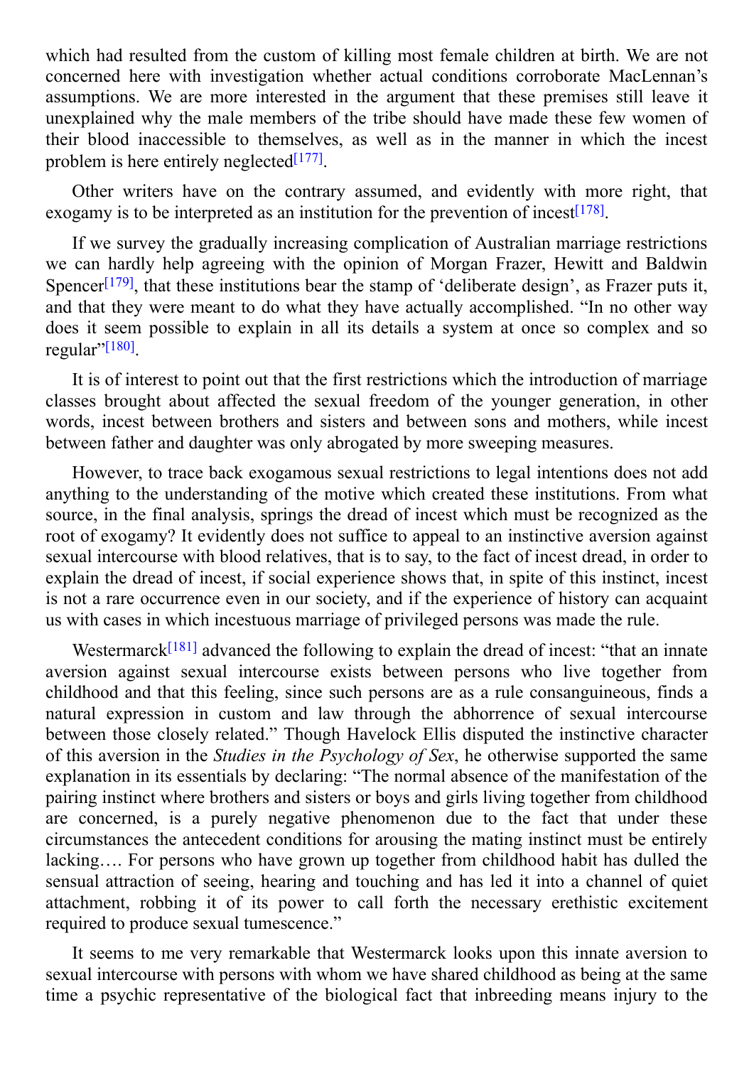which had resulted from the custom of killing most female children at birth. We are not concerned here with investigation whether actual conditions corroborate MacLennan's assumptions. We are more interested in the argument that these premises still leave it unexplained why the male members of the tribe should have made these few women of their blood inaccessible to themselves, as well as in the manner in which the incest problem is here entirely neglected[177].

Other writers have on the contrary assumed, and evidently with more right, that exogamy is to be interpreted as an institution for the prevention of incest[178].

If we survey the gradually increasing complication of Australian marriage restrictions we can hardly help agreeing with the opinion of Morgan Frazer, Hewitt and Baldwin Spencer[179], that these institutions bear the stamp of 'deliberate design', as Frazer puts it, and that they were meant to do what they have actually accomplished. "In no other way does it seem possible to explain in all its details a system at once so complex and so regular"[180].

It is of interest to point out that the first restrictions which the introduction of marriage classes brought about affected the sexual freedom of the younger generation, in other words, incest between brothers and sisters and between sons and mothers, while incest between father and daughter was only abrogated by more sweeping measures.

However, to trace back exogamous sexual restrictions to legal intentions does not add anything to the understanding of the motive which created these institutions. From what source, in the final analysis, springs the dread of incest which must be recognized as the root of exogamy? It evidently does not suffice to appeal to an instinctive aversion against sexual intercourse with blood relatives, that is to say, to the fact of incest dread, in order to explain the dread of incest, if social experience shows that, in spite of this instinct, incest is not a rare occurrence even in our society, and if the experience of history can acquaint us with cases in which incestuous marriage of privileged persons was made the rule.

Westermarck[181] advanced the following to explain the dread of incest: "that an innate aversion against sexual intercourse exists between persons who live together from childhood and that this feeling, since such persons are as a rule consanguineous, finds a natural expression in custom and law through the abhorrence of sexual intercourse between those closely related." Though Havelock Ellis disputed the instinctive character of this aversion in the *Studies in the Psychology of Sex*, he otherwise supported the same explanation in its essentials by declaring: "The normal absence of the manifestation of the pairing instinct where brothers and sisters or boys and girls living together from childhood are concerned, is a purely negative phenomenon due to the fact that under these circumstances the antecedent conditions for arousing the mating instinct must be entirely lacking…. For persons who have grown up together from childhood habit has dulled the sensual attraction of seeing, hearing and touching and has led it into a channel of quiet attachment, robbing it of its power to call forth the necessary erethistic excitement required to produce sexual tumescence."

It seems to me very remarkable that Westermarck looks upon this innate aversion to sexual intercourse with persons with whom we have shared childhood as being at the same time a psychic representative of the biological fact that inbreeding means injury to the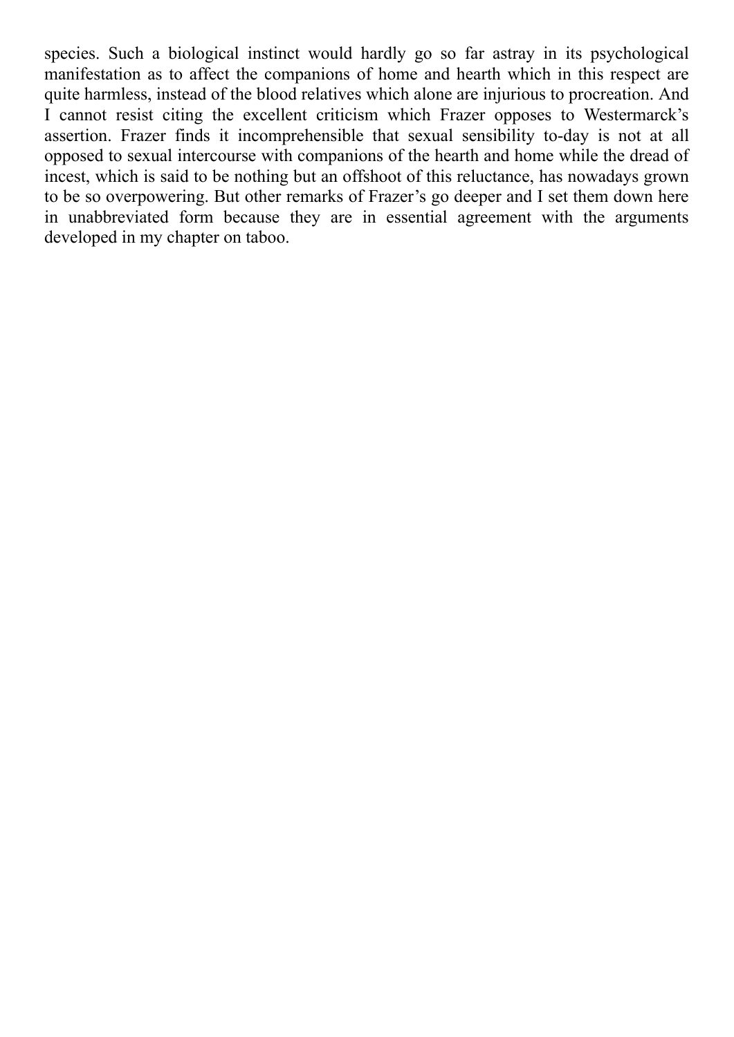species. Such a biological instinct would hardly go so far astray in its psychological manifestation as to affect the companions of home and hearth which in this respect are quite harmless, instead of the blood relatives which alone are injurious to procreation. And I cannot resist citing the excellent criticism which Frazer opposes to Westermarck's assertion. Frazer finds it incomprehensible that sexual sensibility to-day is not at all opposed to sexual intercourse with companions of the hearth and home while the dread of incest, which is said to be nothing but an offshoot of this reluctance, has nowadays grown to be so overpowering. But other remarks of Frazer's go deeper and I set them down here in unabbreviated form because they are in essential agreement with the arguments developed in my chapter on taboo.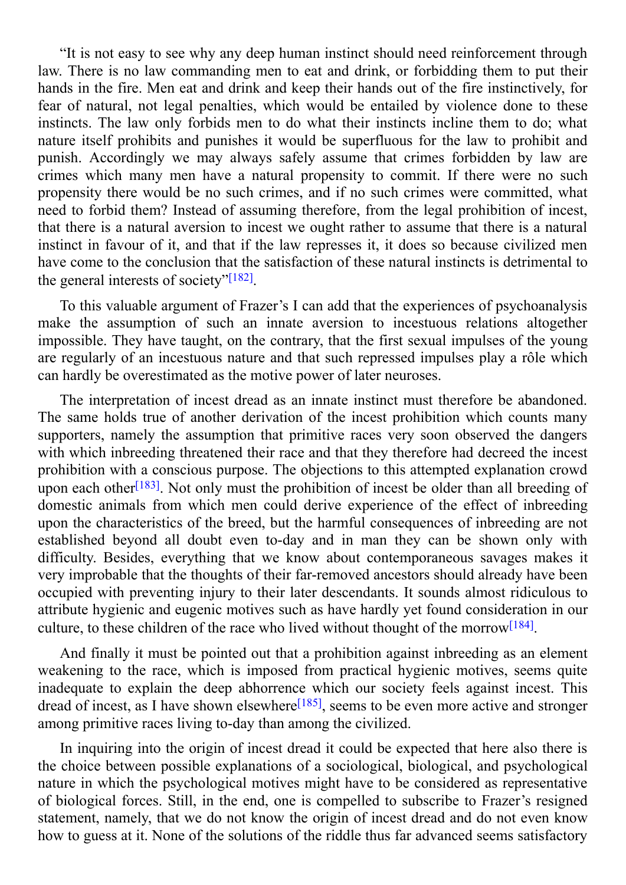"It is not easy to see why any deep human instinct should need reinforcement through law. There is no law commanding men to eat and drink, or forbidding them to put their hands in the fire. Men eat and drink and keep their hands out of the fire instinctively, for fear of natural, not legal penalties, which would be entailed by violence done to these instincts. The law only forbids men to do what their instincts incline them to do; what nature itself prohibits and punishes it would be superfluous for the law to prohibit and punish. Accordingly we may always safely assume that crimes forbidden by law are crimes which many men have a natural propensity to commit. If there were no such propensity there would be no such crimes, and if no such crimes were committed, what need to forbid them? Instead of assuming therefore, from the legal prohibition of incest, that there is a natural aversion to incest we ought rather to assume that there is a natural instinct in favour of it, and that if the law represses it, it does so because civilized men have come to the conclusion that the satisfaction of these natural instincts is detrimental to the general interests of society"[182].

To this valuable argument of Frazer's I can add that the experiences of psychoanalysis make the assumption of such an innate aversion to incestuous relations altogether impossible. They have taught, on the contrary, that the first sexual impulses of the young are regularly of an incestuous nature and that such repressed impulses play a rôle which can hardly be overestimated as the motive power of later neuroses.

The interpretation of incest dread as an innate instinct must therefore be abandoned. The same holds true of another derivation of the incest prohibition which counts many supporters, namely the assumption that primitive races very soon observed the dangers with which inbreeding threatened their race and that they therefore had decreed the incest prohibition with a conscious purpose. The objections to this attempted explanation crowd upon each other[183]. Not only must the prohibition of incest be older than all breeding of domestic animals from which men could derive experience of the effect of inbreeding upon the characteristics of the breed, but the harmful consequences of inbreeding are not established beyond all doubt even to-day and in man they can be shown only with difficulty. Besides, everything that we know about contemporaneous savages makes it very improbable that the thoughts of their far-removed ancestors should already have been occupied with preventing injury to their later descendants. It sounds almost ridiculous to attribute hygienic and eugenic motives such as have hardly yet found consideration in our culture, to these children of the race who lived without thought of the morrow[184].

And finally it must be pointed out that a prohibition against inbreeding as an element weakening to the race, which is imposed from practical hygienic motives, seems quite inadequate to explain the deep abhorrence which our society feels against incest. This dread of incest, as I have shown elsewhere[185], seems to be even more active and stronger among primitive races living to-day than among the civilized.

In inquiring into the origin of incest dread it could be expected that here also there is the choice between possible explanations of a sociological, biological, and psychological nature in which the psychological motives might have to be considered as representative of biological forces. Still, in the end, one is compelled to subscribe to Frazer's resigned statement, namely, that we do not know the origin of incest dread and do not even know how to guess at it. None of the solutions of the riddle thus far advanced seems satisfactory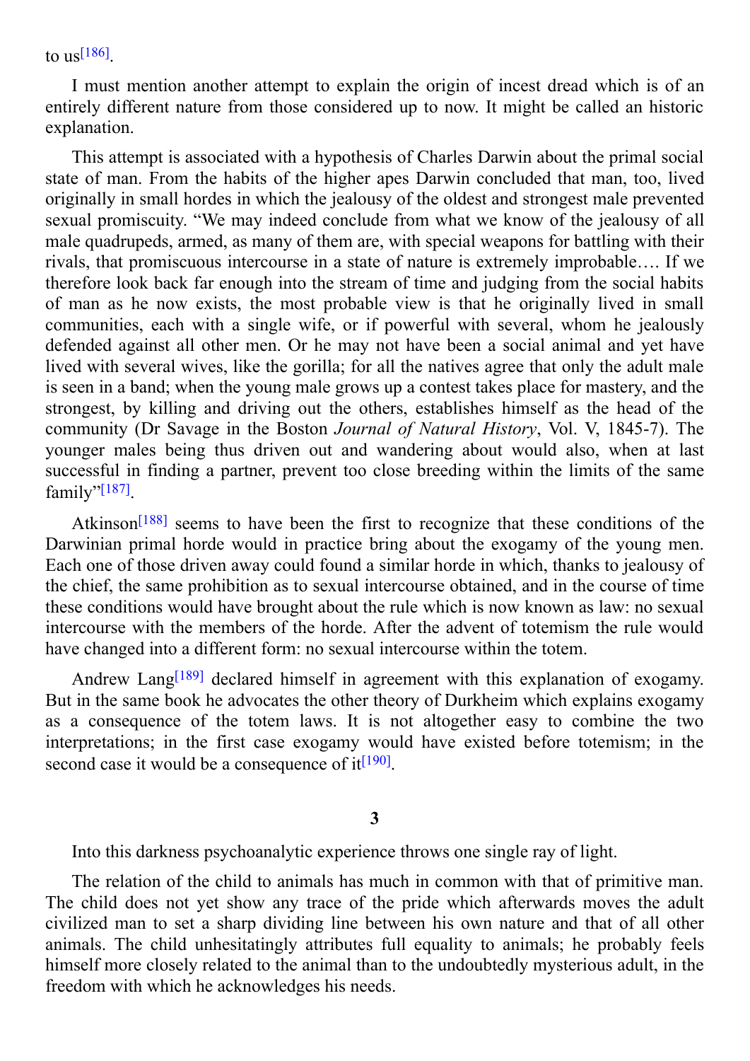to us[186].

I must mention another attempt to explain the origin of incest dread which is of an entirely different nature from those considered up to now. It might be called an historic explanation.

This attempt is associated with a hypothesis of Charles Darwin about the primal social state of man. From the habits of the higher apes Darwin concluded that man, too, lived originally in small hordes in which the jealousy of the oldest and strongest male prevented sexual promiscuity. “We may indeed conclude from what we know of the jealousy of all male quadrupeds, armed, as many of them are, with special weapons for battling with their rivals, that promiscuous intercourse in a state of nature is extremely improbable…. If we therefore look back far enough into the stream of time and judging from the social habits of man as he now exists, the most probable view is that he originally lived in small communities, each with a single wife, or if powerful with several, whom he jealously defended against all other men. Or he may not have been a social animal and yet have lived with several wives, like the gorilla; for all the natives agree that only the adult male is seen in a band; when the young male grows up a contest takes place for mastery, and the strongest, by killing and driving out the others, establishes himself as the head of the community (Dr Savage in the Boston *Journal of Natural History*, Vol. V, 1845-7). The younger males being thus driven out and wandering about would also, when at last successful in finding a partner, prevent too close breeding within the limits of the same family”[187].

Atkinson[188] seems to have been the first to recognize that these conditions of the Darwinian primal horde would in practice bring about the exogamy of the young men. Each one of those driven away could found a similar horde in which, thanks to jealousy of the chief, the same prohibition as to sexual intercourse obtained, and in the course of time these conditions would have brought about the rule which is now known as law: no sexual intercourse with the members of the horde. After the advent of totemism the rule would have changed into a different form: no sexual intercourse within the totem.

Andrew Lang[189] declared himself in agreement with this explanation of exogamy. But in the same book he advocates the other theory of Durkheim which explains exogamy as a consequence of the totem laws. It is not altogether easy to combine the two interpretations; in the first case exogamy would have existed before totemism; in the second case it would be a consequence of it[190].

### 3

Into this darkness psychoanalytic experience throws one single ray of light.

The relation of the child to animals has much in common with that of primitive man. The child does not yet show any trace of the pride which afterwards moves the adult civilized man to set a sharp dividing line between his own nature and that of all other animals. The child unhesitatingly attributes full equality to animals; he probably feels himself more closely related to the animal than to the undoubtedly mysterious adult, in the freedom with which he acknowledges his needs.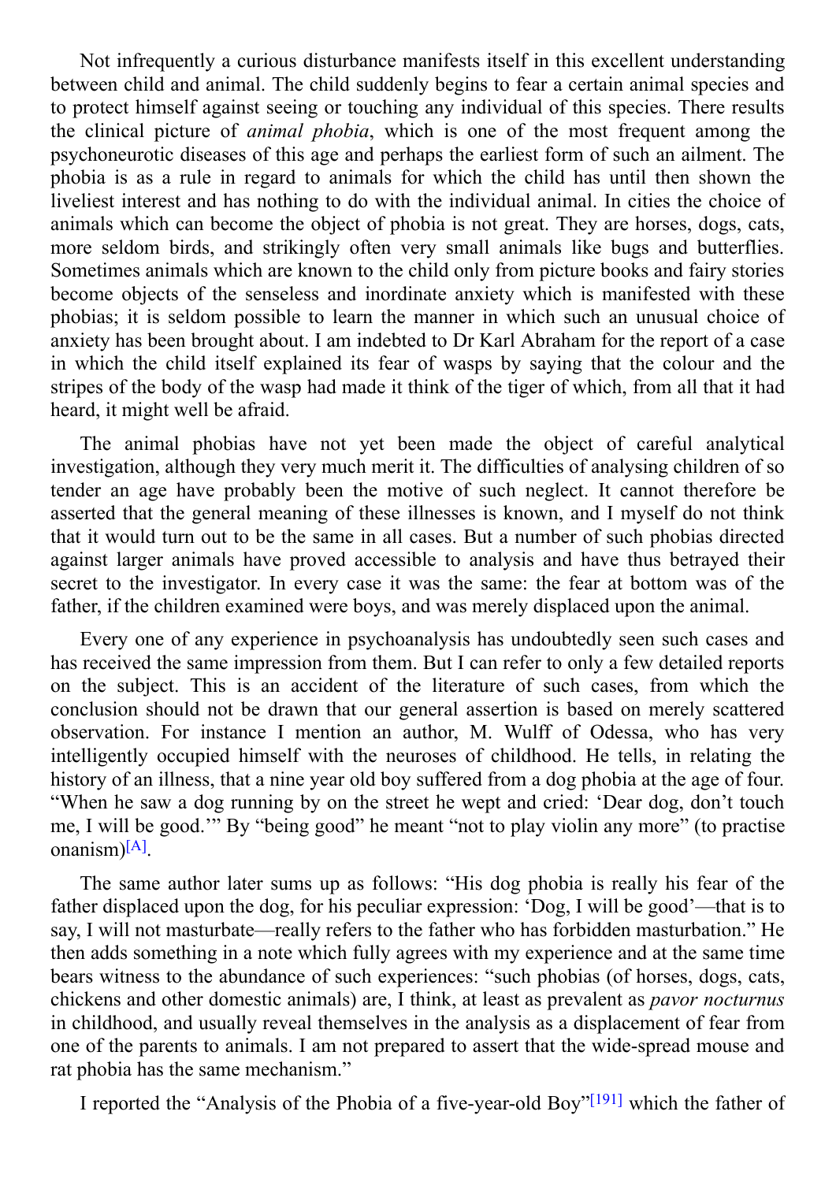Not infrequently a curious disturbance manifests itself in this excellent understanding between child and animal. The child suddenly begins to fear a certain animal species and to protect himself against seeing or touching any individual of this species. There results the clinical picture of *animal phobia*, which is one of the most frequent among the psychoneurotic diseases of this age and perhaps the earliest form of such an ailment. The phobia is as a rule in regard to animals for which the child has until then shown the liveliest interest and has nothing to do with the individual animal. In cities the choice of animals which can become the object of phobia is not great. They are horses, dogs, cats, more seldom birds, and strikingly often very small animals like bugs and butterflies. Sometimes animals which are known to the child only from picture books and fairy stories become objects of the senseless and inordinate anxiety which is manifested with these phobias; it is seldom possible to learn the manner in which such an unusual choice of anxiety has been brought about. I am indebted to Dr Karl Abraham for the report of a case in which the child itself explained its fear of wasps by saying that the colour and the stripes of the body of the wasp had made it think of the tiger of which, from all that it had heard, it might well be afraid.

The animal phobias have not yet been made the object of careful analytical investigation, although they very much merit it. The difficulties of analysing children of so tender an age have probably been the motive of such neglect. It cannot therefore be asserted that the general meaning of these illnesses is known, and I myself do not think that it would turn out to be the same in all cases. But a number of such phobias directed against larger animals have proved accessible to analysis and have thus betrayed their secret to the investigator. In every case it was the same: the fear at bottom was of the father, if the children examined were boys, and was merely displaced upon the animal.

Every one of any experience in psychoanalysis has undoubtedly seen such cases and has received the same impression from them. But I can refer to only a few detailed reports on the subject. This is an accident of the literature of such cases, from which the conclusion should not be drawn that our general assertion is based on merely scattered observation. For instance I mention an author, M. Wulff of Odessa, who has very intelligently occupied himself with the neuroses of childhood. He tells, in relating the history of an illness, that a nine year old boy suffered from a dog phobia at the age of four. "When he saw a dog running by on the street he wept and cried: 'Dear dog, don't touch me, I will be good.'" By "being good" he meant "not to play violin any more" (to practise onanism)[A].

The same author later sums up as follows: "His dog phobia is really his fear of the father displaced upon the dog, for his peculiar expression: 'Dog, I will be good'—that is to say, I will not masturbate—really refers to the father who has forbidden masturbation." He then adds something in a note which fully agrees with my experience and at the same time bears witness to the abundance of such experiences: "such phobias (of horses, dogs, cats, chickens and other domestic animals) are, I think, at least as prevalent as *pavor nocturnus* in childhood, and usually reveal themselves in the analysis as a displacement of fear from one of the parents to animals. I am not prepared to assert that the wide-spread mouse and rat phobia has the same mechanism."

I reported the "Analysis of the Phobia of a five-year-old Boy"[191] which the father of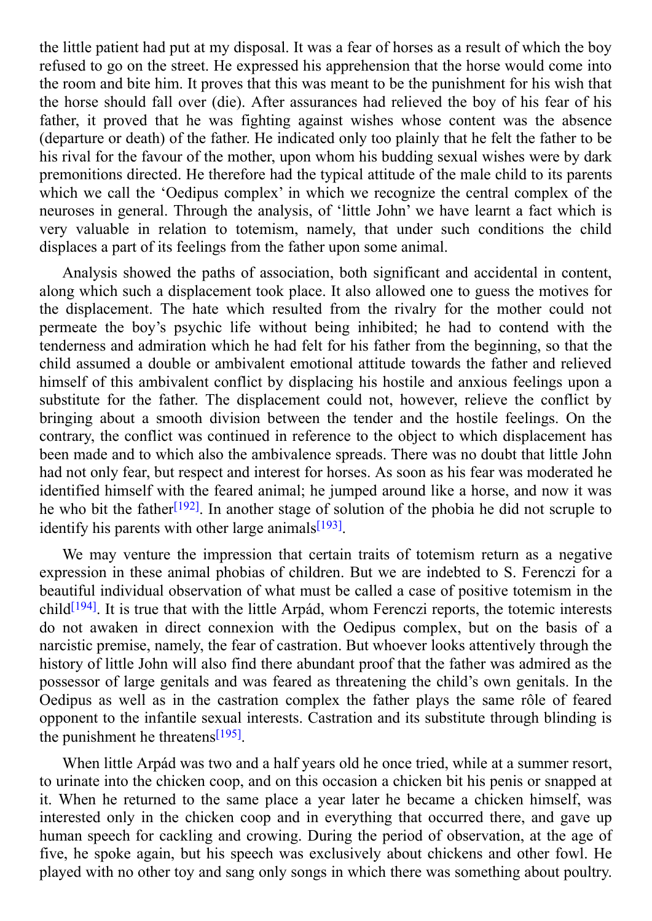the little patient had put at my disposal. It was a fear of horses as a result of which the boy refused to go on the street. He expressed his apprehension that the horse would come into the room and bite him. It proves that this was meant to be the punishment for his wish that the horse should fall over (die). After assurances had relieved the boy of his fear of his father, it proved that he was fighting against wishes whose content was the absence (departure or death) of the father. He indicated only too plainly that he felt the father to be his rival for the favour of the mother, upon whom his budding sexual wishes were by dark premonitions directed. He therefore had the typical attitude of the male child to its parents which we call the 'Oedipus complex' in which we recognize the central complex of the neuroses in general. Through the analysis, of 'little John' we have learnt a fact which is very valuable in relation to totemism, namely, that under such conditions the child displaces a part of its feelings from the father upon some animal.

Analysis showed the paths of association, both significant and accidental in content, along which such a displacement took place. It also allowed one to guess the motives for the displacement. The hate which resulted from the rivalry for the mother could not permeate the boy's psychic life without being inhibited; he had to contend with the tenderness and admiration which he had felt for his father from the beginning, so that the child assumed a double or ambivalent emotional attitude towards the father and relieved himself of this ambivalent conflict by displacing his hostile and anxious feelings upon a substitute for the father. The displacement could not, however, relieve the conflict by bringing about a smooth division between the tender and the hostile feelings. On the contrary, the conflict was continued in reference to the object to which displacement has been made and to which also the ambivalence spreads. There was no doubt that little John had not only fear, but respect and interest for horses. As soon as his fear was moderated he identified himself with the feared animal; he jumped around like a horse, and now it was he who bit the father[192]. In another stage of solution of the phobia he did not scruple to identify his parents with other large animals[193].

We may venture the impression that certain traits of totemism return as a negative expression in these animal phobias of children. But we are indebted to S. Ferenczi for a beautiful individual observation of what must be called a case of positive totemism in the child[194]. It is true that with the little Arpád, whom Ferenczi reports, the totemic interests do not awaken in direct connexion with the Oedipus complex, but on the basis of a narcistic premise, namely, the fear of castration. But whoever looks attentively through the history of little John will also find there abundant proof that the father was admired as the possessor of large genitals and was feared as threatening the child's own genitals. In the Oedipus as well as in the castration complex the father plays the same rôle of feared opponent to the infantile sexual interests. Castration and its substitute through blinding is the punishment he threatens[195].

When little Arpád was two and a half years old he once tried, while at a summer resort, to urinate into the chicken coop, and on this occasion a chicken bit his penis or snapped at it. When he returned to the same place a year later he became a chicken himself, was interested only in the chicken coop and in everything that occurred there, and gave up human speech for cackling and crowing. During the period of observation, at the age of five, he spoke again, but his speech was exclusively about chickens and other fowl. He played with no other toy and sang only songs in which there was something about poultry.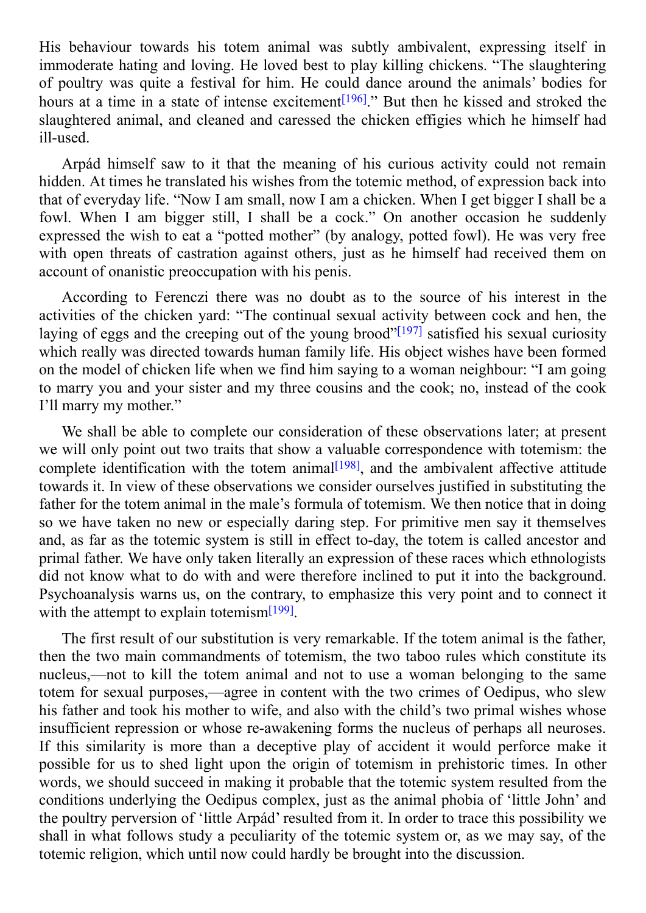His behaviour towards his totem animal was subtly ambivalent, expressing itself in immoderate hating and loving. He loved best to play killing chickens. "The slaughtering of poultry was quite a festival for him. He could dance around the animals' bodies for hours at a time in a state of intense excitement[196]." But then he kissed and stroked the slaughtered animal, and cleaned and caressed the chicken effigies which he himself had ill-used.

Arpád himself saw to it that the meaning of his curious activity could not remain hidden. At times he translated his wishes from the totemic method, of expression back into that of everyday life. "Now I am small, now I am a chicken. When I get bigger I shall be a fowl. When I am bigger still, I shall be a cock." On another occasion he suddenly expressed the wish to eat a "potted mother" (by analogy, potted fowl). He was very free with open threats of castration against others, just as he himself had received them on account of onanistic preoccupation with his penis.

According to Ferenczi there was no doubt as to the source of his interest in the activities of the chicken yard: "The continual sexual activity between cock and hen, the laying of eggs and the creeping out of the young brood"[197] satisfied his sexual curiosity which really was directed towards human family life. His object wishes have been formed on the model of chicken life when we find him saying to a woman neighbour: "I am going to marry you and your sister and my three cousins and the cook; no, instead of the cook I'll marry my mother."

We shall be able to complete our consideration of these observations later; at present we will only point out two traits that show a valuable correspondence with totemism: the complete identification with the totem animal[198], and the ambivalent affective attitude towards it. In view of these observations we consider ourselves justified in substituting the father for the totem animal in the male's formula of totemism. We then notice that in doing so we have taken no new or especially daring step. For primitive men say it themselves and, as far as the totemic system is still in effect to-day, the totem is called ancestor and primal father. We have only taken literally an expression of these races which ethnologists did not know what to do with and were therefore inclined to put it into the background. Psychoanalysis warns us, on the contrary, to emphasize this very point and to connect it with the attempt to explain totemism[199].

The first result of our substitution is very remarkable. If the totem animal is the father, then the two main commandments of totemism, the two taboo rules which constitute its nucleus,—not to kill the totem animal and not to use a woman belonging to the same totem for sexual purposes,—agree in content with the two crimes of Oedipus, who slew his father and took his mother to wife, and also with the child's two primal wishes whose insufficient repression or whose re-awakening forms the nucleus of perhaps all neuroses. If this similarity is more than a deceptive play of accident it would perforce make it possible for us to shed light upon the origin of totemism in prehistoric times. In other words, we should succeed in making it probable that the totemic system resulted from the conditions underlying the Oedipus complex, just as the animal phobia of 'little John' and the poultry perversion of 'little Arpád' resulted from it. In order to trace this possibility we shall in what follows study a peculiarity of the totemic system or, as we may say, of the totemic religion, which until now could hardly be brought into the discussion.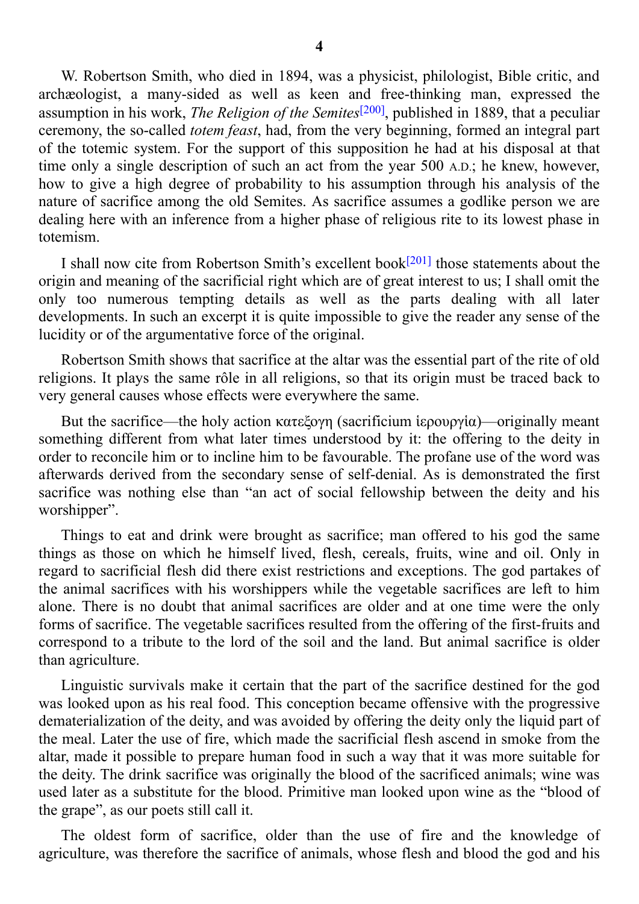**4**

W. Robertson Smith, who died in 1894, was a physicist, philologist, Bible critic, and archæologist, a many-sided as well as keen and free-thinking man, expressed the assumption in his work, *The Religion of the Semites*[200], published in 1889, that a peculiar ceremony, the so-called *totem feast*, had, from the very beginning, formed an integral part of the totemic system. For the support of this supposition he had at his disposal at that time only a single description of such an act from the year 500 A.D.; he knew, however, how to give a high degree of probability to his assumption through his analysis of the nature of sacrifice among the old Semites. As sacrifice assumes a godlike person we are dealing here with an inference from a higher phase of religious rite to its lowest phase in totemism.

I shall now cite from Robertson Smith's excellent book[201] those statements about the origin and meaning of the sacrificial right which are of great interest to us; I shall omit the only too numerous tempting details as well as the parts dealing with all later developments. In such an excerpt it is quite impossible to give the reader any sense of the lucidity or of the argumentative force of the original.

Robertson Smith shows that sacrifice at the altar was the essential part of the rite of old religions. It plays the same rôle in all religions, so that its origin must be traced back to very general causes whose effects were everywhere the same.

But the sacrifice—the holy action κατεξογη (sacrificium ἱερουργία)—originally meant something different from what later times understood by it: the offering to the deity in order to reconcile him or to incline him to be favourable. The profane use of the word was afterwards derived from the secondary sense of self-denial. As is demonstrated the first sacrifice was nothing else than "an act of social fellowship between the deity and his worshipper".

Things to eat and drink were brought as sacrifice; man offered to his god the same things as those on which he himself lived, flesh, cereals, fruits, wine and oil. Only in regard to sacrificial flesh did there exist restrictions and exceptions. The god partakes of the animal sacrifices with his worshippers while the vegetable sacrifices are left to him alone. There is no doubt that animal sacrifices are older and at one time were the only forms of sacrifice. The vegetable sacrifices resulted from the offering of the first-fruits and correspond to a tribute to the lord of the soil and the land. But animal sacrifice is older than agriculture.

Linguistic survivals make it certain that the part of the sacrifice destined for the god was looked upon as his real food. This conception became offensive with the progressive dematerialization of the deity, and was avoided by offering the deity only the liquid part of the meal. Later the use of fire, which made the sacrificial flesh ascend in smoke from the altar, made it possible to prepare human food in such a way that it was more suitable for the deity. The drink sacrifice was originally the blood of the sacrificed animals; wine was used later as a substitute for the blood. Primitive man looked upon wine as the "blood of the grape", as our poets still call it.

The oldest form of sacrifice, older than the use of fire and the knowledge of agriculture, was therefore the sacrifice of animals, whose flesh and blood the god and his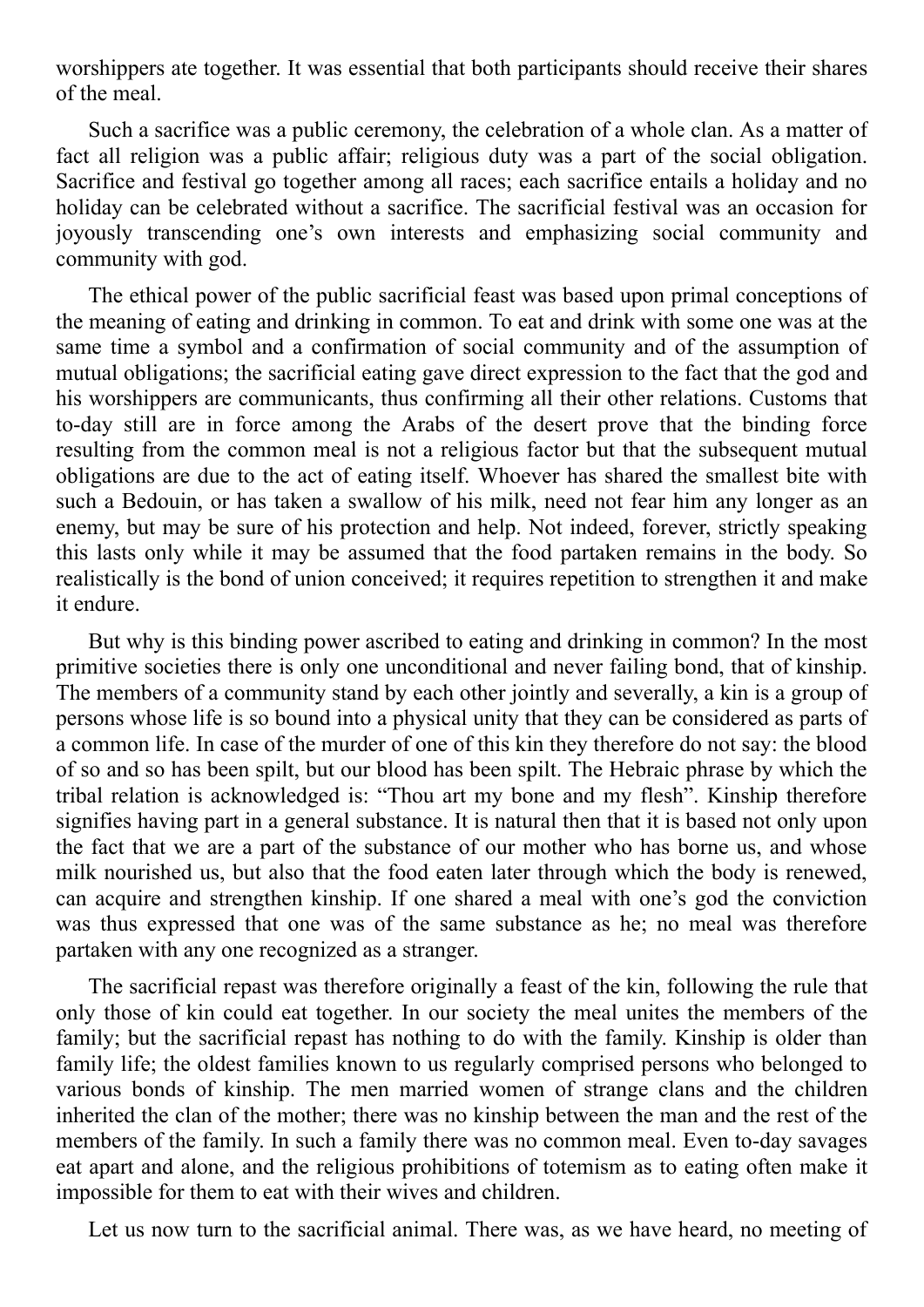worshippers ate together. It was essential that both participants should receive their shares of the meal.

Such a sacrifice was a public ceremony, the celebration of a whole clan. As a matter of fact all religion was a public affair; religious duty was a part of the social obligation. Sacrifice and festival go together among all races; each sacrifice entails a holiday and no holiday can be celebrated without a sacrifice. The sacrificial festival was an occasion for joyously transcending one's own interests and emphasizing social community and community with god.

The ethical power of the public sacrificial feast was based upon primal conceptions of the meaning of eating and drinking in common. To eat and drink with some one was at the same time a symbol and a confirmation of social community and of the assumption of mutual obligations; the sacrificial eating gave direct expression to the fact that the god and his worshippers are communicants, thus confirming all their other relations. Customs that to-day still are in force among the Arabs of the desert prove that the binding force resulting from the common meal is not a religious factor but that the subsequent mutual obligations are due to the act of eating itself. Whoever has shared the smallest bite with such a Bedouin, or has taken a swallow of his milk, need not fear him any longer as an enemy, but may be sure of his protection and help. Not indeed, forever, strictly speaking this lasts only while it may be assumed that the food partaken remains in the body. So realistically is the bond of union conceived; it requires repetition to strengthen it and make it endure.

But why is this binding power ascribed to eating and drinking in common? In the most primitive societies there is only one unconditional and never failing bond, that of kinship. The members of a community stand by each other jointly and severally, a kin is a group of persons whose life is so bound into a physical unity that they can be considered as parts of a common life. In case of the murder of one of this kin they therefore do not say: the blood of so and so has been spilt, but our blood has been spilt. The Hebraic phrase by which the tribal relation is acknowledged is: "Thou art my bone and my flesh". Kinship therefore signifies having part in a general substance. It is natural then that it is based not only upon the fact that we are a part of the substance of our mother who has borne us, and whose milk nourished us, but also that the food eaten later through which the body is renewed, can acquire and strengthen kinship. If one shared a meal with one's god the conviction was thus expressed that one was of the same substance as he; no meal was therefore partaken with any one recognized as a stranger.

The sacrificial repast was therefore originally a feast of the kin, following the rule that only those of kin could eat together. In our society the meal unites the members of the family; but the sacrificial repast has nothing to do with the family. Kinship is older than family life; the oldest families known to us regularly comprised persons who belonged to various bonds of kinship. The men married women of strange clans and the children inherited the clan of the mother; there was no kinship between the man and the rest of the members of the family. In such a family there was no common meal. Even to-day savages eat apart and alone, and the religious prohibitions of totemism as to eating often make it impossible for them to eat with their wives and children.

Let us now turn to the sacrificial animal. There was, as we have heard, no meeting of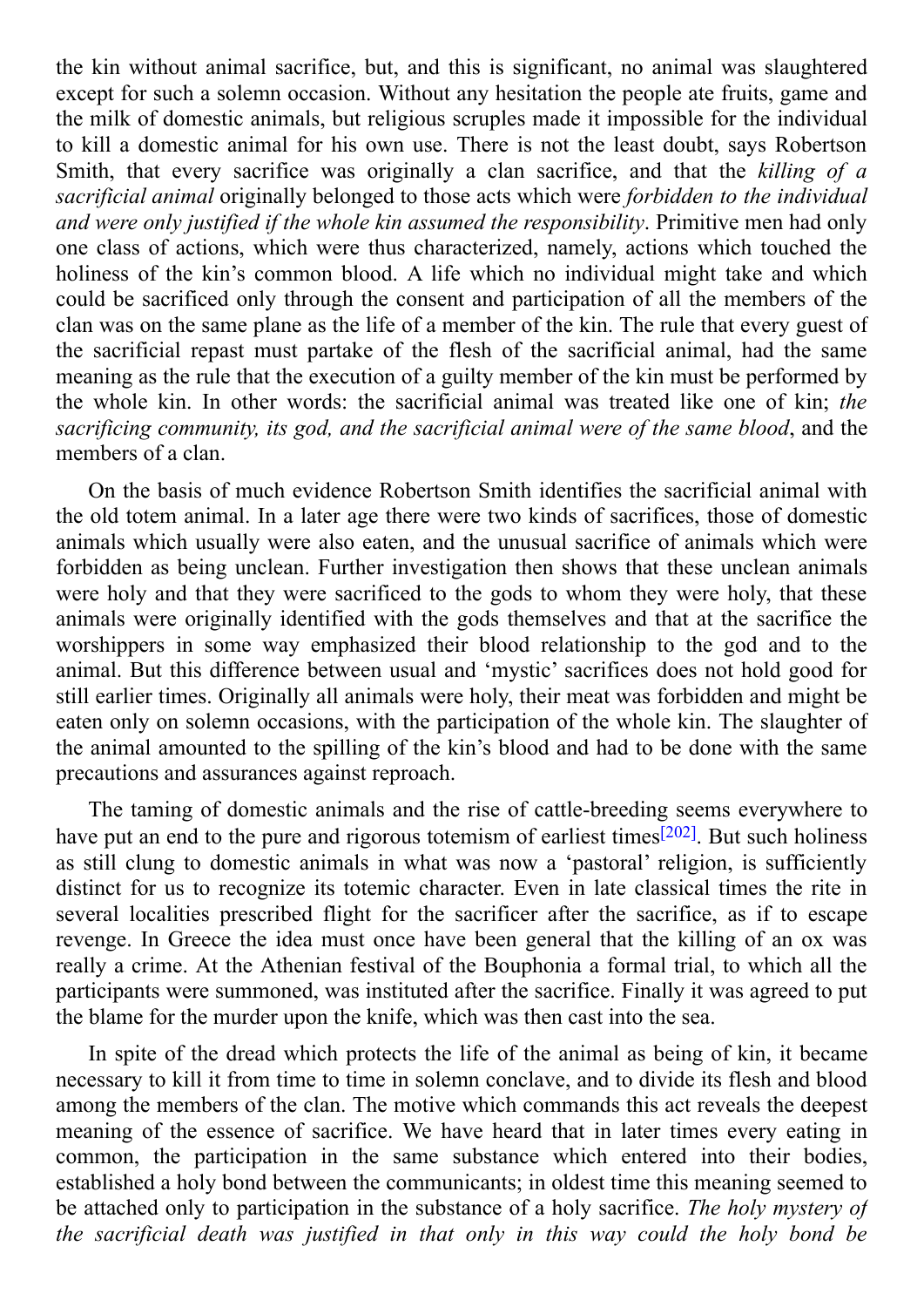the kin without animal sacrifice, but, and this is significant, no animal was slaughtered except for such a solemn occasion. Without any hesitation the people ate fruits, game and the milk of domestic animals, but religious scruples made it impossible for the individual to kill a domestic animal for his own use. There is not the least doubt, says Robertson Smith, that every sacrifice was originally a clan sacrifice, and that the *killing of a sacrificial animal* originally belonged to those acts which were *forbidden to the individual and were only justified if the whole kin assumed the responsibility*. Primitive men had only one class of actions, which were thus characterized, namely, actions which touched the holiness of the kin's common blood. A life which no individual might take and which could be sacrificed only through the consent and participation of all the members of the clan was on the same plane as the life of a member of the kin. The rule that every guest of the sacrificial repast must partake of the flesh of the sacrificial animal, had the same meaning as the rule that the execution of a guilty member of the kin must be performed by the whole kin. In other words: the sacrificial animal was treated like one of kin; *the sacrificing community, its god, and the sacrificial animal were of the same blood*, and the members of a clan.

On the basis of much evidence Robertson Smith identifies the sacrificial animal with the old totem animal. In a later age there were two kinds of sacrifices, those of domestic animals which usually were also eaten, and the unusual sacrifice of animals which were forbidden as being unclean. Further investigation then shows that these unclean animals were holy and that they were sacrificed to the gods to whom they were holy, that these animals were originally identified with the gods themselves and that at the sacrifice the worshippers in some way emphasized their blood relationship to the god and to the animal. But this difference between usual and 'mystic' sacrifices does not hold good for still earlier times. Originally all animals were holy, their meat was forbidden and might be eaten only on solemn occasions, with the participation of the whole kin. The slaughter of the animal amounted to the spilling of the kin's blood and had to be done with the same precautions and assurances against reproach.

The taming of domestic animals and the rise of cattle-breeding seems everywhere to have put an end to the pure and rigorous totemism of earliest times[202]. But such holiness as still clung to domestic animals in what was now a 'pastoral' religion, is sufficiently distinct for us to recognize its totemic character. Even in late classical times the rite in several localities prescribed flight for the sacrificer after the sacrifice, as if to escape revenge. In Greece the idea must once have been general that the killing of an ox was really a crime. At the Athenian festival of the Bouphonia a formal trial, to which all the participants were summoned, was instituted after the sacrifice. Finally it was agreed to put the blame for the murder upon the knife, which was then cast into the sea.

In spite of the dread which protects the life of the animal as being of kin, it became necessary to kill it from time to time in solemn conclave, and to divide its flesh and blood among the members of the clan. The motive which commands this act reveals the deepest meaning of the essence of sacrifice. We have heard that in later times every eating in common, the participation in the same substance which entered into their bodies, established a holy bond between the communicants; in oldest time this meaning seemed to be attached only to participation in the substance of a holy sacrifice. *The holy mystery of the sacrificial death was justified in that only in this way could the holy bond be*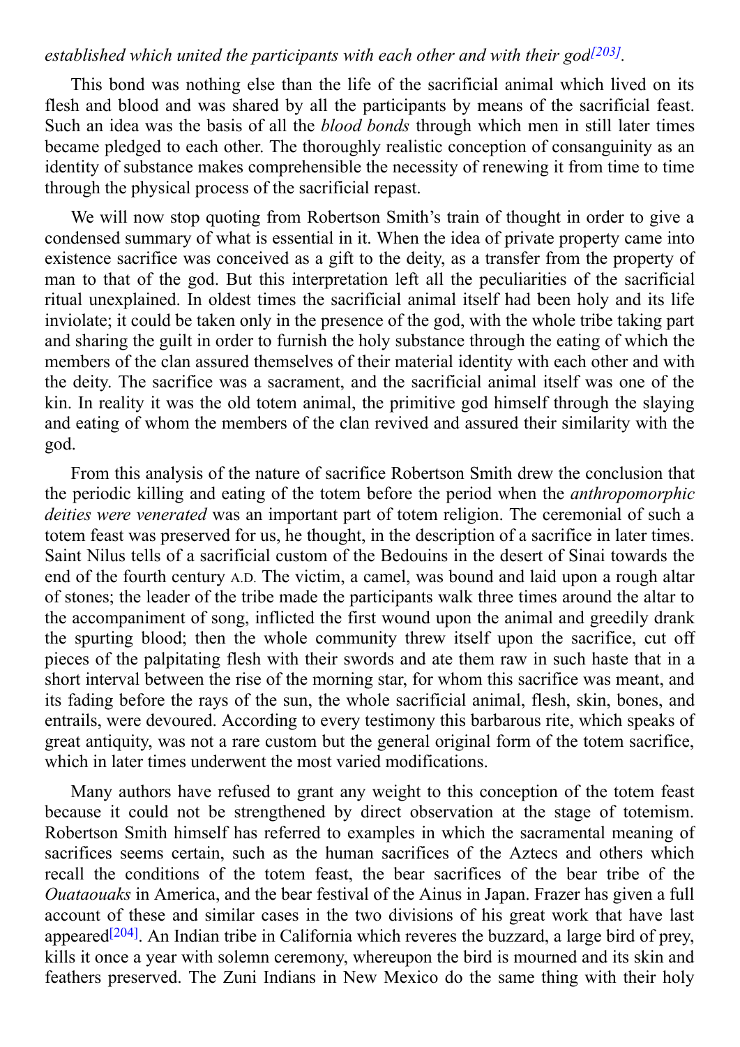*established which united the participants with each other and with their god*[203].

This bond was nothing else than the life of the sacrificial animal which lived on its flesh and blood and was shared by all the participants by means of the sacrificial feast. Such an idea was the basis of all the *blood bonds* through which men in still later times became pledged to each other. The thoroughly realistic conception of consanguinity as an identity of substance makes comprehensible the necessity of renewing it from time to time through the physical process of the sacrificial repast.

We will now stop quoting from Robertson Smith's train of thought in order to give a condensed summary of what is essential in it. When the idea of private property came into existence sacrifice was conceived as a gift to the deity, as a transfer from the property of man to that of the god. But this interpretation left all the peculiarities of the sacrificial ritual unexplained. In oldest times the sacrificial animal itself had been holy and its life inviolate; it could be taken only in the presence of the god, with the whole tribe taking part and sharing the guilt in order to furnish the holy substance through the eating of which the members of the clan assured themselves of their material identity with each other and with the deity. The sacrifice was a sacrament, and the sacrificial animal itself was one of the kin. In reality it was the old totem animal, the primitive god himself through the slaying and eating of whom the members of the clan revived and assured their similarity with the god.

From this analysis of the nature of sacrifice Robertson Smith drew the conclusion that the periodic killing and eating of the totem before the period when the *anthropomorphic deities were venerated* was an important part of totem religion. The ceremonial of such a totem feast was preserved for us, he thought, in the description of a sacrifice in later times. Saint Nilus tells of a sacrificial custom of the Bedouins in the desert of Sinai towards the end of the fourth century A.D. The victim, a camel, was bound and laid upon a rough altar of stones; the leader of the tribe made the participants walk three times around the altar to the accompaniment of song, inflicted the first wound upon the animal and greedily drank the spurting blood; then the whole community threw itself upon the sacrifice, cut off pieces of the palpitating flesh with their swords and ate them raw in such haste that in a short interval between the rise of the morning star, for whom this sacrifice was meant, and its fading before the rays of the sun, the whole sacrificial animal, flesh, skin, bones, and entrails, were devoured. According to every testimony this barbarous rite, which speaks of great antiquity, was not a rare custom but the general original form of the totem sacrifice, which in later times underwent the most varied modifications.

Many authors have refused to grant any weight to this conception of the totem feast because it could not be strengthened by direct observation at the stage of totemism. Robertson Smith himself has referred to examples in which the sacramental meaning of sacrifices seems certain, such as the human sacrifices of the Aztecs and others which recall the conditions of the totem feast, the bear sacrifices of the bear tribe of the *Ouataouaks* in America, and the bear festival of the Ainus in Japan. Frazer has given a full account of these and similar cases in the two divisions of his great work that have last appeared[204]. An Indian tribe in California which reveres the buzzard, a large bird of prey, kills it once a year with solemn ceremony, whereupon the bird is mourned and its skin and feathers preserved. The Zuni Indians in New Mexico do the same thing with their holy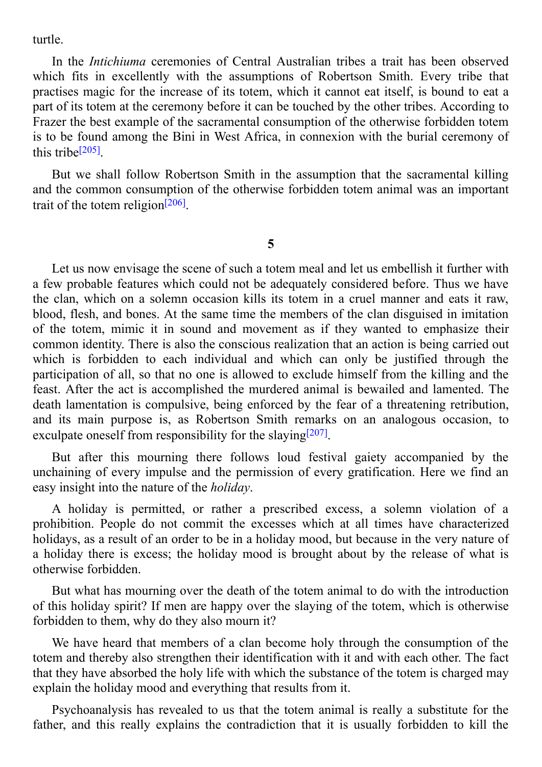turtle.

In the *Intichiuma* ceremonies of Central Australian tribes a trait has been observed which fits in excellently with the assumptions of Robertson Smith. Every tribe that practises magic for the increase of its totem, which it cannot eat itself, is bound to eat a part of its totem at the ceremony before it can be touched by the other tribes. According to Frazer the best example of the sacramental consumption of the otherwise forbidden totem is to be found among the Bini in West Africa, in connexion with the burial ceremony of this tribe[205].

But we shall follow Robertson Smith in the assumption that the sacramental killing and the common consumption of the otherwise forbidden totem animal was an important trait of the totem religion[206].

**5**

Let us now envisage the scene of such a totem meal and let us embellish it further with a few probable features which could not be adequately considered before. Thus we have the clan, which on a solemn occasion kills its totem in a cruel manner and eats it raw, blood, flesh, and bones. At the same time the members of the clan disguised in imitation of the totem, mimic it in sound and movement as if they wanted to emphasize their common identity. There is also the conscious realization that an action is being carried out which is forbidden to each individual and which can only be justified through the participation of all, so that no one is allowed to exclude himself from the killing and the feast. After the act is accomplished the murdered animal is bewailed and lamented. The death lamentation is compulsive, being enforced by the fear of a threatening retribution, and its main purpose is, as Robertson Smith remarks on an analogous occasion, to exculpate oneself from responsibility for the slaying[207].

But after this mourning there follows loud festival gaiety accompanied by the unchaining of every impulse and the permission of every gratification. Here we find an easy insight into the nature of the *holiday*.

A holiday is permitted, or rather a prescribed excess, a solemn violation of a prohibition. People do not commit the excesses which at all times have characterized holidays, as a result of an order to be in a holiday mood, but because in the very nature of a holiday there is excess; the holiday mood is brought about by the release of what is otherwise forbidden.

But what has mourning over the death of the totem animal to do with the introduction of this holiday spirit? If men are happy over the slaying of the totem, which is otherwise forbidden to them, why do they also mourn it?

We have heard that members of a clan become holy through the consumption of the totem and thereby also strengthen their identification with it and with each other. The fact that they have absorbed the holy life with which the substance of the totem is charged may explain the holiday mood and everything that results from it.

Psychoanalysis has revealed to us that the totem animal is really a substitute for the father, and this really explains the contradiction that it is usually forbidden to kill the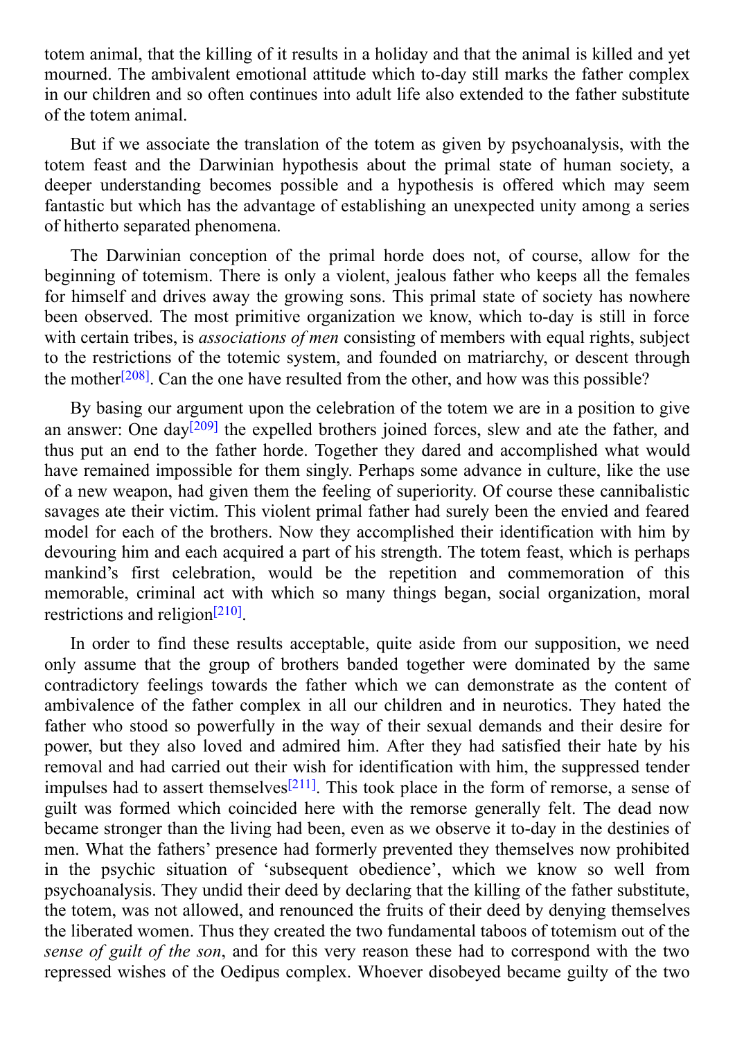totem animal, that the killing of it results in a holiday and that the animal is killed and yet mourned. The ambivalent emotional attitude which to-day still marks the father complex in our children and so often continues into adult life also extended to the father substitute of the totem animal.

But if we associate the translation of the totem as given by psychoanalysis, with the totem feast and the Darwinian hypothesis about the primal state of human society, a deeper understanding becomes possible and a hypothesis is offered which may seem fantastic but which has the advantage of establishing an unexpected unity among a series of hitherto separated phenomena.

The Darwinian conception of the primal horde does not, of course, allow for the beginning of totemism. There is only a violent, jealous father who keeps all the females for himself and drives away the growing sons. This primal state of society has nowhere been observed. The most primitive organization we know, which to-day is still in force with certain tribes, is *associations of men* consisting of members with equal rights, subject to the restrictions of the totemic system, and founded on matriarchy, or descent through the mother[208]. Can the one have resulted from the other, and how was this possible?

By basing our argument upon the celebration of the totem we are in a position to give an answer: One day[209] the expelled brothers joined forces, slew and ate the father, and thus put an end to the father horde. Together they dared and accomplished what would have remained impossible for them singly. Perhaps some advance in culture, like the use of a new weapon, had given them the feeling of superiority. Of course these cannibalistic savages ate their victim. This violent primal father had surely been the envied and feared model for each of the brothers. Now they accomplished their identification with him by devouring him and each acquired a part of his strength. The totem feast, which is perhaps mankind's first celebration, would be the repetition and commemoration of this memorable, criminal act with which so many things began, social organization, moral restrictions and religion[210].

In order to find these results acceptable, quite aside from our supposition, we need only assume that the group of brothers banded together were dominated by the same contradictory feelings towards the father which we can demonstrate as the content of ambivalence of the father complex in all our children and in neurotics. They hated the father who stood so powerfully in the way of their sexual demands and their desire for power, but they also loved and admired him. After they had satisfied their hate by his removal and had carried out their wish for identification with him, the suppressed tender impulses had to assert themselves[211]. This took place in the form of remorse, a sense of guilt was formed which coincided here with the remorse generally felt. The dead now became stronger than the living had been, even as we observe it to-day in the destinies of men. What the fathers' presence had formerly prevented they themselves now prohibited in the psychic situation of 'subsequent obedience', which we know so well from psychoanalysis. They undid their deed by declaring that the killing of the father substitute, the totem, was not allowed, and renounced the fruits of their deed by denying themselves the liberated women. Thus they created the two fundamental taboos of totemism out of the *sense of guilt of the son*, and for this very reason these had to correspond with the two repressed wishes of the Oedipus complex. Whoever disobeyed became guilty of the two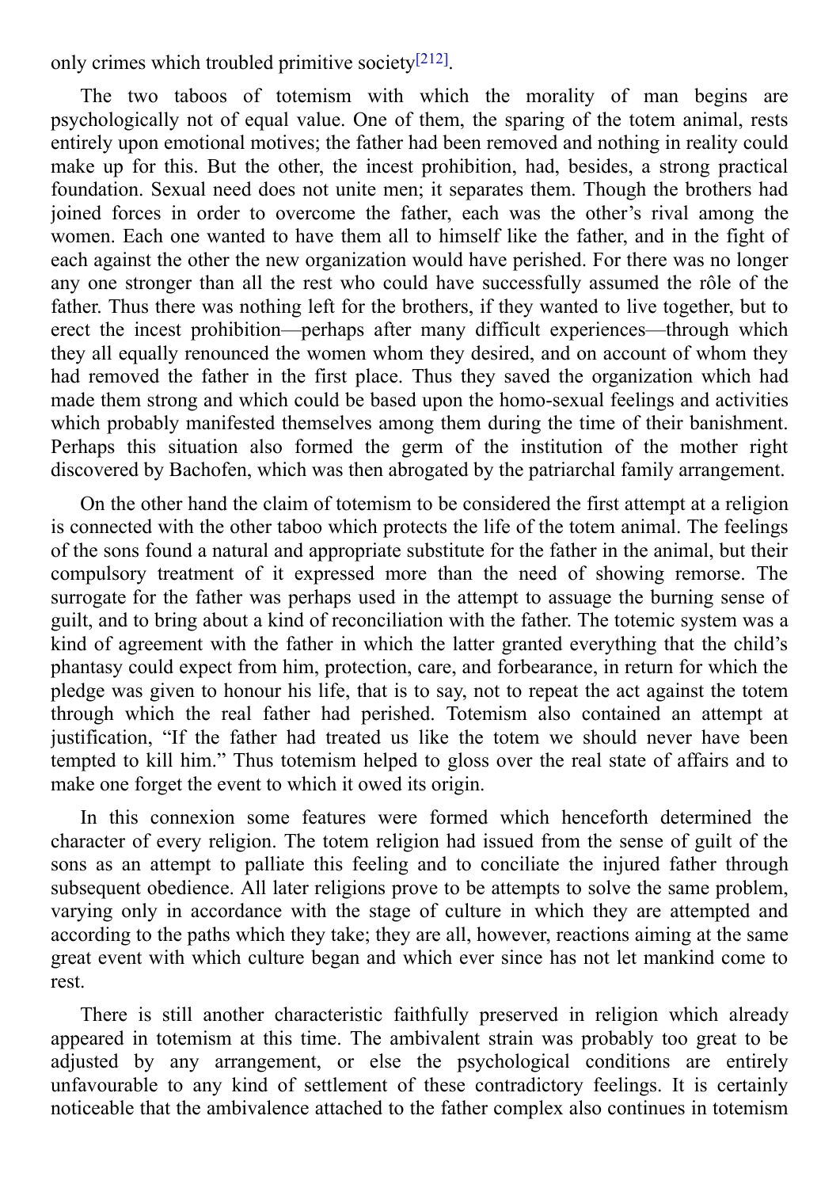only crimes which troubled primitive society[212].

The two taboos of totemism with which the morality of man begins are psychologically not of equal value. One of them, the sparing of the totem animal, rests entirely upon emotional motives; the father had been removed and nothing in reality could make up for this. But the other, the incest prohibition, had, besides, a strong practical foundation. Sexual need does not unite men; it separates them. Though the brothers had joined forces in order to overcome the father, each was the other's rival among the women. Each one wanted to have them all to himself like the father, and in the fight of each against the other the new organization would have perished. For there was no longer any one stronger than all the rest who could have successfully assumed the rôle of the father. Thus there was nothing left for the brothers, if they wanted to live together, but to erect the incest prohibition—perhaps after many difficult experiences—through which they all equally renounced the women whom they desired, and on account of whom they had removed the father in the first place. Thus they saved the organization which had made them strong and which could be based upon the homo-sexual feelings and activities which probably manifested themselves among them during the time of their banishment. Perhaps this situation also formed the germ of the institution of the mother right discovered by Bachofen, which was then abrogated by the patriarchal family arrangement.

On the other hand the claim of totemism to be considered the first attempt at a religion is connected with the other taboo which protects the life of the totem animal. The feelings of the sons found a natural and appropriate substitute for the father in the animal, but their compulsory treatment of it expressed more than the need of showing remorse. The surrogate for the father was perhaps used in the attempt to assuage the burning sense of guilt, and to bring about a kind of reconciliation with the father. The totemic system was a kind of agreement with the father in which the latter granted everything that the child's phantasy could expect from him, protection, care, and forbearance, in return for which the pledge was given to honour his life, that is to say, not to repeat the act against the totem through which the real father had perished. Totemism also contained an attempt at justification, "If the father had treated us like the totem we should never have been tempted to kill him." Thus totemism helped to gloss over the real state of affairs and to make one forget the event to which it owed its origin.

In this connexion some features were formed which henceforth determined the character of every religion. The totem religion had issued from the sense of guilt of the sons as an attempt to palliate this feeling and to conciliate the injured father through subsequent obedience. All later religions prove to be attempts to solve the same problem, varying only in accordance with the stage of culture in which they are attempted and according to the paths which they take; they are all, however, reactions aiming at the same great event with which culture began and which ever since has not let mankind come to rest.

There is still another characteristic faithfully preserved in religion which already appeared in totemism at this time. The ambivalent strain was probably too great to be adjusted by any arrangement, or else the psychological conditions are entirely unfavourable to any kind of settlement of these contradictory feelings. It is certainly noticeable that the ambivalence attached to the father complex also continues in totemism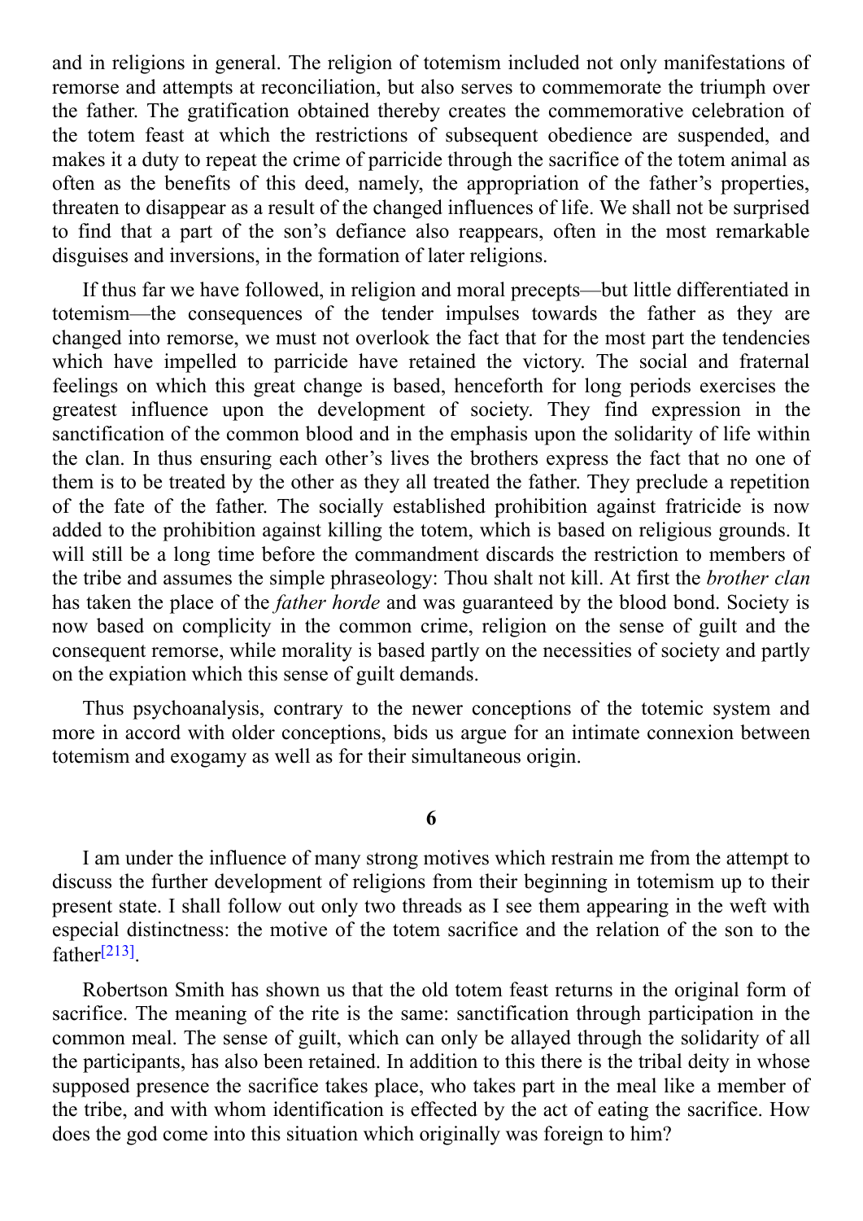and in religions in general. The religion of totemism included not only manifestations of remorse and attempts at reconciliation, but also serves to commemorate the triumph over the father. The gratification obtained thereby creates the commemorative celebration of the totem feast at which the restrictions of subsequent obedience are suspended, and makes it a duty to repeat the crime of parricide through the sacrifice of the totem animal as often as the benefits of this deed, namely, the appropriation of the father's properties, threaten to disappear as a result of the changed influences of life. We shall not be surprised to find that a part of the son's defiance also reappears, often in the most remarkable disguises and inversions, in the formation of later religions.

If thus far we have followed, in religion and moral precepts—but little differentiated in totemism—the consequences of the tender impulses towards the father as they are changed into remorse, we must not overlook the fact that for the most part the tendencies which have impelled to parricide have retained the victory. The social and fraternal feelings on which this great change is based, henceforth for long periods exercises the greatest influence upon the development of society. They find expression in the sanctification of the common blood and in the emphasis upon the solidarity of life within the clan. In thus ensuring each other's lives the brothers express the fact that no one of them is to be treated by the other as they all treated the father. They preclude a repetition of the fate of the father. The socially established prohibition against fratricide is now added to the prohibition against killing the totem, which is based on religious grounds. It will still be a long time before the commandment discards the restriction to members of the tribe and assumes the simple phraseology: Thou shalt not kill. At first the *brother clan* has taken the place of the *father horde* and was guaranteed by the blood bond. Society is now based on complicity in the common crime, religion on the sense of guilt and the consequent remorse, while morality is based partly on the necessities of society and partly on the expiation which this sense of guilt demands.

Thus psychoanalysis, contrary to the newer conceptions of the totemic system and more in accord with older conceptions, bids us argue for an intimate connexion between totemism and exogamy as well as for their simultaneous origin.

**6**

I am under the influence of many strong motives which restrain me from the attempt to discuss the further development of religions from their beginning in totemism up to their present state. I shall follow out only two threads as I see them appearing in the weft with especial distinctness: the motive of the totem sacrifice and the relation of the son to the father[213].

Robertson Smith has shown us that the old totem feast returns in the original form of sacrifice. The meaning of the rite is the same: sanctification through participation in the common meal. The sense of guilt, which can only be allayed through the solidarity of all the participants, has also been retained. In addition to this there is the tribal deity in whose supposed presence the sacrifice takes place, who takes part in the meal like a member of the tribe, and with whom identification is effected by the act of eating the sacrifice. How does the god come into this situation which originally was foreign to him?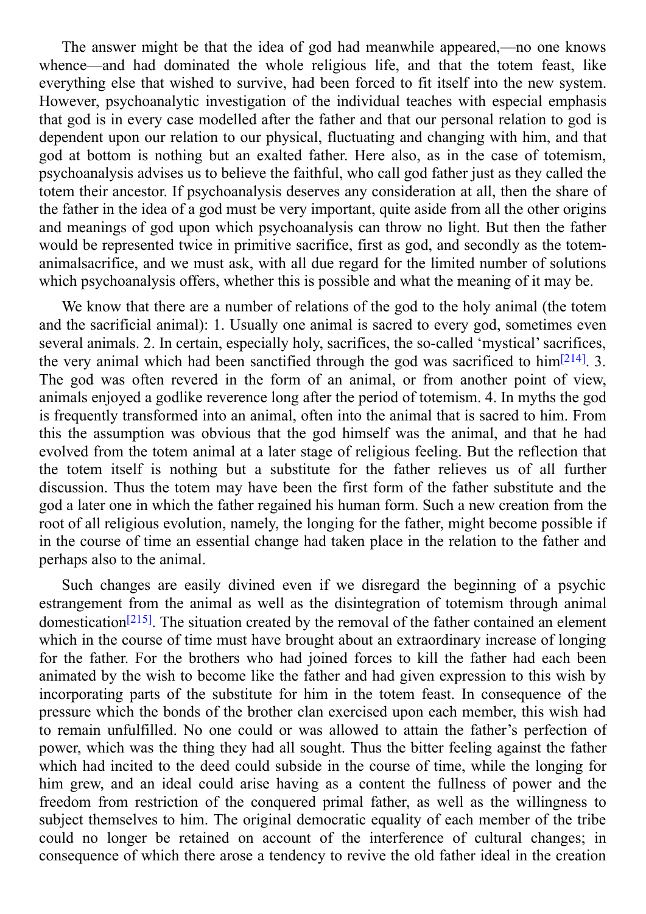The answer might be that the idea of god had meanwhile appeared,—no one knows whence—and had dominated the whole religious life, and that the totem feast, like everything else that wished to survive, had been forced to fit itself into the new system. However, psychoanalytic investigation of the individual teaches with especial emphasis that god is in every case modelled after the father and that our personal relation to god is dependent upon our relation to our physical, fluctuating and changing with him, and that god at bottom is nothing but an exalted father. Here also, as in the case of totemism, psychoanalysis advises us to believe the faithful, who call god father just as they called the totem their ancestor. If psychoanalysis deserves any consideration at all, then the share of the father in the idea of a god must be very important, quite aside from all the other origins and meanings of god upon which psychoanalysis can throw no light. But then the father would be represented twice in primitive sacrifice, first as god, and secondly as the totem-animalsacrifice, and we must ask, with all due regard for the limited number of solutions which psychoanalysis offers, whether this is possible and what the meaning of it may be.

We know that there are a number of relations of the god to the holy animal (the totem and the sacrificial animal): 1. Usually one animal is sacred to every god, sometimes even several animals. 2. In certain, especially holy, sacrifices, the so-called 'mystical' sacrifices, the very animal which had been sanctified through the god was sacrificed to him[214]. 3. The god was often revered in the form of an animal, or from another point of view, animals enjoyed a godlike reverence long after the period of totemism. 4. In myths the god is frequently transformed into an animal, often into the animal that is sacred to him. From this the assumption was obvious that the god himself was the animal, and that he had evolved from the totem animal at a later stage of religious feeling. But the reflection that the totem itself is nothing but a substitute for the father relieves us of all further discussion. Thus the totem may have been the first form of the father substitute and the god a later one in which the father regained his human form. Such a new creation from the root of all religious evolution, namely, the longing for the father, might become possible if in the course of time an essential change had taken place in the relation to the father and perhaps also to the animal.

Such changes are easily divined even if we disregard the beginning of a psychic estrangement from the animal as well as the disintegration of totemism through animal domestication[215]. The situation created by the removal of the father contained an element which in the course of time must have brought about an extraordinary increase of longing for the father. For the brothers who had joined forces to kill the father had each been animated by the wish to become like the father and had given expression to this wish by incorporating parts of the substitute for him in the totem feast. In consequence of the pressure which the bonds of the brother clan exercised upon each member, this wish had to remain unfulfilled. No one could or was allowed to attain the father's perfection of power, which was the thing they had all sought. Thus the bitter feeling against the father which had incited to the deed could subside in the course of time, while the longing for him grew, and an ideal could arise having as a content the fullness of power and the freedom from restriction of the conquered primal father, as well as the willingness to subject themselves to him. The original democratic equality of each member of the tribe could no longer be retained on account of the interference of cultural changes; in consequence of which there arose a tendency to revive the old father ideal in the creation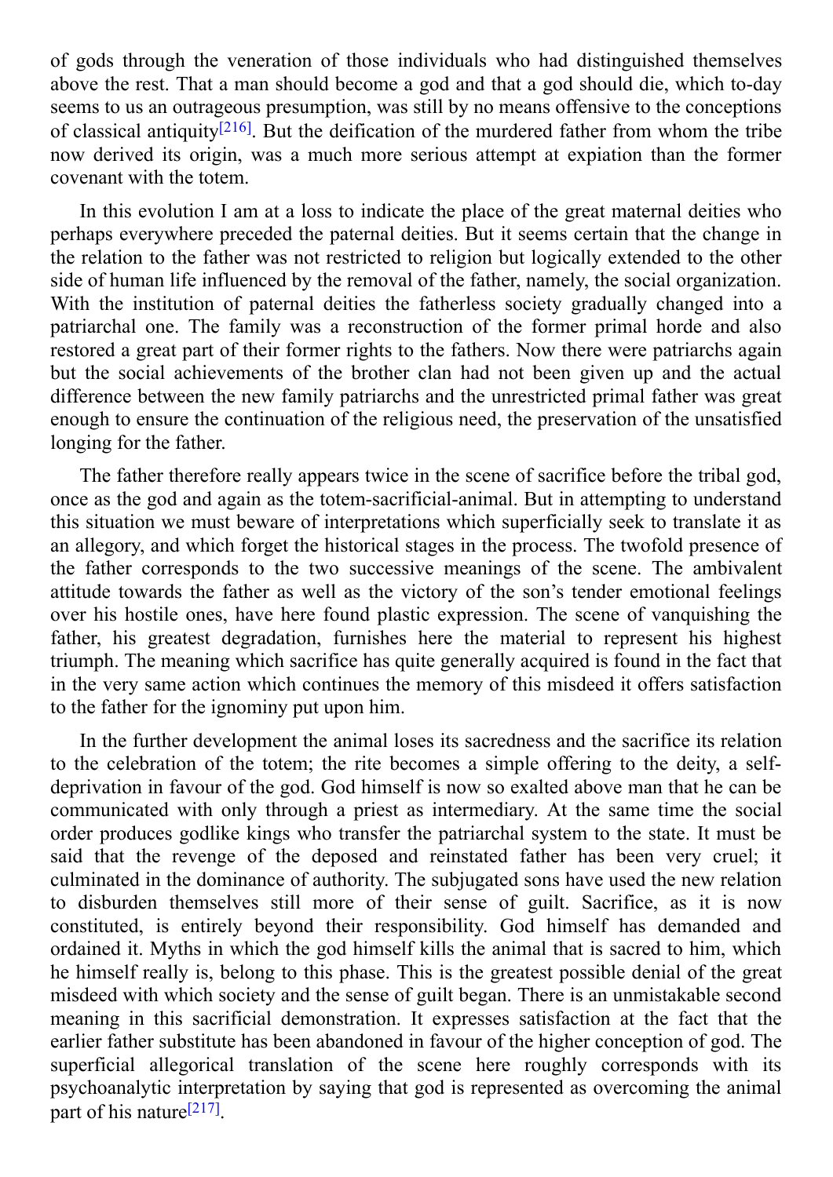of gods through the veneration of those individuals who had distinguished themselves above the rest. That a man should become a god and that a god should die, which to-day seems to us an outrageous presumption, was still by no means offensive to the conceptions of classical antiquity[216]. But the deification of the murdered father from whom the tribe now derived its origin, was a much more serious attempt at expiation than the former covenant with the totem.

In this evolution I am at a loss to indicate the place of the great maternal deities who perhaps everywhere preceded the paternal deities. But it seems certain that the change in the relation to the father was not restricted to religion but logically extended to the other side of human life influenced by the removal of the father, namely, the social organization. With the institution of paternal deities the fatherless society gradually changed into a patriarchal one. The family was a reconstruction of the former primal horde and also restored a great part of their former rights to the fathers. Now there were patriarchs again but the social achievements of the brother clan had not been given up and the actual difference between the new family patriarchs and the unrestricted primal father was great enough to ensure the continuation of the religious need, the preservation of the unsatisfied longing for the father.

The father therefore really appears twice in the scene of sacrifice before the tribal god, once as the god and again as the totem-sacrificial-animal. But in attempting to understand this situation we must beware of interpretations which superficially seek to translate it as an allegory, and which forget the historical stages in the process. The twofold presence of the father corresponds to the two successive meanings of the scene. The ambivalent attitude towards the father as well as the victory of the son's tender emotional feelings over his hostile ones, have here found plastic expression. The scene of vanquishing the father, his greatest degradation, furnishes here the material to represent his highest triumph. The meaning which sacrifice has quite generally acquired is found in the fact that in the very same action which continues the memory of this misdeed it offers satisfaction to the father for the ignominy put upon him.

In the further development the animal loses its sacredness and the sacrifice its relation to the celebration of the totem; the rite becomes a simple offering to the deity, a self-deprivation in favour of the god. God himself is now so exalted above man that he can be communicated with only through a priest as intermediary. At the same time the social order produces godlike kings who transfer the patriarchal system to the state. It must be said that the revenge of the deposed and reinstated father has been very cruel; it culminated in the dominance of authority. The subjugated sons have used the new relation to disburden themselves still more of their sense of guilt. Sacrifice, as it is now constituted, is entirely beyond their responsibility. God himself has demanded and ordained it. Myths in which the god himself kills the animal that is sacred to him, which he himself really is, belong to this phase. This is the greatest possible denial of the great misdeed with which society and the sense of guilt began. There is an unmistakable second meaning in this sacrificial demonstration. It expresses satisfaction at the fact that the earlier father substitute has been abandoned in favour of the higher conception of god. The superficial allegorical translation of the scene here roughly corresponds with its psychoanalytic interpretation by saying that god is represented as overcoming the animal part of his nature[217].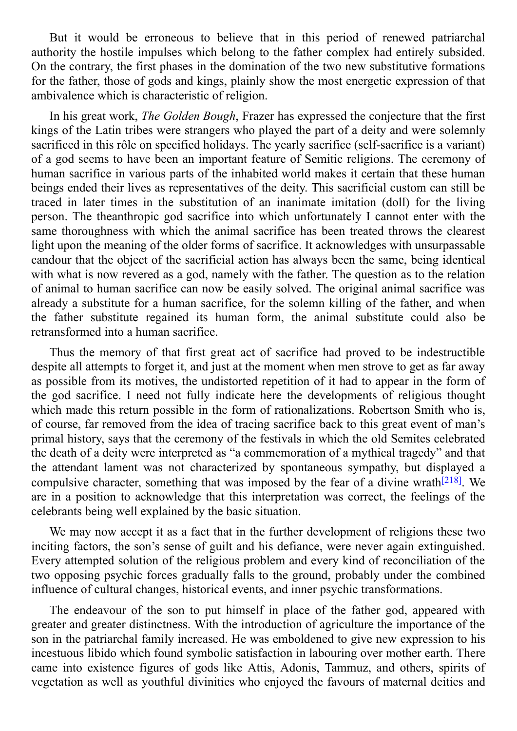But it would be erroneous to believe that in this period of renewed patriarchal authority the hostile impulses which belong to the father complex had entirely subsided. On the contrary, the first phases in the domination of the two new substitutive formations for the father, those of gods and kings, plainly show the most energetic expression of that ambivalence which is characteristic of religion.

In his great work, *The Golden Bough*, Frazer has expressed the conjecture that the first kings of the Latin tribes were strangers who played the part of a deity and were solemnly sacrificed in this rôle on specified holidays. The yearly sacrifice (self-sacrifice is a variant) of a god seems to have been an important feature of Semitic religions. The ceremony of human sacrifice in various parts of the inhabited world makes it certain that these human beings ended their lives as representatives of the deity. This sacrificial custom can still be traced in later times in the substitution of an inanimate imitation (doll) for the living person. The theanthropic god sacrifice into which unfortunately I cannot enter with the same thoroughness with which the animal sacrifice has been treated throws the clearest light upon the meaning of the older forms of sacrifice. It acknowledges with unsurpassable candour that the object of the sacrificial action has always been the same, being identical with what is now revered as a god, namely with the father. The question as to the relation of animal to human sacrifice can now be easily solved. The original animal sacrifice was already a substitute for a human sacrifice, for the solemn killing of the father, and when the father substitute regained its human form, the animal substitute could also be retransformed into a human sacrifice.

Thus the memory of that first great act of sacrifice had proved to be indestructible despite all attempts to forget it, and just at the moment when men strove to get as far away as possible from its motives, the undistorted repetition of it had to appear in the form of the god sacrifice. I need not fully indicate here the developments of religious thought which made this return possible in the form of rationalizations. Robertson Smith who is, of course, far removed from the idea of tracing sacrifice back to this great event of man's primal history, says that the ceremony of the festivals in which the old Semites celebrated the death of a deity were interpreted as "a commemoration of a mythical tragedy" and that the attendant lament was not characterized by spontaneous sympathy, but displayed a compulsive character, something that was imposed by the fear of a divine wrath[218]. We are in a position to acknowledge that this interpretation was correct, the feelings of the celebrants being well explained by the basic situation.

We may now accept it as a fact that in the further development of religions these two inciting factors, the son's sense of guilt and his defiance, were never again extinguished. Every attempted solution of the religious problem and every kind of reconciliation of the two opposing psychic forces gradually falls to the ground, probably under the combined influence of cultural changes, historical events, and inner psychic transformations.

The endeavour of the son to put himself in place of the father god, appeared with greater and greater distinctness. With the introduction of agriculture the importance of the son in the patriarchal family increased. He was emboldened to give new expression to his incestuous libido which found symbolic satisfaction in labouring over mother earth. There came into existence figures of gods like Attis, Adonis, Tammuz, and others, spirits of vegetation as well as youthful divinities who enjoyed the favours of maternal deities and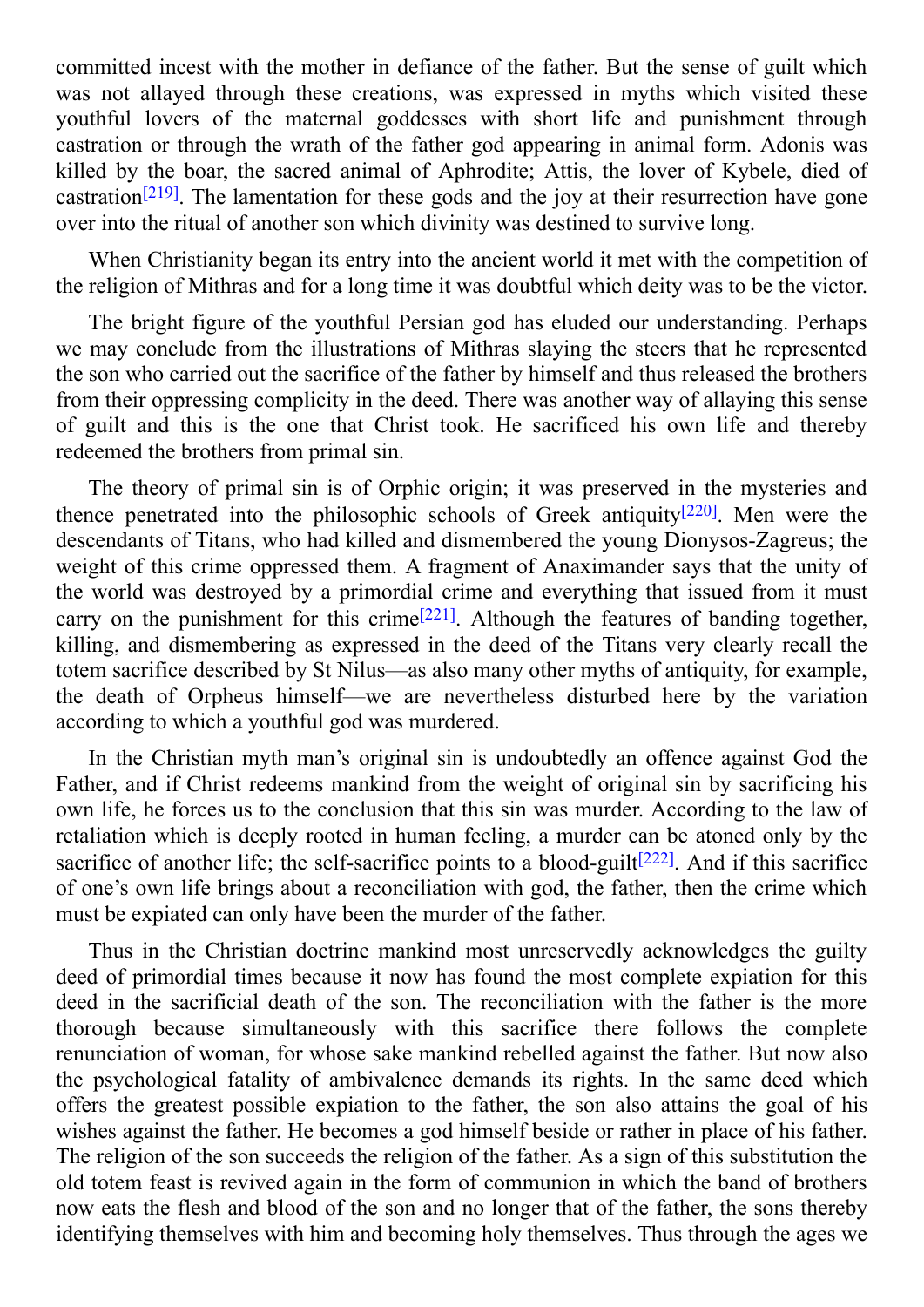committed incest with the mother in defiance of the father. But the sense of guilt which was not allayed through these creations, was expressed in myths which visited these youthful lovers of the maternal goddesses with short life and punishment through castration or through the wrath of the father god appearing in animal form. Adonis was killed by the boar, the sacred animal of Aphrodite; Attis, the lover of Kybele, died of castration[219]. The lamentation for these gods and the joy at their resurrection have gone over into the ritual of another son which divinity was destined to survive long.

When Christianity began its entry into the ancient world it met with the competition of the religion of Mithras and for a long time it was doubtful which deity was to be the victor.

The bright figure of the youthful Persian god has eluded our understanding. Perhaps we may conclude from the illustrations of Mithras slaying the steers that he represented the son who carried out the sacrifice of the father by himself and thus released the brothers from their oppressing complicity in the deed. There was another way of allaying this sense of guilt and this is the one that Christ took. He sacrificed his own life and thereby redeemed the brothers from primal sin.

The theory of primal sin is of Orphic origin; it was preserved in the mysteries and thence penetrated into the philosophic schools of Greek antiquity[220]. Men were the descendants of Titans, who had killed and dismembered the young Dionysos-Zagreus; the weight of this crime oppressed them. A fragment of Anaximander says that the unity of the world was destroyed by a primordial crime and everything that issued from it must carry on the punishment for this crime[221]. Although the features of banding together, killing, and dismembering as expressed in the deed of the Titans very clearly recall the totem sacrifice described by St Nilus—as also many other myths of antiquity, for example, the death of Orpheus himself—we are nevertheless disturbed here by the variation according to which a youthful god was murdered.

In the Christian myth man's original sin is undoubtedly an offence against God the Father, and if Christ redeems mankind from the weight of original sin by sacrificing his own life, he forces us to the conclusion that this sin was murder. According to the law of retaliation which is deeply rooted in human feeling, a murder can be atoned only by the sacrifice of another life; the self-sacrifice points to a blood-guilt[222]. And if this sacrifice of one's own life brings about a reconciliation with god, the father, then the crime which must be expiated can only have been the murder of the father.

Thus in the Christian doctrine mankind most unreservedly acknowledges the guilty deed of primordial times because it now has found the most complete expiation for this deed in the sacrificial death of the son. The reconciliation with the father is the more thorough because simultaneously with this sacrifice there follows the complete renunciation of woman, for whose sake mankind rebelled against the father. But now also the psychological fatality of ambivalence demands its rights. In the same deed which offers the greatest possible expiation to the father, the son also attains the goal of his wishes against the father. He becomes a god himself beside or rather in place of his father. The religion of the son succeeds the religion of the father. As a sign of this substitution the old totem feast is revived again in the form of communion in which the band of brothers now eats the flesh and blood of the son and no longer that of the father, the sons thereby identifying themselves with him and becoming holy themselves. Thus through the ages we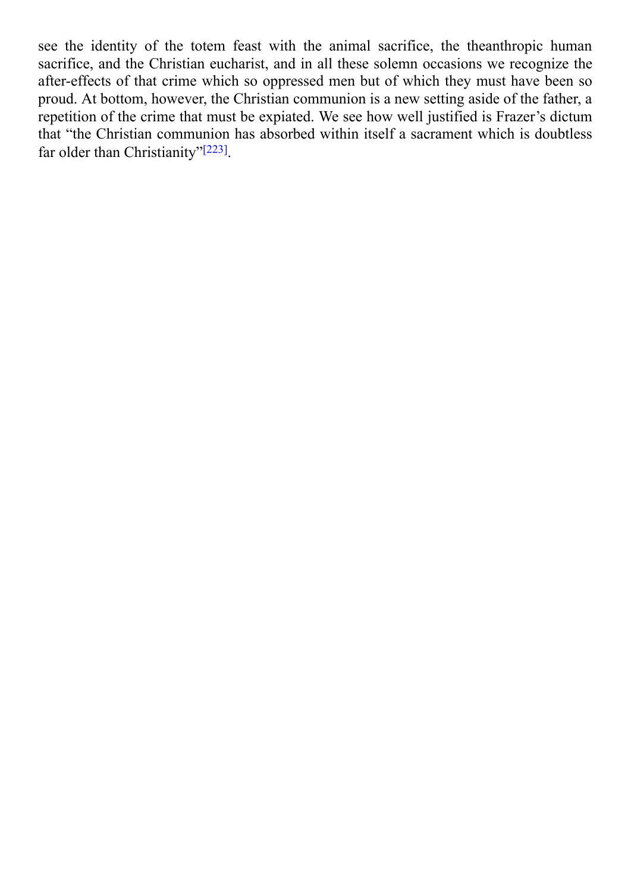see the identity of the totem feast with the animal sacrifice, the theanthropic human sacrifice, and the Christian eucharist, and in all these solemn occasions we recognize the after-effects of that crime which so oppressed men but of which they must have been so proud. At bottom, however, the Christian communion is a new setting aside of the father, a repetition of the crime that must be expiated. We see how well justified is Frazer's dictum that "the Christian communion has absorbed within itself a sacrament which is doubtless far older than Christianity"[223].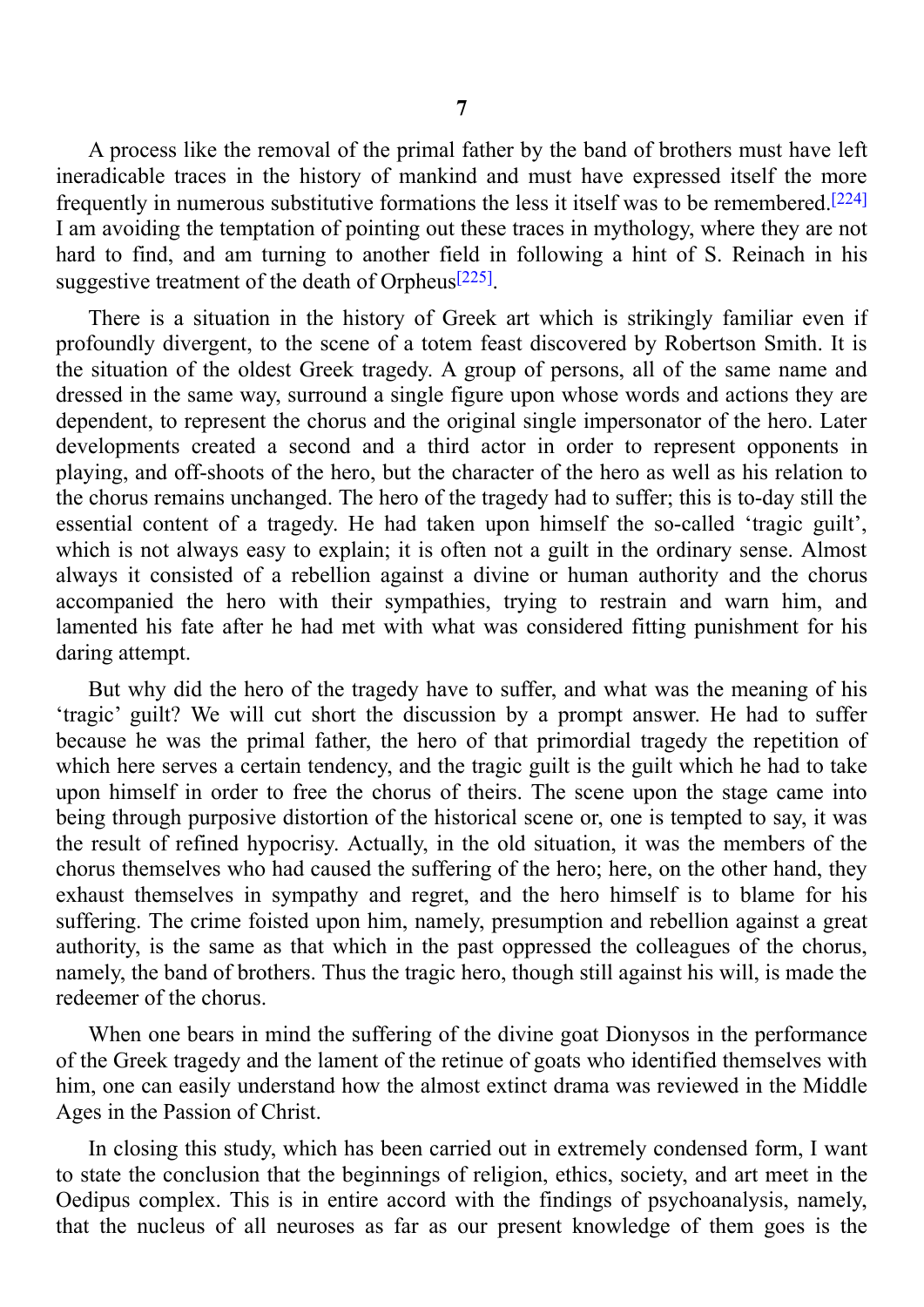## 7

A process like the removal of the primal father by the band of brothers must have left ineradicable traces in the history of mankind and must have expressed itself the more frequently in numerous substitutive formations the less it itself was to be remembered.[224] I am avoiding the temptation of pointing out these traces in mythology, where they are not hard to find, and am turning to another field in following a hint of S. Reinach in his suggestive treatment of the death of Orpheus[225].

There is a situation in the history of Greek art which is strikingly familiar even if profoundly divergent, to the scene of a totem feast discovered by Robertson Smith. It is the situation of the oldest Greek tragedy. A group of persons, all of the same name and dressed in the same way, surround a single figure upon whose words and actions they are dependent, to represent the chorus and the original single impersonator of the hero. Later developments created a second and a third actor in order to represent opponents in playing, and off-shoots of the hero, but the character of the hero as well as his relation to the chorus remains unchanged. The hero of the tragedy had to suffer; this is to-day still the essential content of a tragedy. He had taken upon himself the so-called 'tragic guilt', which is not always easy to explain; it is often not a guilt in the ordinary sense. Almost always it consisted of a rebellion against a divine or human authority and the chorus accompanied the hero with their sympathies, trying to restrain and warn him, and lamented his fate after he had met with what was considered fitting punishment for his daring attempt.

But why did the hero of the tragedy have to suffer, and what was the meaning of his 'tragic' guilt? We will cut short the discussion by a prompt answer. He had to suffer because he was the primal father, the hero of that primordial tragedy the repetition of which here serves a certain tendency, and the tragic guilt is the guilt which he had to take upon himself in order to free the chorus of theirs. The scene upon the stage came into being through purposive distortion of the historical scene or, one is tempted to say, it was the result of refined hypocrisy. Actually, in the old situation, it was the members of the chorus themselves who had caused the suffering of the hero; here, on the other hand, they exhaust themselves in sympathy and regret, and the hero himself is to blame for his suffering. The crime foisted upon him, namely, presumption and rebellion against a great authority, is the same as that which in the past oppressed the colleagues of the chorus, namely, the band of brothers. Thus the tragic hero, though still against his will, is made the redeemer of the chorus.

When one bears in mind the suffering of the divine goat Dionysos in the performance of the Greek tragedy and the lament of the retinue of goats who identified themselves with him, one can easily understand how the almost extinct drama was reviewed in the Middle Ages in the Passion of Christ.

In closing this study, which has been carried out in extremely condensed form, I want to state the conclusion that the beginnings of religion, ethics, society, and art meet in the Oedipus complex. This is in entire accord with the findings of psychoanalysis, namely, that the nucleus of all neuroses as far as our present knowledge of them goes is the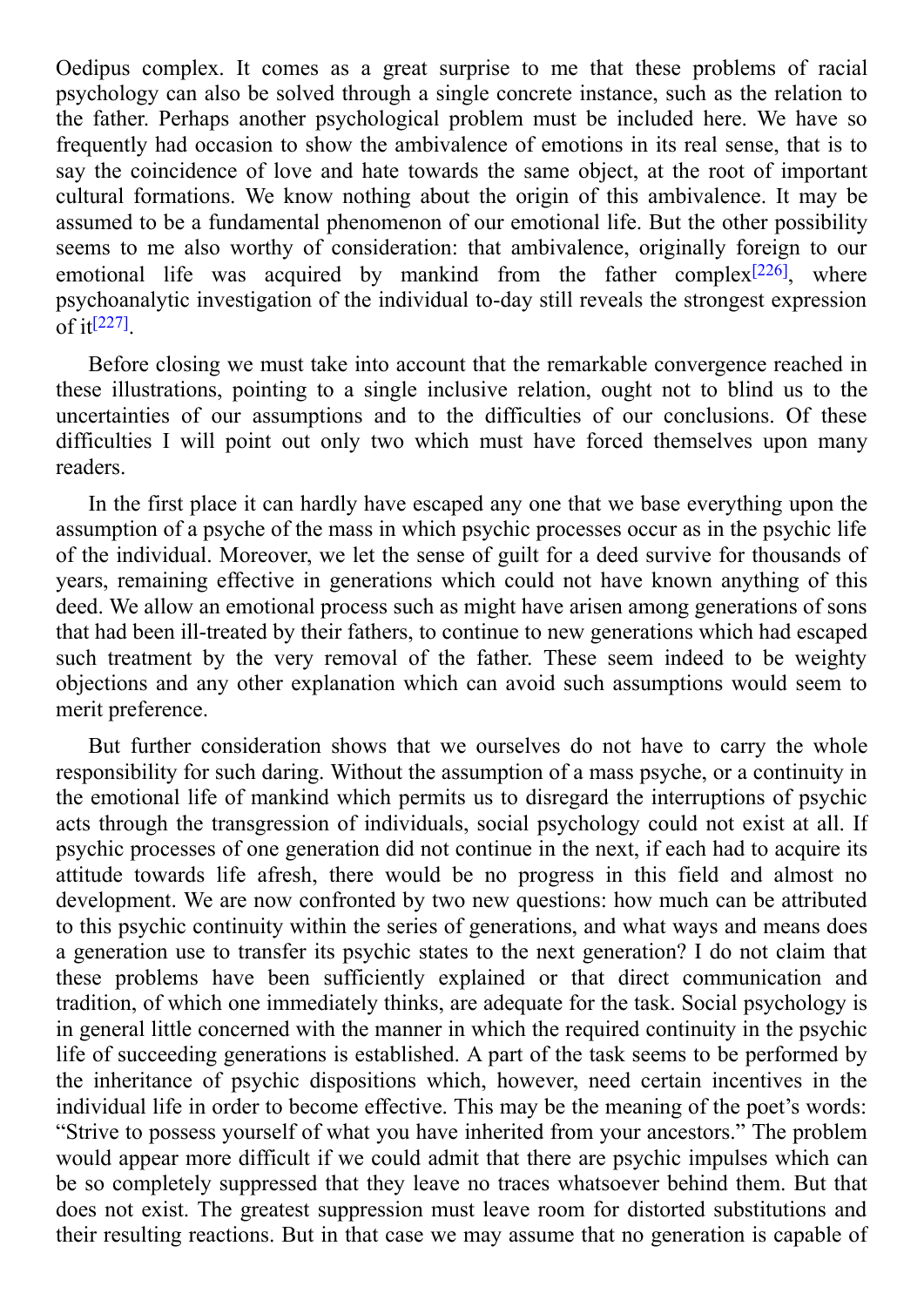Oedipus complex. It comes as a great surprise to me that these problems of racial psychology can also be solved through a single concrete instance, such as the relation to the father. Perhaps another psychological problem must be included here. We have so frequently had occasion to show the ambivalence of emotions in its real sense, that is to say the coincidence of love and hate towards the same object, at the root of important cultural formations. We know nothing about the origin of this ambivalence. It may be assumed to be a fundamental phenomenon of our emotional life. But the other possibility seems to me also worthy of consideration: that ambivalence, originally foreign to our emotional life was acquired by mankind from the father complex[226], where psychoanalytic investigation of the individual to-day still reveals the strongest expression of it[227].

Before closing we must take into account that the remarkable convergence reached in these illustrations, pointing to a single inclusive relation, ought not to blind us to the uncertainties of our assumptions and to the difficulties of our conclusions. Of these difficulties I will point out only two which must have forced themselves upon many readers.

In the first place it can hardly have escaped any one that we base everything upon the assumption of a psyche of the mass in which psychic processes occur as in the psychic life of the individual. Moreover, we let the sense of guilt for a deed survive for thousands of years, remaining effective in generations which could not have known anything of this deed. We allow an emotional process such as might have arisen among generations of sons that had been ill-treated by their fathers, to continue to new generations which had escaped such treatment by the very removal of the father. These seem indeed to be weighty objections and any other explanation which can avoid such assumptions would seem to merit preference.

But further consideration shows that we ourselves do not have to carry the whole responsibility for such daring. Without the assumption of a mass psyche, or a continuity in the emotional life of mankind which permits us to disregard the interruptions of psychic acts through the transgression of individuals, social psychology could not exist at all. If psychic processes of one generation did not continue in the next, if each had to acquire its attitude towards life afresh, there would be no progress in this field and almost no development. We are now confronted by two new questions: how much can be attributed to this psychic continuity within the series of generations, and what ways and means does a generation use to transfer its psychic states to the next generation? I do not claim that these problems have been sufficiently explained or that direct communication and tradition, of which one immediately thinks, are adequate for the task. Social psychology is in general little concerned with the manner in which the required continuity in the psychic life of succeeding generations is established. A part of the task seems to be performed by the inheritance of psychic dispositions which, however, need certain incentives in the individual life in order to become effective. This may be the meaning of the poet's words: "Strive to possess yourself of what you have inherited from your ancestors." The problem would appear more difficult if we could admit that there are psychic impulses which can be so completely suppressed that they leave no traces whatsoever behind them. But that does not exist. The greatest suppression must leave room for distorted substitutions and their resulting reactions. But in that case we may assume that no generation is capable of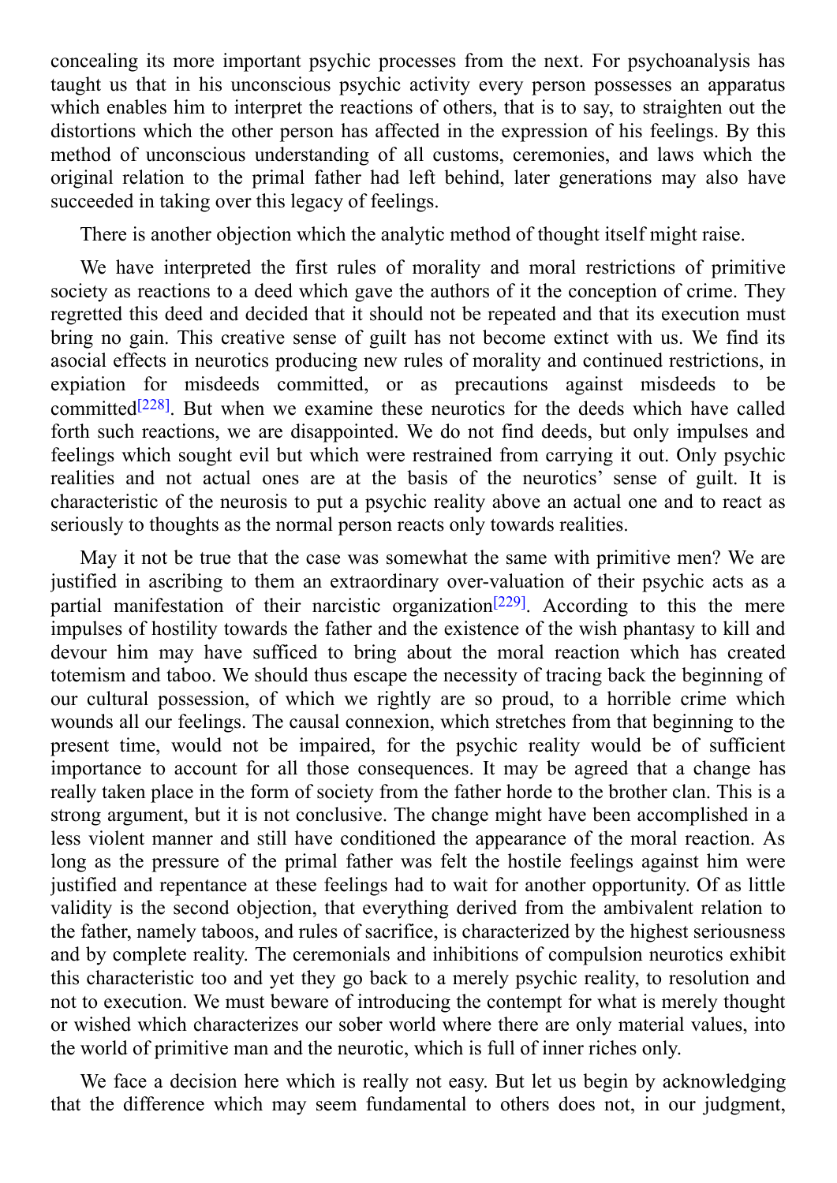concealing its more important psychic processes from the next. For psychoanalysis has taught us that in his unconscious psychic activity every person possesses an apparatus which enables him to interpret the reactions of others, that is to say, to straighten out the distortions which the other person has affected in the expression of his feelings. By this method of unconscious understanding of all customs, ceremonies, and laws which the original relation to the primal father had left behind, later generations may also have succeeded in taking over this legacy of feelings.

There is another objection which the analytic method of thought itself might raise.

We have interpreted the first rules of morality and moral restrictions of primitive society as reactions to a deed which gave the authors of it the conception of crime. They regretted this deed and decided that it should not be repeated and that its execution must bring no gain. This creative sense of guilt has not become extinct with us. We find its asocial effects in neurotics producing new rules of morality and continued restrictions, in expiation for misdeeds committed, or as precautions against misdeeds to be committed[228]. But when we examine these neurotics for the deeds which have called forth such reactions, we are disappointed. We do not find deeds, but only impulses and feelings which sought evil but which were restrained from carrying it out. Only psychic realities and not actual ones are at the basis of the neurotics' sense of guilt. It is characteristic of the neurosis to put a psychic reality above an actual one and to react as seriously to thoughts as the normal person reacts only towards realities.

May it not be true that the case was somewhat the same with primitive men? We are justified in ascribing to them an extraordinary over-valuation of their psychic acts as a partial manifestation of their narcistic organization[229]. According to this the mere impulses of hostility towards the father and the existence of the wish phantasy to kill and devour him may have sufficed to bring about the moral reaction which has created totemism and taboo. We should thus escape the necessity of tracing back the beginning of our cultural possession, of which we rightly are so proud, to a horrible crime which wounds all our feelings. The causal connexion, which stretches from that beginning to the present time, would not be impaired, for the psychic reality would be of sufficient importance to account for all those consequences. It may be agreed that a change has really taken place in the form of society from the father horde to the brother clan. This is a strong argument, but it is not conclusive. The change might have been accomplished in a less violent manner and still have conditioned the appearance of the moral reaction. As long as the pressure of the primal father was felt the hostile feelings against him were justified and repentance at these feelings had to wait for another opportunity. Of as little validity is the second objection, that everything derived from the ambivalent relation to the father, namely taboos, and rules of sacrifice, is characterized by the highest seriousness and by complete reality. The ceremonials and inhibitions of compulsion neurotics exhibit this characteristic too and yet they go back to a merely psychic reality, to resolution and not to execution. We must beware of introducing the contempt for what is merely thought or wished which characterizes our sober world where there are only material values, into the world of primitive man and the neurotic, which is full of inner riches only.

We face a decision here which is really not easy. But let us begin by acknowledging that the difference which may seem fundamental to others does not, in our judgment,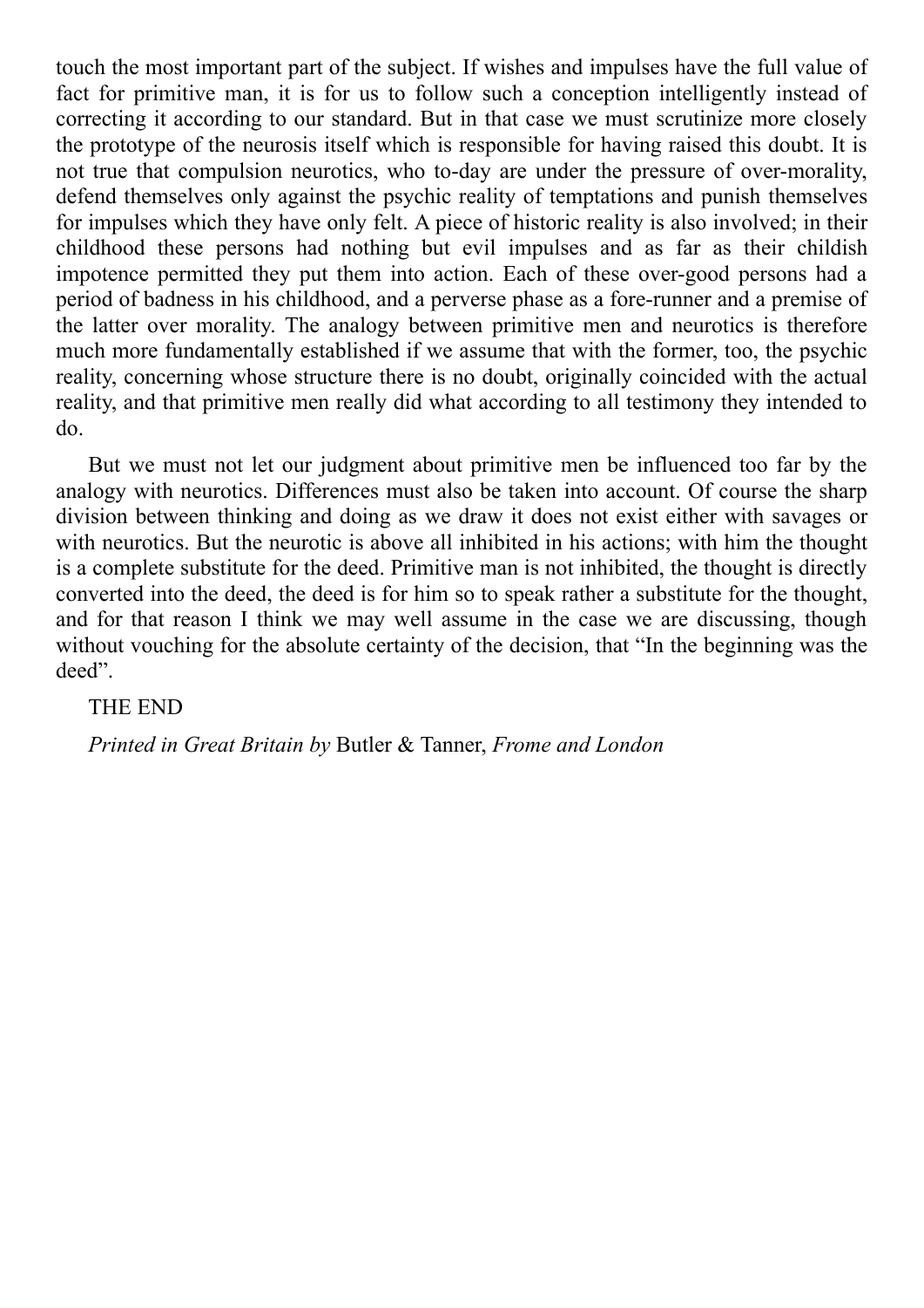touch the most important part of the subject. If wishes and impulses have the full value of fact for primitive man, it is for us to follow such a conception intelligently instead of correcting it according to our standard. But in that case we must scrutinize more closely the prototype of the neurosis itself which is responsible for having raised this doubt. It is not true that compulsion neurotics, who to-day are under the pressure of over-morality, defend themselves only against the psychic reality of temptations and punish themselves for impulses which they have only felt. A piece of historic reality is also involved; in their childhood these persons had nothing but evil impulses and as far as their childish impotence permitted they put them into action. Each of these over-good persons had a period of badness in his childhood, and a perverse phase as a fore-runner and a premise of the latter over morality. The analogy between primitive men and neurotics is therefore much more fundamentally established if we assume that with the former, too, the psychic reality, concerning whose structure there is no doubt, originally coincided with the actual reality, and that primitive men really did what according to all testimony they intended to do.

But we must not let our judgment about primitive men be influenced too far by the analogy with neurotics. Differences must also be taken into account. Of course the sharp division between thinking and doing as we draw it does not exist either with savages or with neurotics. But the neurotic is above all inhibited in his actions; with him the thought is a complete substitute for the deed. Primitive man is not inhibited, the thought is directly converted into the deed, the deed is for him so to speak rather a substitute for the thought, and for that reason I think we may well assume in the case we are discussing, though without vouching for the absolute certainty of the decision, that "In the beginning was the deed".

THE END

*Printed in Great Britain by* Butler & Tanner, *Frome and London*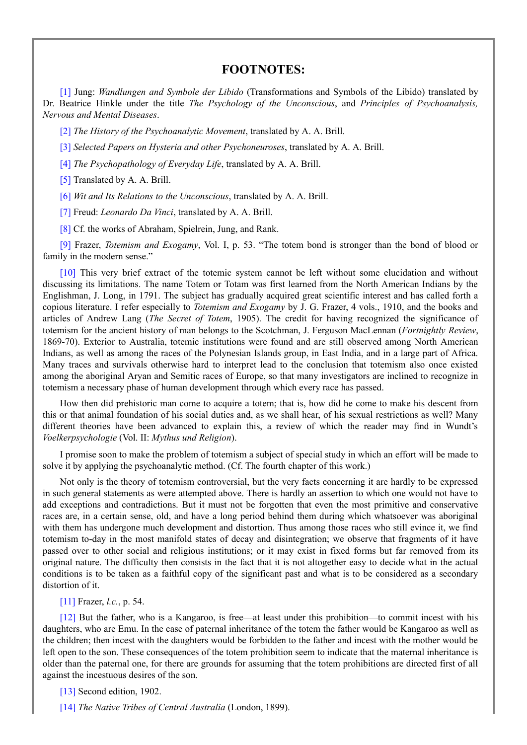## FOOTNOTES:

[1] Jung: *Wandlungen and Symbole der Libido* (Transformations and Symbols of the Libido) translated by Dr. Beatrice Hinkle under the title *The Psychology of the Unconscious*, and *Principles of Psychoanalysis, Nervous and Mental Diseases*.

[2] *The History of the Psychoanalytic Movement*, translated by A. A. Brill.

[3] *Selected Papers on Hysteria and other Psychoneuroses*, translated by A. A. Brill.

[4] *The Psychopathology of Everyday Life*, translated by A. A. Brill.

[5] Translated by A. A. Brill.

[6] *Wit and Its Relations to the Unconscious*, translated by A. A. Brill.

[7] Freud: *Leonardo Da Vinci*, translated by A. A. Brill.

[8] Cf. the works of Abraham, Spielrein, Jung, and Rank.

[9] Frazer, *Totemism and Exogamy*, Vol. I, p. 53. "The totem bond is stronger than the bond of blood or family in the modern sense."

[10] This very brief extract of the totemic system cannot be left without some elucidation and without discussing its limitations. The name Totem or Totam was first learned from the North American Indians by the Englishman, J. Long, in 1791. The subject has gradually acquired great scientific interest and has called forth a copious literature. I refer especially to *Totemism and Exogamy* by J. G. Frazer, 4 vols., 1910, and the books and articles of Andrew Lang (*The Secret of Totem*, 1905). The credit for having recognized the significance of totemism for the ancient history of man belongs to the Scotchman, J. Ferguson MacLennan (*Fortnightly Review*, 1869-70). Exterior to Australia, totemic institutions were found and are still observed among North American Indians, as well as among the races of the Polynesian Islands group, in East India, and in a large part of Africa. Many traces and survivals otherwise hard to interpret lead to the conclusion that totemism also once existed among the aboriginal Aryan and Semitic races of Europe, so that many investigators are inclined to recognize in totemism a necessary phase of human development through which every race has passed.

How then did prehistoric man come to acquire a totem; that is, how did he come to make his descent from this or that animal foundation of his social duties and, as we shall hear, of his sexual restrictions as well? Many different theories have been advanced to explain this, a review of which the reader may find in Wundt's *Voelkerpsychologie* (Vol. II: *Mythus und Religion*).

I promise soon to make the problem of totemism a subject of special study in which an effort will be made to solve it by applying the psychoanalytic method. (Cf. The fourth chapter of this work.)

Not only is the theory of totemism controversial, but the very facts concerning it are hardly to be expressed in such general statements as were attempted above. There is hardly an assertion to which one would not have to add exceptions and contradictions. But it must not be forgotten that even the most primitive and conservative races are, in a certain sense, old, and have a long period behind them during which whatsoever was aboriginal with them has undergone much development and distortion. Thus among those races who still evince it, we find totemism to-day in the most manifold states of decay and disintegration; we observe that fragments of it have passed over to other social and religious institutions; or it may exist in fixed forms but far removed from its original nature. The difficulty then consists in the fact that it is not altogether easy to decide what in the actual conditions is to be taken as a faithful copy of the significant past and what is to be considered as a secondary distortion of it.

[11] Frazer, *l.c.*, p. 54.

[12] But the father, who is a Kangaroo, is free—at least under this prohibition—to commit incest with his daughters, who are Emu. In the case of paternal inheritance of the totem the father would be Kangaroo as well as the children; then incest with the daughters would be forbidden to the father and incest with the mother would be left open to the son. These consequences of the totem prohibition seem to indicate that the maternal inheritance is older than the paternal one, for there are grounds for assuming that the totem prohibitions are directed first of all against the incestuous desires of the son.

[13] Second edition, 1902.

[14] *The Native Tribes of Central Australia* (London, 1899).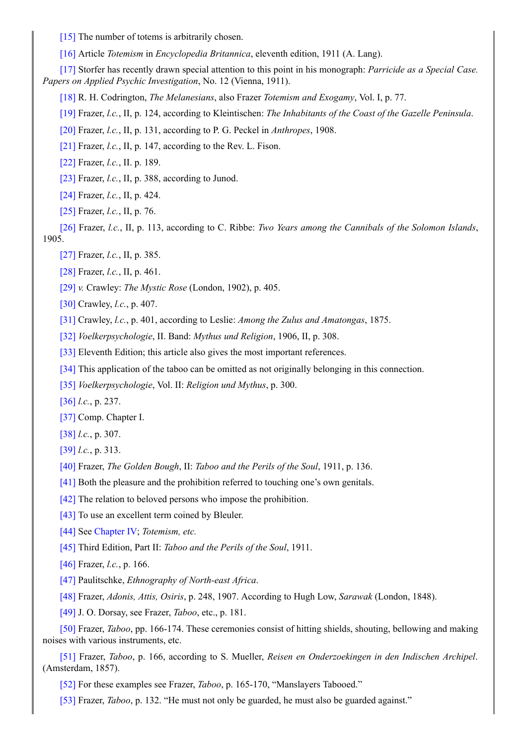[15] The number of totems is arbitrarily chosen.

[16] Article *Totemism* in *Encyclopedia Britannica*, eleventh edition, 1911 (A. Lang).

[17] Storfer has recently drawn special attention to this point in his monograph: *Parricide as a Special Case. Papers on Applied Psychic Investigation*, No. 12 (Vienna, 1911).

[18] R. H. Codrington, *The Melanesians*, also Frazer *Totemism and Exogamy*, Vol. I, p. 77.

[19] Frazer, *l.c.*, II, p. 124, according to Kleintischen: *The Inhabitants of the Coast of the Gazelle Peninsula*.

[20] Frazer, *l.c.*, II, p. 131, according to P. G. Peckel in *Anthropes*, 1908.

[21] Frazer, *l.c.*, II, p. 147, according to the Rev. L. Fison.

[22] Frazer, *l.c.*, II. p. 189.

[23] Frazer, *l.c.*, II, p. 388, according to Junod.

[24] Frazer, *l.c.*, II, p. 424.

[25] Frazer, *l.c.*, II, p. 76.

[26] Frazer, *l.c.*, II, p. 113, according to C. Ribbe: *Two Years among the Cannibals of the Solomon Islands*, 1905.

[27] Frazer, *l.c.*, II, p. 385.

[28] Frazer, *l.c.*, II, p. 461.

[29] *v.* Crawley: *The Mystic Rose* (London, 1902), p. 405.

[30] Crawley, *l.c.*, p. 407.

[31] Crawley, *l.c.*, p. 401, according to Leslie: *Among the Zulus and Amatongas*, 1875.

[32] *Voelkerpsychologie*, II. Band: *Mythus und Religion*, 1906, II, p. 308.

[33] Eleventh Edition; this article also gives the most important references.

[34] This application of the taboo can be omitted as not originally belonging in this connection.

[35] *Voelkerpsychologie*, Vol. II: *Religion und Mythus*, p. 300.

[36] *l.c.*, p. 237.

[37] Comp. Chapter I.

[38] *l.c.*, p. 307.

[39] *l.c.*, p. 313.

[40] Frazer, *The Golden Bough*, II: *Taboo and the Perils of the Soul*, 1911, p. 136.

[41] Both the pleasure and the prohibition referred to touching one's own genitals.

[42] The relation to beloved persons who impose the prohibition.

[43] To use an excellent term coined by Bleuler.

[44] See Chapter IV; *Totemism, etc.*

[45] Third Edition, Part II: *Taboo and the Perils of the Soul*, 1911.

[46] Frazer, *l.c.*, p. 166.

[47] Paulitschke, *Ethnography of North-east Africa*.

[48] Frazer, *Adonis, Attis, Osiris*, p. 248, 1907. According to Hugh Low, *Sarawak* (London, 1848).

[49] J. O. Dorsay, see Frazer, *Taboo*, etc., p. 181.

[50] Frazer, *Taboo*, pp. 166-174. These ceremonies consist of hitting shields, shouting, bellowing and making noises with various instruments, etc.

[51] Frazer, *Taboo*, p. 166, according to S. Mueller, *Reisen en Onderzoekingen in den Indischen Archipel*. (Amsterdam, 1857).

[52] For these examples see Frazer, *Taboo*, p. 165-170, "Manslayers Tabooed."

[53] Frazer, *Taboo*, p. 132. "He must not only be guarded, he must also be guarded against."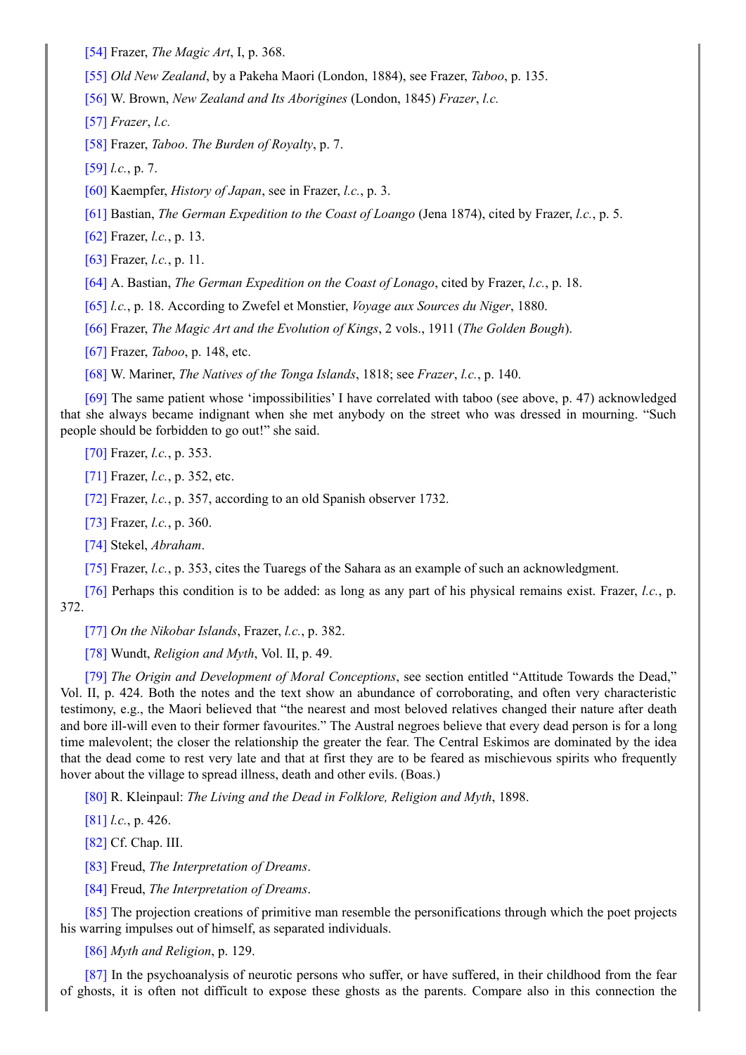[54] Frazer, *The Magic Art*, I, p. 368.

[55] *Old New Zealand*, by a Pakeha Maori (London, 1884), see Frazer, *Taboo*, p. 135.

[56] W. Brown, *New Zealand and Its Aborigines* (London, 1845) *Frazer*, *l.c.*

[57] *Frazer*, *l.c.*

[58] Frazer, *Taboo*. *The Burden of Royalty*, p. 7.

[59] *l.c.*, p. 7.

[60] Kaempfer, *History of Japan*, see in Frazer, *l.c.*, p. 3.

[61] Bastian, *The German Expedition to the Coast of Loango* (Jena 1874), cited by Frazer, *l.c.*, p. 5.

[62] Frazer, *l.c.*, p. 13.

[63] Frazer, *l.c.*, p. 11.

[64] A. Bastian, *The German Expedition on the Coast of Lonago*, cited by Frazer, *l.c.*, p. 18.

[65] *l.c.*, p. 18. According to Zwefel et Monstier, *Voyage aux Sources du Niger*, 1880.

[66] Frazer, *The Magic Art and the Evolution of Kings*, 2 vols., 1911 (*The Golden Bough*).

[67] Frazer, *Taboo*, p. 148, etc.

[68] W. Mariner, *The Natives of the Tonga Islands*, 1818; see *Frazer*, *l.c.*, p. 140.

[69] The same patient whose 'impossibilities' I have correlated with taboo (see above, p. 47) acknowledged that she always became indignant when she met anybody on the street who was dressed in mourning. "Such people should be forbidden to go out!" she said.

[70] Frazer, *l.c.*, p. 353.

[71] Frazer, *l.c.*, p. 352, etc.

[72] Frazer, *l.c.*, p. 357, according to an old Spanish observer 1732.

[73] Frazer, *l.c.*, p. 360.

[74] Stekel, *Abraham*.

[75] Frazer, *l.c.*, p. 353, cites the Tuaregs of the Sahara as an example of such an acknowledgment.

[76] Perhaps this condition is to be added: as long as any part of his physical remains exist. Frazer, *l.c.*, p. 372.

[77] *On the Nikobar Islands*, Frazer, *l.c.*, p. 382.

[78] Wundt, *Religion and Myth*, Vol. II, p. 49.

[79] *The Origin and Development of Moral Conceptions*, see section entitled "Attitude Towards the Dead," Vol. II, p. 424. Both the notes and the text show an abundance of corroborating, and often very characteristic testimony, e.g., the Maori believed that "the nearest and most beloved relatives changed their nature after death and bore ill-will even to their former favourites." The Austral negroes believe that every dead person is for a long time malevolent; the closer the relationship the greater the fear. The Central Eskimos are dominated by the idea that the dead come to rest very late and that at first they are to be feared as mischievous spirits who frequently hover about the village to spread illness, death and other evils. (Boas.)

[80] R. Kleinpaul: *The Living and the Dead in Folklore, Religion and Myth*, 1898.

[81] *l.c.*, p. 426.

[82] Cf. Chap. III.

[83] Freud, *The Interpretation of Dreams*.

[84] Freud, *The Interpretation of Dreams*.

[85] The projection creations of primitive man resemble the personifications through which the poet projects his warring impulses out of himself, as separated individuals.

[86] *Myth and Religion*, p. 129.

[87] In the psychoanalysis of neurotic persons who suffer, or have suffered, in their childhood from the fear of ghosts, it is often not difficult to expose these ghosts as the parents. Compare also in this connection the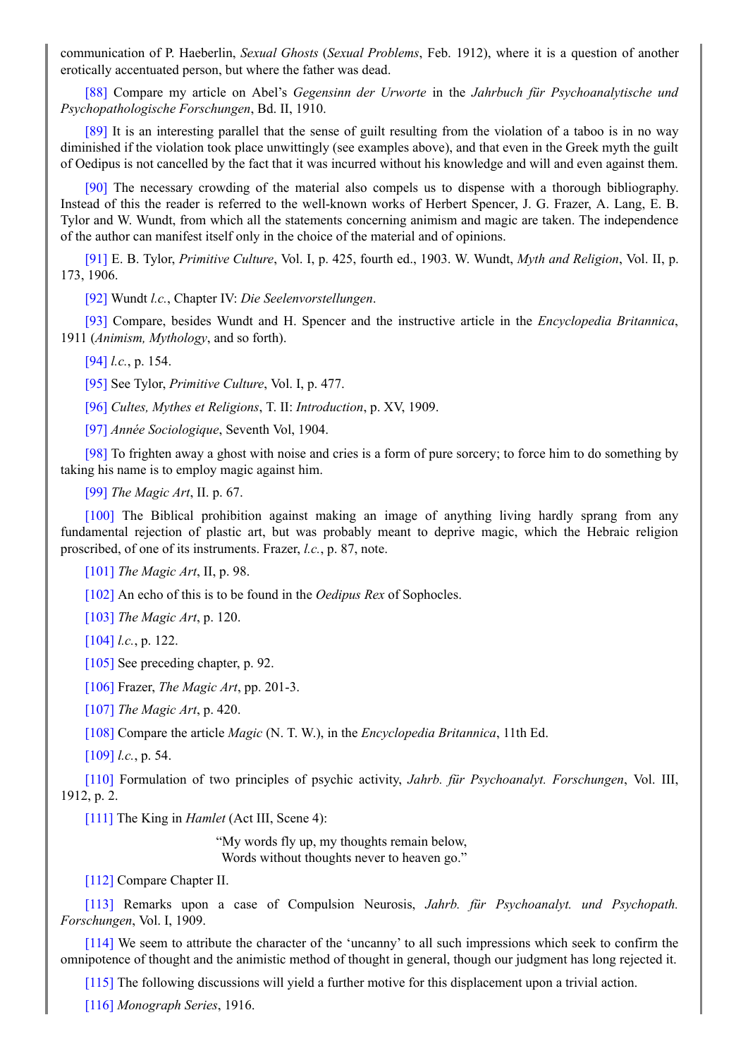communication of P. Haeberlin, *Sexual Ghosts* (*Sexual Problems*, Feb. 1912), where it is a question of another erotically accentuated person, but where the father was dead.

[88] Compare my article on Abel's *Gegensinn der Urworte* in the *Jahrbuch für Psychoanalytische und Psychopathologische Forschungen*, Bd. II, 1910.

[89] It is an interesting parallel that the sense of guilt resulting from the violation of a taboo is in no way diminished if the violation took place unwittingly (see examples above), and that even in the Greek myth the guilt of Oedipus is not cancelled by the fact that it was incurred without his knowledge and will and even against them.

[90] The necessary crowding of the material also compels us to dispense with a thorough bibliography. Instead of this the reader is referred to the well-known works of Herbert Spencer, J. G. Frazer, A. Lang, E. B. Tylor and W. Wundt, from which all the statements concerning animism and magic are taken. The independence of the author can manifest itself only in the choice of the material and of opinions.

[91] E. B. Tylor, *Primitive Culture*, Vol. I, p. 425, fourth ed., 1903. W. Wundt, *Myth and Religion*, Vol. II, p. 173, 1906.

[92] Wundt *l.c.*, Chapter IV: *Die Seelenvorstellungen*.

[93] Compare, besides Wundt and H. Spencer and the instructive article in the *Encyclopedia Britannica*, 1911 (*Animism, Mythology*, and so forth).

[94] *l.c.*, p. 154.

[95] See Tylor, *Primitive Culture*, Vol. I, p. 477.

[96] *Cultes, Mythes et Religions*, T. II: *Introduction*, p. XV, 1909.

[97] *Année Sociologique*, Seventh Vol, 1904.

[98] To frighten away a ghost with noise and cries is a form of pure sorcery; to force him to do something by taking his name is to employ magic against him.

[99] *The Magic Art*, II. p. 67.

[100] The Biblical prohibition against making an image of anything living hardly sprang from any fundamental rejection of plastic art, but was probably meant to deprive magic, which the Hebraic religion proscribed, of one of its instruments. Frazer, *l.c.*, p. 87, note.

[101] *The Magic Art*, II, p. 98.

[102] An echo of this is to be found in the *Oedipus Rex* of Sophocles.

[103] *The Magic Art*, p. 120.

[104] *l.c.*, p. 122.

[105] See preceding chapter, p. 92.

[106] Frazer, *The Magic Art*, pp. 201-3.

[107] *The Magic Art*, p. 420.

[108] Compare the article *Magic* (N. T. W.), in the *Encyclopedia Britannica*, 11th Ed.

[109] *l.c.*, p. 54.

[110] Formulation of two principles of psychic activity, *Jahrb. für Psychoanalyt. Forschungen*, Vol. III, 1912, p. 2.

[111] The King in *Hamlet* (Act III, Scene 4):

> "My words fly up, my thoughts remain below,
> Words without thoughts never to heaven go."

[112] Compare Chapter II.

[113] Remarks upon a case of Compulsion Neurosis, *Jahrb. für Psychoanalyt. und Psychopath. Forschungen*, Vol. I, 1909.

[114] We seem to attribute the character of the 'uncanny' to all such impressions which seek to confirm the omnipotence of thought and the animistic method of thought in general, though our judgment has long rejected it.

[115] The following discussions will yield a further motive for this displacement upon a trivial action.

[116] *Monograph Series*, 1916.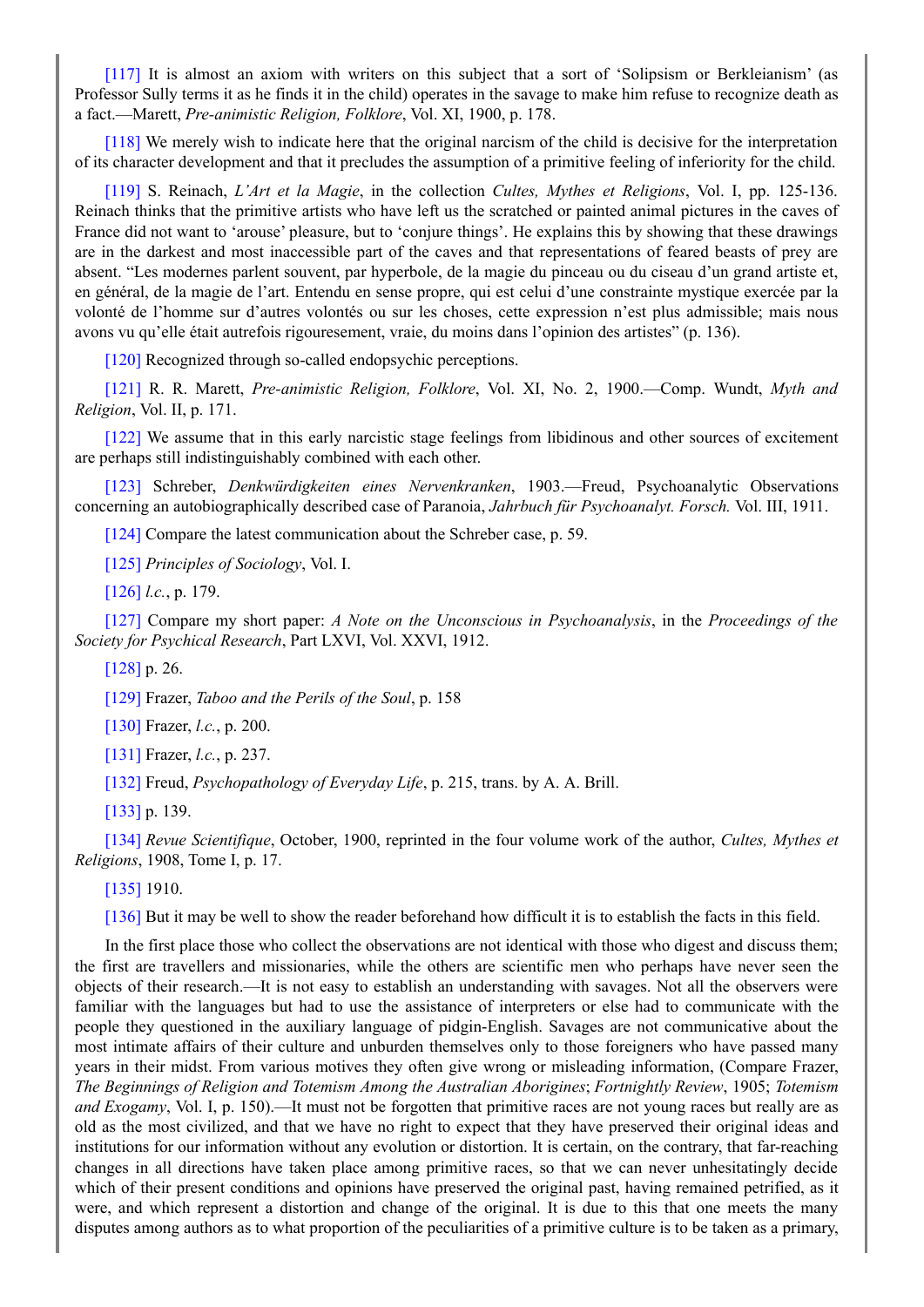[117] It is almost an axiom with writers on this subject that a sort of 'Solipsism or Berkleianism' (as Professor Sully terms it as he finds it in the child) operates in the savage to make him refuse to recognize death as a fact.—Marett, *Pre-animistic Religion, Folklore*, Vol. XI, 1900, p. 178.

[118] We merely wish to indicate here that the original narcism of the child is decisive for the interpretation of its character development and that it precludes the assumption of a primitive feeling of inferiority for the child.

[119] S. Reinach, *L'Art et la Magie*, in the collection *Cultes, Mythes et Religions*, Vol. I, pp. 125-136. Reinach thinks that the primitive artists who have left us the scratched or painted animal pictures in the caves of France did not want to 'arouse' pleasure, but to 'conjure things'. He explains this by showing that these drawings are in the darkest and most inaccessible part of the caves and that representations of feared beasts of prey are absent. "Les modernes parlent souvent, par hyperbole, de la magie du pinceau ou du ciseau d'un grand artiste et, en général, de la magie de l'art. Entendu en sense propre, qui est celui d'une constrainte mystique exercée par la volonté de l'homme sur d'autres volontés ou sur les choses, cette expression n'est plus admissible; mais nous avons vu qu'elle était autrefois rigouresement, vraie, du moins dans l'opinion des artistes" (p. 136).

[120] Recognized through so-called endopsychic perceptions.

[121] R. R. Marett, *Pre-animistic Religion, Folklore*, Vol. XI, No. 2, 1900.—Comp. Wundt, *Myth and Religion*, Vol. II, p. 171.

[122] We assume that in this early narcistic stage feelings from libidinous and other sources of excitement are perhaps still indistinguishably combined with each other.

[123] Schreber, *Denkwürdigkeiten eines Nervenkranken*, 1903.—Freud, Psychoanalytic Observations concerning an autobiographically described case of Paranoia, *Jahrbuch für Psychoanalyt. Forsch.* Vol. III, 1911.

[124] Compare the latest communication about the Schreber case, p. 59.

[125] *Principles of Sociology*, Vol. I.

[126] *l.c.*, p. 179.

[127] Compare my short paper: *A Note on the Unconscious in Psychoanalysis*, in the *Proceedings of the Society for Psychical Research*, Part LXVI, Vol. XXVI, 1912.

[128] p. 26.

[129] Frazer, *Taboo and the Perils of the Soul*, p. 158

[130] Frazer, *l.c.*, p. 200.

[131] Frazer, *l.c.*, p. 237.

[132] Freud, *Psychopathology of Everyday Life*, p. 215, trans. by A. A. Brill.

[133] p. 139.

[134] *Revue Scientifique*, October, 1900, reprinted in the four volume work of the author, *Cultes, Mythes et Religions*, 1908, Tome I, p. 17.

[135] 1910.

[136] But it may be well to show the reader beforehand how difficult it is to establish the facts in this field.

In the first place those who collect the observations are not identical with those who digest and discuss them; the first are travellers and missionaries, while the others are scientific men who perhaps have never seen the objects of their research.—It is not easy to establish an understanding with savages. Not all the observers were familiar with the languages but had to use the assistance of interpreters or else had to communicate with the people they questioned in the auxiliary language of pidgin-English. Savages are not communicative about the most intimate affairs of their culture and unburden themselves only to those foreigners who have passed many years in their midst. From various motives they often give wrong or misleading information, (Compare Frazer, *The Beginnings of Religion and Totemism Among the Australian Aborigines*; *Fortnightly Review*, 1905; *Totemism and Exogamy*, Vol. I, p. 150).—It must not be forgotten that primitive races are not young races but really are as old as the most civilized, and that we have no right to expect that they have preserved their original ideas and institutions for our information without any evolution or distortion. It is certain, on the contrary, that far-reaching changes in all directions have taken place among primitive races, so that we can never unhesitatingly decide which of their present conditions and opinions have preserved the original past, having remained petrified, as it were, and which represent a distortion and change of the original. It is due to this that one meets the many disputes among authors as to what proportion of the peculiarities of a primitive culture is to be taken as a primary,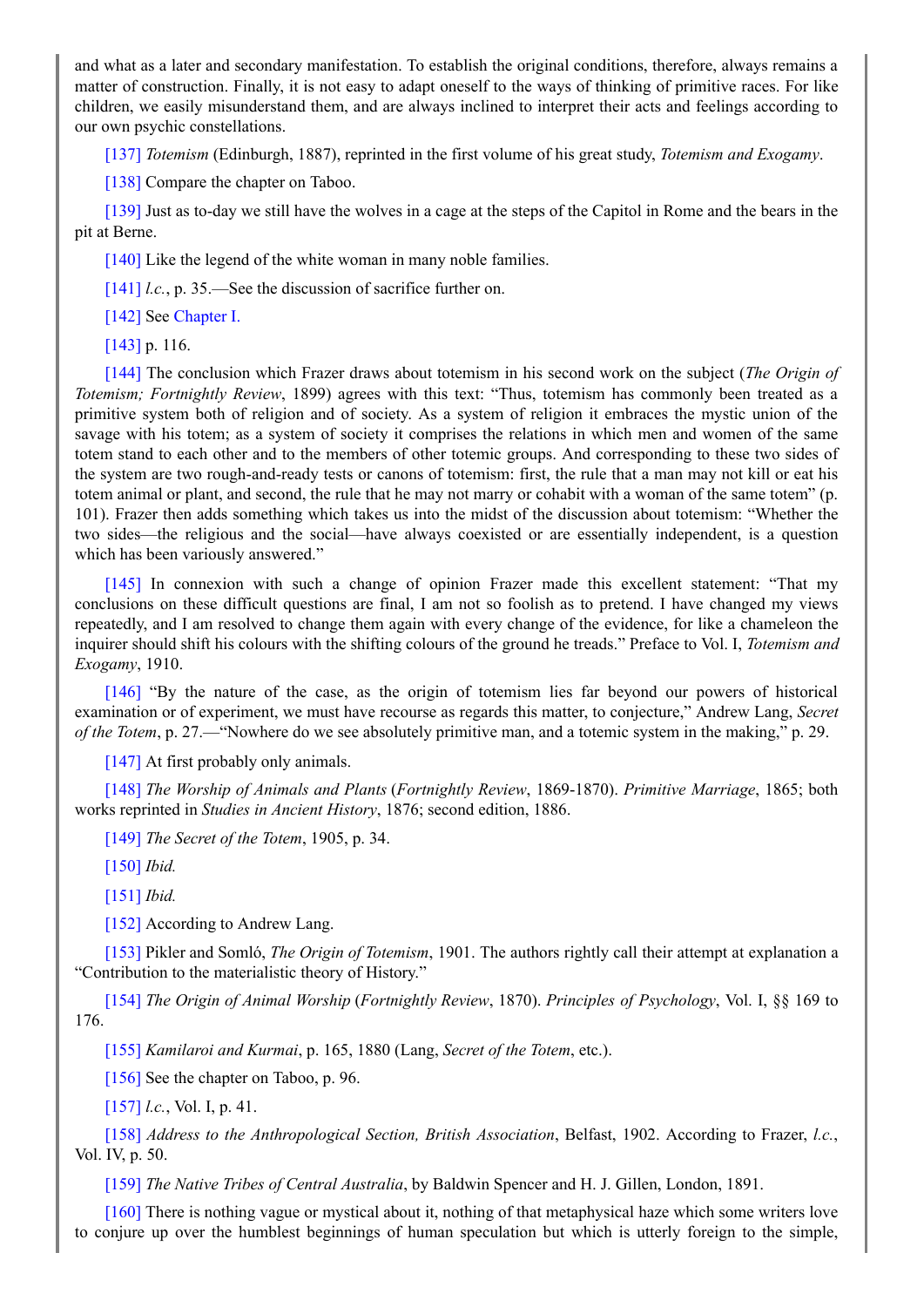and what as a later and secondary manifestation. To establish the original conditions, therefore, always remains a matter of construction. Finally, it is not easy to adapt oneself to the ways of thinking of primitive races. For like children, we easily misunderstand them, and are always inclined to interpret their acts and feelings according to our own psychic constellations.

[137] *Totemism* (Edinburgh, 1887), reprinted in the first volume of his great study, *Totemism and Exogamy*.

[138] Compare the chapter on Taboo.

[139] Just as to-day we still have the wolves in a cage at the steps of the Capitol in Rome and the bears in the pit at Berne.

[140] Like the legend of the white woman in many noble families.

[141] *l.c.*, p. 35.—See the discussion of sacrifice further on.

[142] See Chapter I.

[143] p. 116.

[144] The conclusion which Frazer draws about totemism in his second work on the subject (*The Origin of Totemism; Fortnightly Review*, 1899) agrees with this text: "Thus, totemism has commonly been treated as a primitive system both of religion and of society. As a system of religion it embraces the mystic union of the savage with his totem; as a system of society it comprises the relations in which men and women of the same totem stand to each other and to the members of other totemic groups. And corresponding to these two sides of the system are two rough-and-ready tests or canons of totemism: first, the rule that a man may not kill or eat his totem animal or plant, and second, the rule that he may not marry or cohabit with a woman of the same totem" (p. 101). Frazer then adds something which takes us into the midst of the discussion about totemism: "Whether the two sides—the religious and the social—have always coexisted or are essentially independent, is a question which has been variously answered."

[145] In connexion with such a change of opinion Frazer made this excellent statement: "That my conclusions on these difficult questions are final, I am not so foolish as to pretend. I have changed my views repeatedly, and I am resolved to change them again with every change of the evidence, for like a chameleon the inquirer should shift his colours with the shifting colours of the ground he treads." Preface to Vol. I, *Totemism and Exogamy*, 1910.

[146] "By the nature of the case, as the origin of totemism lies far beyond our powers of historical examination or of experiment, we must have recourse as regards this matter, to conjecture," Andrew Lang, *Secret of the Totem*, p. 27.—"Nowhere do we see absolutely primitive man, and a totemic system in the making," p. 29.

[147] At first probably only animals.

[148] *The Worship of Animals and Plants* (*Fortnightly Review*, 1869-1870). *Primitive Marriage*, 1865; both works reprinted in *Studies in Ancient History*, 1876; second edition, 1886.

[149] *The Secret of the Totem*, 1905, p. 34.

[150] *Ibid.*

[151] *Ibid.*

[152] According to Andrew Lang.

[153] Pikler and Somló, *The Origin of Totemism*, 1901. The authors rightly call their attempt at explanation a "Contribution to the materialistic theory of History."

[154] *The Origin of Animal Worship* (*Fortnightly Review*, 1870). *Principles of Psychology*, Vol. I, §§ 169 to 176.

[155] *Kamilaroi and Kurmai*, p. 165, 1880 (Lang, *Secret of the Totem*, etc.).

[156] See the chapter on Taboo, p. 96.

[157] *l.c.*, Vol. I, p. 41.

[158] *Address to the Anthropological Section, British Association*, Belfast, 1902. According to Frazer, *l.c.*, Vol. IV, p. 50.

[159] *The Native Tribes of Central Australia*, by Baldwin Spencer and H. J. Gillen, London, 1891.

[160] There is nothing vague or mystical about it, nothing of that metaphysical haze which some writers love to conjure up over the humblest beginnings of human speculation but which is utterly foreign to the simple,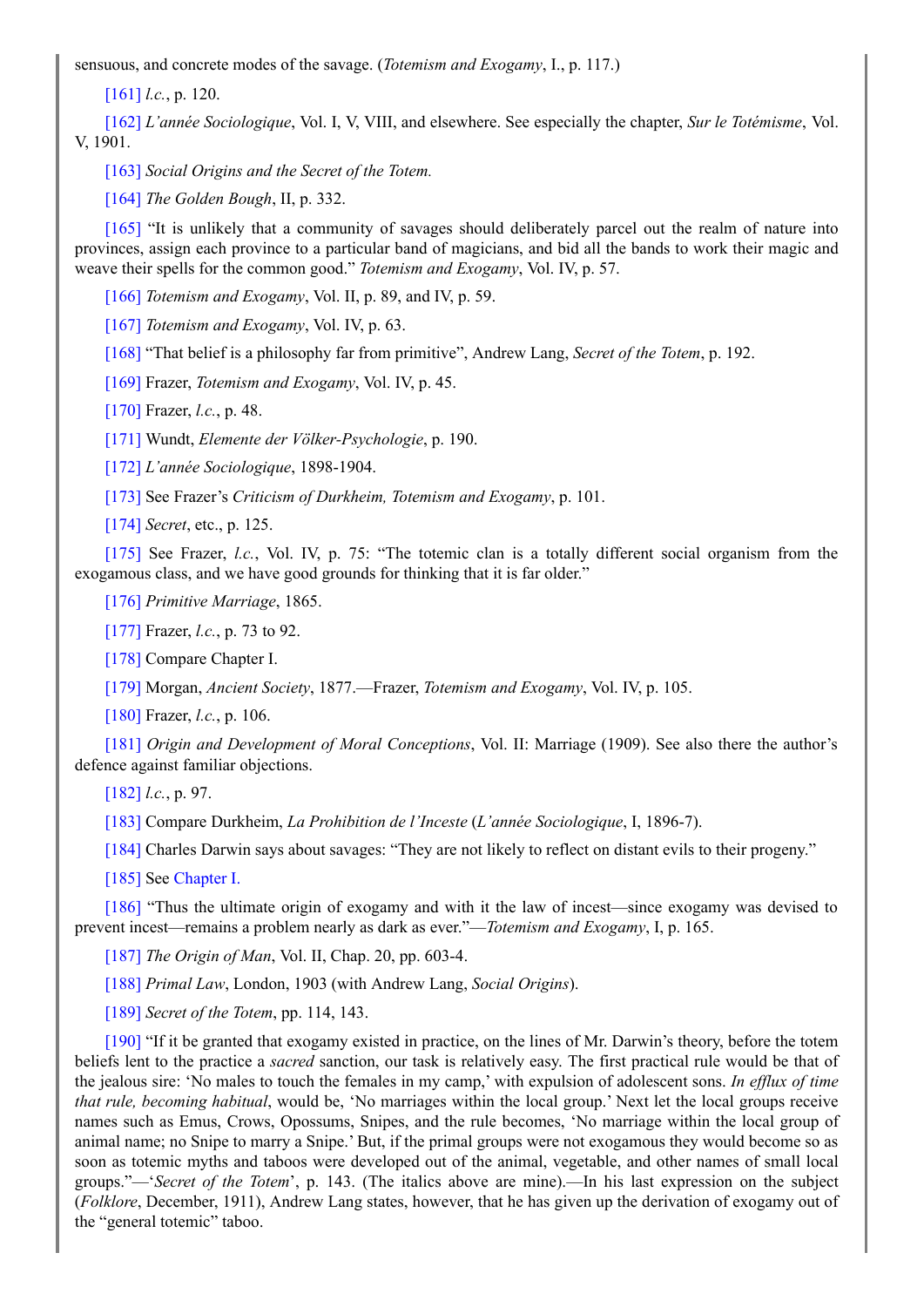sensuous, and concrete modes of the savage. (*Totemism and Exogamy*, I., p. 117.)

[161] *l.c.*, p. 120.

[162] *L'année Sociologique*, Vol. I, V, VIII, and elsewhere. See especially the chapter, *Sur le Totémisme*, Vol. V, 1901.

[163] *Social Origins and the Secret of the Totem.*

[164] *The Golden Bough*, II, p. 332.

[165] "It is unlikely that a community of savages should deliberately parcel out the realm of nature into provinces, assign each province to a particular band of magicians, and bid all the bands to work their magic and weave their spells for the common good." *Totemism and Exogamy*, Vol. IV, p. 57.

[166] *Totemism and Exogamy*, Vol. II, p. 89, and IV, p. 59.

[167] *Totemism and Exogamy*, Vol. IV, p. 63.

[168] "That belief is a philosophy far from primitive", Andrew Lang, *Secret of the Totem*, p. 192.

[169] Frazer, *Totemism and Exogamy*, Vol. IV, p. 45.

[170] Frazer, *l.c.*, p. 48.

[171] Wundt, *Elemente der Völker-Psychologie*, p. 190.

[172] *L'année Sociologique*, 1898-1904.

[173] See Frazer's *Criticism of Durkheim, Totemism and Exogamy*, p. 101.

[174] *Secret*, etc., p. 125.

[175] See Frazer, *l.c.*, Vol. IV, p. 75: "The totemic clan is a totally different social organism from the exogamous class, and we have good grounds for thinking that it is far older."

[176] *Primitive Marriage*, 1865.

[177] Frazer, *l.c.*, p. 73 to 92.

[178] Compare Chapter I.

[179] Morgan, *Ancient Society*, 1877.—Frazer, *Totemism and Exogamy*, Vol. IV, p. 105.

[180] Frazer, *l.c.*, p. 106.

[181] *Origin and Development of Moral Conceptions*, Vol. II: Marriage (1909). See also there the author's defence against familiar objections.

[182] *l.c.*, p. 97.

[183] Compare Durkheim, *La Prohibition de l'Inceste* (*L'année Sociologique*, I, 1896-7).

[184] Charles Darwin says about savages: "They are not likely to reflect on distant evils to their progeny."

[185] See Chapter I.

[186] "Thus the ultimate origin of exogamy and with it the law of incest—since exogamy was devised to prevent incest—remains a problem nearly as dark as ever."—*Totemism and Exogamy*, I, p. 165.

[187] *The Origin of Man*, Vol. II, Chap. 20, pp. 603-4.

[188] *Primal Law*, London, 1903 (with Andrew Lang, *Social Origins*).

[189] *Secret of the Totem*, pp. 114, 143.

[190] "If it be granted that exogamy existed in practice, on the lines of Mr. Darwin's theory, before the totem beliefs lent to the practice a *sacred* sanction, our task is relatively easy. The first practical rule would be that of the jealous sire: 'No males to touch the females in my camp,' with expulsion of adolescent sons. *In efflux of time that rule, becoming habitual*, would be, 'No marriages within the local group.' Next let the local groups receive names such as Emus, Crows, Opossums, Snipes, and the rule becomes, 'No marriage within the local group of animal name; no Snipe to marry a Snipe.' But, if the primal groups were not exogamous they would become so as soon as totemic myths and taboos were developed out of the animal, vegetable, and other names of small local groups."—'*Secret of the Totem*', p. 143. (The italics above are mine).—In his last expression on the subject (*Folklore*, December, 1911), Andrew Lang states, however, that he has given up the derivation of exogamy out of the "general totemic" taboo.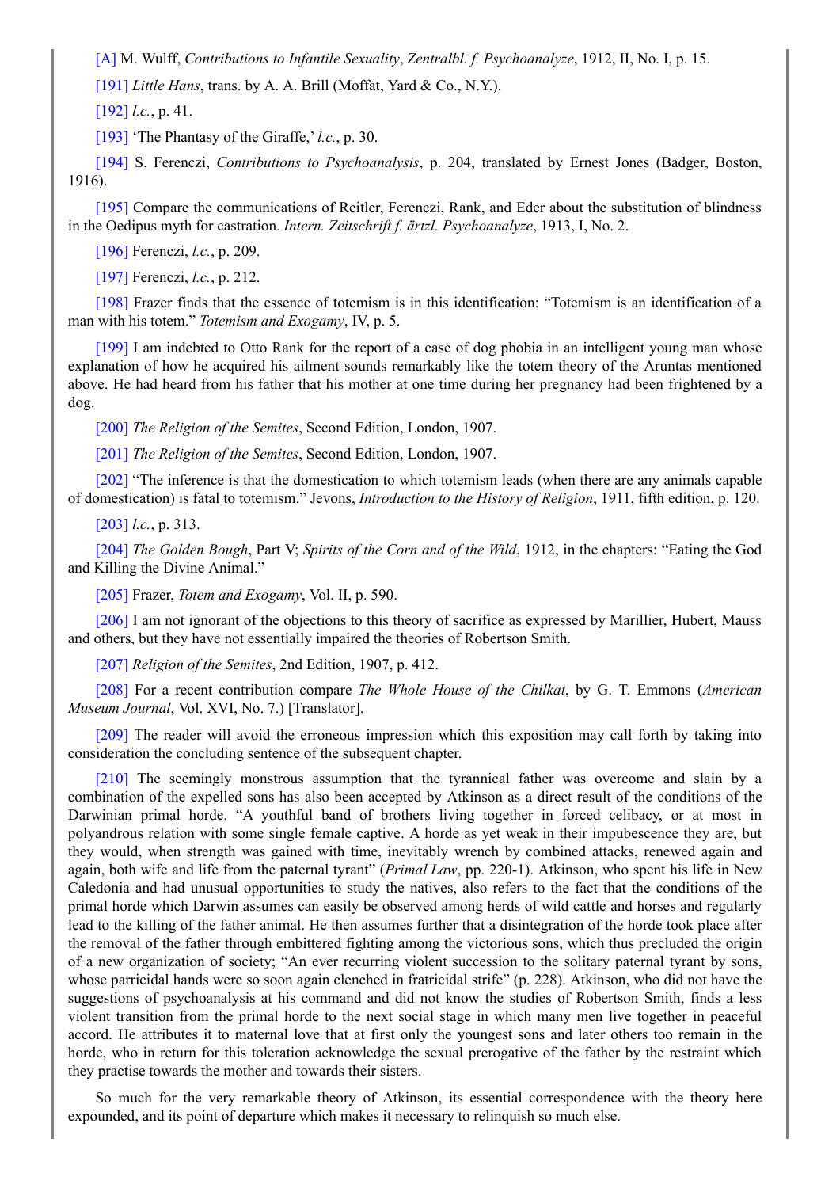[A] M. Wulff, *Contributions to Infantile Sexuality*, *Zentralbl. f. Psychoanalyze*, 1912, II, No. I, p. 15.

[191] *Little Hans*, trans. by A. A. Brill (Moffat, Yard & Co., N.Y.).

[192] *l.c.*, p. 41.

[193] 'The Phantasy of the Giraffe,' *l.c.*, p. 30.

[194] S. Ferenczi, *Contributions to Psychoanalysis*, p. 204, translated by Ernest Jones (Badger, Boston, 1916).

[195] Compare the communications of Reitler, Ferenczi, Rank, and Eder about the substitution of blindness in the Oedipus myth for castration. *Intern. Zeitschrift f. ärtzl. Psychoanalyze*, 1913, I, No. 2.

[196] Ferenczi, *l.c.*, p. 209.

[197] Ferenczi, *l.c.*, p. 212.

[198] Frazer finds that the essence of totemism is in this identification: "Totemism is an identification of a man with his totem." *Totemism and Exogamy*, IV, p. 5.

[199] I am indebted to Otto Rank for the report of a case of dog phobia in an intelligent young man whose explanation of how he acquired his ailment sounds remarkably like the totem theory of the Aruntas mentioned above. He had heard from his father that his mother at one time during her pregnancy had been frightened by a dog.

[200] *The Religion of the Semites*, Second Edition, London, 1907.

[201] *The Religion of the Semites*, Second Edition, London, 1907.

[202] "The inference is that the domestication to which totemism leads (when there are any animals capable of domestication) is fatal to totemism." Jevons, *Introduction to the History of Religion*, 1911, fifth edition, p. 120.

[203] *l.c.*, p. 313.

[204] *The Golden Bough*, Part V; *Spirits of the Corn and of the Wild*, 1912, in the chapters: "Eating the God and Killing the Divine Animal."

[205] Frazer, *Totem and Exogamy*, Vol. II, p. 590.

[206] I am not ignorant of the objections to this theory of sacrifice as expressed by Marillier, Hubert, Mauss and others, but they have not essentially impaired the theories of Robertson Smith.

[207] *Religion of the Semites*, 2nd Edition, 1907, p. 412.

[208] For a recent contribution compare *The Whole House of the Chilkat*, by G. T. Emmons (*American Museum Journal*, Vol. XVI, No. 7.) [Translator].

[209] The reader will avoid the erroneous impression which this exposition may call forth by taking into consideration the concluding sentence of the subsequent chapter.

[210] The seemingly monstrous assumption that the tyrannical father was overcome and slain by a combination of the expelled sons has also been accepted by Atkinson as a direct result of the conditions of the Darwinian primal horde. "A youthful band of brothers living together in forced celibacy, or at most in polyandrous relation with some single female captive. A horde as yet weak in their impubescence they are, but they would, when strength was gained with time, inevitably wrench by combined attacks, renewed again and again, both wife and life from the paternal tyrant" (*Primal Law*, pp. 220-1). Atkinson, who spent his life in New Caledonia and had unusual opportunities to study the natives, also refers to the fact that the conditions of the primal horde which Darwin assumes can easily be observed among herds of wild cattle and horses and regularly lead to the killing of the father animal. He then assumes further that a disintegration of the horde took place after the removal of the father through embittered fighting among the victorious sons, which thus precluded the origin of a new organization of society; "An ever recurring violent succession to the solitary paternal tyrant by sons, whose parricidal hands were so soon again clenched in fratricidal strife" (p. 228). Atkinson, who did not have the suggestions of psychoanalysis at his command and did not know the studies of Robertson Smith, finds a less violent transition from the primal horde to the next social stage in which many men live together in peaceful accord. He attributes it to maternal love that at first only the youngest sons and later others too remain in the horde, who in return for this toleration acknowledge the sexual prerogative of the father by the restraint which they practise towards the mother and towards their sisters.

So much for the very remarkable theory of Atkinson, its essential correspondence with the theory here expounded, and its point of departure which makes it necessary to relinquish so much else.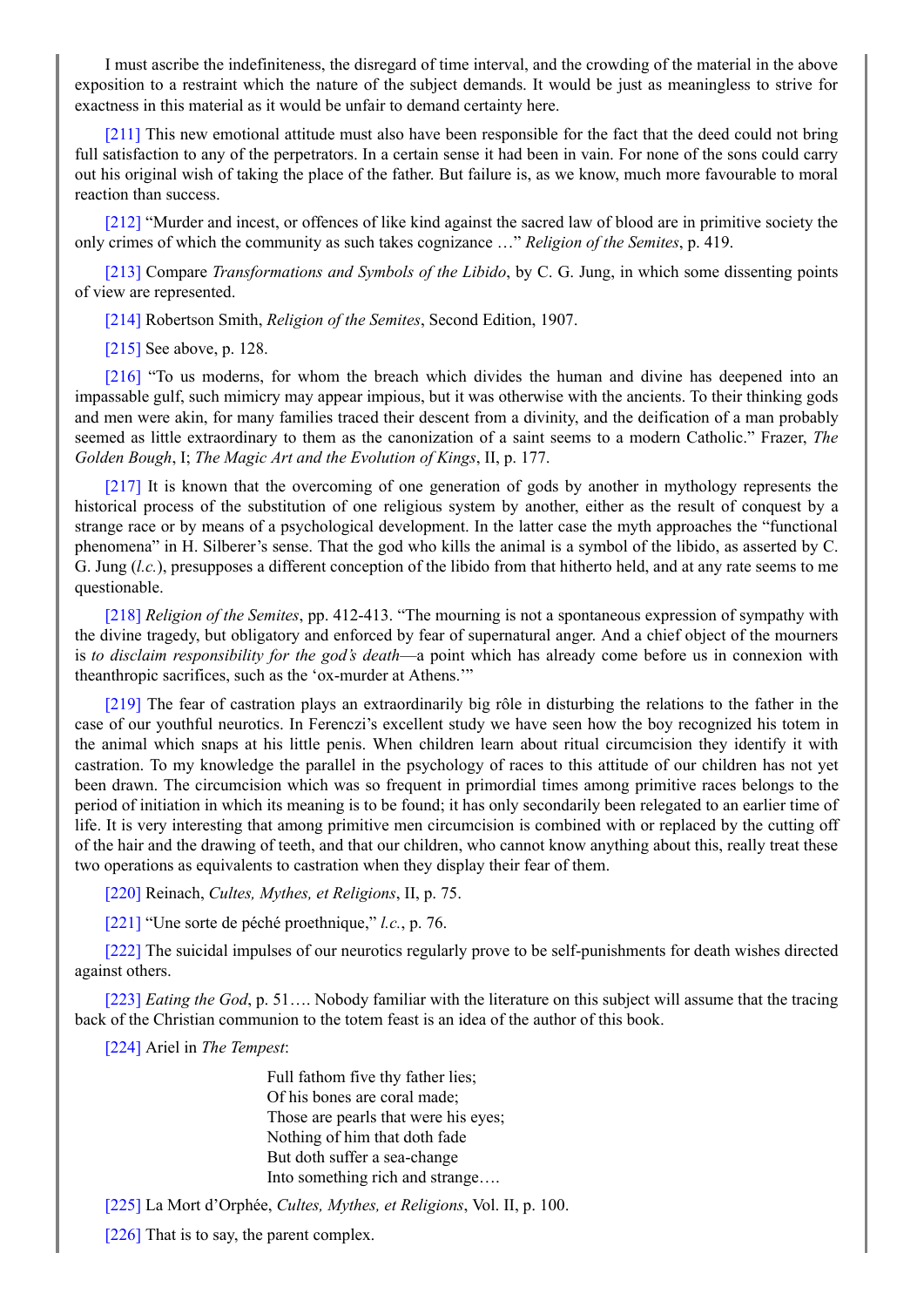I must ascribe the indefiniteness, the disregard of time interval, and the crowding of the material in the above exposition to a restraint which the nature of the subject demands. It would be just as meaningless to strive for exactness in this material as it would be unfair to demand certainty here.

[211] This new emotional attitude must also have been responsible for the fact that the deed could not bring full satisfaction to any of the perpetrators. In a certain sense it had been in vain. For none of the sons could carry out his original wish of taking the place of the father. But failure is, as we know, much more favourable to moral reaction than success.

[212] “Murder and incest, or offences of like kind against the sacred law of blood are in primitive society the only crimes of which the community as such takes cognizance …” *Religion of the Semites*, p. 419.

[213] Compare *Transformations and Symbols of the Libido*, by C. G. Jung, in which some dissenting points of view are represented.

[214] Robertson Smith, *Religion of the Semites*, Second Edition, 1907.

[215] See above, p. 128.

[216] “To us moderns, for whom the breach which divides the human and divine has deepened into an impassable gulf, such mimicry may appear impious, but it was otherwise with the ancients. To their thinking gods and men were akin, for many families traced their descent from a divinity, and the deification of a man probably seemed as little extraordinary to them as the canonization of a saint seems to a modern Catholic.” Frazer, *The Golden Bough*, I; *The Magic Art and the Evolution of Kings*, II, p. 177.

[217] It is known that the overcoming of one generation of gods by another in mythology represents the historical process of the substitution of one religious system by another, either as the result of conquest by a strange race or by means of a psychological development. In the latter case the myth approaches the “functional phenomena” in H. Silberer’s sense. That the god who kills the animal is a symbol of the libido, as asserted by C. G. Jung (*l.c.*), presupposes a different conception of the libido from that hitherto held, and at any rate seems to me questionable.

[218] *Religion of the Semites*, pp. 412-413. “The mourning is not a spontaneous expression of sympathy with the divine tragedy, but obligatory and enforced by fear of supernatural anger. And a chief object of the mourners is *to disclaim responsibility for the god’s death*—a point which has already come before us in connexion with theanthropic sacrifices, such as the ‘ox-murder at Athens.’”

[219] The fear of castration plays an extraordinarily big rôle in disturbing the relations to the father in the case of our youthful neurotics. In Ferenczi’s excellent study we have seen how the boy recognized his totem in the animal which snaps at his little penis. When children learn about ritual circumcision they identify it with castration. To my knowledge the parallel in the psychology of races to this attitude of our children has not yet been drawn. The circumcision which was so frequent in primordial times among primitive races belongs to the period of initiation in which its meaning is to be found; it has only secondarily been relegated to an earlier time of life. It is very interesting that among primitive men circumcision is combined with or replaced by the cutting off of the hair and the drawing of teeth, and that our children, who cannot know anything about this, really treat these two operations as equivalents to castration when they display their fear of them.

[220] Reinach, *Cultes, Mythes, et Religions*, II, p. 75.

[221] “Une sorte de péché proethnique,” *l.c.*, p. 76.

[222] The suicidal impulses of our neurotics regularly prove to be self-punishments for death wishes directed against others.

[223] *Eating the God*, p. 51…. Nobody familiar with the literature on this subject will assume that the tracing back of the Christian communion to the totem feast is an idea of the author of this book.

[224] Ariel in *The Tempest*:

> Full fathom five thy father lies;
> Of his bones are coral made;
> Those are pearls that were his eyes;
> Nothing of him that doth fade
> But doth suffer a sea-change
> Into something rich and strange….

[225] La Mort d’Orphée, *Cultes, Mythes, et Religions*, Vol. II, p. 100.

[226] That is to say, the parent complex.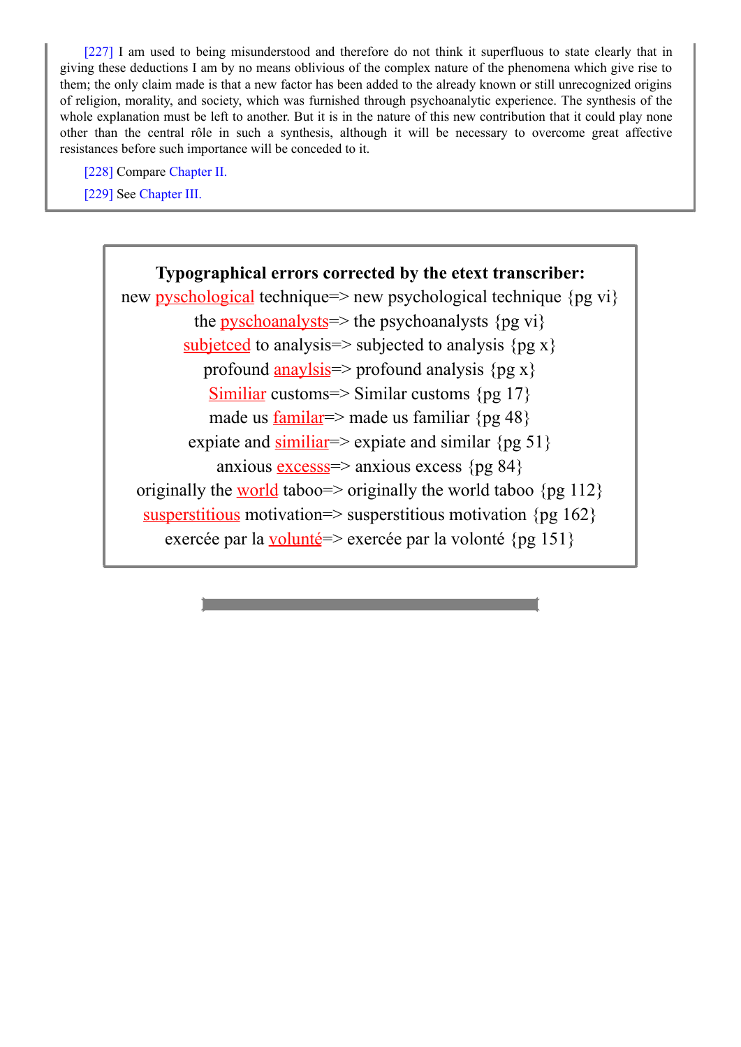[227] I am used to being misunderstood and therefore do not think it superfluous to state clearly that in giving these deductions I am by no means oblivious of the complex nature of the phenomena which give rise to them; the only claim made is that a new factor has been added to the already known or still unrecognized origins of religion, morality, and society, which was furnished through psychoanalytic experience. The synthesis of the whole explanation must be left to another. But it is in the nature of this new contribution that it could play none other than the central rôle in such a synthesis, although it will be necessary to overcome great affective resistances before such importance will be conceded to it.

[228] Compare Chapter II.

[229] See Chapter III.

**Typographical errors corrected by the etext transcriber:**

new pyschological technique=> new psychological technique {pg vi}

the pyschoanalysts=> the psychoanalysts {pg vi}

subjetced to analysis=> subjected to analysis {pg x}

profound anaylsis=> profound analysis {pg x}

Similiar customs=> Similar customs {pg 17}

made us familar=> made us familiar {pg 48}

expiate and similiar=> expiate and similar {pg 51}

anxious excesss=> anxious excess {pg 84}

originally the world taboo=> originally the world taboo {pg 112}

susperstitious motivation=> susperstitious motivation {pg 162}

exercée par la volunté=> exercée par la volonté {pg 151}